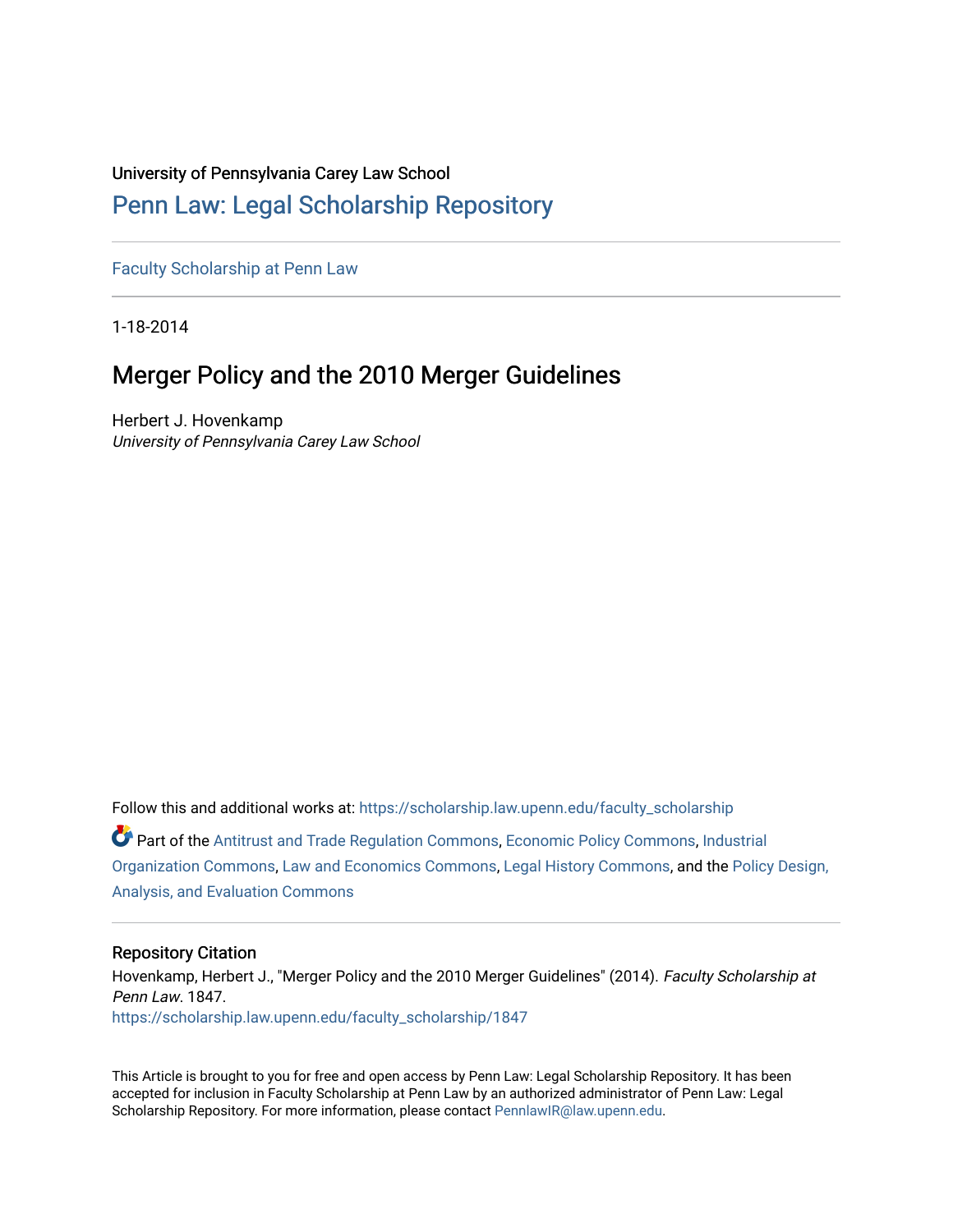University of Pennsylvania Carey Law School

## Penn Law: Legal Scholarship Repository

Faculty Scholarship at Penn Law

1-18-2014

# Merger Policy and the 2010 Merger Guidelines

Herbert J. Hovenkamp
*University of Pennsylvania Carey Law School*

Follow this and additional works at: https://scholarship.law.upenn.edu/faculty_scholarship

Part of the Antitrust and Trade Regulation Commons, Economic Policy Commons, Industrial Organization Commons, Law and Economics Commons, Legal History Commons, and the Policy Design, Analysis, and Evaluation Commons

### Repository Citation

Hovenkamp, Herbert J., "Merger Policy and the 2010 Merger Guidelines" (2014). *Faculty Scholarship at Penn Law*. 1847.
https://scholarship.law.upenn.edu/faculty_scholarship/1847

This Article is brought to you for free and open access by Penn Law: Legal Scholarship Repository. It has been accepted for inclusion in Faculty Scholarship at Penn Law by an authorized administrator of Penn Law: Legal Scholarship Repository. For more information, please contact PennlawIR@law.upenn.edu.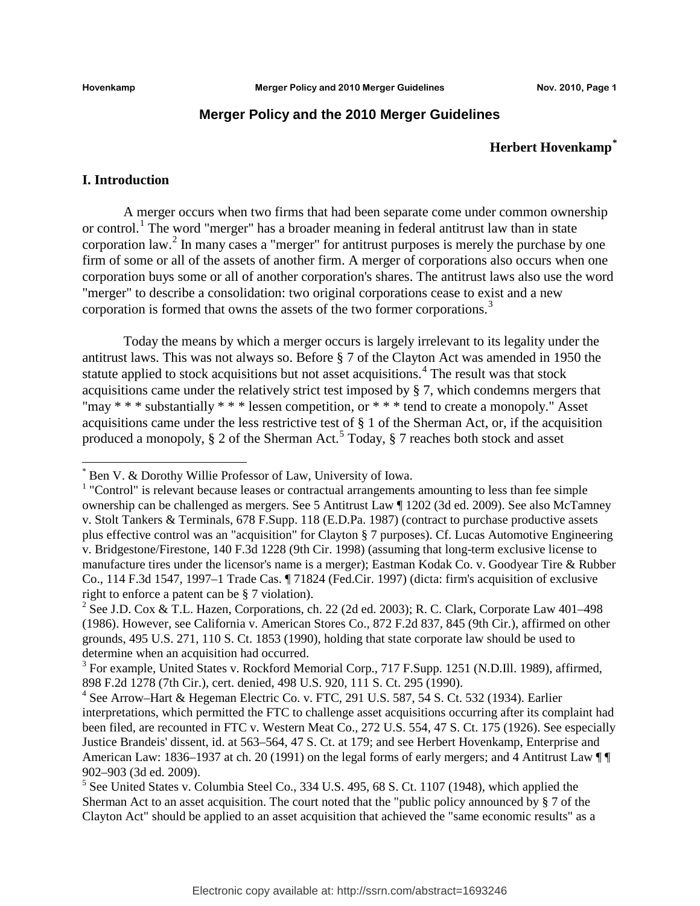## Merger Policy and the 2010 Merger Guidelines

**Herbert Hovenkamp**[*]

### I. Introduction

A merger occurs when two firms that had been separate come under common ownership or control.[1] The word "merger" has a broader meaning in federal antitrust law than in state corporation law.[2] In many cases a "merger" for antitrust purposes is merely the purchase by one firm of some or all of the assets of another firm. A merger of corporations also occurs when one corporation buys some or all of another corporation's shares. The antitrust laws also use the word "merger" to describe a consolidation: two original corporations cease to exist and a new corporation is formed that owns the assets of the two former corporations.[3]

Today the means by which a merger occurs is largely irrelevant to its legality under the antitrust laws. This was not always so. Before § 7 of the Clayton Act was amended in 1950 the statute applied to stock acquisitions but not asset acquisitions.[4] The result was that stock acquisitions came under the relatively strict test imposed by § 7, which condemns mergers that "may * * * substantially * * * lessen competition, or * * * tend to create a monopoly." Asset acquisitions came under the less restrictive test of § 1 of the Sherman Act, or, if the acquisition produced a monopoly, § 2 of the Sherman Act.[5] Today, § 7 reaches both stock and asset

---

[*] Ben V. & Dorothy Willie Professor of Law, University of Iowa.

[1] "Control" is relevant because leases or contractual arrangements amounting to less than fee simple ownership can be challenged as mergers. See 5 Antitrust Law ¶ 1202 (3d ed. 2009). See also McTamney v. Stolt Tankers & Terminals, 678 F.Supp. 118 (E.D.Pa. 1987) (contract to purchase productive assets plus effective control was an "acquisition" for Clayton § 7 purposes). Cf. Lucas Automotive Engineering v. Bridgestone/Firestone, 140 F.3d 1228 (9th Cir. 1998) (assuming that long-term exclusive license to manufacture tires under the licensor's name is a merger); Eastman Kodak Co. v. Goodyear Tire & Rubber Co., 114 F.3d 1547, 1997–1 Trade Cas. ¶ 71824 (Fed.Cir. 1997) (dicta: firm's acquisition of exclusive right to enforce a patent can be § 7 violation).

[2] See J.D. Cox & T.L. Hazen, Corporations, ch. 22 (2d ed. 2003); R. C. Clark, Corporate Law 401–498 (1986). However, see California v. American Stores Co., 872 F.2d 837, 845 (9th Cir.), affirmed on other grounds, 495 U.S. 271, 110 S. Ct. 1853 (1990), holding that state corporate law should be used to determine when an acquisition had occurred.

[3] For example, United States v. Rockford Memorial Corp., 717 F.Supp. 1251 (N.D.Ill. 1989), affirmed, 898 F.2d 1278 (7th Cir.), cert. denied, 498 U.S. 920, 111 S. Ct. 295 (1990).

[4] See Arrow–Hart & Hegeman Electric Co. v. FTC, 291 U.S. 587, 54 S. Ct. 532 (1934). Earlier interpretations, which permitted the FTC to challenge asset acquisitions occurring after its complaint had been filed, are recounted in FTC v. Western Meat Co., 272 U.S. 554, 47 S. Ct. 175 (1926). See especially Justice Brandeis' dissent, id. at 563–564, 47 S. Ct. at 179; and see Herbert Hovenkamp, Enterprise and American Law: 1836–1937 at ch. 20 (1991) on the legal forms of early mergers; and 4 Antitrust Law ¶ ¶ 902–903 (3d ed. 2009).

[5] See United States v. Columbia Steel Co., 334 U.S. 495, 68 S. Ct. 1107 (1948), which applied the Sherman Act to an asset acquisition. The court noted that the "public policy announced by § 7 of the Clayton Act" should be applied to an asset acquisition that achieved the "same economic results" as a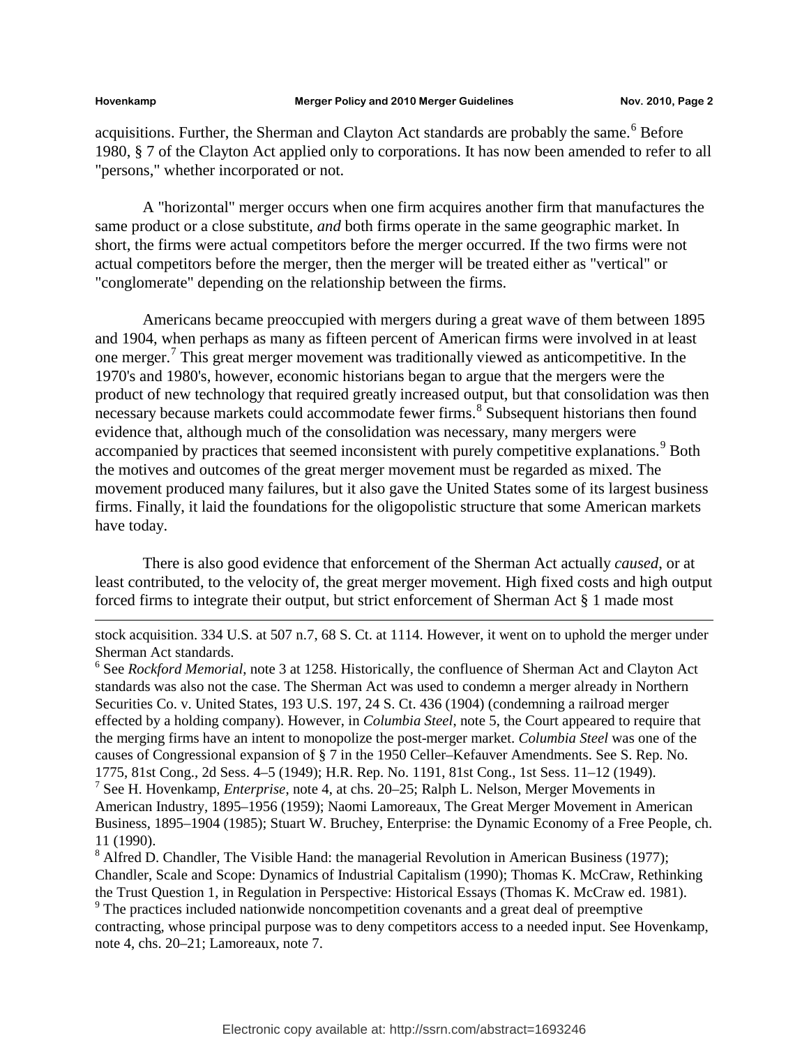acquisitions. Further, the Sherman and Clayton Act standards are probably the same.[6] Before 1980, § 7 of the Clayton Act applied only to corporations. It has now been amended to refer to all "persons," whether incorporated or not.

A "horizontal" merger occurs when one firm acquires another firm that manufactures the same product or a close substitute, *and* both firms operate in the same geographic market. In short, the firms were actual competitors before the merger occurred. If the two firms were not actual competitors before the merger, then the merger will be treated either as "vertical" or "conglomerate" depending on the relationship between the firms.

Americans became preoccupied with mergers during a great wave of them between 1895 and 1904, when perhaps as many as fifteen percent of American firms were involved in at least one merger.[7] This great merger movement was traditionally viewed as anticompetitive. In the 1970's and 1980's, however, economic historians began to argue that the mergers were the product of new technology that required greatly increased output, but that consolidation was then necessary because markets could accommodate fewer firms.[8] Subsequent historians then found evidence that, although much of the consolidation was necessary, many mergers were accompanied by practices that seemed inconsistent with purely competitive explanations.[9] Both the motives and outcomes of the great merger movement must be regarded as mixed. The movement produced many failures, but it also gave the United States some of its largest business firms. Finally, it laid the foundations for the oligopolistic structure that some American markets have today.

There is also good evidence that enforcement of the Sherman Act actually *caused*, or at least contributed, to the velocity of, the great merger movement. High fixed costs and high output forced firms to integrate their output, but strict enforcement of Sherman Act § 1 made most

---

stock acquisition. 334 U.S. at 507 n.7, 68 S. Ct. at 1114. However, it went on to uphold the merger under Sherman Act standards.

[6] See *Rockford Memorial*, note 3 at 1258. Historically, the confluence of Sherman Act and Clayton Act standards was also not the case. The Sherman Act was used to condemn a merger already in Northern Securities Co. v. United States, 193 U.S. 197, 24 S. Ct. 436 (1904) (condemning a railroad merger effected by a holding company). However, in *Columbia Steel*, note 5, the Court appeared to require that the merging firms have an intent to monopolize the post-merger market. *Columbia Steel* was one of the causes of Congressional expansion of § 7 in the 1950 Celler–Kefauver Amendments. See S. Rep. No. 1775, 81st Cong., 2d Sess. 4–5 (1949); H.R. Rep. No. 1191, 81st Cong., 1st Sess. 11–12 (1949).

[7] See H. Hovenkamp, *Enterprise*, note 4, at chs. 20–25; Ralph L. Nelson, Merger Movements in American Industry, 1895–1956 (1959); Naomi Lamoreaux, The Great Merger Movement in American Business, 1895–1904 (1985); Stuart W. Bruchey, Enterprise: the Dynamic Economy of a Free People, ch. 11 (1990).

[8] Alfred D. Chandler, The Visible Hand: the managerial Revolution in American Business (1977); Chandler, Scale and Scope: Dynamics of Industrial Capitalism (1990); Thomas K. McCraw, Rethinking the Trust Question 1, in Regulation in Perspective: Historical Essays (Thomas K. McCraw ed. 1981).

[9] The practices included nationwide noncompetition covenants and a great deal of preemptive contracting, whose principal purpose was to deny competitors access to a needed input. See Hovenkamp, note 4, chs. 20–21; Lamoreaux, note 7.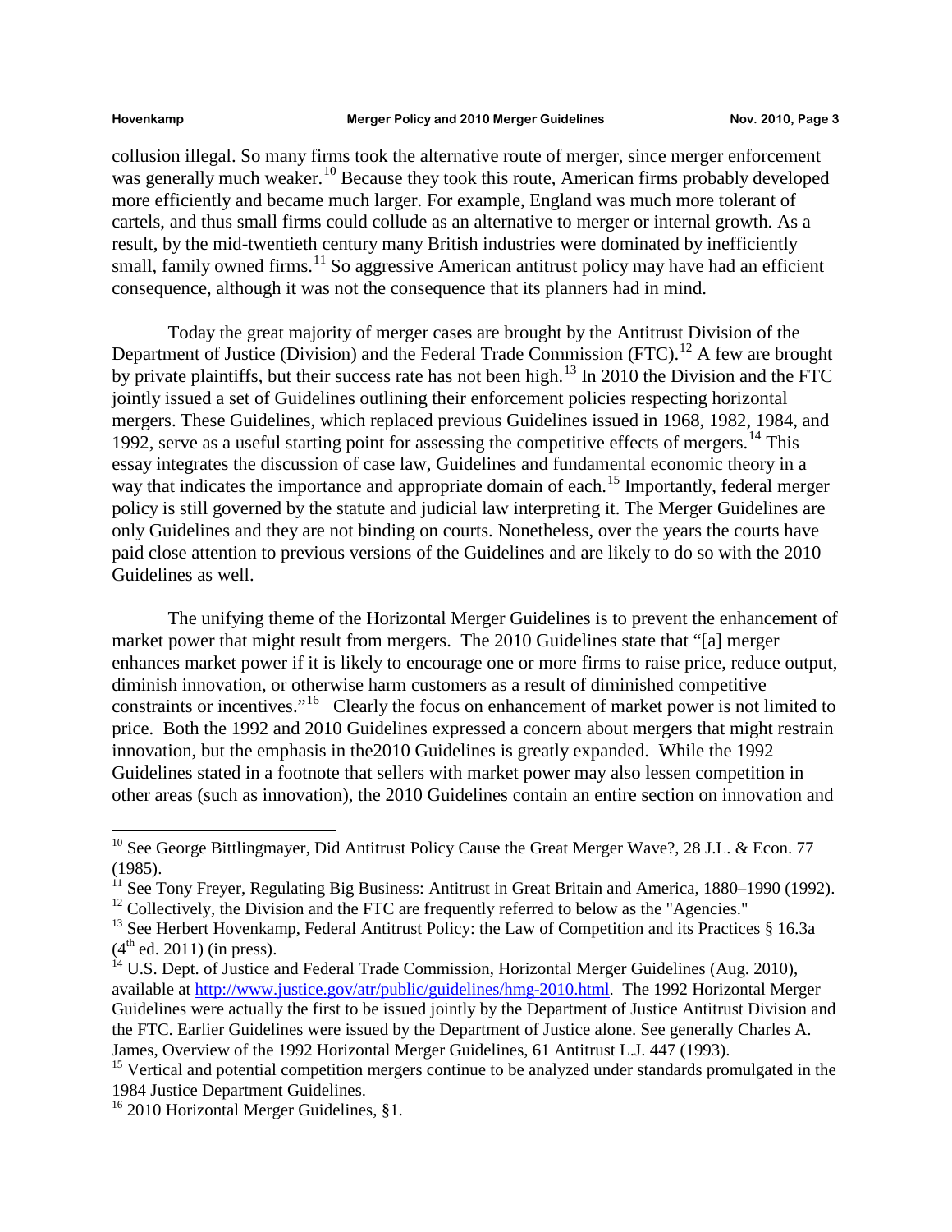collusion illegal. So many firms took the alternative route of merger, since merger enforcement was generally much weaker.[10] Because they took this route, American firms probably developed more efficiently and became much larger. For example, England was much more tolerant of cartels, and thus small firms could collude as an alternative to merger or internal growth. As a result, by the mid-twentieth century many British industries were dominated by inefficiently small, family owned firms.[11] So aggressive American antitrust policy may have had an efficient consequence, although it was not the consequence that its planners had in mind.

Today the great majority of merger cases are brought by the Antitrust Division of the Department of Justice (Division) and the Federal Trade Commission (FTC).[12] A few are brought by private plaintiffs, but their success rate has not been high.[13] In 2010 the Division and the FTC jointly issued a set of Guidelines outlining their enforcement policies respecting horizontal mergers. These Guidelines, which replaced previous Guidelines issued in 1968, 1982, 1984, and 1992, serve as a useful starting point for assessing the competitive effects of mergers.[14] This essay integrates the discussion of case law, Guidelines and fundamental economic theory in a way that indicates the importance and appropriate domain of each.[15] Importantly, federal merger policy is still governed by the statute and judicial law interpreting it. The Merger Guidelines are only Guidelines and they are not binding on courts. Nonetheless, over the years the courts have paid close attention to previous versions of the Guidelines and are likely to do so with the 2010 Guidelines as well.

The unifying theme of the Horizontal Merger Guidelines is to prevent the enhancement of market power that might result from mergers. The 2010 Guidelines state that "[a] merger enhances market power if it is likely to encourage one or more firms to raise price, reduce output, diminish innovation, or otherwise harm customers as a result of diminished competitive constraints or incentives."[16] Clearly the focus on enhancement of market power is not limited to price. Both the 1992 and 2010 Guidelines expressed a concern about mergers that might restrain innovation, but the emphasis in the2010 Guidelines is greatly expanded. While the 1992 Guidelines stated in a footnote that sellers with market power may also lessen competition in other areas (such as innovation), the 2010 Guidelines contain an entire section on innovation and

---

[10] See George Bittlingmayer, Did Antitrust Policy Cause the Great Merger Wave?, 28 J.L. & Econ. 77 (1985).

[11] See Tony Freyer, Regulating Big Business: Antitrust in Great Britain and America, 1880–1990 (1992).

[12] Collectively, the Division and the FTC are frequently referred to below as the "Agencies."

[13] See Herbert Hovenkamp, Federal Antitrust Policy: the Law of Competition and its Practices § 16.3a (4th ed. 2011) (in press).

[14] U.S. Dept. of Justice and Federal Trade Commission, Horizontal Merger Guidelines (Aug. 2010), available at http://www.justice.gov/atr/public/guidelines/hmg-2010.html. The 1992 Horizontal Merger Guidelines were actually the first to be issued jointly by the Department of Justice Antitrust Division and the FTC. Earlier Guidelines were issued by the Department of Justice alone. See generally Charles A. James, Overview of the 1992 Horizontal Merger Guidelines, 61 Antitrust L.J. 447 (1993).

[15] Vertical and potential competition mergers continue to be analyzed under standards promulgated in the 1984 Justice Department Guidelines.

[16] 2010 Horizontal Merger Guidelines, §1.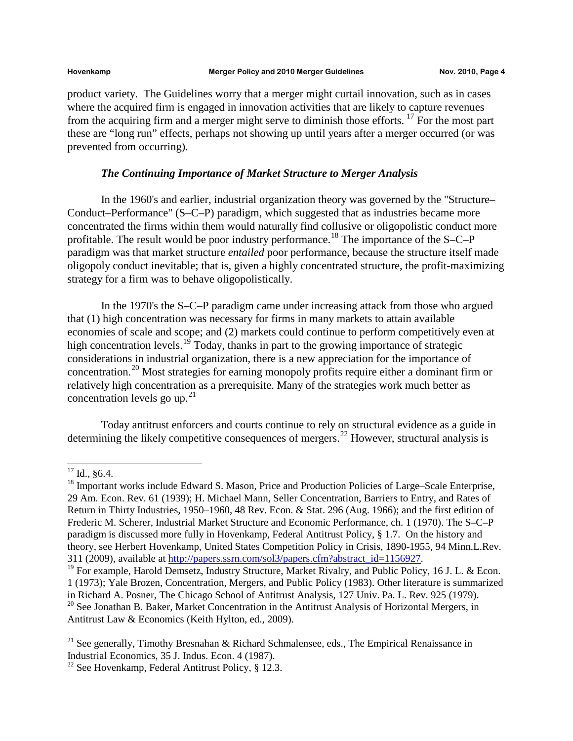product variety. The Guidelines worry that a merger might curtail innovation, such as in cases where the acquired firm is engaged in innovation activities that are likely to capture revenues from the acquiring firm and a merger might serve to diminish those efforts. [17] For the most part these are "long run" effects, perhaps not showing up until years after a merger occurred (or was prevented from occurring).

### *The Continuing Importance of Market Structure to Merger Analysis*

In the 1960's and earlier, industrial organization theory was governed by the "Structure–Conduct–Performance" (S–C–P) paradigm, which suggested that as industries became more concentrated the firms within them would naturally find collusive or oligopolistic conduct more profitable. The result would be poor industry performance.[18] The importance of the S–C–P paradigm was that market structure *entailed* poor performance, because the structure itself made oligopoly conduct inevitable; that is, given a highly concentrated structure, the profit-maximizing strategy for a firm was to behave oligopolistically.

In the 1970's the S–C–P paradigm came under increasing attack from those who argued that (1) high concentration was necessary for firms in many markets to attain available economies of scale and scope; and (2) markets could continue to perform competitively even at high concentration levels.[19] Today, thanks in part to the growing importance of strategic considerations in industrial organization, there is a new appreciation for the importance of concentration.[20] Most strategies for earning monopoly profits require either a dominant firm or relatively high concentration as a prerequisite. Many of the strategies work much better as concentration levels go up.[21]

Today antitrust enforcers and courts continue to rely on structural evidence as a guide in determining the likely competitive consequences of mergers.[22] However, structural analysis is

---

[17] Id., §6.4.

[18] Important works include Edward S. Mason, Price and Production Policies of Large–Scale Enterprise, 29 Am. Econ. Rev. 61 (1939); H. Michael Mann, Seller Concentration, Barriers to Entry, and Rates of Return in Thirty Industries, 1950–1960, 48 Rev. Econ. & Stat. 296 (Aug. 1966); and the first edition of Frederic M. Scherer, Industrial Market Structure and Economic Performance, ch. 1 (1970). The S–C–P paradigm is discussed more fully in Hovenkamp, Federal Antitrust Policy, § 1.7. On the history and theory, see Herbert Hovenkamp, United States Competition Policy in Crisis, 1890-1955, 94 Minn.L.Rev. 311 (2009), available at http://papers.ssrn.com/sol3/papers.cfm?abstract_id=1156927.

[19] For example, Harold Demsetz, Industry Structure, Market Rivalry, and Public Policy, 16 J. L. & Econ. 1 (1973); Yale Brozen, Concentration, Mergers, and Public Policy (1983). Other literature is summarized in Richard A. Posner, The Chicago School of Antitrust Analysis, 127 Univ. Pa. L. Rev. 925 (1979).

[20] See Jonathan B. Baker, Market Concentration in the Antitrust Analysis of Horizontal Mergers, in Antitrust Law & Economics (Keith Hylton, ed., 2009).

[21] See generally, Timothy Bresnahan & Richard Schmalensee, eds., The Empirical Renaissance in Industrial Economics, 35 J. Indus. Econ. 4 (1987).

[22] See Hovenkamp, Federal Antitrust Policy, § 12.3.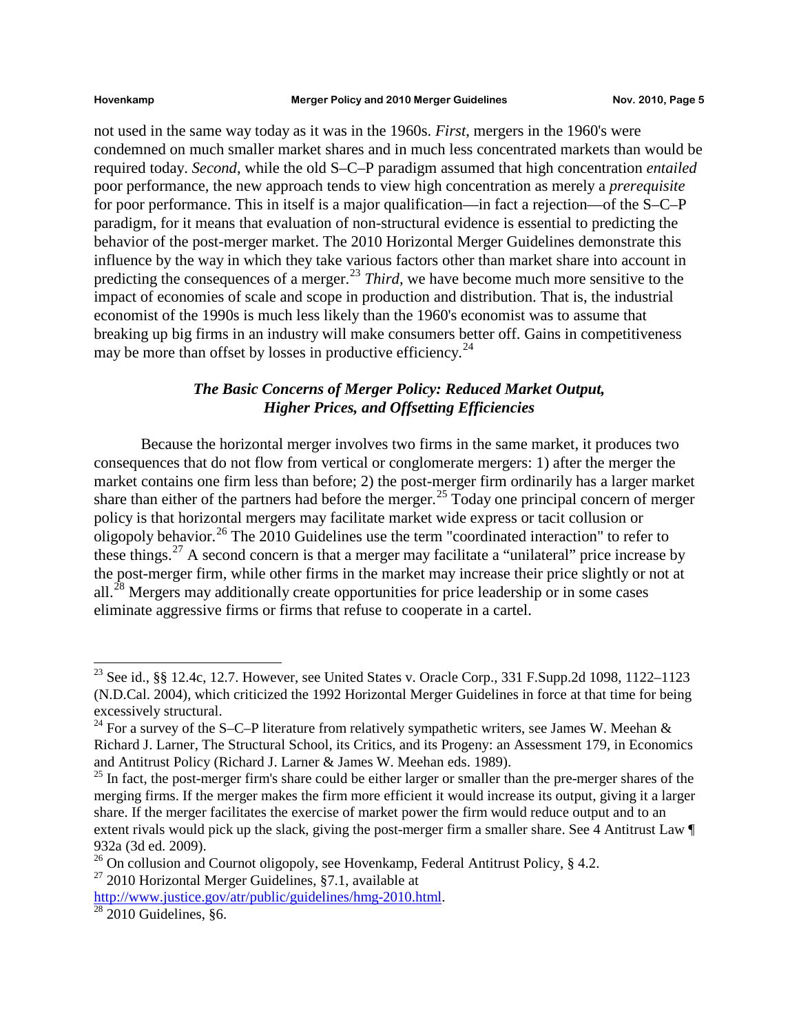not used in the same way today as it was in the 1960s. *First*, mergers in the 1960's were condemned on much smaller market shares and in much less concentrated markets than would be required today. *Second*, while the old S–C–P paradigm assumed that high concentration *entailed* poor performance, the new approach tends to view high concentration as merely a *prerequisite* for poor performance. This in itself is a major qualification—in fact a rejection—of the S–C–P paradigm, for it means that evaluation of non-structural evidence is essential to predicting the behavior of the post-merger market. The 2010 Horizontal Merger Guidelines demonstrate this influence by the way in which they take various factors other than market share into account in predicting the consequences of a merger.[23] *Third*, we have become much more sensitive to the impact of economies of scale and scope in production and distribution. That is, the industrial economist of the 1990s is much less likely than the 1960's economist was to assume that breaking up big firms in an industry will make consumers better off. Gains in competitiveness may be more than offset by losses in productive efficiency.[24]

### *The Basic Concerns of Merger Policy: Reduced Market Output, Higher Prices, and Offsetting Efficiencies*

Because the horizontal merger involves two firms in the same market, it produces two consequences that do not flow from vertical or conglomerate mergers: 1) after the merger the market contains one firm less than before; 2) the post-merger firm ordinarily has a larger market share than either of the partners had before the merger.[25] Today one principal concern of merger policy is that horizontal mergers may facilitate market wide express or tacit collusion or oligopoly behavior.[26] The 2010 Guidelines use the term "coordinated interaction" to refer to these things.[27] A second concern is that a merger may facilitate a "unilateral" price increase by the post-merger firm, while other firms in the market may increase their price slightly or not at all.[28] Mergers may additionally create opportunities for price leadership or in some cases eliminate aggressive firms or firms that refuse to cooperate in a cartel.

---

[23] See id., §§ 12.4c, 12.7. However, see United States v. Oracle Corp., 331 F.Supp.2d 1098, 1122–1123 (N.D.Cal. 2004), which criticized the 1992 Horizontal Merger Guidelines in force at that time for being excessively structural.

[24] For a survey of the S–C–P literature from relatively sympathetic writers, see James W. Meehan & Richard J. Larner, The Structural School, its Critics, and its Progeny: an Assessment 179, in Economics and Antitrust Policy (Richard J. Larner & James W. Meehan eds. 1989).

[25] In fact, the post-merger firm's share could be either larger or smaller than the pre-merger shares of the merging firms. If the merger makes the firm more efficient it would increase its output, giving it a larger share. If the merger facilitates the exercise of market power the firm would reduce output and to an extent rivals would pick up the slack, giving the post-merger firm a smaller share. See 4 Antitrust Law ¶ 932a (3d ed. 2009).

[26] On collusion and Cournot oligopoly, see Hovenkamp, Federal Antitrust Policy, § 4.2.

[27] 2010 Horizontal Merger Guidelines, §7.1, available at http://www.justice.gov/atr/public/guidelines/hmg-2010.html.

[28] 2010 Guidelines, §6.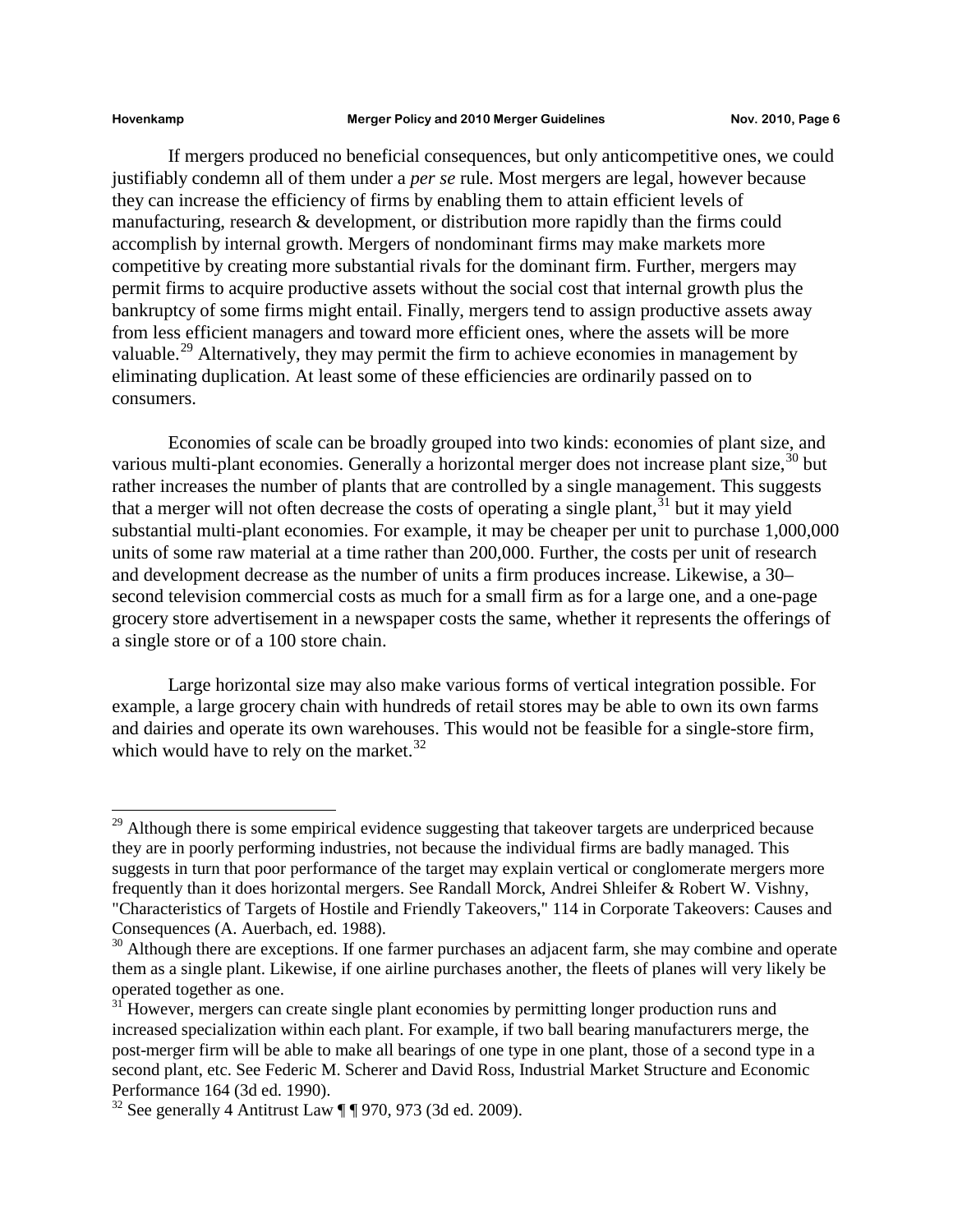If mergers produced no beneficial consequences, but only anticompetitive ones, we could justifiably condemn all of them under a *per se* rule. Most mergers are legal, however because they can increase the efficiency of firms by enabling them to attain efficient levels of manufacturing, research & development, or distribution more rapidly than the firms could accomplish by internal growth. Mergers of nondominant firms may make markets more competitive by creating more substantial rivals for the dominant firm. Further, mergers may permit firms to acquire productive assets without the social cost that internal growth plus the bankruptcy of some firms might entail. Finally, mergers tend to assign productive assets away from less efficient managers and toward more efficient ones, where the assets will be more valuable.[29] Alternatively, they may permit the firm to achieve economies in management by eliminating duplication. At least some of these efficiencies are ordinarily passed on to consumers.

Economies of scale can be broadly grouped into two kinds: economies of plant size, and various multi-plant economies. Generally a horizontal merger does not increase plant size,[30] but rather increases the number of plants that are controlled by a single management. This suggests that a merger will not often decrease the costs of operating a single plant,[31] but it may yield substantial multi-plant economies. For example, it may be cheaper per unit to purchase 1,000,000 units of some raw material at a time rather than 200,000. Further, the costs per unit of research and development decrease as the number of units a firm produces increase. Likewise, a 30–second television commercial costs as much for a small firm as for a large one, and a one-page grocery store advertisement in a newspaper costs the same, whether it represents the offerings of a single store or of a 100 store chain.

Large horizontal size may also make various forms of vertical integration possible. For example, a large grocery chain with hundreds of retail stores may be able to own its own farms and dairies and operate its own warehouses. This would not be feasible for a single-store firm, which would have to rely on the market.[32]

---

[29] Although there is some empirical evidence suggesting that takeover targets are underpriced because they are in poorly performing industries, not because the individual firms are badly managed. This suggests in turn that poor performance of the target may explain vertical or conglomerate mergers more frequently than it does horizontal mergers. See Randall Morck, Andrei Shleifer & Robert W. Vishny, "Characteristics of Targets of Hostile and Friendly Takeovers," 114 in Corporate Takeovers: Causes and Consequences (A. Auerbach, ed. 1988).

[30] Although there are exceptions. If one farmer purchases an adjacent farm, she may combine and operate them as a single plant. Likewise, if one airline purchases another, the fleets of planes will very likely be operated together as one.

[31] However, mergers can create single plant economies by permitting longer production runs and increased specialization within each plant. For example, if two ball bearing manufacturers merge, the post-merger firm will be able to make all bearings of one type in one plant, those of a second type in a second plant, etc. See Federic M. Scherer and David Ross, Industrial Market Structure and Economic Performance 164 (3d ed. 1990).

[32] See generally 4 Antitrust Law ¶ ¶ 970, 973 (3d ed. 2009).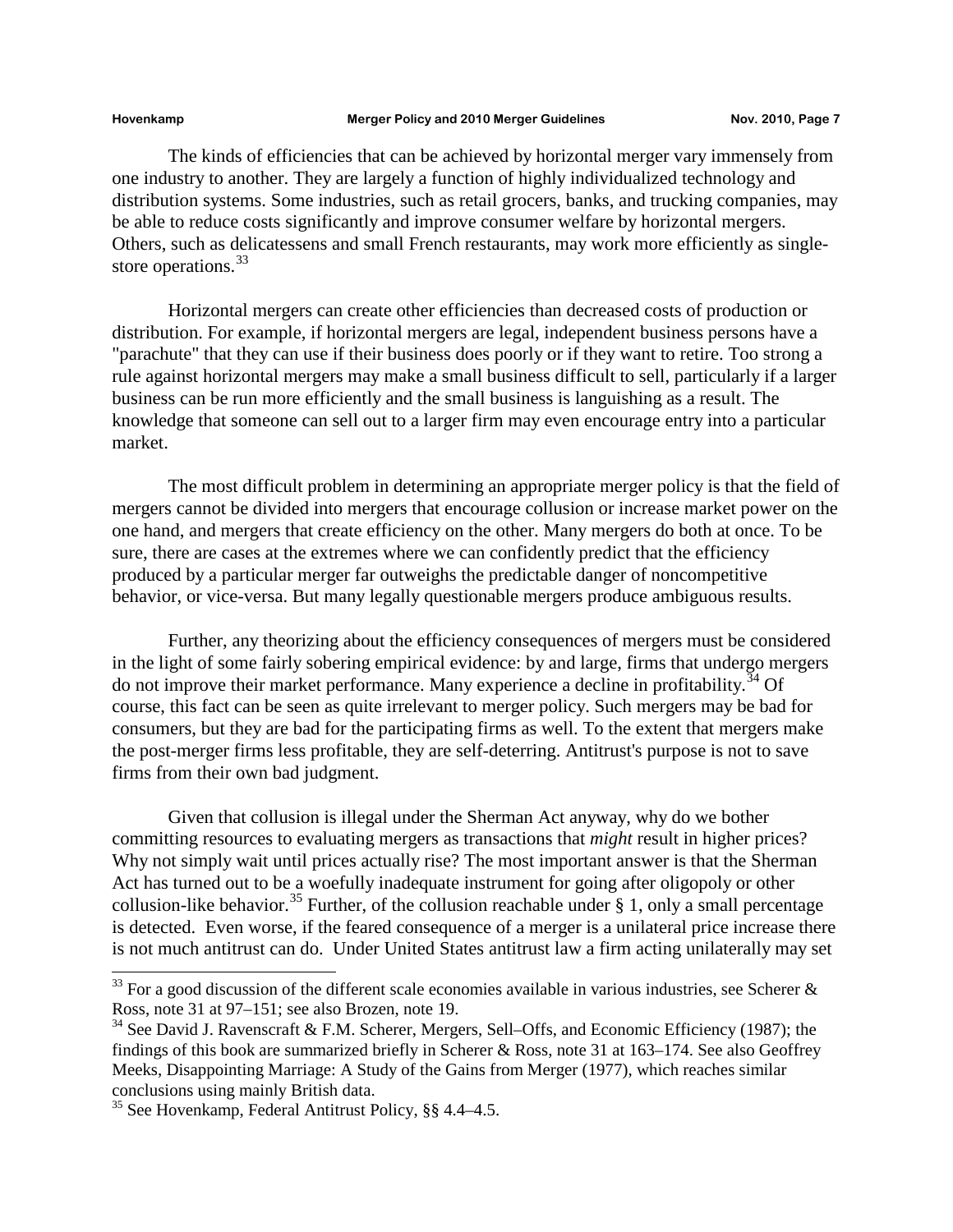The kinds of efficiencies that can be achieved by horizontal merger vary immensely from one industry to another. They are largely a function of highly individualized technology and distribution systems. Some industries, such as retail grocers, banks, and trucking companies, may be able to reduce costs significantly and improve consumer welfare by horizontal mergers. Others, such as delicatessens and small French restaurants, may work more efficiently as single-store operations.[33]

Horizontal mergers can create other efficiencies than decreased costs of production or distribution. For example, if horizontal mergers are legal, independent business persons have a "parachute" that they can use if their business does poorly or if they want to retire. Too strong a rule against horizontal mergers may make a small business difficult to sell, particularly if a larger business can be run more efficiently and the small business is languishing as a result. The knowledge that someone can sell out to a larger firm may even encourage entry into a particular market.

The most difficult problem in determining an appropriate merger policy is that the field of mergers cannot be divided into mergers that encourage collusion or increase market power on the one hand, and mergers that create efficiency on the other. Many mergers do both at once. To be sure, there are cases at the extremes where we can confidently predict that the efficiency produced by a particular merger far outweighs the predictable danger of noncompetitive behavior, or vice-versa. But many legally questionable mergers produce ambiguous results.

Further, any theorizing about the efficiency consequences of mergers must be considered in the light of some fairly sobering empirical evidence: by and large, firms that undergo mergers do not improve their market performance. Many experience a decline in profitability.[34] Of course, this fact can be seen as quite irrelevant to merger policy. Such mergers may be bad for consumers, but they are bad for the participating firms as well. To the extent that mergers make the post-merger firms less profitable, they are self-deterring. Antitrust's purpose is not to save firms from their own bad judgment.

Given that collusion is illegal under the Sherman Act anyway, why do we bother committing resources to evaluating mergers as transactions that *might* result in higher prices? Why not simply wait until prices actually rise? The most important answer is that the Sherman Act has turned out to be a woefully inadequate instrument for going after oligopoly or other collusion-like behavior.[35] Further, of the collusion reachable under § 1, only a small percentage is detected. Even worse, if the feared consequence of a merger is a unilateral price increase there is not much antitrust can do. Under United States antitrust law a firm acting unilaterally may set

---

[33] For a good discussion of the different scale economies available in various industries, see Scherer & Ross, note 31 at 97–151; see also Brozen, note 19.

[34] See David J. Ravenscraft & F.M. Scherer, Mergers, Sell–Offs, and Economic Efficiency (1987); the findings of this book are summarized briefly in Scherer & Ross, note 31 at 163–174. See also Geoffrey Meeks, Disappointing Marriage: A Study of the Gains from Merger (1977), which reaches similar conclusions using mainly British data.

[35] See Hovenkamp, Federal Antitrust Policy, §§ 4.4–4.5.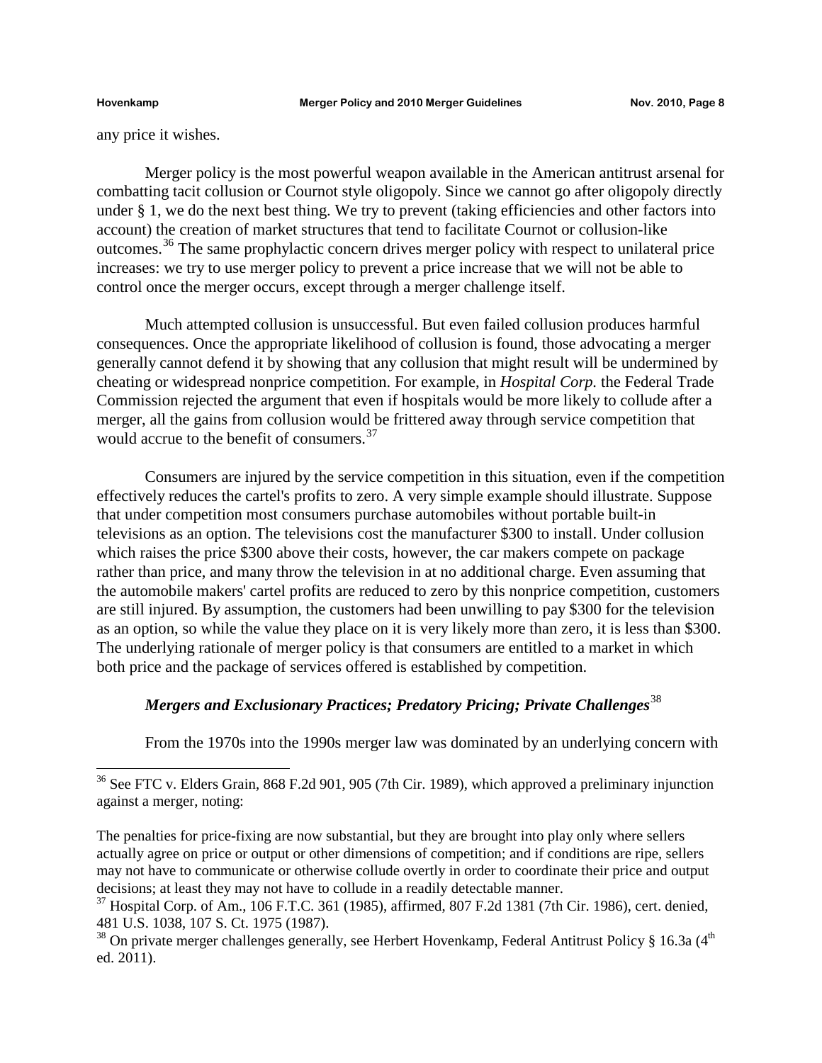any price it wishes.

Merger policy is the most powerful weapon available in the American antitrust arsenal for combatting tacit collusion or Cournot style oligopoly. Since we cannot go after oligopoly directly under § 1, we do the next best thing. We try to prevent (taking efficiencies and other factors into account) the creation of market structures that tend to facilitate Cournot or collusion-like outcomes.[36] The same prophylactic concern drives merger policy with respect to unilateral price increases: we try to use merger policy to prevent a price increase that we will not be able to control once the merger occurs, except through a merger challenge itself.

Much attempted collusion is unsuccessful. But even failed collusion produces harmful consequences. Once the appropriate likelihood of collusion is found, those advocating a merger generally cannot defend it by showing that any collusion that might result will be undermined by cheating or widespread nonprice competition. For example, in *Hospital Corp.* the Federal Trade Commission rejected the argument that even if hospitals would be more likely to collude after a merger, all the gains from collusion would be frittered away through service competition that would accrue to the benefit of consumers.[37]

Consumers are injured by the service competition in this situation, even if the competition effectively reduces the cartel's profits to zero. A very simple example should illustrate. Suppose that under competition most consumers purchase automobiles without portable built-in televisions as an option. The televisions cost the manufacturer $300 to install. Under collusion which raises the price $300 above their costs, however, the car makers compete on package rather than price, and many throw the television in at no additional charge. Even assuming that the automobile makers' cartel profits are reduced to zero by this nonprice competition, customers are still injured. By assumption, the customers had been unwilling to pay $300 for the television as an option, so while the value they place on it is very likely more than zero, it is less than $300. The underlying rationale of merger policy is that consumers are entitled to a market in which both price and the package of services offered is established by competition.

### *Mergers and Exclusionary Practices; Predatory Pricing; Private Challenges*[38]

From the 1970s into the 1990s merger law was dominated by an underlying concern with

---

[36] See FTC v. Elders Grain, 868 F.2d 901, 905 (7th Cir. 1989), which approved a preliminary injunction against a merger, noting:

The penalties for price-fixing are now substantial, but they are brought into play only where sellers actually agree on price or output or other dimensions of competition; and if conditions are ripe, sellers may not have to communicate or otherwise collude overtly in order to coordinate their price and output decisions; at least they may not have to collude in a readily detectable manner.

[37] Hospital Corp. of Am., 106 F.T.C. 361 (1985), affirmed, 807 F.2d 1381 (7th Cir. 1986), cert. denied, 481 U.S. 1038, 107 S. Ct. 1975 (1987).

[38] On private merger challenges generally, see Herbert Hovenkamp, Federal Antitrust Policy § 16.3a (4th ed. 2011).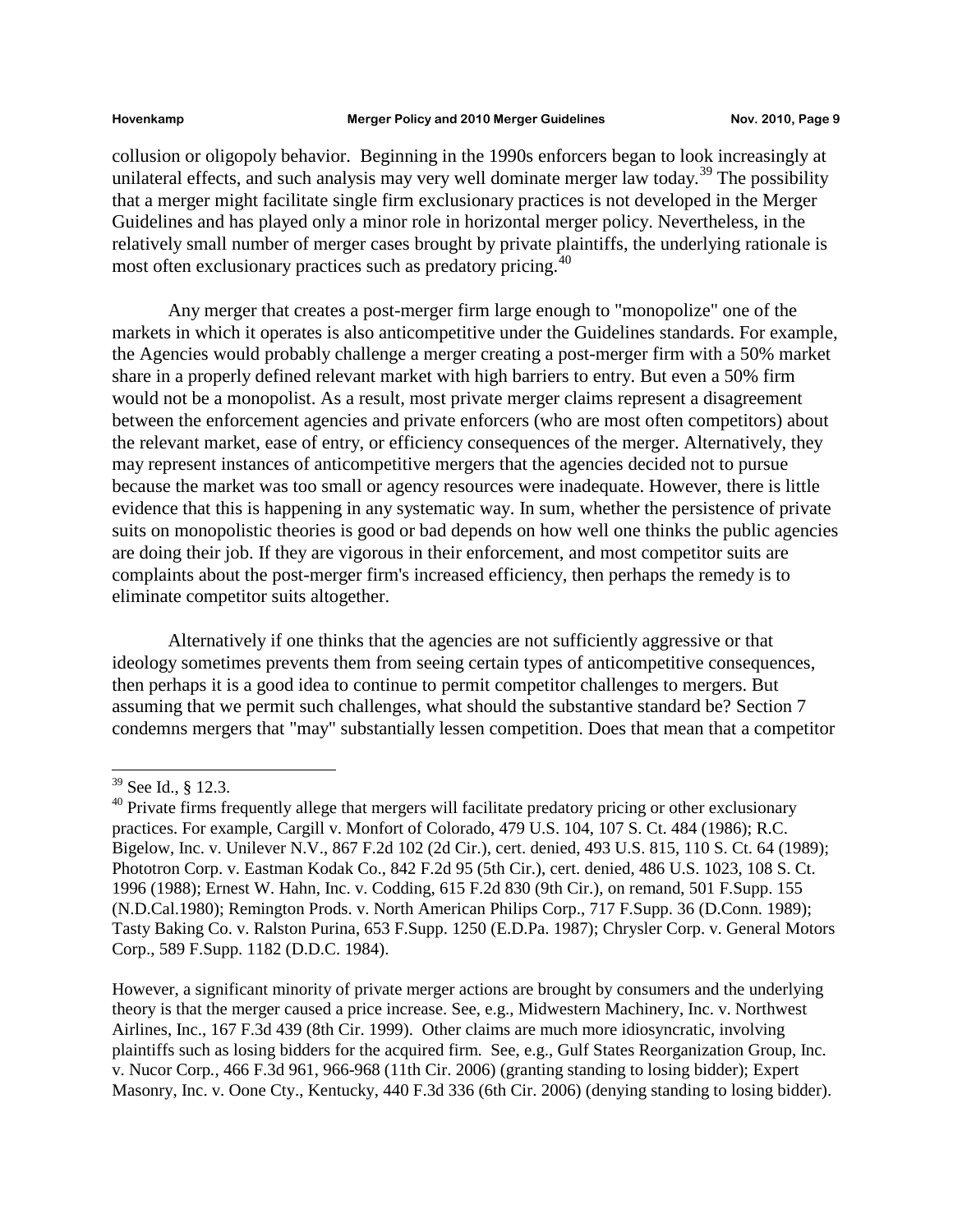collusion or oligopoly behavior. Beginning in the 1990s enforcers began to look increasingly at unilateral effects, and such analysis may very well dominate merger law today.[39] The possibility that a merger might facilitate single firm exclusionary practices is not developed in the Merger Guidelines and has played only a minor role in horizontal merger policy. Nevertheless, in the relatively small number of merger cases brought by private plaintiffs, the underlying rationale is most often exclusionary practices such as predatory pricing.[40]

Any merger that creates a post-merger firm large enough to "monopolize" one of the markets in which it operates is also anticompetitive under the Guidelines standards. For example, the Agencies would probably challenge a merger creating a post-merger firm with a 50% market share in a properly defined relevant market with high barriers to entry. But even a 50% firm would not be a monopolist. As a result, most private merger claims represent a disagreement between the enforcement agencies and private enforcers (who are most often competitors) about the relevant market, ease of entry, or efficiency consequences of the merger. Alternatively, they may represent instances of anticompetitive mergers that the agencies decided not to pursue because the market was too small or agency resources were inadequate. However, there is little evidence that this is happening in any systematic way. In sum, whether the persistence of private suits on monopolistic theories is good or bad depends on how well one thinks the public agencies are doing their job. If they are vigorous in their enforcement, and most competitor suits are complaints about the post-merger firm's increased efficiency, then perhaps the remedy is to eliminate competitor suits altogether.

Alternatively if one thinks that the agencies are not sufficiently aggressive or that ideology sometimes prevents them from seeing certain types of anticompetitive consequences, then perhaps it is a good idea to continue to permit competitor challenges to mergers. But assuming that we permit such challenges, what should the substantive standard be? Section 7 condemns mergers that "may" substantially lessen competition. Does that mean that a competitor

---

[39] See Id., § 12.3.

[40] Private firms frequently allege that mergers will facilitate predatory pricing or other exclusionary practices. For example, Cargill v. Monfort of Colorado, 479 U.S. 104, 107 S. Ct. 484 (1986); R.C. Bigelow, Inc. v. Unilever N.V., 867 F.2d 102 (2d Cir.), cert. denied, 493 U.S. 815, 110 S. Ct. 64 (1989); Phototron Corp. v. Eastman Kodak Co., 842 F.2d 95 (5th Cir.), cert. denied, 486 U.S. 1023, 108 S. Ct. 1996 (1988); Ernest W. Hahn, Inc. v. Codding, 615 F.2d 830 (9th Cir.), on remand, 501 F.Supp. 155 (N.D.Cal.1980); Remington Prods. v. North American Philips Corp., 717 F.Supp. 36 (D.Conn. 1989); Tasty Baking Co. v. Ralston Purina, 653 F.Supp. 1250 (E.D.Pa. 1987); Chrysler Corp. v. General Motors Corp., 589 F.Supp. 1182 (D.D.C. 1984).

However, a significant minority of private merger actions are brought by consumers and the underlying theory is that the merger caused a price increase. See, e.g., Midwestern Machinery, Inc. v. Northwest Airlines, Inc., 167 F.3d 439 (8th Cir. 1999). Other claims are much more idiosyncratic, involving plaintiffs such as losing bidders for the acquired firm. See, e.g., Gulf States Reorganization Group, Inc. v. Nucor Corp., 466 F.3d 961, 966-968 (11th Cir. 2006) (granting standing to losing bidder); Expert Masonry, Inc. v. Oone Cty., Kentucky, 440 F.3d 336 (6th Cir. 2006) (denying standing to losing bidder).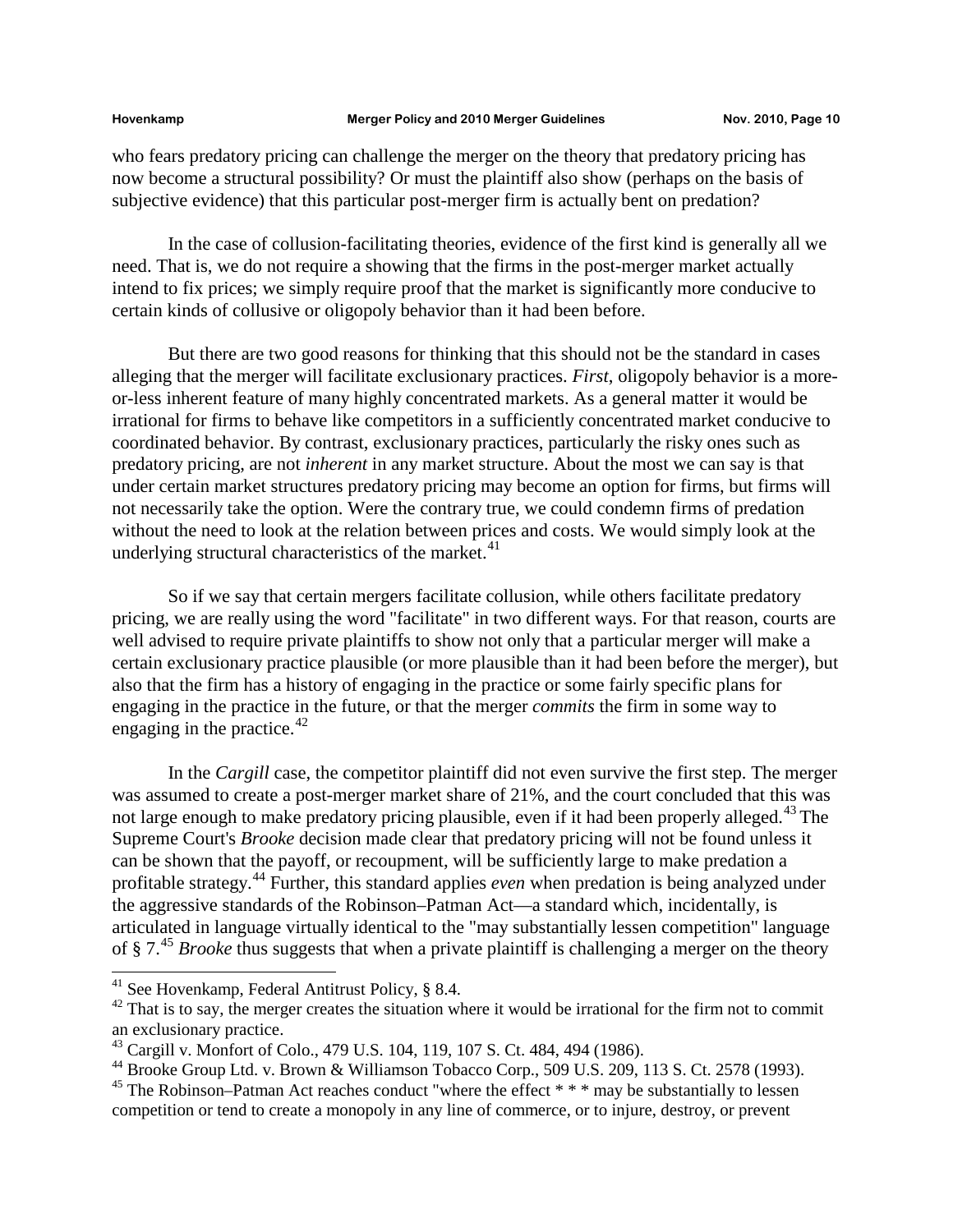who fears predatory pricing can challenge the merger on the theory that predatory pricing has now become a structural possibility? Or must the plaintiff also show (perhaps on the basis of subjective evidence) that this particular post-merger firm is actually bent on predation?

In the case of collusion-facilitating theories, evidence of the first kind is generally all we need. That is, we do not require a showing that the firms in the post-merger market actually intend to fix prices; we simply require proof that the market is significantly more conducive to certain kinds of collusive or oligopoly behavior than it had been before.

But there are two good reasons for thinking that this should not be the standard in cases alleging that the merger will facilitate exclusionary practices. *First*, oligopoly behavior is a more-or-less inherent feature of many highly concentrated markets. As a general matter it would be irrational for firms to behave like competitors in a sufficiently concentrated market conducive to coordinated behavior. By contrast, exclusionary practices, particularly the risky ones such as predatory pricing, are not *inherent* in any market structure. About the most we can say is that under certain market structures predatory pricing may become an option for firms, but firms will not necessarily take the option. Were the contrary true, we could condemn firms of predation without the need to look at the relation between prices and costs. We would simply look at the underlying structural characteristics of the market.[41]

So if we say that certain mergers facilitate collusion, while others facilitate predatory pricing, we are really using the word "facilitate" in two different ways. For that reason, courts are well advised to require private plaintiffs to show not only that a particular merger will make a certain exclusionary practice plausible (or more plausible than it had been before the merger), but also that the firm has a history of engaging in the practice or some fairly specific plans for engaging in the practice in the future, or that the merger *commits* the firm in some way to engaging in the practice.[42]

In the *Cargill* case, the competitor plaintiff did not even survive the first step. The merger was assumed to create a post-merger market share of 21%, and the court concluded that this was not large enough to make predatory pricing plausible, even if it had been properly alleged.[43] The Supreme Court's *Brooke* decision made clear that predatory pricing will not be found unless it can be shown that the payoff, or recoupment, will be sufficiently large to make predation a profitable strategy.[44] Further, this standard applies *even* when predation is being analyzed under the aggressive standards of the Robinson–Patman Act—a standard which, incidentally, is articulated in language virtually identical to the "may substantially lessen competition" language of § 7.[45] *Brooke* thus suggests that when a private plaintiff is challenging a merger on the theory

---

[41] See Hovenkamp, Federal Antitrust Policy, § 8.4.

[42] That is to say, the merger creates the situation where it would be irrational for the firm not to commit an exclusionary practice.

[43] Cargill v. Monfort of Colo., 479 U.S. 104, 119, 107 S. Ct. 484, 494 (1986).

[44] Brooke Group Ltd. v. Brown & Williamson Tobacco Corp., 509 U.S. 209, 113 S. Ct. 2578 (1993).

[45] The Robinson–Patman Act reaches conduct "where the effect * * * may be substantially to lessen competition or tend to create a monopoly in any line of commerce, or to injure, destroy, or prevent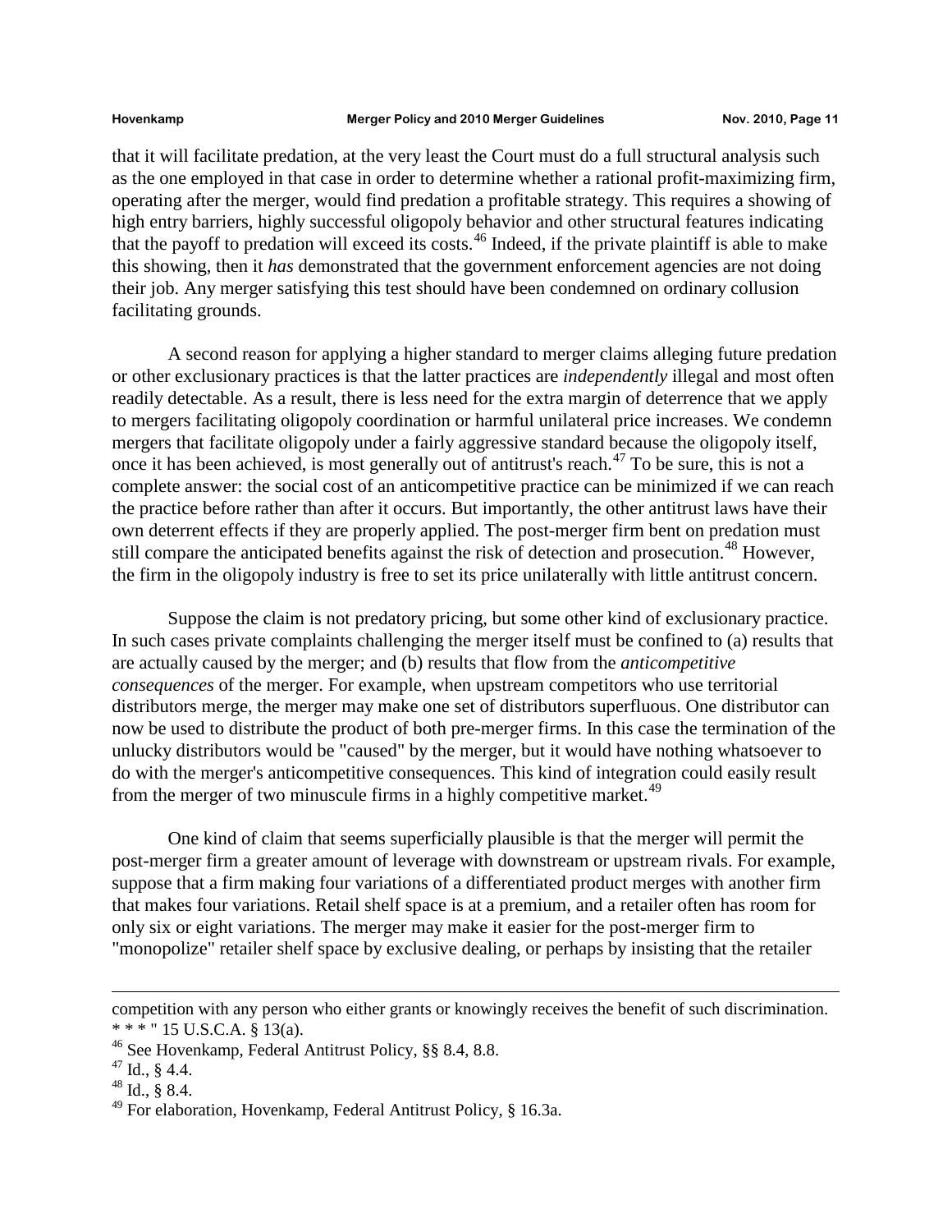that it will facilitate predation, at the very least the Court must do a full structural analysis such as the one employed in that case in order to determine whether a rational profit-maximizing firm, operating after the merger, would find predation a profitable strategy. This requires a showing of high entry barriers, highly successful oligopoly behavior and other structural features indicating that the payoff to predation will exceed its costs.[46] Indeed, if the private plaintiff is able to make this showing, then it *has* demonstrated that the government enforcement agencies are not doing their job. Any merger satisfying this test should have been condemned on ordinary collusion facilitating grounds.

A second reason for applying a higher standard to merger claims alleging future predation or other exclusionary practices is that the latter practices are *independently* illegal and most often readily detectable. As a result, there is less need for the extra margin of deterrence that we apply to mergers facilitating oligopoly coordination or harmful unilateral price increases. We condemn mergers that facilitate oligopoly under a fairly aggressive standard because the oligopoly itself, once it has been achieved, is most generally out of antitrust's reach.[47] To be sure, this is not a complete answer: the social cost of an anticompetitive practice can be minimized if we can reach the practice before rather than after it occurs. But importantly, the other antitrust laws have their own deterrent effects if they are properly applied. The post-merger firm bent on predation must still compare the anticipated benefits against the risk of detection and prosecution.[48] However, the firm in the oligopoly industry is free to set its price unilaterally with little antitrust concern.

Suppose the claim is not predatory pricing, but some other kind of exclusionary practice. In such cases private complaints challenging the merger itself must be confined to (a) results that are actually caused by the merger; and (b) results that flow from the *anticompetitive consequences* of the merger. For example, when upstream competitors who use territorial distributors merge, the merger may make one set of distributors superfluous. One distributor can now be used to distribute the product of both pre-merger firms. In this case the termination of the unlucky distributors would be "caused" by the merger, but it would have nothing whatsoever to do with the merger's anticompetitive consequences. This kind of integration could easily result from the merger of two minuscule firms in a highly competitive market.[49]

One kind of claim that seems superficially plausible is that the merger will permit the post-merger firm a greater amount of leverage with downstream or upstream rivals. For example, suppose that a firm making four variations of a differentiated product merges with another firm that makes four variations. Retail shelf space is at a premium, and a retailer often has room for only six or eight variations. The merger may make it easier for the post-merger firm to "monopolize" retailer shelf space by exclusive dealing, or perhaps by insisting that the retailer

---

competition with any person who either grants or knowingly receives the benefit of such discrimination. * * * " 15 U.S.C.A. § 13(a).

[46] See Hovenkamp, Federal Antitrust Policy, §§ 8.4, 8.8.

[47] Id., § 4.4.

[48] Id., § 8.4.

[49] For elaboration, Hovenkamp, Federal Antitrust Policy, § 16.3a.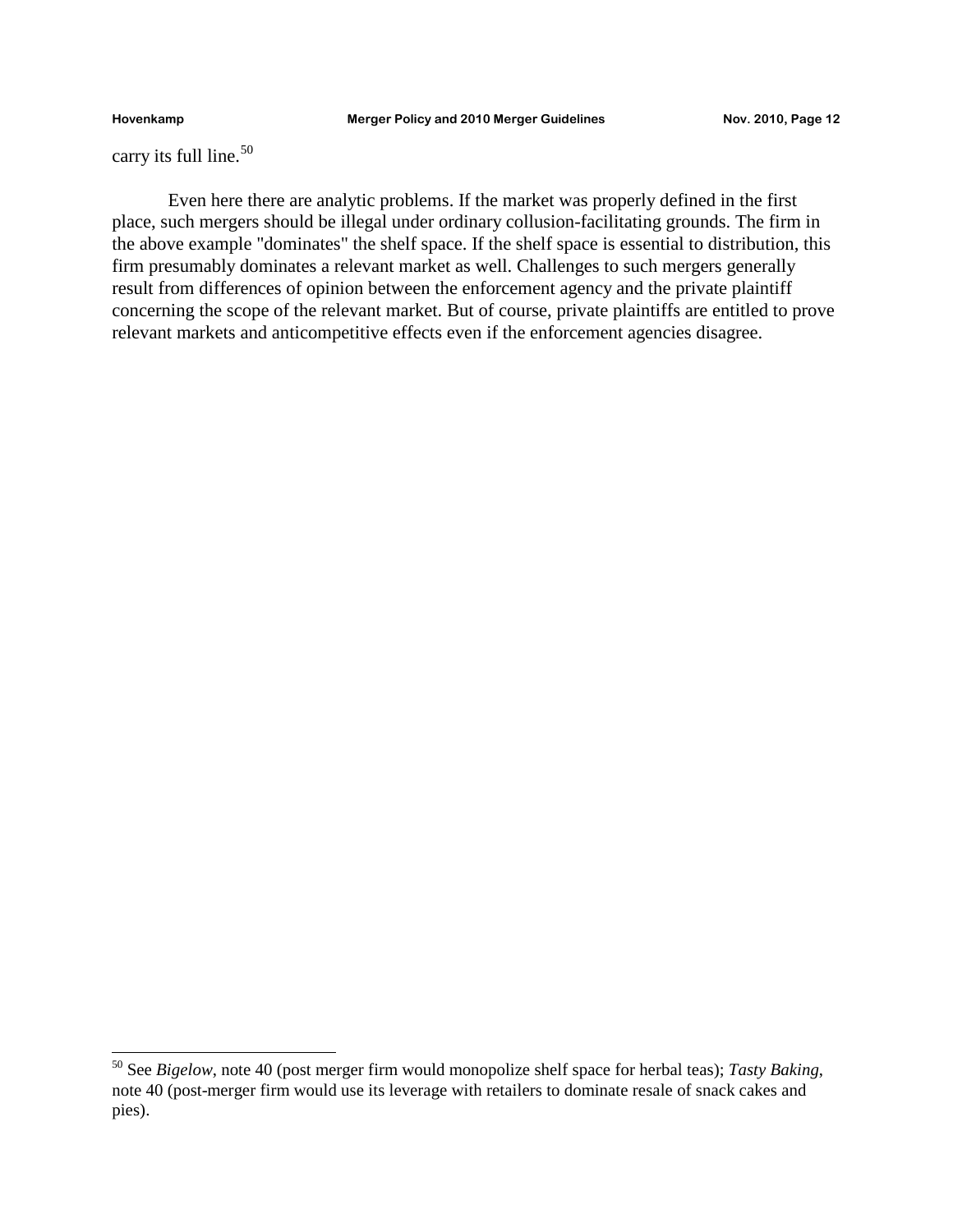carry its full line.[50]

Even here there are analytic problems. If the market was properly defined in the first place, such mergers should be illegal under ordinary collusion-facilitating grounds. The firm in the above example "dominates" the shelf space. If the shelf space is essential to distribution, this firm presumably dominates a relevant market as well. Challenges to such mergers generally result from differences of opinion between the enforcement agency and the private plaintiff concerning the scope of the relevant market. But of course, private plaintiffs are entitled to prove relevant markets and anticompetitive effects even if the enforcement agencies disagree.

---

[50] See *Bigelow*, note 40 (post merger firm would monopolize shelf space for herbal teas); *Tasty Baking*, note 40 (post-merger firm would use its leverage with retailers to dominate resale of snack cakes and pies).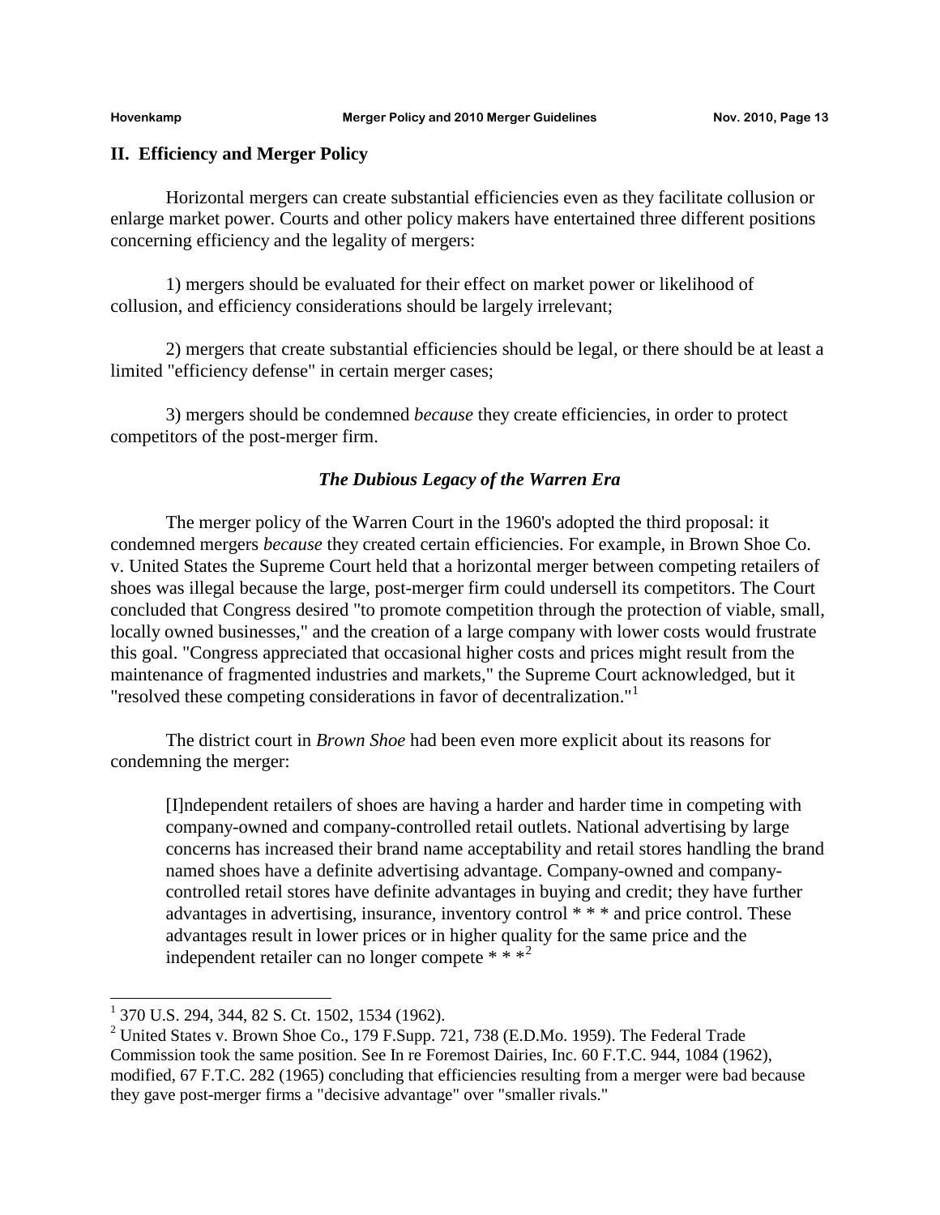## II. Efficiency and Merger Policy

Horizontal mergers can create substantial efficiencies even as they facilitate collusion or enlarge market power. Courts and other policy makers have entertained three different positions concerning efficiency and the legality of mergers:

1) mergers should be evaluated for their effect on market power or likelihood of collusion, and efficiency considerations should be largely irrelevant;

2) mergers that create substantial efficiencies should be legal, or there should be at least a limited "efficiency defense" in certain merger cases;

3) mergers should be condemned *because* they create efficiencies, in order to protect competitors of the post-merger firm.

### *The Dubious Legacy of the Warren Era*

The merger policy of the Warren Court in the 1960's adopted the third proposal: it condemned mergers *because* they created certain efficiencies. For example, in Brown Shoe Co. v. United States the Supreme Court held that a horizontal merger between competing retailers of shoes was illegal because the large, post-merger firm could undersell its competitors. The Court concluded that Congress desired "to promote competition through the protection of viable, small, locally owned businesses," and the creation of a large company with lower costs would frustrate this goal. "Congress appreciated that occasional higher costs and prices might result from the maintenance of fragmented industries and markets," the Supreme Court acknowledged, but it "resolved these competing considerations in favor of decentralization."[1]

The district court in *Brown Shoe* had been even more explicit about its reasons for condemning the merger:

> [I]ndependent retailers of shoes are having a harder and harder time in competing with company-owned and company-controlled retail outlets. National advertising by large concerns has increased their brand name acceptability and retail stores handling the brand named shoes have a definite advertising advantage. Company-owned and company-controlled retail stores have definite advantages in buying and credit; they have further advantages in advertising, insurance, inventory control * * * and price control. These advantages result in lower prices or in higher quality for the same price and the independent retailer can no longer compete * * *[2]

---

[1] 370 U.S. 294, 344, 82 S. Ct. 1502, 1534 (1962).

[2] United States v. Brown Shoe Co., 179 F.Supp. 721, 738 (E.D.Mo. 1959). The Federal Trade Commission took the same position. See In re Foremost Dairies, Inc. 60 F.T.C. 944, 1084 (1962), modified, 67 F.T.C. 282 (1965) concluding that efficiencies resulting from a merger were bad because they gave post-merger firms a "decisive advantage" over "smaller rivals."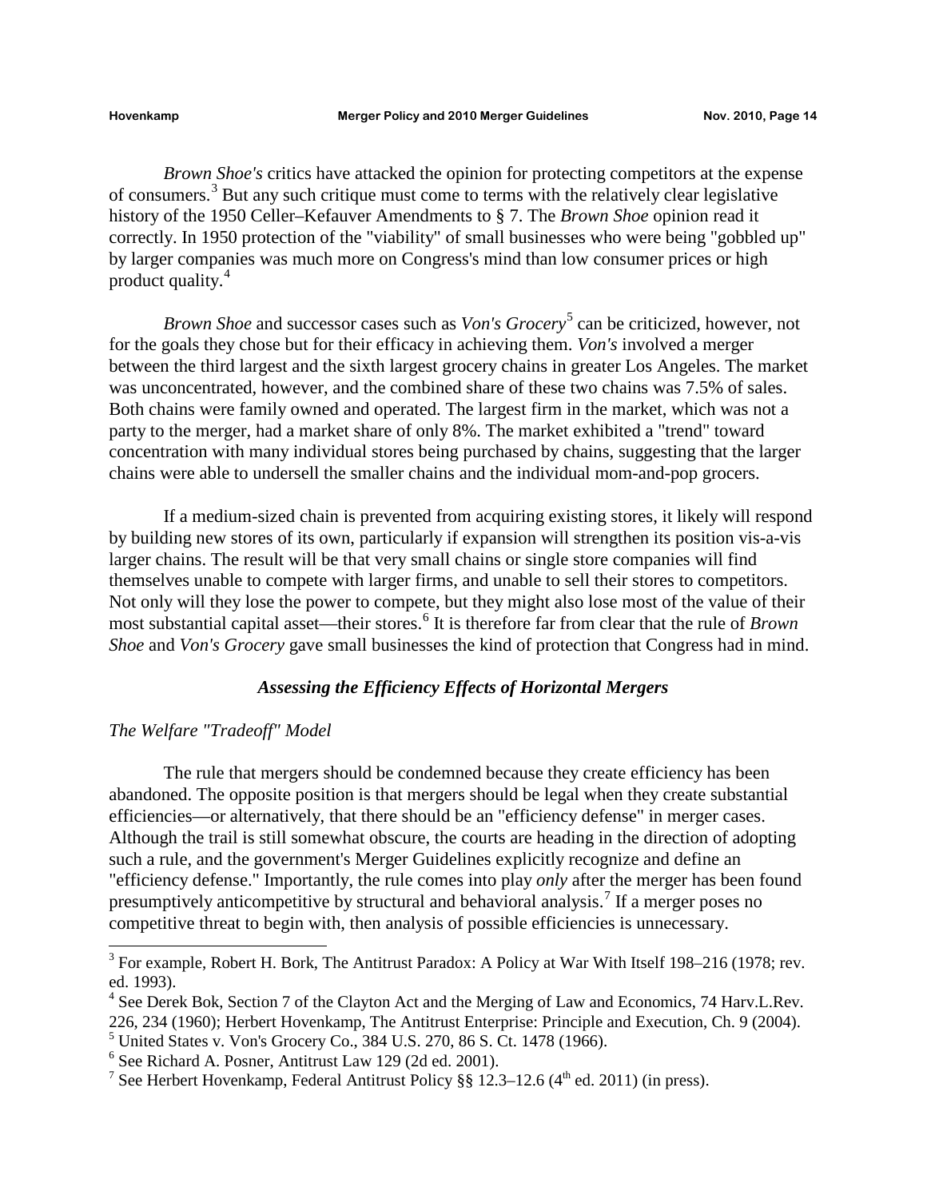*Brown Shoe's* critics have attacked the opinion for protecting competitors at the expense of consumers.[3] But any such critique must come to terms with the relatively clear legislative history of the 1950 Celler–Kefauver Amendments to § 7. The *Brown Shoe* opinion read it correctly. In 1950 protection of the "viability" of small businesses who were being "gobbled up" by larger companies was much more on Congress's mind than low consumer prices or high product quality.[4]

*Brown Shoe* and successor cases such as *Von's Grocery*[5] can be criticized, however, not for the goals they chose but for their efficacy in achieving them. *Von's* involved a merger between the third largest and the sixth largest grocery chains in greater Los Angeles. The market was unconcentrated, however, and the combined share of these two chains was 7.5% of sales. Both chains were family owned and operated. The largest firm in the market, which was not a party to the merger, had a market share of only 8%. The market exhibited a "trend" toward concentration with many individual stores being purchased by chains, suggesting that the larger chains were able to undersell the smaller chains and the individual mom-and-pop grocers.

If a medium-sized chain is prevented from acquiring existing stores, it likely will respond by building new stores of its own, particularly if expansion will strengthen its position vis-a-vis larger chains. The result will be that very small chains or single store companies will find themselves unable to compete with larger firms, and unable to sell their stores to competitors. Not only will they lose the power to compete, but they might also lose most of the value of their most substantial capital asset—their stores.[6] It is therefore far from clear that the rule of *Brown Shoe* and *Von's Grocery* gave small businesses the kind of protection that Congress had in mind.

### *Assessing the Efficiency Effects of Horizontal Mergers*

#### *The Welfare "Tradeoff" Model*

The rule that mergers should be condemned because they create efficiency has been abandoned. The opposite position is that mergers should be legal when they create substantial efficiencies—or alternatively, that there should be an "efficiency defense" in merger cases. Although the trail is still somewhat obscure, the courts are heading in the direction of adopting such a rule, and the government's Merger Guidelines explicitly recognize and define an "efficiency defense." Importantly, the rule comes into play *only* after the merger has been found presumptively anticompetitive by structural and behavioral analysis.[7] If a merger poses no competitive threat to begin with, then analysis of possible efficiencies is unnecessary.

---

[3] For example, Robert H. Bork, The Antitrust Paradox: A Policy at War With Itself 198–216 (1978; rev. ed. 1993).

[4] See Derek Bok, Section 7 of the Clayton Act and the Merging of Law and Economics, 74 Harv.L.Rev. 226, 234 (1960); Herbert Hovenkamp, The Antitrust Enterprise: Principle and Execution, Ch. 9 (2004).

[5] United States v. Von's Grocery Co., 384 U.S. 270, 86 S. Ct. 1478 (1966).

[6] See Richard A. Posner, Antitrust Law 129 (2d ed. 2001).

[7] See Herbert Hovenkamp, Federal Antitrust Policy §§ 12.3–12.6 (4th ed. 2011) (in press).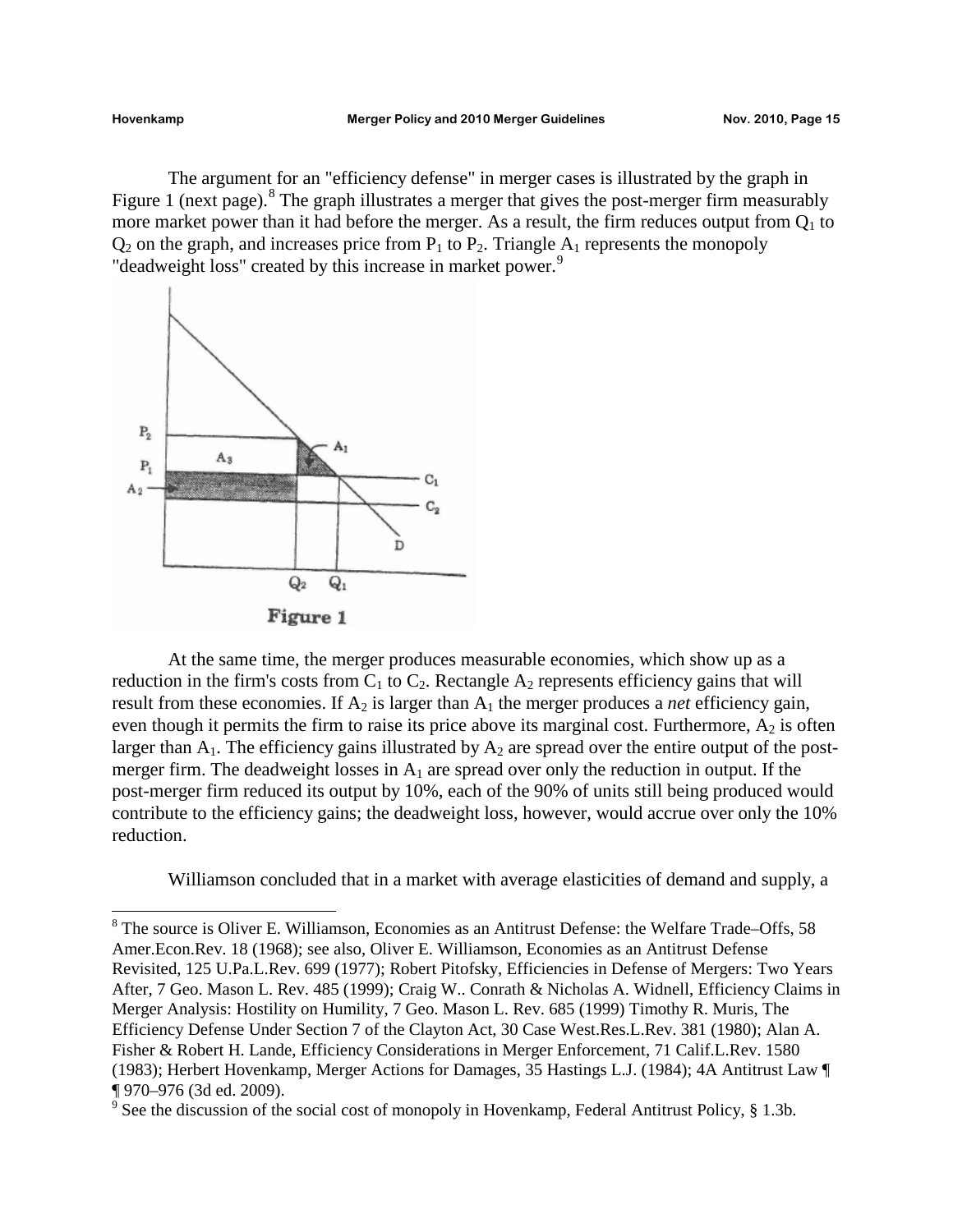The argument for an "efficiency defense" in merger cases is illustrated by the graph in Figure 1 (next page).[8] The graph illustrates a merger that gives the post-merger firm measurably more market power than it had before the merger. As a result, the firm reduces output from $Q_1$ to $Q_2$ on the graph, and increases price from $P_1$ to $P_2$. Triangle $A_1$ represents the monopoly "deadweight loss" created by this increase in market power.[9]

Figure 1

At the same time, the merger produces measurable economies, which show up as a reduction in the firm's costs from $C_1$ to $C_2$. Rectangle $A_2$ represents efficiency gains that will result from these economies. If $A_2$ is larger than $A_1$ the merger produces a *net* efficiency gain, even though it permits the firm to raise its price above its marginal cost. Furthermore, $A_2$ is often larger than $A_1$. The efficiency gains illustrated by $A_2$ are spread over the entire output of the post-merger firm. The deadweight losses in $A_1$ are spread over only the reduction in output. If the post-merger firm reduced its output by 10%, each of the 90% of units still being produced would contribute to the efficiency gains; the deadweight loss, however, would accrue over only the 10% reduction.

Williamson concluded that in a market with average elasticities of demand and supply, a

---

[8] The source is Oliver E. Williamson, Economies as an Antitrust Defense: the Welfare Trade–Offs, 58 Amer.Econ.Rev. 18 (1968); see also, Oliver E. Williamson, Economies as an Antitrust Defense Revisited, 125 U.Pa.L.Rev. 699 (1977); Robert Pitofsky, Efficiencies in Defense of Mergers: Two Years After, 7 Geo. Mason L. Rev. 485 (1999); Craig W.. Conrath & Nicholas A. Widnell, Efficiency Claims in Merger Analysis: Hostility on Humility, 7 Geo. Mason L. Rev. 685 (1999) Timothy R. Muris, The Efficiency Defense Under Section 7 of the Clayton Act, 30 Case West.Res.L.Rev. 381 (1980); Alan A. Fisher & Robert H. Lande, Efficiency Considerations in Merger Enforcement, 71 Calif.L.Rev. 1580 (1983); Herbert Hovenkamp, Merger Actions for Damages, 35 Hastings L.J. (1984); 4A Antitrust Law ¶ ¶ 970–976 (3d ed. 2009).

[9] See the discussion of the social cost of monopoly in Hovenkamp, Federal Antitrust Policy, § 1.3b.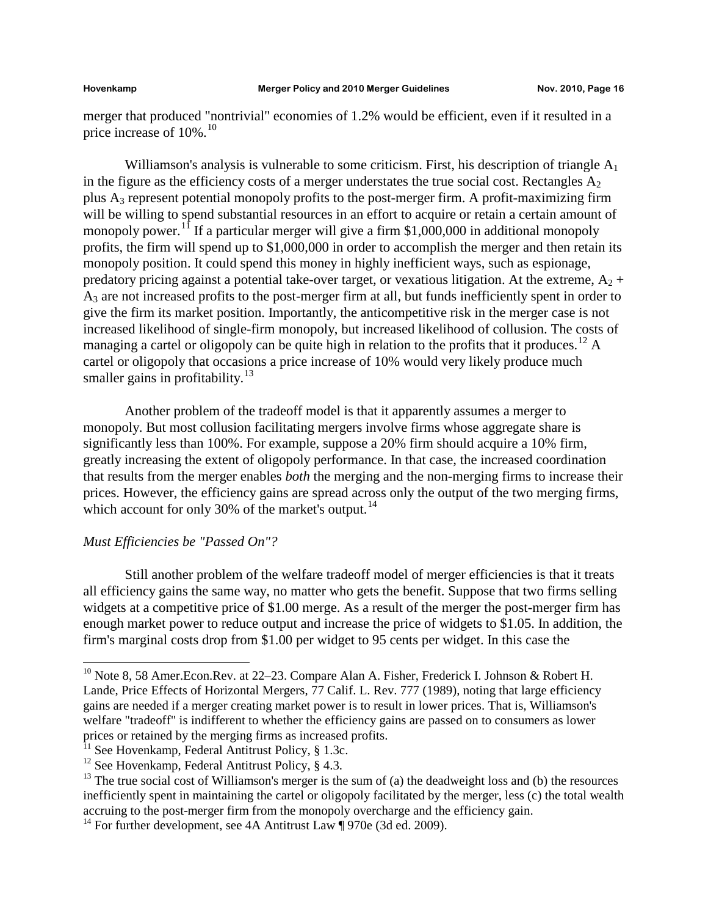merger that produced "nontrivial" economies of 1.2% would be efficient, even if it resulted in a price increase of 10%.[10]

Williamson's analysis is vulnerable to some criticism. First, his description of triangle $A_1$ in the figure as the efficiency costs of a merger understates the true social cost. Rectangles $A_2$ plus $A_3$ represent potential monopoly profits to the post-merger firm. A profit-maximizing firm will be willing to spend substantial resources in an effort to acquire or retain a certain amount of monopoly power.[11] If a particular merger will give a firm $1,000,000 in additional monopoly profits, the firm will spend up to $1,000,000 in order to accomplish the merger and then retain its monopoly position. It could spend this money in highly inefficient ways, such as espionage, predatory pricing against a potential take-over target, or vexatious litigation. At the extreme, $A_2$ + $A_3$ are not increased profits to the post-merger firm at all, but funds inefficiently spent in order to give the firm its market position. Importantly, the anticompetitive risk in the merger case is not increased likelihood of single-firm monopoly, but increased likelihood of collusion. The costs of managing a cartel or oligopoly can be quite high in relation to the profits that it produces.[12] A cartel or oligopoly that occasions a price increase of 10% would very likely produce much smaller gains in profitability.[13]

Another problem of the tradeoff model is that it apparently assumes a merger to monopoly. But most collusion facilitating mergers involve firms whose aggregate share is significantly less than 100%. For example, suppose a 20% firm should acquire a 10% firm, greatly increasing the extent of oligopoly performance. In that case, the increased coordination that results from the merger enables *both* the merging and the non-merging firms to increase their prices. However, the efficiency gains are spread across only the output of the two merging firms, which account for only 30% of the market's output.[14]

*Must Efficiencies be "Passed On"?*

Still another problem of the welfare tradeoff model of merger efficiencies is that it treats all efficiency gains the same way, no matter who gets the benefit. Suppose that two firms selling widgets at a competitive price of $1.00 merge. As a result of the merger the post-merger firm has enough market power to reduce output and increase the price of widgets to $1.05. In addition, the firm's marginal costs drop from $1.00 per widget to 95 cents per widget. In this case the

---

[10] Note 8, 58 Amer.Econ.Rev. at 22–23. Compare Alan A. Fisher, Frederick I. Johnson & Robert H. Lande, Price Effects of Horizontal Mergers, 77 Calif. L. Rev. 777 (1989), noting that large efficiency gains are needed if a merger creating market power is to result in lower prices. That is, Williamson's welfare "tradeoff" is indifferent to whether the efficiency gains are passed on to consumers as lower prices or retained by the merging firms as increased profits.

[11] See Hovenkamp, Federal Antitrust Policy, § 1.3c.

[12] See Hovenkamp, Federal Antitrust Policy, § 4.3.

[13] The true social cost of Williamson's merger is the sum of (a) the deadweight loss and (b) the resources inefficiently spent in maintaining the cartel or oligopoly facilitated by the merger, less (c) the total wealth accruing to the post-merger firm from the monopoly overcharge and the efficiency gain.

[14] For further development, see 4A Antitrust Law ¶ 970e (3d ed. 2009).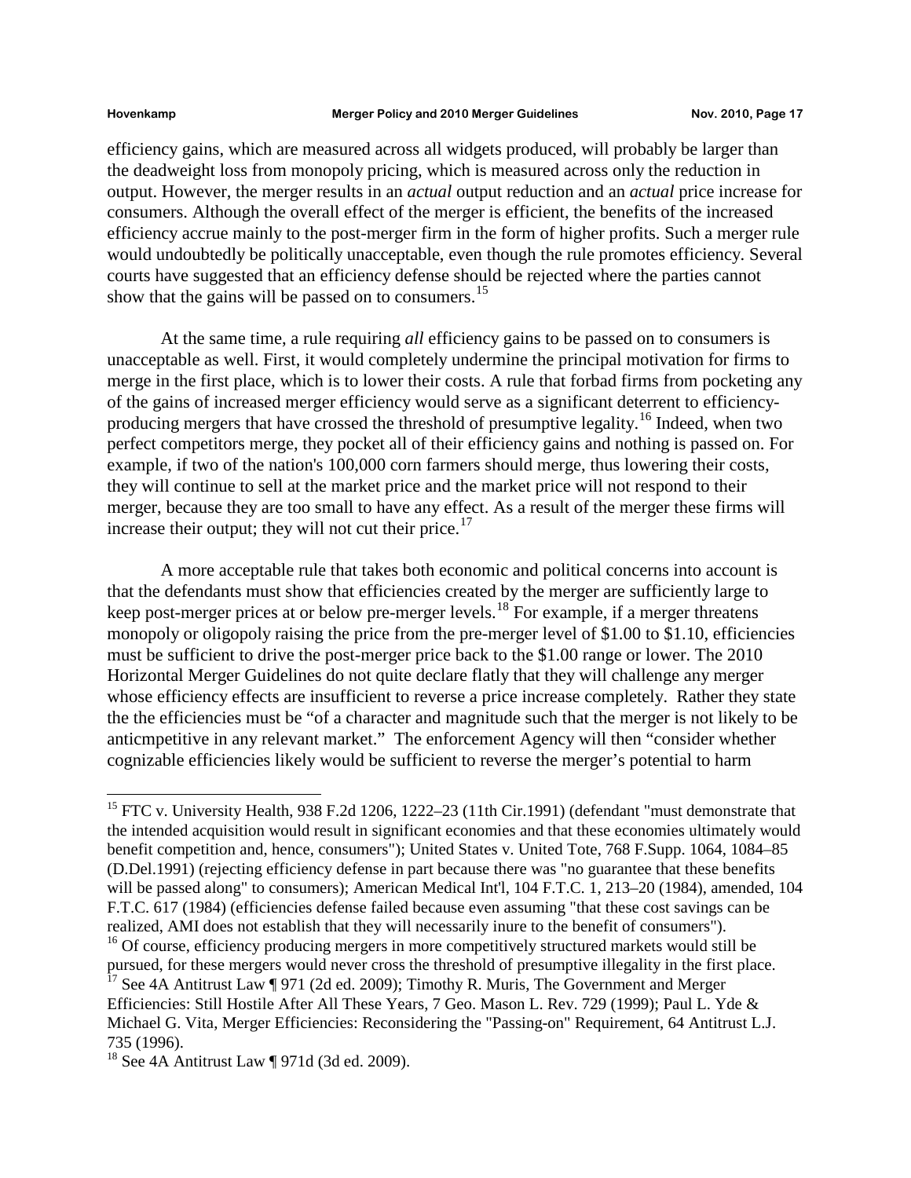efficiency gains, which are measured across all widgets produced, will probably be larger than the deadweight loss from monopoly pricing, which is measured across only the reduction in output. However, the merger results in an *actual* output reduction and an *actual* price increase for consumers. Although the overall effect of the merger is efficient, the benefits of the increased efficiency accrue mainly to the post-merger firm in the form of higher profits. Such a merger rule would undoubtedly be politically unacceptable, even though the rule promotes efficiency. Several courts have suggested that an efficiency defense should be rejected where the parties cannot show that the gains will be passed on to consumers.[15]

At the same time, a rule requiring *all* efficiency gains to be passed on to consumers is unacceptable as well. First, it would completely undermine the principal motivation for firms to merge in the first place, which is to lower their costs. A rule that forbad firms from pocketing any of the gains of increased merger efficiency would serve as a significant deterrent to efficiency-producing mergers that have crossed the threshold of presumptive legality.[16] Indeed, when two perfect competitors merge, they pocket all of their efficiency gains and nothing is passed on. For example, if two of the nation's 100,000 corn farmers should merge, thus lowering their costs, they will continue to sell at the market price and the market price will not respond to their merger, because they are too small to have any effect. As a result of the merger these firms will increase their output; they will not cut their price.[17]

A more acceptable rule that takes both economic and political concerns into account is that the defendants must show that efficiencies created by the merger are sufficiently large to keep post-merger prices at or below pre-merger levels.[18] For example, if a merger threatens monopoly or oligopoly raising the price from the pre-merger level of $1.00 to $1.10, efficiencies must be sufficient to drive the post-merger price back to the $1.00 range or lower. The 2010 Horizontal Merger Guidelines do not quite declare flatly that they will challenge any merger whose efficiency effects are insufficient to reverse a price increase completely. Rather they state the the efficiencies must be "of a character and magnitude such that the merger is not likely to be anticmpetitive in any relevant market." The enforcement Agency will then "consider whether cognizable efficiencies likely would be sufficient to reverse the merger's potential to harm

---

[15] FTC v. University Health, 938 F.2d 1206, 1222–23 (11th Cir.1991) (defendant "must demonstrate that the intended acquisition would result in significant economies and that these economies ultimately would benefit competition and, hence, consumers"); United States v. United Tote, 768 F.Supp. 1064, 1084–85 (D.Del.1991) (rejecting efficiency defense in part because there was "no guarantee that these benefits will be passed along" to consumers); American Medical Int'l, 104 F.T.C. 1, 213–20 (1984), amended, 104 F.T.C. 617 (1984) (efficiencies defense failed because even assuming "that these cost savings can be realized, AMI does not establish that they will necessarily inure to the benefit of consumers").

[16] Of course, efficiency producing mergers in more competitively structured markets would still be pursued, for these mergers would never cross the threshold of presumptive illegality in the first place.

[17] See 4A Antitrust Law ¶ 971 (2d ed. 2009); Timothy R. Muris, The Government and Merger Efficiencies: Still Hostile After All These Years, 7 Geo. Mason L. Rev. 729 (1999); Paul L. Yde & Michael G. Vita, Merger Efficiencies: Reconsidering the "Passing-on" Requirement, 64 Antitrust L.J. 735 (1996).

[18] See 4A Antitrust Law ¶ 971d (3d ed. 2009).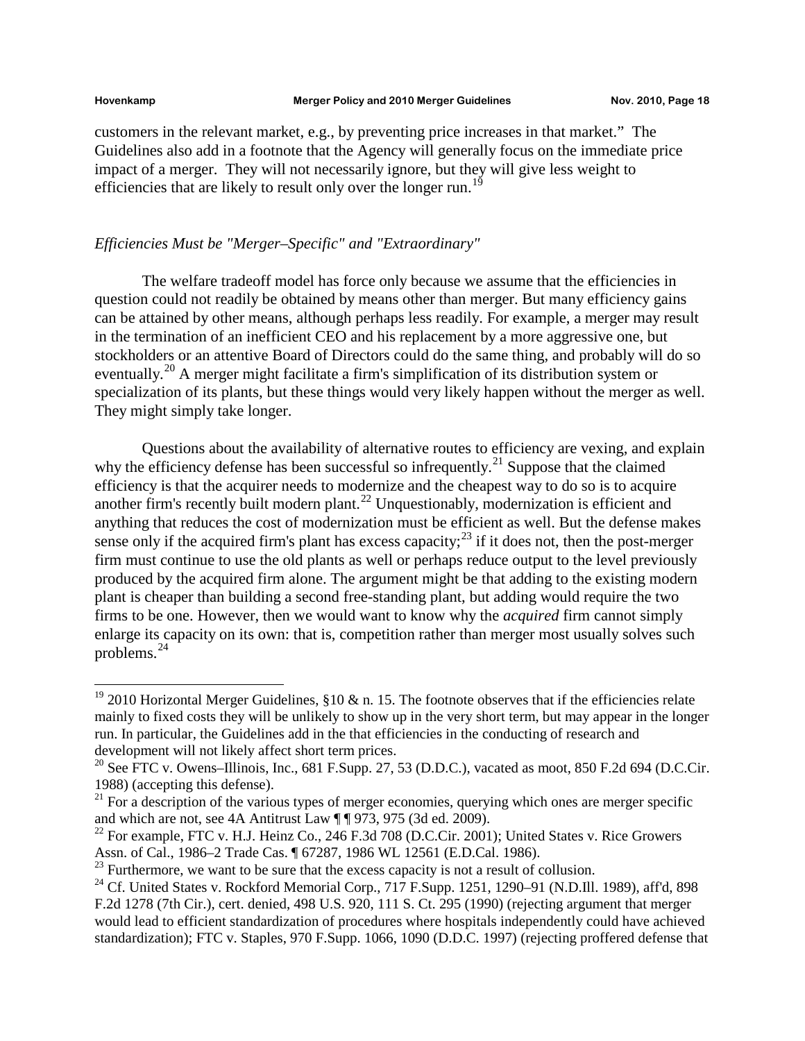customers in the relevant market, e.g., by preventing price increases in that market." The Guidelines also add in a footnote that the Agency will generally focus on the immediate price impact of a merger. They will not necessarily ignore, but they will give less weight to efficiencies that are likely to result only over the longer run.[19]

*Efficiencies Must be "Merger–Specific" and "Extraordinary"*

The welfare tradeoff model has force only because we assume that the efficiencies in question could not readily be obtained by means other than merger. But many efficiency gains can be attained by other means, although perhaps less readily. For example, a merger may result in the termination of an inefficient CEO and his replacement by a more aggressive one, but stockholders or an attentive Board of Directors could do the same thing, and probably will do so eventually.[20] A merger might facilitate a firm's simplification of its distribution system or specialization of its plants, but these things would very likely happen without the merger as well. They might simply take longer.

Questions about the availability of alternative routes to efficiency are vexing, and explain why the efficiency defense has been successful so infrequently.[21] Suppose that the claimed efficiency is that the acquirer needs to modernize and the cheapest way to do so is to acquire another firm's recently built modern plant.[22] Unquestionably, modernization is efficient and anything that reduces the cost of modernization must be efficient as well. But the defense makes sense only if the acquired firm's plant has excess capacity;[23] if it does not, then the post-merger firm must continue to use the old plants as well or perhaps reduce output to the level previously produced by the acquired firm alone. The argument might be that adding to the existing modern plant is cheaper than building a second free-standing plant, but adding would require the two firms to be one. However, then we would want to know why the *acquired* firm cannot simply enlarge its capacity on its own: that is, competition rather than merger most usually solves such problems.[24]

---

[19] 2010 Horizontal Merger Guidelines, §10 & n. 15. The footnote observes that if the efficiencies relate mainly to fixed costs they will be unlikely to show up in the very short term, but may appear in the longer run. In particular, the Guidelines add in the that efficiencies in the conducting of research and development will not likely affect short term prices.

[20] See FTC v. Owens–Illinois, Inc., 681 F.Supp. 27, 53 (D.D.C.), vacated as moot, 850 F.2d 694 (D.C.Cir. 1988) (accepting this defense).

[21] For a description of the various types of merger economies, querying which ones are merger specific and which are not, see 4A Antitrust Law ¶ ¶ 973, 975 (3d ed. 2009).

[22] For example, FTC v. H.J. Heinz Co., 246 F.3d 708 (D.C.Cir. 2001); United States v. Rice Growers Assn. of Cal., 1986–2 Trade Cas. ¶ 67287, 1986 WL 12561 (E.D.Cal. 1986).

[23] Furthermore, we want to be sure that the excess capacity is not a result of collusion.

[24] Cf. United States v. Rockford Memorial Corp., 717 F.Supp. 1251, 1290–91 (N.D.Ill. 1989), aff'd, 898 F.2d 1278 (7th Cir.), cert. denied, 498 U.S. 920, 111 S. Ct. 295 (1990) (rejecting argument that merger would lead to efficient standardization of procedures where hospitals independently could have achieved standardization); FTC v. Staples, 970 F.Supp. 1066, 1090 (D.D.C. 1997) (rejecting proffered defense that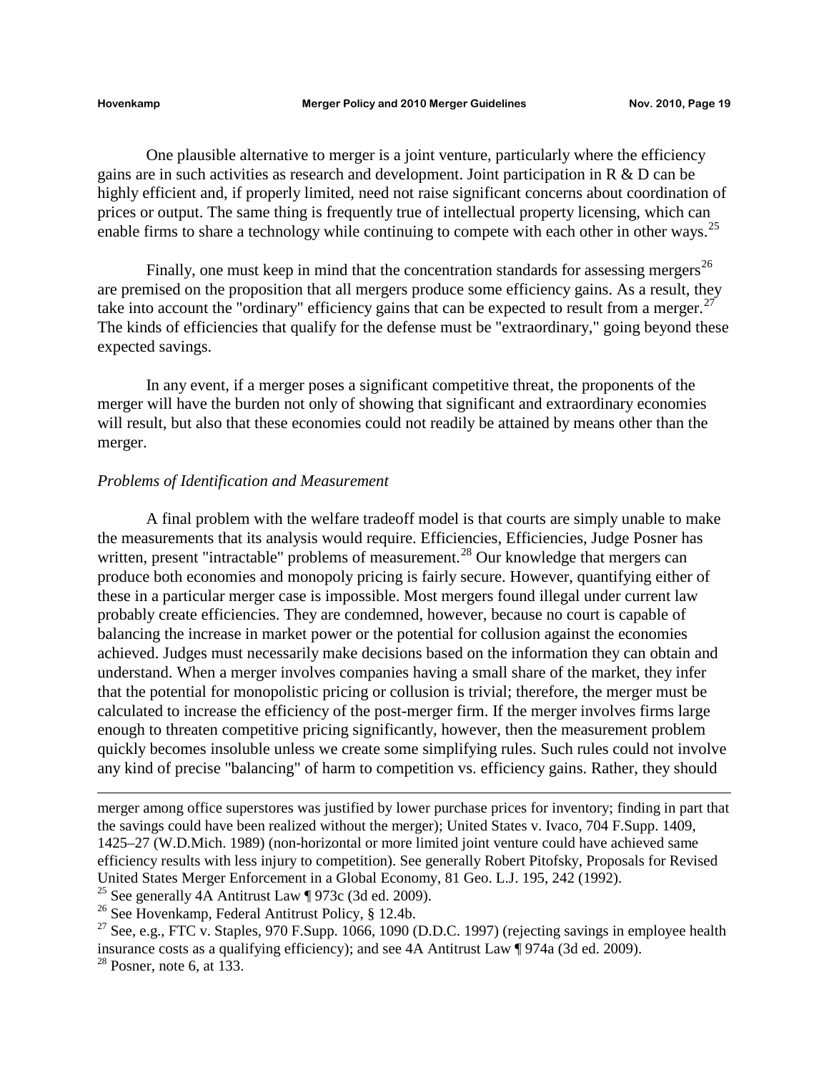One plausible alternative to merger is a joint venture, particularly where the efficiency gains are in such activities as research and development. Joint participation in R & D can be highly efficient and, if properly limited, need not raise significant concerns about coordination of prices or output. The same thing is frequently true of intellectual property licensing, which can enable firms to share a technology while continuing to compete with each other in other ways.[25]

Finally, one must keep in mind that the concentration standards for assessing mergers[26] are premised on the proposition that all mergers produce some efficiency gains. As a result, they take into account the "ordinary" efficiency gains that can be expected to result from a merger.[27] The kinds of efficiencies that qualify for the defense must be "extraordinary," going beyond these expected savings.

In any event, if a merger poses a significant competitive threat, the proponents of the merger will have the burden not only of showing that significant and extraordinary economies will result, but also that these economies could not readily be attained by means other than the merger.

*Problems of Identification and Measurement*

A final problem with the welfare tradeoff model is that courts are simply unable to make the measurements that its analysis would require. Efficiencies, Efficiencies, Judge Posner has written, present "intractable" problems of measurement.[28] Our knowledge that mergers can produce both economies and monopoly pricing is fairly secure. However, quantifying either of these in a particular merger case is impossible. Most mergers found illegal under current law probably create efficiencies. They are condemned, however, because no court is capable of balancing the increase in market power or the potential for collusion against the economies achieved. Judges must necessarily make decisions based on the information they can obtain and understand. When a merger involves companies having a small share of the market, they infer that the potential for monopolistic pricing or collusion is trivial; therefore, the merger must be calculated to increase the efficiency of the post-merger firm. If the merger involves firms large enough to threaten competitive pricing significantly, however, then the measurement problem quickly becomes insoluble unless we create some simplifying rules. Such rules could not involve any kind of precise "balancing" of harm to competition vs. efficiency gains. Rather, they should

---

merger among office superstores was justified by lower purchase prices for inventory; finding in part that the savings could have been realized without the merger); United States v. Ivaco, 704 F.Supp. 1409, 1425–27 (W.D.Mich. 1989) (non-horizontal or more limited joint venture could have achieved same efficiency results with less injury to competition). See generally Robert Pitofsky, Proposals for Revised United States Merger Enforcement in a Global Economy, 81 Geo. L.J. 195, 242 (1992).

[25] See generally 4A Antitrust Law ¶ 973c (3d ed. 2009).

[26] See Hovenkamp, Federal Antitrust Policy, § 12.4b.

[27] See, e.g., FTC v. Staples, 970 F.Supp. 1066, 1090 (D.D.C. 1997) (rejecting savings in employee health insurance costs as a qualifying efficiency); and see 4A Antitrust Law ¶ 974a (3d ed. 2009).

[28] Posner, note 6, at 133.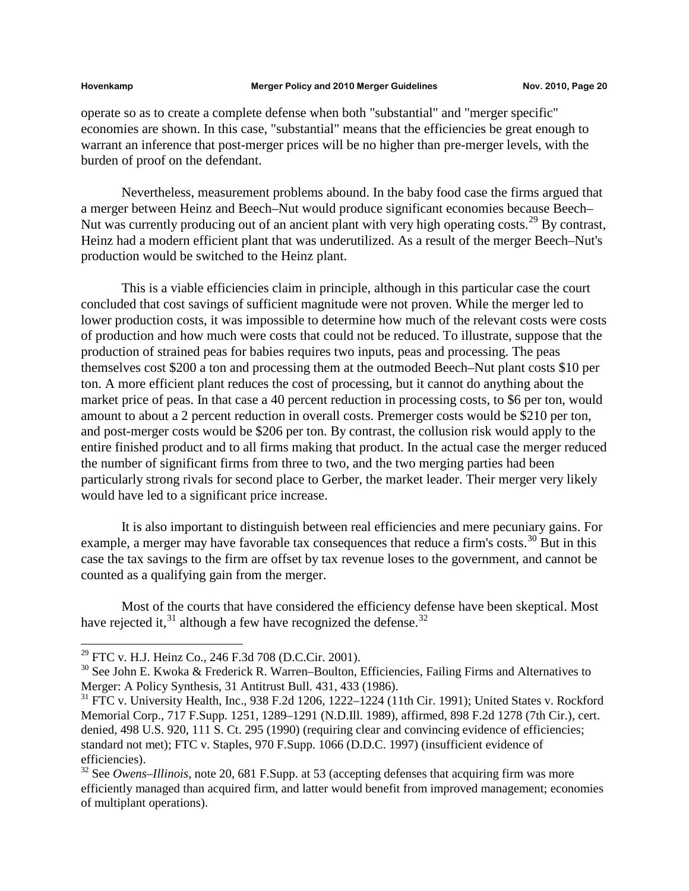operate so as to create a complete defense when both "substantial" and "merger specific" economies are shown. In this case, "substantial" means that the efficiencies be great enough to warrant an inference that post-merger prices will be no higher than pre-merger levels, with the burden of proof on the defendant.

Nevertheless, measurement problems abound. In the baby food case the firms argued that a merger between Heinz and Beech–Nut would produce significant economies because Beech–Nut was currently producing out of an ancient plant with very high operating costs.[29] By contrast, Heinz had a modern efficient plant that was underutilized. As a result of the merger Beech–Nut's production would be switched to the Heinz plant.

This is a viable efficiencies claim in principle, although in this particular case the court concluded that cost savings of sufficient magnitude were not proven. While the merger led to lower production costs, it was impossible to determine how much of the relevant costs were costs of production and how much were costs that could not be reduced. To illustrate, suppose that the production of strained peas for babies requires two inputs, peas and processing. The peas themselves cost $200 a ton and processing them at the outmoded Beech–Nut plant costs $10 per ton. A more efficient plant reduces the cost of processing, but it cannot do anything about the market price of peas. In that case a 40 percent reduction in processing costs, to $6 per ton, would amount to about a 2 percent reduction in overall costs. Premerger costs would be $210 per ton, and post-merger costs would be $206 per ton. By contrast, the collusion risk would apply to the entire finished product and to all firms making that product. In the actual case the merger reduced the number of significant firms from three to two, and the two merging parties had been particularly strong rivals for second place to Gerber, the market leader. Their merger very likely would have led to a significant price increase.

It is also important to distinguish between real efficiencies and mere pecuniary gains. For example, a merger may have favorable tax consequences that reduce a firm's costs.[30] But in this case the tax savings to the firm are offset by tax revenue loses to the government, and cannot be counted as a qualifying gain from the merger.

Most of the courts that have considered the efficiency defense have been skeptical. Most have rejected it,[31] although a few have recognized the defense.[32]

---

[29] FTC v. H.J. Heinz Co., 246 F.3d 708 (D.C.Cir. 2001).

[30] See John E. Kwoka & Frederick R. Warren–Boulton, Efficiencies, Failing Firms and Alternatives to Merger: A Policy Synthesis, 31 Antitrust Bull. 431, 433 (1986).

[31] FTC v. University Health, Inc., 938 F.2d 1206, 1222–1224 (11th Cir. 1991); United States v. Rockford Memorial Corp., 717 F.Supp. 1251, 1289–1291 (N.D.Ill. 1989), affirmed, 898 F.2d 1278 (7th Cir.), cert. denied, 498 U.S. 920, 111 S. Ct. 295 (1990) (requiring clear and convincing evidence of efficiencies; standard not met); FTC v. Staples, 970 F.Supp. 1066 (D.D.C. 1997) (insufficient evidence of efficiencies).

[32] See *Owens–Illinois*, note 20, 681 F.Supp. at 53 (accepting defenses that acquiring firm was more efficiently managed than acquired firm, and latter would benefit from improved management; economies of multiplant operations).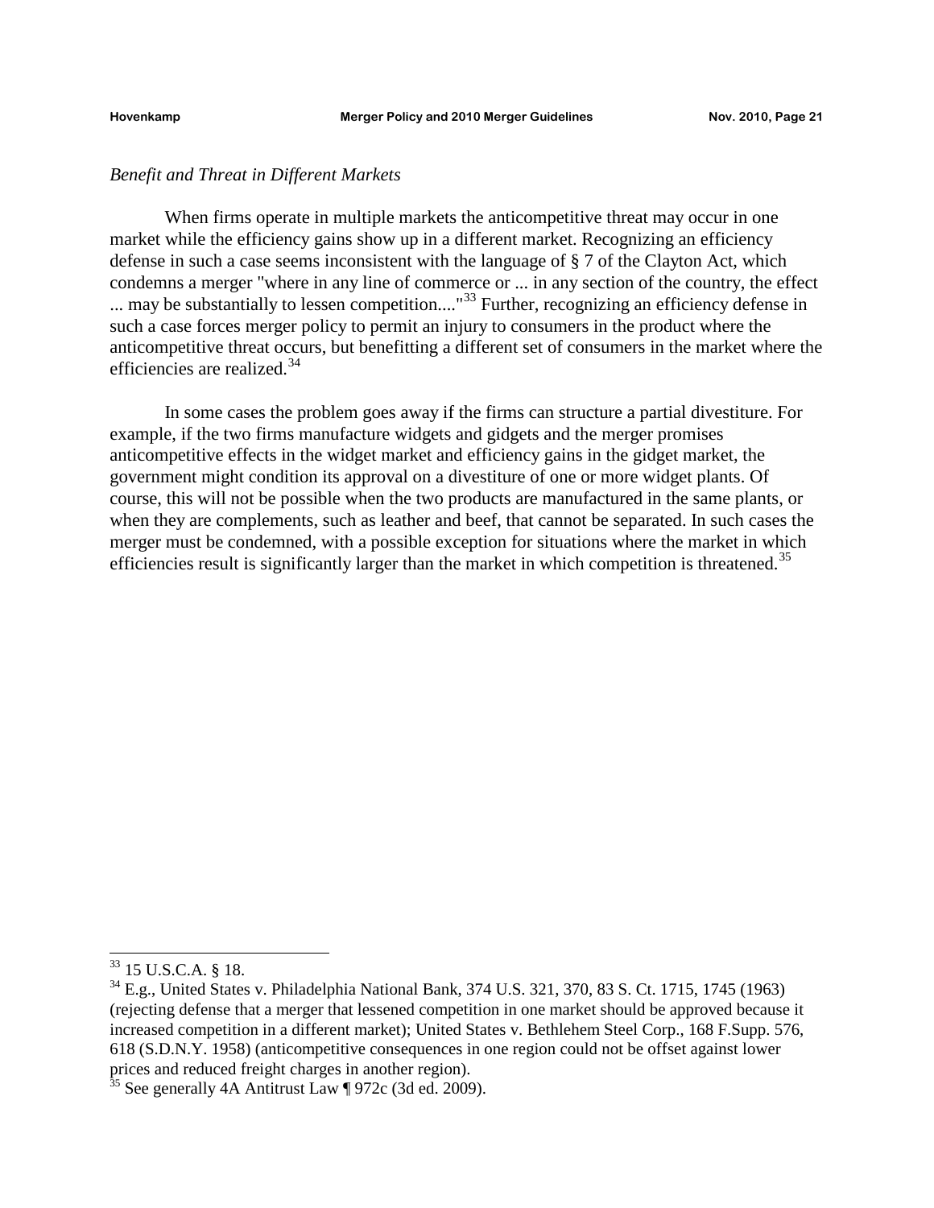*Benefit and Threat in Different Markets*

When firms operate in multiple markets the anticompetitive threat may occur in one market while the efficiency gains show up in a different market. Recognizing an efficiency defense in such a case seems inconsistent with the language of § 7 of the Clayton Act, which condemns a merger "where in any line of commerce or ... in any section of the country, the effect ... may be substantially to lessen competition...."[33] Further, recognizing an efficiency defense in such a case forces merger policy to permit an injury to consumers in the product where the anticompetitive threat occurs, but benefitting a different set of consumers in the market where the efficiencies are realized.[34]

In some cases the problem goes away if the firms can structure a partial divestiture. For example, if the two firms manufacture widgets and gidgets and the merger promises anticompetitive effects in the widget market and efficiency gains in the gidget market, the government might condition its approval on a divestiture of one or more widget plants. Of course, this will not be possible when the two products are manufactured in the same plants, or when they are complements, such as leather and beef, that cannot be separated. In such cases the merger must be condemned, with a possible exception for situations where the market in which efficiencies result is significantly larger than the market in which competition is threatened.[35]

---

[33] 15 U.S.C.A. § 18.

[34] E.g., United States v. Philadelphia National Bank, 374 U.S. 321, 370, 83 S. Ct. 1715, 1745 (1963) (rejecting defense that a merger that lessened competition in one market should be approved because it increased competition in a different market); United States v. Bethlehem Steel Corp., 168 F.Supp. 576, 618 (S.D.N.Y. 1958) (anticompetitive consequences in one region could not be offset against lower prices and reduced freight charges in another region).

[35] See generally 4A Antitrust Law ¶ 972c (3d ed. 2009).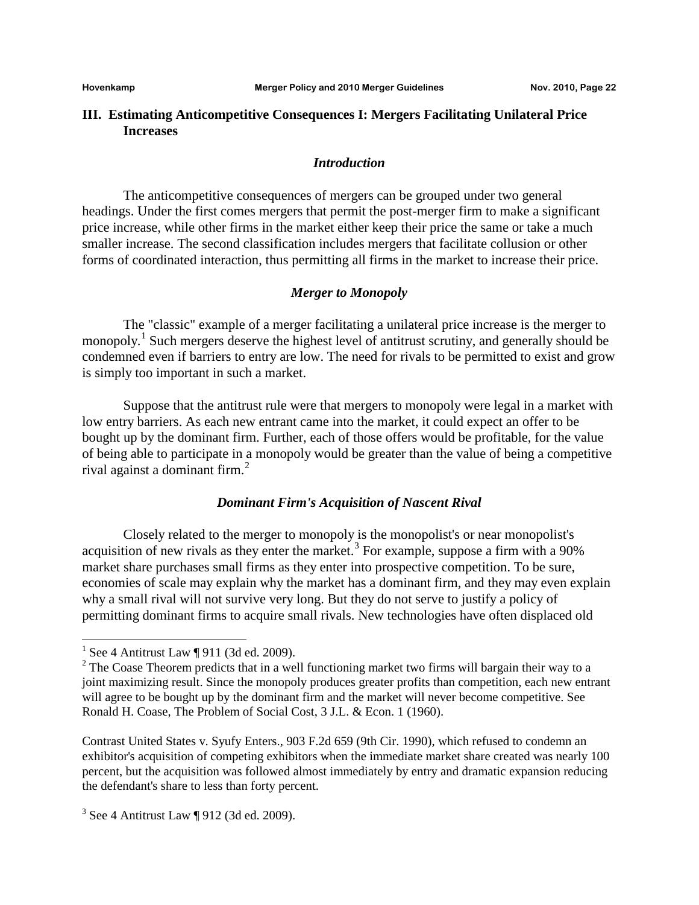## III. Estimating Anticompetitive Consequences I: Mergers Facilitating Unilateral Price Increases

### *Introduction*

The anticompetitive consequences of mergers can be grouped under two general headings. Under the first comes mergers that permit the post-merger firm to make a significant price increase, while other firms in the market either keep their price the same or take a much smaller increase. The second classification includes mergers that facilitate collusion or other forms of coordinated interaction, thus permitting all firms in the market to increase their price.

### *Merger to Monopoly*

The "classic" example of a merger facilitating a unilateral price increase is the merger to monopoly.[1] Such mergers deserve the highest level of antitrust scrutiny, and generally should be condemned even if barriers to entry are low. The need for rivals to be permitted to exist and grow is simply too important in such a market.

Suppose that the antitrust rule were that mergers to monopoly were legal in a market with low entry barriers. As each new entrant came into the market, it could expect an offer to be bought up by the dominant firm. Further, each of those offers would be profitable, for the value of being able to participate in a monopoly would be greater than the value of being a competitive rival against a dominant firm.[2]

### *Dominant Firm's Acquisition of Nascent Rival*

Closely related to the merger to monopoly is the monopolist's or near monopolist's acquisition of new rivals as they enter the market.[3] For example, suppose a firm with a 90% market share purchases small firms as they enter into prospective competition. To be sure, economies of scale may explain why the market has a dominant firm, and they may even explain why a small rival will not survive very long. But they do not serve to justify a policy of permitting dominant firms to acquire small rivals. New technologies have often displaced old

---

[1] See 4 Antitrust Law ¶ 911 (3d ed. 2009).

[2] The Coase Theorem predicts that in a well functioning market two firms will bargain their way to a joint maximizing result. Since the monopoly produces greater profits than competition, each new entrant will agree to be bought up by the dominant firm and the market will never become competitive. See Ronald H. Coase, The Problem of Social Cost, 3 J.L. & Econ. 1 (1960).

Contrast United States v. Syufy Enters., 903 F.2d 659 (9th Cir. 1990), which refused to condemn an exhibitor's acquisition of competing exhibitors when the immediate market share created was nearly 100 percent, but the acquisition was followed almost immediately by entry and dramatic expansion reducing the defendant's share to less than forty percent.

[3] See 4 Antitrust Law ¶ 912 (3d ed. 2009).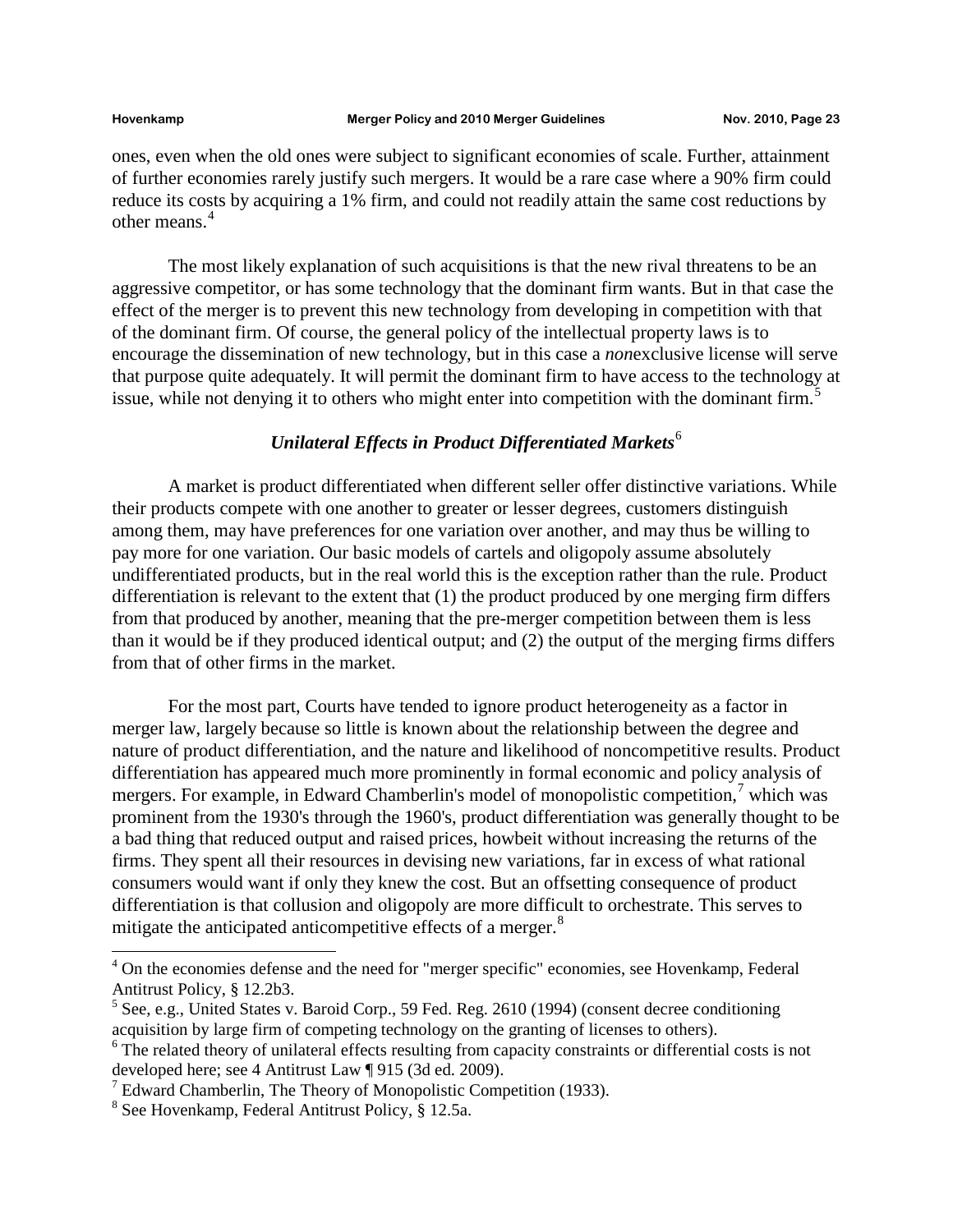ones, even when the old ones were subject to significant economies of scale. Further, attainment of further economies rarely justify such mergers. It would be a rare case where a 90% firm could reduce its costs by acquiring a 1% firm, and could not readily attain the same cost reductions by other means.[4]

The most likely explanation of such acquisitions is that the new rival threatens to be an aggressive competitor, or has some technology that the dominant firm wants. But in that case the effect of the merger is to prevent this new technology from developing in competition with that of the dominant firm. Of course, the general policy of the intellectual property laws is to encourage the dissemination of new technology, but in this case a *non*exclusive license will serve that purpose quite adequately. It will permit the dominant firm to have access to the technology at issue, while not denying it to others who might enter into competition with the dominant firm.[5]

### *Unilateral Effects in Product Differentiated Markets*[6]

A market is product differentiated when different seller offer distinctive variations. While their products compete with one another to greater or lesser degrees, customers distinguish among them, may have preferences for one variation over another, and may thus be willing to pay more for one variation. Our basic models of cartels and oligopoly assume absolutely undifferentiated products, but in the real world this is the exception rather than the rule. Product differentiation is relevant to the extent that (1) the product produced by one merging firm differs from that produced by another, meaning that the pre-merger competition between them is less than it would be if they produced identical output; and (2) the output of the merging firms differs from that of other firms in the market.

For the most part, Courts have tended to ignore product heterogeneity as a factor in merger law, largely because so little is known about the relationship between the degree and nature of product differentiation, and the nature and likelihood of noncompetitive results. Product differentiation has appeared much more prominently in formal economic and policy analysis of mergers. For example, in Edward Chamberlin's model of monopolistic competition,[7] which was prominent from the 1930's through the 1960's, product differentiation was generally thought to be a bad thing that reduced output and raised prices, howbeit without increasing the returns of the firms. They spent all their resources in devising new variations, far in excess of what rational consumers would want if only they knew the cost. But an offsetting consequence of product differentiation is that collusion and oligopoly are more difficult to orchestrate. This serves to mitigate the anticipated anticompetitive effects of a merger.[8]

---

[4] On the economies defense and the need for "merger specific" economies, see Hovenkamp, Federal Antitrust Policy, § 12.2b3.

[5] See, e.g., United States v. Baroid Corp., 59 Fed. Reg. 2610 (1994) (consent decree conditioning acquisition by large firm of competing technology on the granting of licenses to others).

[6] The related theory of unilateral effects resulting from capacity constraints or differential costs is not developed here; see 4 Antitrust Law ¶ 915 (3d ed. 2009).

[7] Edward Chamberlin, The Theory of Monopolistic Competition (1933).

[8] See Hovenkamp, Federal Antitrust Policy, § 12.5a.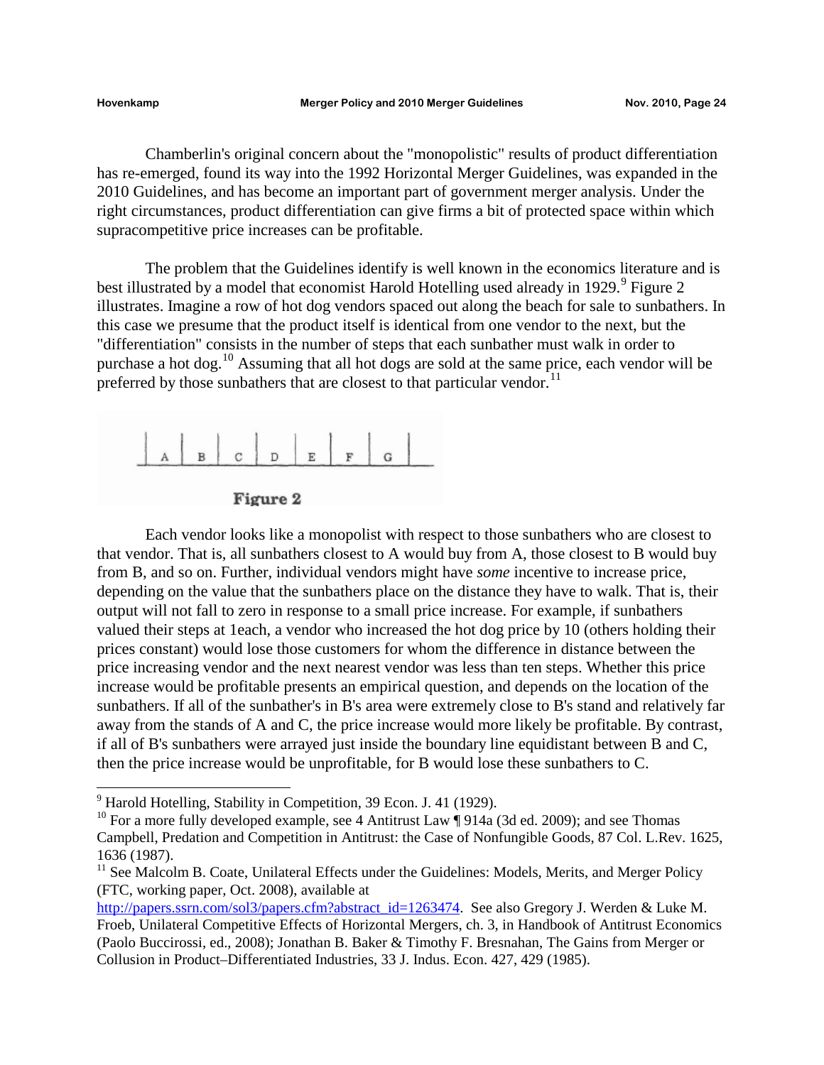Chamberlin's original concern about the "monopolistic" results of product differentiation has re-emerged, found its way into the 1992 Horizontal Merger Guidelines, was expanded in the 2010 Guidelines, and has become an important part of government merger analysis. Under the right circumstances, product differentiation can give firms a bit of protected space within which supracompetitive price increases can be profitable.

The problem that the Guidelines identify is well known in the economics literature and is best illustrated by a model that economist Harold Hotelling used already in 1929.[9] Figure 2 illustrates. Imagine a row of hot dog vendors spaced out along the beach for sale to sunbathers. In this case we presume that the product itself is identical from one vendor to the next, but the "differentiation" consists in the number of steps that each sunbather must walk in order to purchase a hot dog.[10] Assuming that all hot dogs are sold at the same price, each vendor will be preferred by those sunbathers that are closest to that particular vendor.[11]

| A | B | C | D | E | F | G |

**Figure 2**

Each vendor looks like a monopolist with respect to those sunbathers who are closest to that vendor. That is, all sunbathers closest to A would buy from A, those closest to B would buy from B, and so on. Further, individual vendors might have *some* incentive to increase price, depending on the value that the sunbathers place on the distance they have to walk. That is, their output will not fall to zero in response to a small price increase. For example, if sunbathers valued their steps at 1each, a vendor who increased the hot dog price by 10 (others holding their prices constant) would lose those customers for whom the difference in distance between the price increasing vendor and the next nearest vendor was less than ten steps. Whether this price increase would be profitable presents an empirical question, and depends on the location of the sunbathers. If all of the sunbather's in B's area were extremely close to B's stand and relatively far away from the stands of A and C, the price increase would more likely be profitable. By contrast, if all of B's sunbathers were arrayed just inside the boundary line equidistant between B and C, then the price increase would be unprofitable, for B would lose these sunbathers to C.

---

[9] Harold Hotelling, Stability in Competition, 39 Econ. J. 41 (1929).

[10] For a more fully developed example, see 4 Antitrust Law ¶ 914a (3d ed. 2009); and see Thomas Campbell, Predation and Competition in Antitrust: the Case of Nonfungible Goods, 87 Col. L.Rev. 1625, 1636 (1987).

[11] See Malcolm B. Coate, Unilateral Effects under the Guidelines: Models, Merits, and Merger Policy (FTC, working paper, Oct. 2008), available at http://papers.ssrn.com/sol3/papers.cfm?abstract_id=1263474. See also Gregory J. Werden & Luke M. Froeb, Unilateral Competitive Effects of Horizontal Mergers, ch. 3, in Handbook of Antitrust Economics (Paolo Buccirossi, ed., 2008); Jonathan B. Baker & Timothy F. Bresnahan, The Gains from Merger or Collusion in Product–Differentiated Industries, 33 J. Indus. Econ. 427, 429 (1985).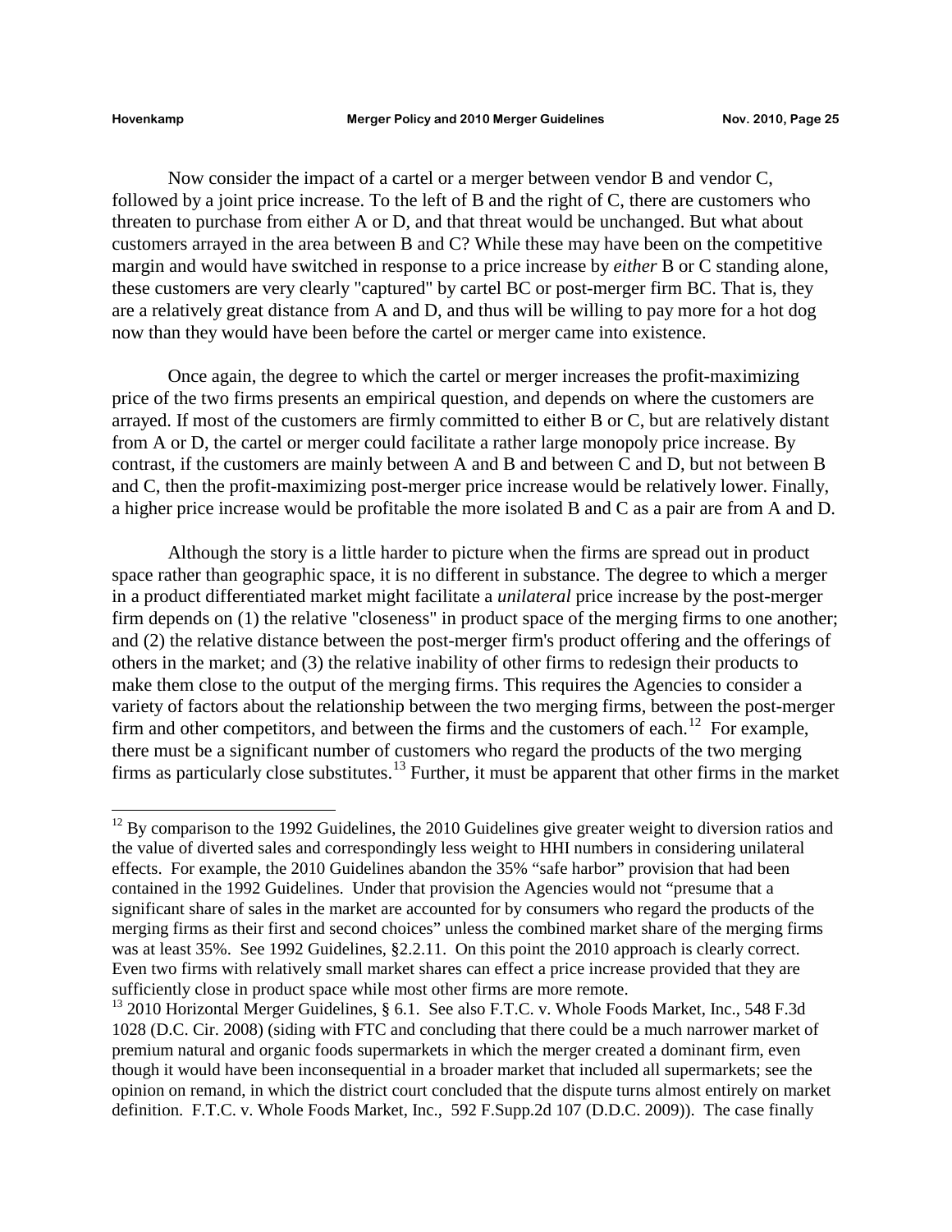Now consider the impact of a cartel or a merger between vendor B and vendor C, followed by a joint price increase. To the left of B and the right of C, there are customers who threaten to purchase from either A or D, and that threat would be unchanged. But what about customers arrayed in the area between B and C? While these may have been on the competitive margin and would have switched in response to a price increase by *either* B or C standing alone, these customers are very clearly "captured" by cartel BC or post-merger firm BC. That is, they are a relatively great distance from A and D, and thus will be willing to pay more for a hot dog now than they would have been before the cartel or merger came into existence.

Once again, the degree to which the cartel or merger increases the profit-maximizing price of the two firms presents an empirical question, and depends on where the customers are arrayed. If most of the customers are firmly committed to either B or C, but are relatively distant from A or D, the cartel or merger could facilitate a rather large monopoly price increase. By contrast, if the customers are mainly between A and B and between C and D, but not between B and C, then the profit-maximizing post-merger price increase would be relatively lower. Finally, a higher price increase would be profitable the more isolated B and C as a pair are from A and D.

Although the story is a little harder to picture when the firms are spread out in product space rather than geographic space, it is no different in substance. The degree to which a merger in a product differentiated market might facilitate a *unilateral* price increase by the post-merger firm depends on (1) the relative "closeness" in product space of the merging firms to one another; and (2) the relative distance between the post-merger firm's product offering and the offerings of others in the market; and (3) the relative inability of other firms to redesign their products to make them close to the output of the merging firms. This requires the Agencies to consider a variety of factors about the relationship between the two merging firms, between the post-merger firm and other competitors, and between the firms and the customers of each.[12] For example, there must be a significant number of customers who regard the products of the two merging firms as particularly close substitutes.[13] Further, it must be apparent that other firms in the market

---

[12] By comparison to the 1992 Guidelines, the 2010 Guidelines give greater weight to diversion ratios and the value of diverted sales and correspondingly less weight to HHI numbers in considering unilateral effects. For example, the 2010 Guidelines abandon the 35% "safe harbor" provision that had been contained in the 1992 Guidelines. Under that provision the Agencies would not "presume that a significant share of sales in the market are accounted for by consumers who regard the products of the merging firms as their first and second choices" unless the combined market share of the merging firms was at least 35%. See 1992 Guidelines, §2.2.11. On this point the 2010 approach is clearly correct. Even two firms with relatively small market shares can effect a price increase provided that they are sufficiently close in product space while most other firms are more remote.

[13] 2010 Horizontal Merger Guidelines, § 6.1. See also F.T.C. v. Whole Foods Market, Inc., 548 F.3d 1028 (D.C. Cir. 2008) (siding with FTC and concluding that there could be a much narrower market of premium natural and organic foods supermarkets in which the merger created a dominant firm, even though it would have been inconsequential in a broader market that included all supermarkets; see the opinion on remand, in which the district court concluded that the dispute turns almost entirely on market definition. F.T.C. v. Whole Foods Market, Inc., 592 F.Supp.2d 107 (D.D.C. 2009)). The case finally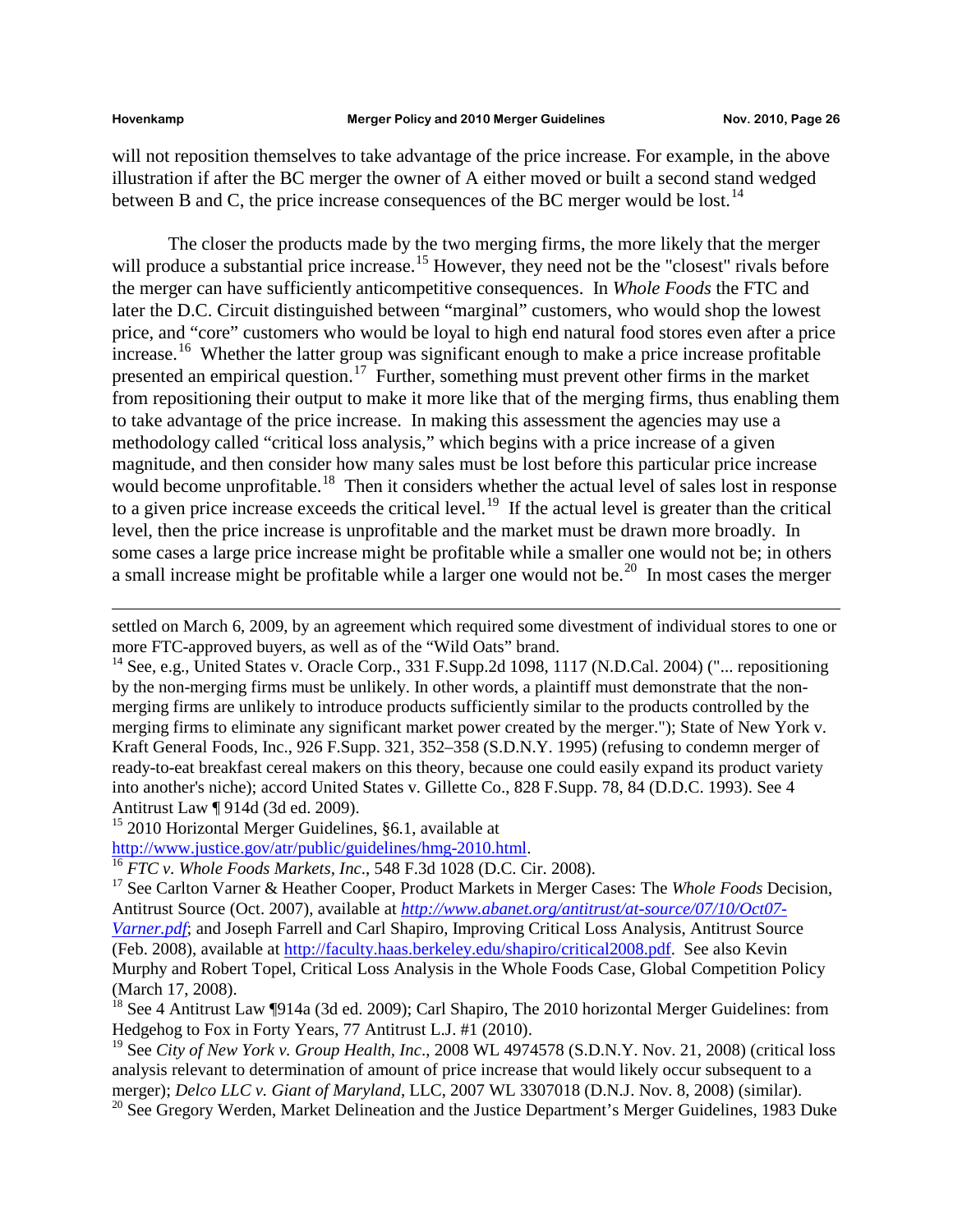will not reposition themselves to take advantage of the price increase. For example, in the above illustration if after the BC merger the owner of A either moved or built a second stand wedged between B and C, the price increase consequences of the BC merger would be lost.[14]

The closer the products made by the two merging firms, the more likely that the merger will produce a substantial price increase.[15] However, they need not be the "closest" rivals before the merger can have sufficiently anticompetitive consequences. In *Whole Foods* the FTC and later the D.C. Circuit distinguished between "marginal" customers, who would shop the lowest price, and "core" customers who would be loyal to high end natural food stores even after a price increase.[16] Whether the latter group was significant enough to make a price increase profitable presented an empirical question.[17] Further, something must prevent other firms in the market from repositioning their output to make it more like that of the merging firms, thus enabling them to take advantage of the price increase. In making this assessment the agencies may use a methodology called "critical loss analysis," which begins with a price increase of a given magnitude, and then consider how many sales must be lost before this particular price increase would become unprofitable.[18] Then it considers whether the actual level of sales lost in response to a given price increase exceeds the critical level.[19] If the actual level is greater than the critical level, then the price increase is unprofitable and the market must be drawn more broadly. In some cases a large price increase might be profitable while a smaller one would not be; in others a small increase might be profitable while a larger one would not be.[20] In most cases the merger

---

settled on March 6, 2009, by an agreement which required some divestment of individual stores to one or more FTC-approved buyers, as well as of the "Wild Oats" brand.

[14] See, e.g., United States v. Oracle Corp., 331 F.Supp.2d 1098, 1117 (N.D.Cal. 2004) ("... repositioning by the non-merging firms must be unlikely. In other words, a plaintiff must demonstrate that the non-merging firms are unlikely to introduce products sufficiently similar to the products controlled by the merging firms to eliminate any significant market power created by the merger."); State of New York v. Kraft General Foods, Inc., 926 F.Supp. 321, 352–358 (S.D.N.Y. 1995) (refusing to condemn merger of ready-to-eat breakfast cereal makers on this theory, because one could easily expand its product variety into another's niche); accord United States v. Gillette Co., 828 F.Supp. 78, 84 (D.D.C. 1993). See 4 Antitrust Law ¶ 914d (3d ed. 2009).

[15] 2010 Horizontal Merger Guidelines, §6.1, available at http://www.justice.gov/atr/public/guidelines/hmg-2010.html.

[16] *FTC v. Whole Foods Markets, Inc*., 548 F.3d 1028 (D.C. Cir. 2008).

[17] See Carlton Varner & Heather Cooper, Product Markets in Merger Cases: The *Whole Foods* Decision, Antitrust Source (Oct. 2007), available at *http://www.abanet.org/antitrust/at-source/07/10/Oct07-Varner.pdf*; and Joseph Farrell and Carl Shapiro, Improving Critical Loss Analysis, Antitrust Source (Feb. 2008), available at http://faculty.haas.berkeley.edu/shapiro/critical2008.pdf. See also Kevin Murphy and Robert Topel, Critical Loss Analysis in the Whole Foods Case, Global Competition Policy (March 17, 2008).

[18] See 4 Antitrust Law ¶914a (3d ed. 2009); Carl Shapiro, The 2010 horizontal Merger Guidelines: from Hedgehog to Fox in Forty Years, 77 Antitrust L.J. #1 (2010).

[19] See *City of New York v. Group Health, Inc*., 2008 WL 4974578 (S.D.N.Y. Nov. 21, 2008) (critical loss analysis relevant to determination of amount of price increase that would likely occur subsequent to a merger); *Delco LLC v. Giant of Maryland*, LLC, 2007 WL 3307018 (D.N.J. Nov. 8, 2008) (similar).

[20] See Gregory Werden, Market Delineation and the Justice Department's Merger Guidelines, 1983 Duke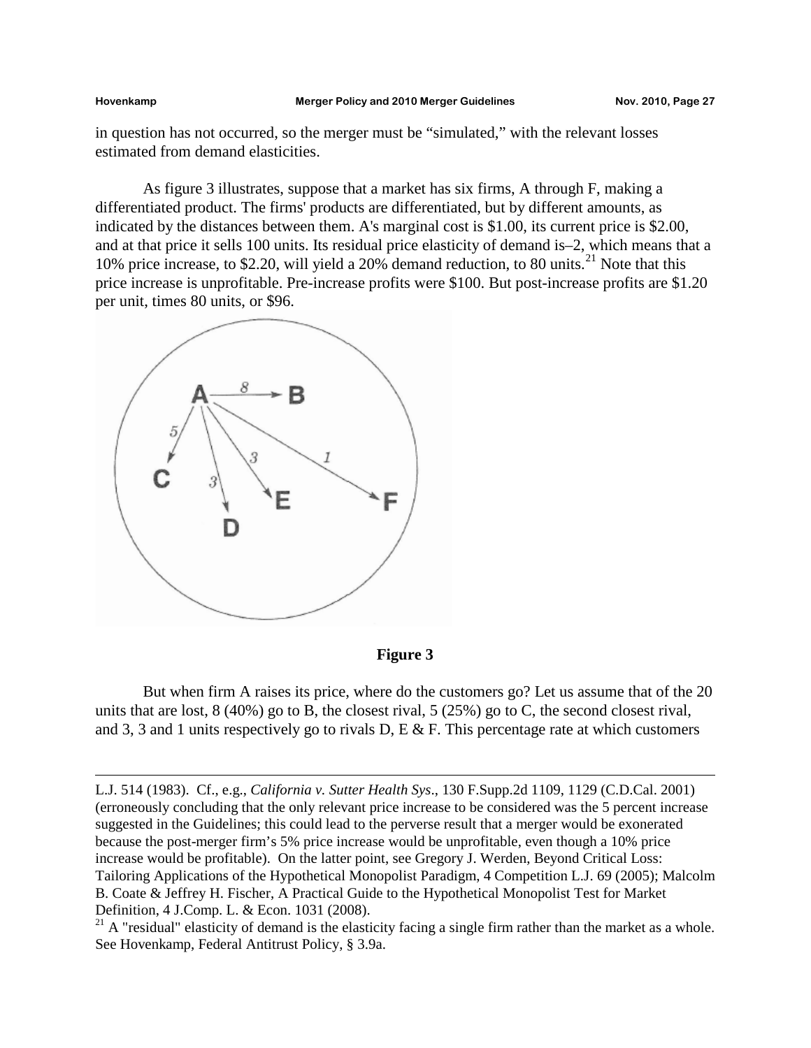in question has not occurred, so the merger must be "simulated," with the relevant losses estimated from demand elasticities.

As figure 3 illustrates, suppose that a market has six firms, A through F, making a differentiated product. The firms' products are differentiated, but by different amounts, as indicated by the distances between them. A's marginal cost is $1.00, its current price is $2.00, and at that price it sells 100 units. Its residual price elasticity of demand is–2, which means that a 10% price increase, to $2.20, will yield a 20% demand reduction, to 80 units.[21] Note that this price increase is unprofitable. Pre-increase profits were $100. But post-increase profits are $1.20 per unit, times 80 units, or $96.

**Figure 3**

But when firm A raises its price, where do the customers go? Let us assume that of the 20 units that are lost, 8 (40%) go to B, the closest rival, 5 (25%) go to C, the second closest rival, and 3, 3 and 1 units respectively go to rivals D, E & F. This percentage rate at which customers

---

L.J. 514 (1983). Cf., e.g., *California v. Sutter Health Sys*., 130 F.Supp.2d 1109, 1129 (C.D.Cal. 2001) (erroneously concluding that the only relevant price increase to be considered was the 5 percent increase suggested in the Guidelines; this could lead to the perverse result that a merger would be exonerated because the post-merger firm's 5% price increase would be unprofitable, even though a 10% price increase would be profitable). On the latter point, see Gregory J. Werden, Beyond Critical Loss: Tailoring Applications of the Hypothetical Monopolist Paradigm, 4 Competition L.J. 69 (2005); Malcolm B. Coate & Jeffrey H. Fischer, A Practical Guide to the Hypothetical Monopolist Test for Market Definition, 4 J.Comp. L. & Econ. 1031 (2008).

[21] A "residual" elasticity of demand is the elasticity facing a single firm rather than the market as a whole. See Hovenkamp, Federal Antitrust Policy, § 3.9a.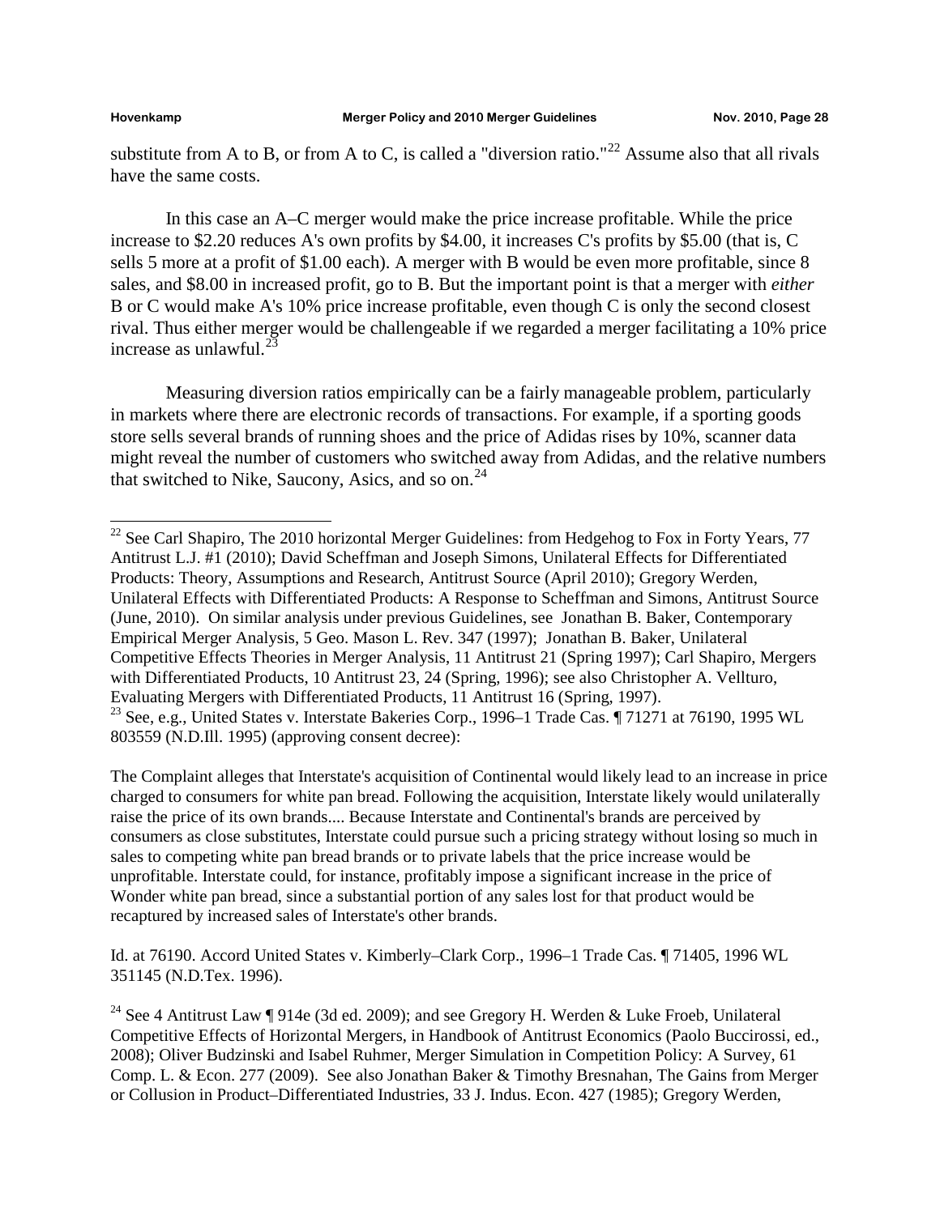substitute from A to B, or from A to C, is called a "diversion ratio."[22] Assume also that all rivals have the same costs.

In this case an A–C merger would make the price increase profitable. While the price increase to $2.20 reduces A's own profits by $4.00, it increases C's profits by $5.00 (that is, C sells 5 more at a profit of $1.00 each). A merger with B would be even more profitable, since 8 sales, and $8.00 in increased profit, go to B. But the important point is that a merger with *either* B or C would make A's 10% price increase profitable, even though C is only the second closest rival. Thus either merger would be challengeable if we regarded a merger facilitating a 10% price increase as unlawful.[23]

Measuring diversion ratios empirically can be a fairly manageable problem, particularly in markets where there are electronic records of transactions. For example, if a sporting goods store sells several brands of running shoes and the price of Adidas rises by 10%, scanner data might reveal the number of customers who switched away from Adidas, and the relative numbers that switched to Nike, Saucony, Asics, and so on.[24]

---

[22] See Carl Shapiro, The 2010 horizontal Merger Guidelines: from Hedgehog to Fox in Forty Years, 77 Antitrust L.J. #1 (2010); David Scheffman and Joseph Simons, Unilateral Effects for Differentiated Products: Theory, Assumptions and Research, Antitrust Source (April 2010); Gregory Werden, Unilateral Effects with Differentiated Products: A Response to Scheffman and Simons, Antitrust Source (June, 2010). On similar analysis under previous Guidelines, see Jonathan B. Baker, Contemporary Empirical Merger Analysis, 5 Geo. Mason L. Rev. 347 (1997); Jonathan B. Baker, Unilateral Competitive Effects Theories in Merger Analysis, 11 Antitrust 21 (Spring 1997); Carl Shapiro, Mergers with Differentiated Products, 10 Antitrust 23, 24 (Spring, 1996); see also Christopher A. Vellturo, Evaluating Mergers with Differentiated Products, 11 Antitrust 16 (Spring, 1997).

[23] See, e.g., United States v. Interstate Bakeries Corp., 1996–1 Trade Cas. ¶ 71271 at 76190, 1995 WL 803559 (N.D.Ill. 1995) (approving consent decree):

The Complaint alleges that Interstate's acquisition of Continental would likely lead to an increase in price charged to consumers for white pan bread. Following the acquisition, Interstate likely would unilaterally raise the price of its own brands.... Because Interstate and Continental's brands are perceived by consumers as close substitutes, Interstate could pursue such a pricing strategy without losing so much in sales to competing white pan bread brands or to private labels that the price increase would be unprofitable. Interstate could, for instance, profitably impose a significant increase in the price of Wonder white pan bread, since a substantial portion of any sales lost for that product would be recaptured by increased sales of Interstate's other brands.

Id. at 76190. Accord United States v. Kimberly–Clark Corp., 1996–1 Trade Cas. ¶ 71405, 1996 WL 351145 (N.D.Tex. 1996).

[24] See 4 Antitrust Law ¶ 914e (3d ed. 2009); and see Gregory H. Werden & Luke Froeb, Unilateral Competitive Effects of Horizontal Mergers, in Handbook of Antitrust Economics (Paolo Buccirossi, ed., 2008); Oliver Budzinski and Isabel Ruhmer, Merger Simulation in Competition Policy: A Survey, 61 Comp. L. & Econ. 277 (2009). See also Jonathan Baker & Timothy Bresnahan, The Gains from Merger or Collusion in Product–Differentiated Industries, 33 J. Indus. Econ. 427 (1985); Gregory Werden,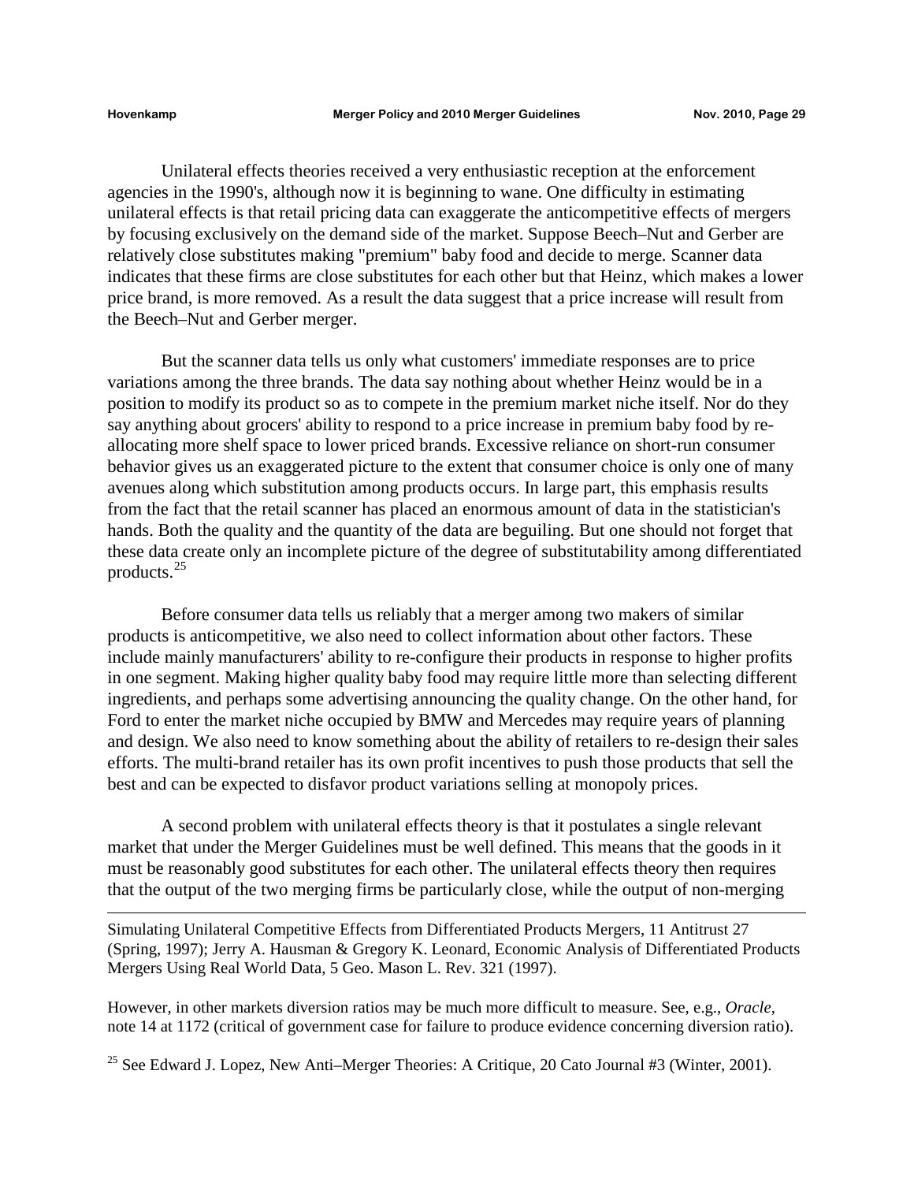Unilateral effects theories received a very enthusiastic reception at the enforcement agencies in the 1990's, although now it is beginning to wane. One difficulty in estimating unilateral effects is that retail pricing data can exaggerate the anticompetitive effects of mergers by focusing exclusively on the demand side of the market. Suppose Beech–Nut and Gerber are relatively close substitutes making "premium" baby food and decide to merge. Scanner data indicates that these firms are close substitutes for each other but that Heinz, which makes a lower price brand, is more removed. As a result the data suggest that a price increase will result from the Beech–Nut and Gerber merger.

But the scanner data tells us only what customers' immediate responses are to price variations among the three brands. The data say nothing about whether Heinz would be in a position to modify its product so as to compete in the premium market niche itself. Nor do they say anything about grocers' ability to respond to a price increase in premium baby food by re-allocating more shelf space to lower priced brands. Excessive reliance on short-run consumer behavior gives us an exaggerated picture to the extent that consumer choice is only one of many avenues along which substitution among products occurs. In large part, this emphasis results from the fact that the retail scanner has placed an enormous amount of data in the statistician's hands. Both the quality and the quantity of the data are beguiling. But one should not forget that these data create only an incomplete picture of the degree of substitutability among differentiated products.[25]

Before consumer data tells us reliably that a merger among two makers of similar products is anticompetitive, we also need to collect information about other factors. These include mainly manufacturers' ability to re-configure their products in response to higher profits in one segment. Making higher quality baby food may require little more than selecting different ingredients, and perhaps some advertising announcing the quality change. On the other hand, for Ford to enter the market niche occupied by BMW and Mercedes may require years of planning and design. We also need to know something about the ability of retailers to re-design their sales efforts. The multi-brand retailer has its own profit incentives to push those products that sell the best and can be expected to disfavor product variations selling at monopoly prices.

A second problem with unilateral effects theory is that it postulates a single relevant market that under the Merger Guidelines must be well defined. This means that the goods in it must be reasonably good substitutes for each other. The unilateral effects theory then requires that the output of the two merging firms be particularly close, while the output of non-merging

---

Simulating Unilateral Competitive Effects from Differentiated Products Mergers, 11 Antitrust 27 (Spring, 1997); Jerry A. Hausman & Gregory K. Leonard, Economic Analysis of Differentiated Products Mergers Using Real World Data, 5 Geo. Mason L. Rev. 321 (1997).

However, in other markets diversion ratios may be much more difficult to measure. See, e.g., *Oracle*, note 14 at 1172 (critical of government case for failure to produce evidence concerning diversion ratio).

[25] See Edward J. Lopez, New Anti–Merger Theories: A Critique, 20 Cato Journal #3 (Winter, 2001).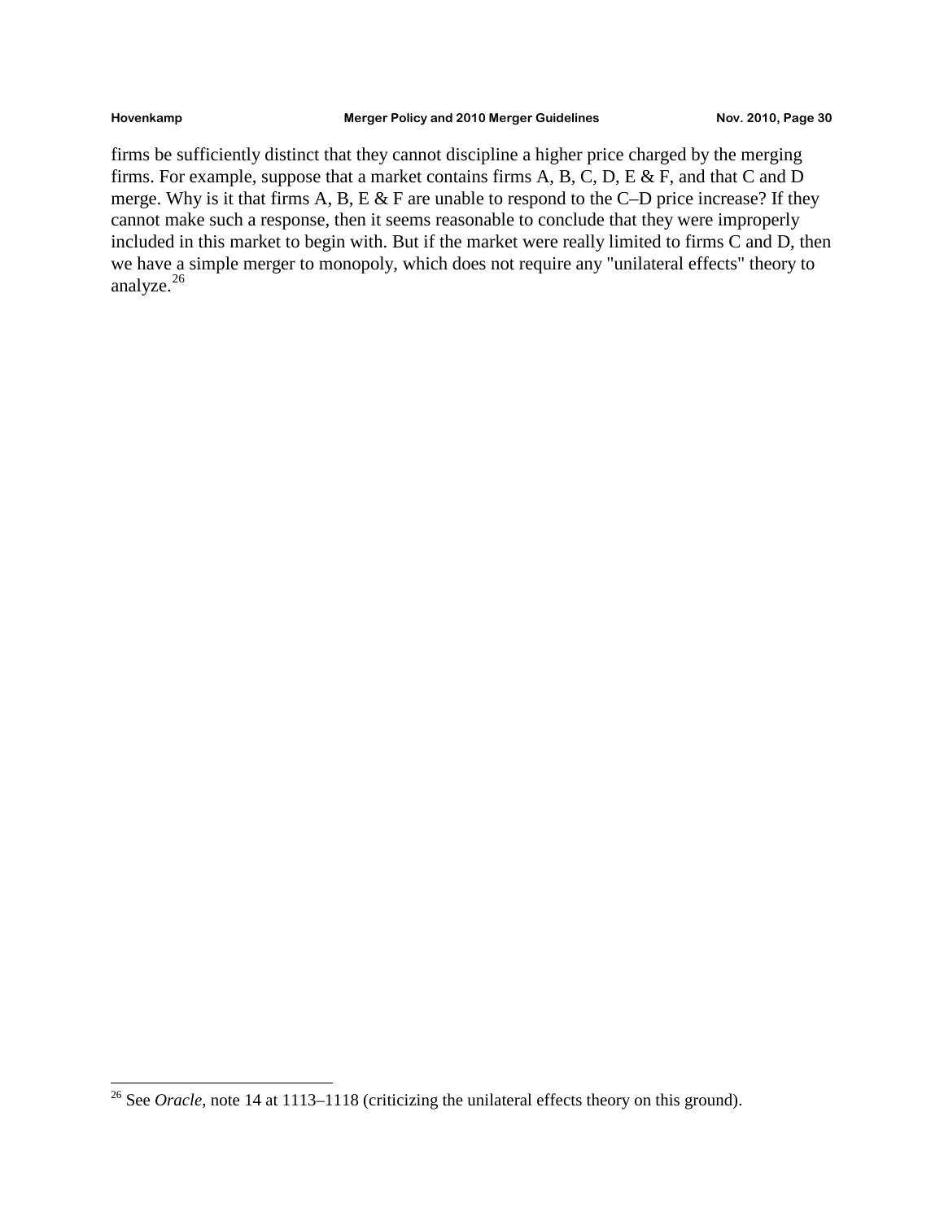firms be sufficiently distinct that they cannot discipline a higher price charged by the merging firms. For example, suppose that a market contains firms A, B, C, D, E & F, and that C and D merge. Why is it that firms A, B, E & F are unable to respond to the C–D price increase? If they cannot make such a response, then it seems reasonable to conclude that they were improperly included in this market to begin with. But if the market were really limited to firms C and D, then we have a simple merger to monopoly, which does not require any "unilateral effects" theory to analyze.[26]

---

[26] See *Oracle*, note 14 at 1113–1118 (criticizing the unilateral effects theory on this ground).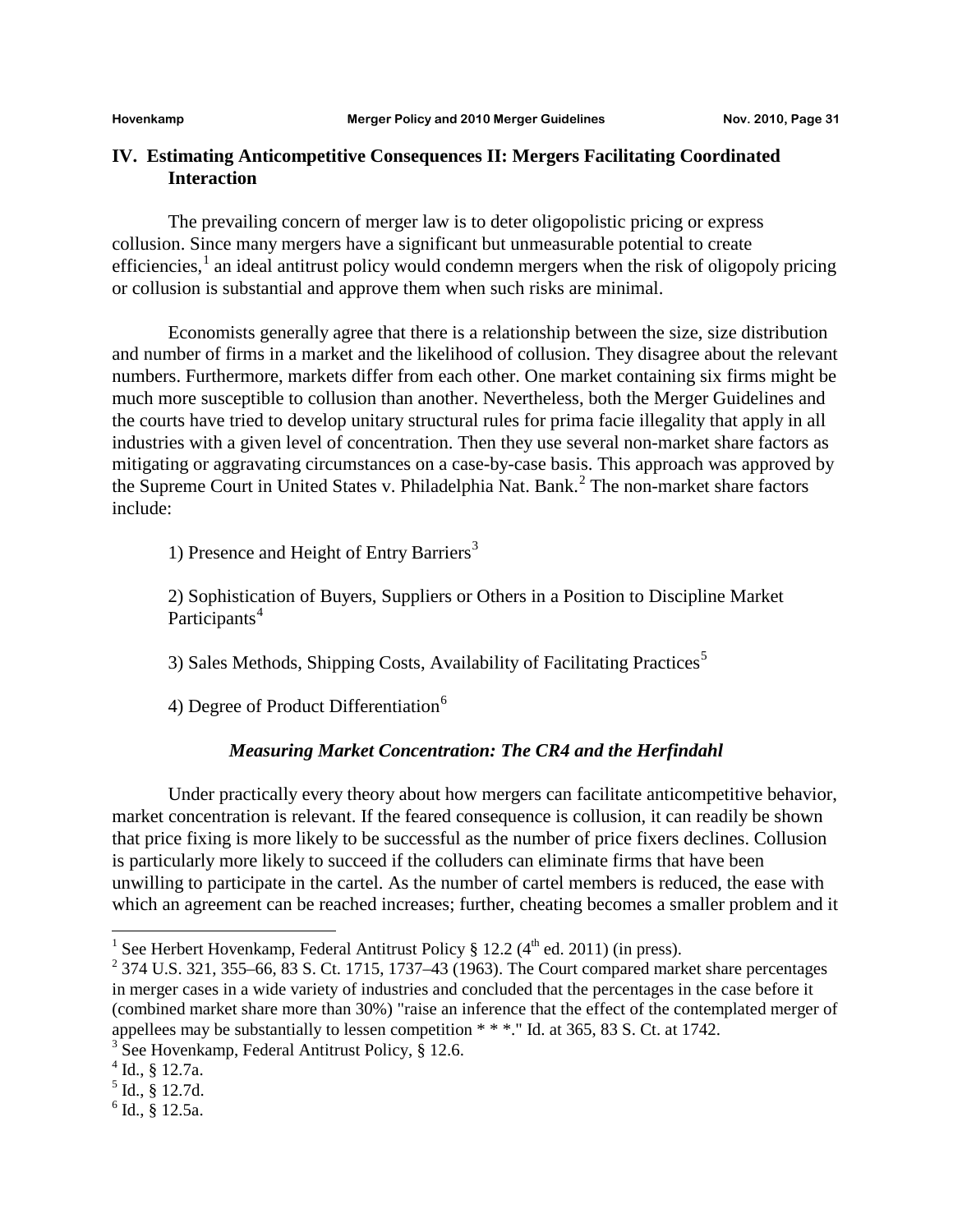## IV. Estimating Anticompetitive Consequences II: Mergers Facilitating Coordinated Interaction

The prevailing concern of merger law is to deter oligopolistic pricing or express collusion. Since many mergers have a significant but unmeasurable potential to create efficiencies,[1] an ideal antitrust policy would condemn mergers when the risk of oligopoly pricing or collusion is substantial and approve them when such risks are minimal.

Economists generally agree that there is a relationship between the size, size distribution and number of firms in a market and the likelihood of collusion. They disagree about the relevant numbers. Furthermore, markets differ from each other. One market containing six firms might be much more susceptible to collusion than another. Nevertheless, both the Merger Guidelines and the courts have tried to develop unitary structural rules for prima facie illegality that apply in all industries with a given level of concentration. Then they use several non-market share factors as mitigating or aggravating circumstances on a case-by-case basis. This approach was approved by the Supreme Court in United States v. Philadelphia Nat. Bank.[2] The non-market share factors include:

1) Presence and Height of Entry Barriers[3]

2) Sophistication of Buyers, Suppliers or Others in a Position to Discipline Market Participants[4]

3) Sales Methods, Shipping Costs, Availability of Facilitating Practices[5]

4) Degree of Product Differentiation[6]

### *Measuring Market Concentration: The CR4 and the Herfindahl*

Under practically every theory about how mergers can facilitate anticompetitive behavior, market concentration is relevant. If the feared consequence is collusion, it can readily be shown that price fixing is more likely to be successful as the number of price fixers declines. Collusion is particularly more likely to succeed if the colluders can eliminate firms that have been unwilling to participate in the cartel. As the number of cartel members is reduced, the ease with which an agreement can be reached increases; further, cheating becomes a smaller problem and it

---

[1] See Herbert Hovenkamp, Federal Antitrust Policy § 12.2 (4th ed. 2011) (in press).

[2] 374 U.S. 321, 355–66, 83 S. Ct. 1715, 1737–43 (1963). The Court compared market share percentages in merger cases in a wide variety of industries and concluded that the percentages in the case before it (combined market share more than 30%) "raise an inference that the effect of the contemplated merger of appellees may be substantially to lessen competition * * *." Id. at 365, 83 S. Ct. at 1742.

[3] See Hovenkamp, Federal Antitrust Policy, § 12.6.

[4] Id., § 12.7a.

[5] Id., § 12.7d.

[6] Id., § 12.5a.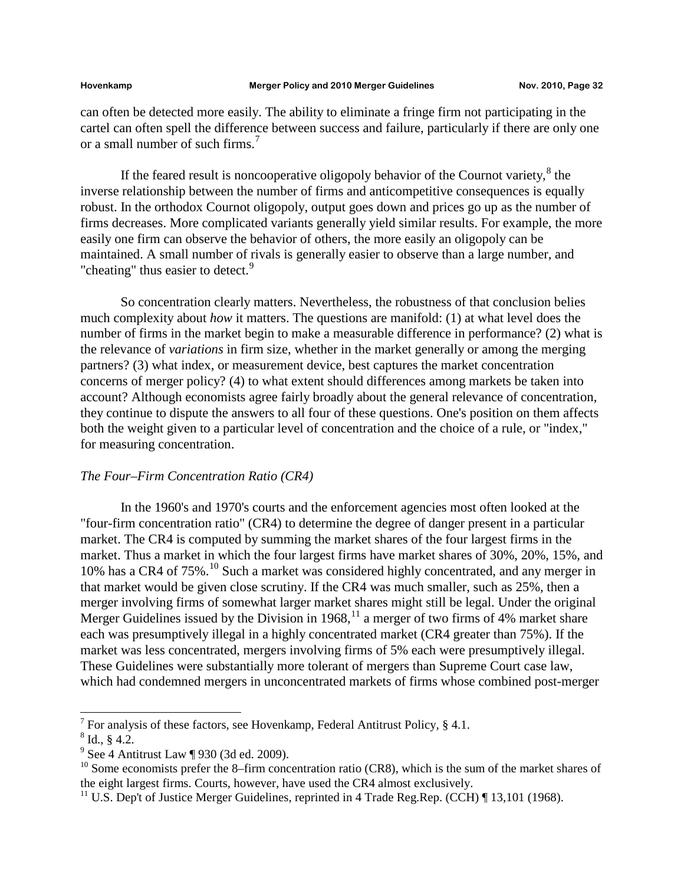can often be detected more easily. The ability to eliminate a fringe firm not participating in the cartel can often spell the difference between success and failure, particularly if there are only one or a small number of such firms.[7]

If the feared result is noncooperative oligopoly behavior of the Cournot variety,[8] the inverse relationship between the number of firms and anticompetitive consequences is equally robust. In the orthodox Cournot oligopoly, output goes down and prices go up as the number of firms decreases. More complicated variants generally yield similar results. For example, the more easily one firm can observe the behavior of others, the more easily an oligopoly can be maintained. A small number of rivals is generally easier to observe than a large number, and "cheating" thus easier to detect.[9]

So concentration clearly matters. Nevertheless, the robustness of that conclusion belies much complexity about *how* it matters. The questions are manifold: (1) at what level does the number of firms in the market begin to make a measurable difference in performance? (2) what is the relevance of *variations* in firm size, whether in the market generally or among the merging partners? (3) what index, or measurement device, best captures the market concentration concerns of merger policy? (4) to what extent should differences among markets be taken into account? Although economists agree fairly broadly about the general relevance of concentration, they continue to dispute the answers to all four of these questions. One's position on them affects both the weight given to a particular level of concentration and the choice of a rule, or "index," for measuring concentration.

### *The Four–Firm Concentration Ratio (CR4)*

In the 1960's and 1970's courts and the enforcement agencies most often looked at the "four-firm concentration ratio" (CR4) to determine the degree of danger present in a particular market. The CR4 is computed by summing the market shares of the four largest firms in the market. Thus a market in which the four largest firms have market shares of 30%, 20%, 15%, and 10% has a CR4 of 75%.[10] Such a market was considered highly concentrated, and any merger in that market would be given close scrutiny. If the CR4 was much smaller, such as 25%, then a merger involving firms of somewhat larger market shares might still be legal. Under the original Merger Guidelines issued by the Division in 1968,[11] a merger of two firms of 4% market share each was presumptively illegal in a highly concentrated market (CR4 greater than 75%). If the market was less concentrated, mergers involving firms of 5% each were presumptively illegal. These Guidelines were substantially more tolerant of mergers than Supreme Court case law, which had condemned mergers in unconcentrated markets of firms whose combined post-merger

---

[7] For analysis of these factors, see Hovenkamp, Federal Antitrust Policy, § 4.1.

[8] Id., § 4.2.

[9] See 4 Antitrust Law ¶ 930 (3d ed. 2009).

[10] Some economists prefer the 8–firm concentration ratio (CR8), which is the sum of the market shares of the eight largest firms. Courts, however, have used the CR4 almost exclusively.

[11] U.S. Dep't of Justice Merger Guidelines, reprinted in 4 Trade Reg.Rep. (CCH) ¶ 13,101 (1968).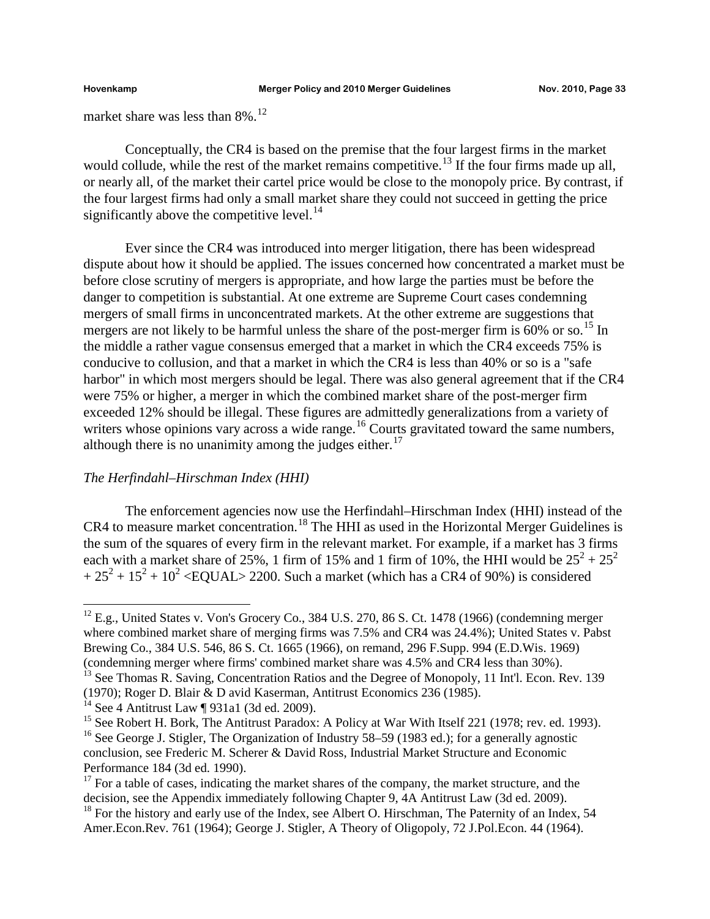market share was less than 8%.[12]

Conceptually, the CR4 is based on the premise that the four largest firms in the market would collude, while the rest of the market remains competitive.[13] If the four firms made up all, or nearly all, of the market their cartel price would be close to the monopoly price. By contrast, if the four largest firms had only a small market share they could not succeed in getting the price significantly above the competitive level.[14]

Ever since the CR4 was introduced into merger litigation, there has been widespread dispute about how it should be applied. The issues concerned how concentrated a market must be before close scrutiny of mergers is appropriate, and how large the parties must be before the danger to competition is substantial. At one extreme are Supreme Court cases condemning mergers of small firms in unconcentrated markets. At the other extreme are suggestions that mergers are not likely to be harmful unless the share of the post-merger firm is 60% or so.[15] In the middle a rather vague consensus emerged that a market in which the CR4 exceeds 75% is conducive to collusion, and that a market in which the CR4 is less than 40% or so is a "safe harbor" in which most mergers should be legal. There was also general agreement that if the CR4 were 75% or higher, a merger in which the combined market share of the post-merger firm exceeded 12% should be illegal. These figures are admittedly generalizations from a variety of writers whose opinions vary across a wide range.[16] Courts gravitated toward the same numbers, although there is no unanimity among the judges either.[17]

*The Herfindahl–Hirschman Index (HHI)*

The enforcement agencies now use the Herfindahl–Hirschman Index (HHI) instead of the CR4 to measure market concentration.[18] The HHI as used in the Horizontal Merger Guidelines is the sum of the squares of every firm in the relevant market. For example, if a market has 3 firms each with a market share of 25%, 1 firm of 15% and 1 firm of 10%, the HHI would be $25^2 + 25^2 + 25^2 + 15^2 + 10^2$ <EQUAL> 2200. Such a market (which has a CR4 of 90%) is considered

---

[12] E.g., United States v. Von's Grocery Co., 384 U.S. 270, 86 S. Ct. 1478 (1966) (condemning merger where combined market share of merging firms was 7.5% and CR4 was 24.4%); United States v. Pabst Brewing Co., 384 U.S. 546, 86 S. Ct. 1665 (1966), on remand, 296 F.Supp. 994 (E.D.Wis. 1969) (condemning merger where firms' combined market share was 4.5% and CR4 less than 30%).

[13] See Thomas R. Saving, Concentration Ratios and the Degree of Monopoly, 11 Int'l. Econ. Rev. 139 (1970); Roger D. Blair & D avid Kaserman, Antitrust Economics 236 (1985).

[14] See 4 Antitrust Law ¶ 931a1 (3d ed. 2009).

[15] See Robert H. Bork, The Antitrust Paradox: A Policy at War With Itself 221 (1978; rev. ed. 1993).

[16] See George J. Stigler, The Organization of Industry 58–59 (1983 ed.); for a generally agnostic conclusion, see Frederic M. Scherer & David Ross, Industrial Market Structure and Economic Performance 184 (3d ed. 1990).

[17] For a table of cases, indicating the market shares of the company, the market structure, and the decision, see the Appendix immediately following Chapter 9, 4A Antitrust Law (3d ed. 2009).

[18] For the history and early use of the Index, see Albert O. Hirschman, The Paternity of an Index, 54 Amer.Econ.Rev. 761 (1964); George J. Stigler, A Theory of Oligopoly, 72 J.Pol.Econ. 44 (1964).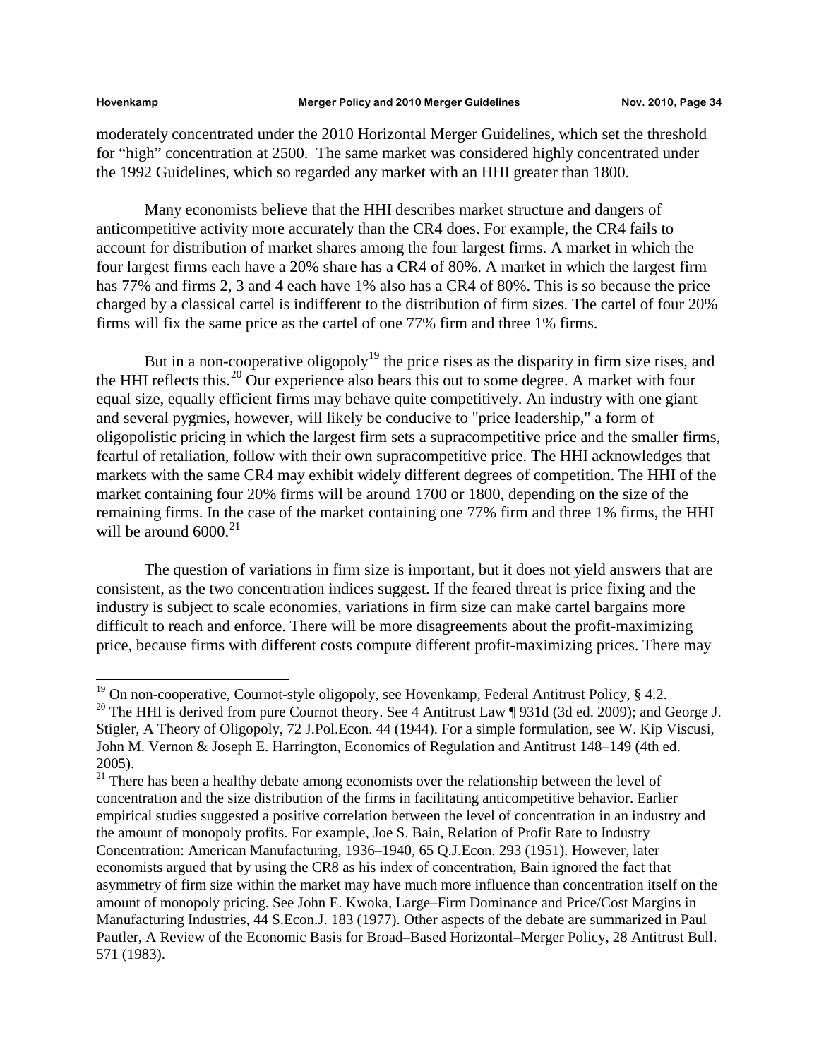moderately concentrated under the 2010 Horizontal Merger Guidelines, which set the threshold for "high" concentration at 2500. The same market was considered highly concentrated under the 1992 Guidelines, which so regarded any market with an HHI greater than 1800.

Many economists believe that the HHI describes market structure and dangers of anticompetitive activity more accurately than the CR4 does. For example, the CR4 fails to account for distribution of market shares among the four largest firms. A market in which the four largest firms each have a 20% share has a CR4 of 80%. A market in which the largest firm has 77% and firms 2, 3 and 4 each have 1% also has a CR4 of 80%. This is so because the price charged by a classical cartel is indifferent to the distribution of firm sizes. The cartel of four 20% firms will fix the same price as the cartel of one 77% firm and three 1% firms.

But in a non-cooperative oligopoly[19] the price rises as the disparity in firm size rises, and the HHI reflects this.[20] Our experience also bears this out to some degree. A market with four equal size, equally efficient firms may behave quite competitively. An industry with one giant and several pygmies, however, will likely be conducive to "price leadership," a form of oligopolistic pricing in which the largest firm sets a supracompetitive price and the smaller firms, fearful of retaliation, follow with their own supracompetitive price. The HHI acknowledges that markets with the same CR4 may exhibit widely different degrees of competition. The HHI of the market containing four 20% firms will be around 1700 or 1800, depending on the size of the remaining firms. In the case of the market containing one 77% firm and three 1% firms, the HHI will be around 6000.[21]

The question of variations in firm size is important, but it does not yield answers that are consistent, as the two concentration indices suggest. If the feared threat is price fixing and the industry is subject to scale economies, variations in firm size can make cartel bargains more difficult to reach and enforce. There will be more disagreements about the profit-maximizing price, because firms with different costs compute different profit-maximizing prices. There may

---

[19] On non-cooperative, Cournot-style oligopoly, see Hovenkamp, Federal Antitrust Policy, § 4.2.

[20] The HHI is derived from pure Cournot theory. See 4 Antitrust Law ¶ 931d (3d ed. 2009); and George J. Stigler, A Theory of Oligopoly, 72 J.Pol.Econ. 44 (1944). For a simple formulation, see W. Kip Viscusi, John M. Vernon & Joseph E. Harrington, Economics of Regulation and Antitrust 148–149 (4th ed. 2005).

[21] There has been a healthy debate among economists over the relationship between the level of concentration and the size distribution of the firms in facilitating anticompetitive behavior. Earlier empirical studies suggested a positive correlation between the level of concentration in an industry and the amount of monopoly profits. For example, Joe S. Bain, Relation of Profit Rate to Industry Concentration: American Manufacturing, 1936–1940, 65 Q.J.Econ. 293 (1951). However, later economists argued that by using the CR8 as his index of concentration, Bain ignored the fact that asymmetry of firm size within the market may have much more influence than concentration itself on the amount of monopoly pricing. See John E. Kwoka, Large–Firm Dominance and Price/Cost Margins in Manufacturing Industries, 44 S.Econ.J. 183 (1977). Other aspects of the debate are summarized in Paul Pautler, A Review of the Economic Basis for Broad–Based Horizontal–Merger Policy, 28 Antitrust Bull. 571 (1983).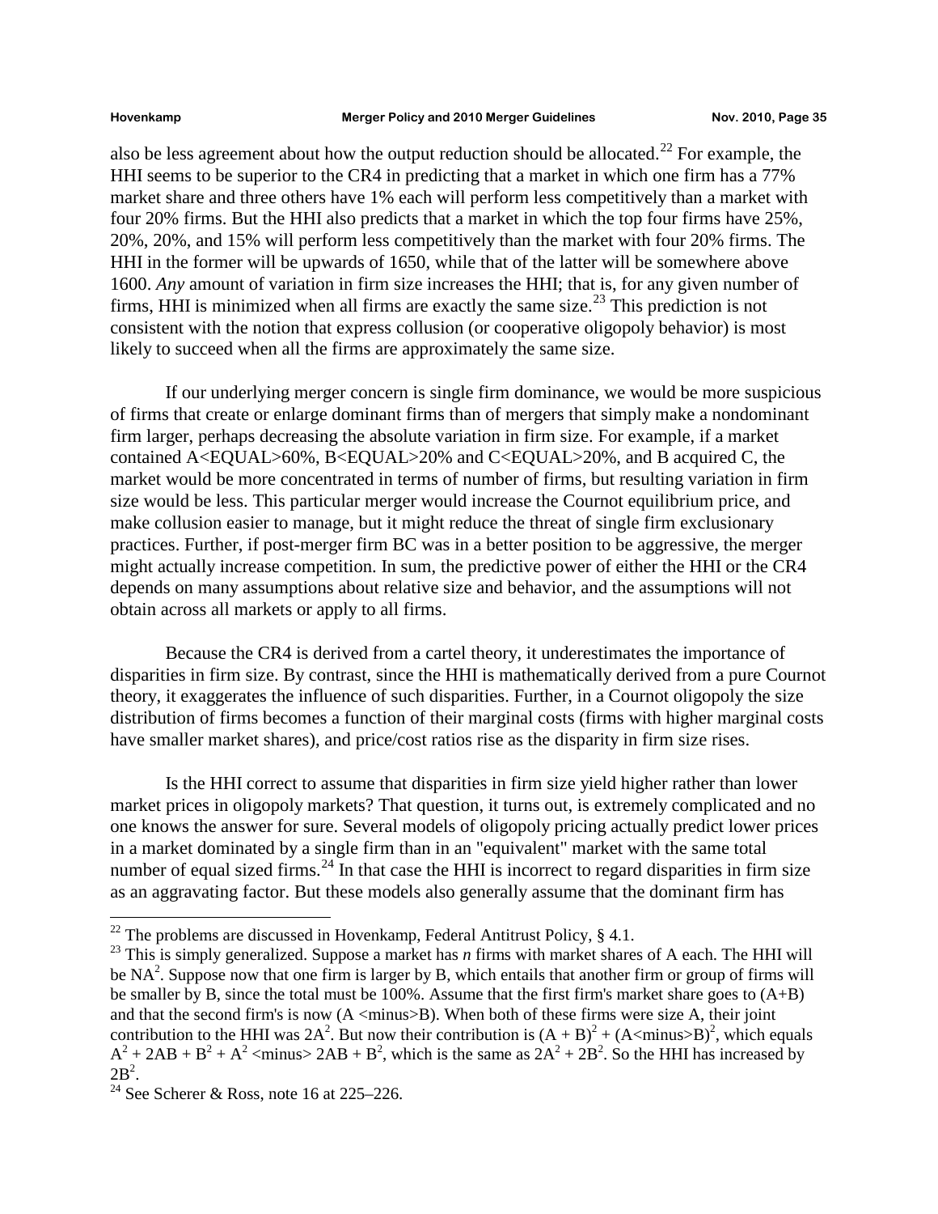also be less agreement about how the output reduction should be allocated.[22] For example, the HHI seems to be superior to the CR4 in predicting that a market in which one firm has a 77% market share and three others have 1% each will perform less competitively than a market with four 20% firms. But the HHI also predicts that a market in which the top four firms have 25%, 20%, 20%, and 15% will perform less competitively than the market with four 20% firms. The HHI in the former will be upwards of 1650, while that of the latter will be somewhere above 1600. *Any* amount of variation in firm size increases the HHI; that is, for any given number of firms, HHI is minimized when all firms are exactly the same size.[23] This prediction is not consistent with the notion that express collusion (or cooperative oligopoly behavior) is most likely to succeed when all the firms are approximately the same size.

If our underlying merger concern is single firm dominance, we would be more suspicious of firms that create or enlarge dominant firms than of mergers that simply make a nondominant firm larger, perhaps decreasing the absolute variation in firm size. For example, if a market contained A<EQUAL>60%, B<EQUAL>20% and C<EQUAL>20%, and B acquired C, the market would be more concentrated in terms of number of firms, but resulting variation in firm size would be less. This particular merger would increase the Cournot equilibrium price, and make collusion easier to manage, but it might reduce the threat of single firm exclusionary practices. Further, if post-merger firm BC was in a better position to be aggressive, the merger might actually increase competition. In sum, the predictive power of either the HHI or the CR4 depends on many assumptions about relative size and behavior, and the assumptions will not obtain across all markets or apply to all firms.

Because the CR4 is derived from a cartel theory, it underestimates the importance of disparities in firm size. By contrast, since the HHI is mathematically derived from a pure Cournot theory, it exaggerates the influence of such disparities. Further, in a Cournot oligopoly the size distribution of firms becomes a function of their marginal costs (firms with higher marginal costs have smaller market shares), and price/cost ratios rise as the disparity in firm size rises.

Is the HHI correct to assume that disparities in firm size yield higher rather than lower market prices in oligopoly markets? That question, it turns out, is extremely complicated and no one knows the answer for sure. Several models of oligopoly pricing actually predict lower prices in a market dominated by a single firm than in an "equivalent" market with the same total number of equal sized firms.[24] In that case the HHI is incorrect to regard disparities in firm size as an aggravating factor. But these models also generally assume that the dominant firm has

---

[22] The problems are discussed in Hovenkamp, Federal Antitrust Policy, § 4.1.

[23] This is simply generalized. Suppose a market has *n* firms with market shares of A each. The HHI will be $NA^2$. Suppose now that one firm is larger by B, which entails that another firm or group of firms will be smaller by B, since the total must be 100%. Assume that the first firm's market share goes to (A+B) and that the second firm's is now (A <minus>B). When both of these firms were size A, their joint contribution to the HHI was $2A^2$. But now their contribution is $(A + B)^2 + (A - B)^2$, which equals $A^2 + 2AB + B^2 + A^2 - 2AB + B^2$, which is the same as $2A^2 + 2B^2$. So the HHI has increased by $2B^2$.

[24] See Scherer & Ross, note 16 at 225–226.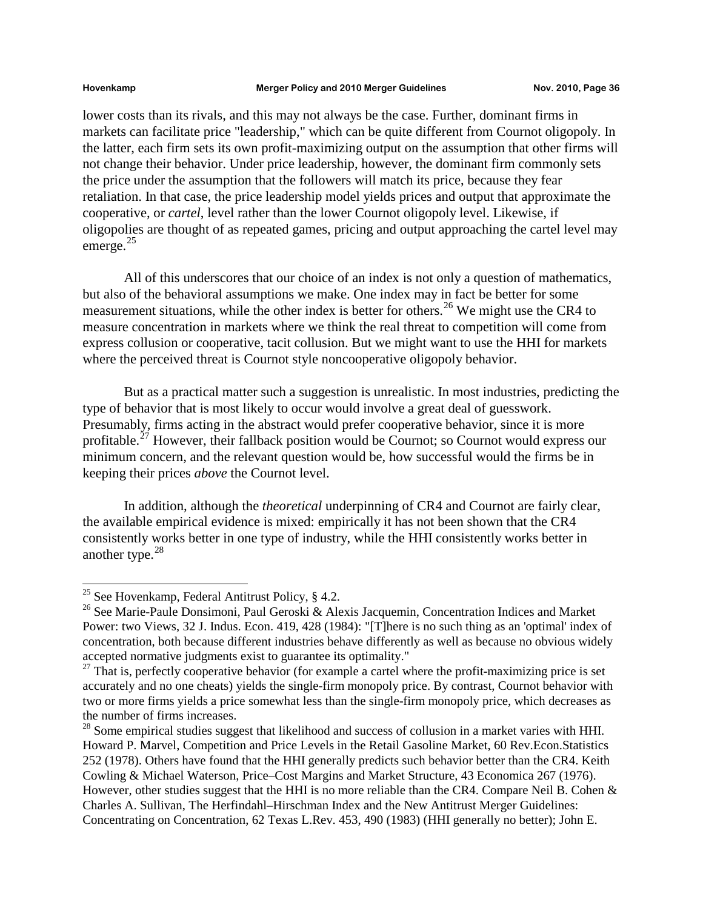lower costs than its rivals, and this may not always be the case. Further, dominant firms in markets can facilitate price "leadership," which can be quite different from Cournot oligopoly. In the latter, each firm sets its own profit-maximizing output on the assumption that other firms will not change their behavior. Under price leadership, however, the dominant firm commonly sets the price under the assumption that the followers will match its price, because they fear retaliation. In that case, the price leadership model yields prices and output that approximate the cooperative, or *cartel*, level rather than the lower Cournot oligopoly level. Likewise, if oligopolies are thought of as repeated games, pricing and output approaching the cartel level may emerge.[25]

All of this underscores that our choice of an index is not only a question of mathematics, but also of the behavioral assumptions we make. One index may in fact be better for some measurement situations, while the other index is better for others.[26] We might use the CR4 to measure concentration in markets where we think the real threat to competition will come from express collusion or cooperative, tacit collusion. But we might want to use the HHI for markets where the perceived threat is Cournot style noncooperative oligopoly behavior.

But as a practical matter such a suggestion is unrealistic. In most industries, predicting the type of behavior that is most likely to occur would involve a great deal of guesswork. Presumably, firms acting in the abstract would prefer cooperative behavior, since it is more profitable.[27] However, their fallback position would be Cournot; so Cournot would express our minimum concern, and the relevant question would be, how successful would the firms be in keeping their prices *above* the Cournot level.

In addition, although the *theoretical* underpinning of CR4 and Cournot are fairly clear, the available empirical evidence is mixed: empirically it has not been shown that the CR4 consistently works better in one type of industry, while the HHI consistently works better in another type.[28]

---

[25] See Hovenkamp, Federal Antitrust Policy, § 4.2.

[26] See Marie-Paule Donsimoni, Paul Geroski & Alexis Jacquemin, Concentration Indices and Market Power: two Views, 32 J. Indus. Econ. 419, 428 (1984): "[T]here is no such thing as an 'optimal' index of concentration, both because different industries behave differently as well as because no obvious widely accepted normative judgments exist to guarantee its optimality."

[27] That is, perfectly cooperative behavior (for example a cartel where the profit-maximizing price is set accurately and no one cheats) yields the single-firm monopoly price. By contrast, Cournot behavior with two or more firms yields a price somewhat less than the single-firm monopoly price, which decreases as the number of firms increases.

[28] Some empirical studies suggest that likelihood and success of collusion in a market varies with HHI. Howard P. Marvel, Competition and Price Levels in the Retail Gasoline Market, 60 Rev.Econ.Statistics 252 (1978). Others have found that the HHI generally predicts such behavior better than the CR4. Keith Cowling & Michael Waterson, Price–Cost Margins and Market Structure, 43 Economica 267 (1976). However, other studies suggest that the HHI is no more reliable than the CR4. Compare Neil B. Cohen & Charles A. Sullivan, The Herfindahl–Hirschman Index and the New Antitrust Merger Guidelines: Concentrating on Concentration, 62 Texas L.Rev. 453, 490 (1983) (HHI generally no better); John E.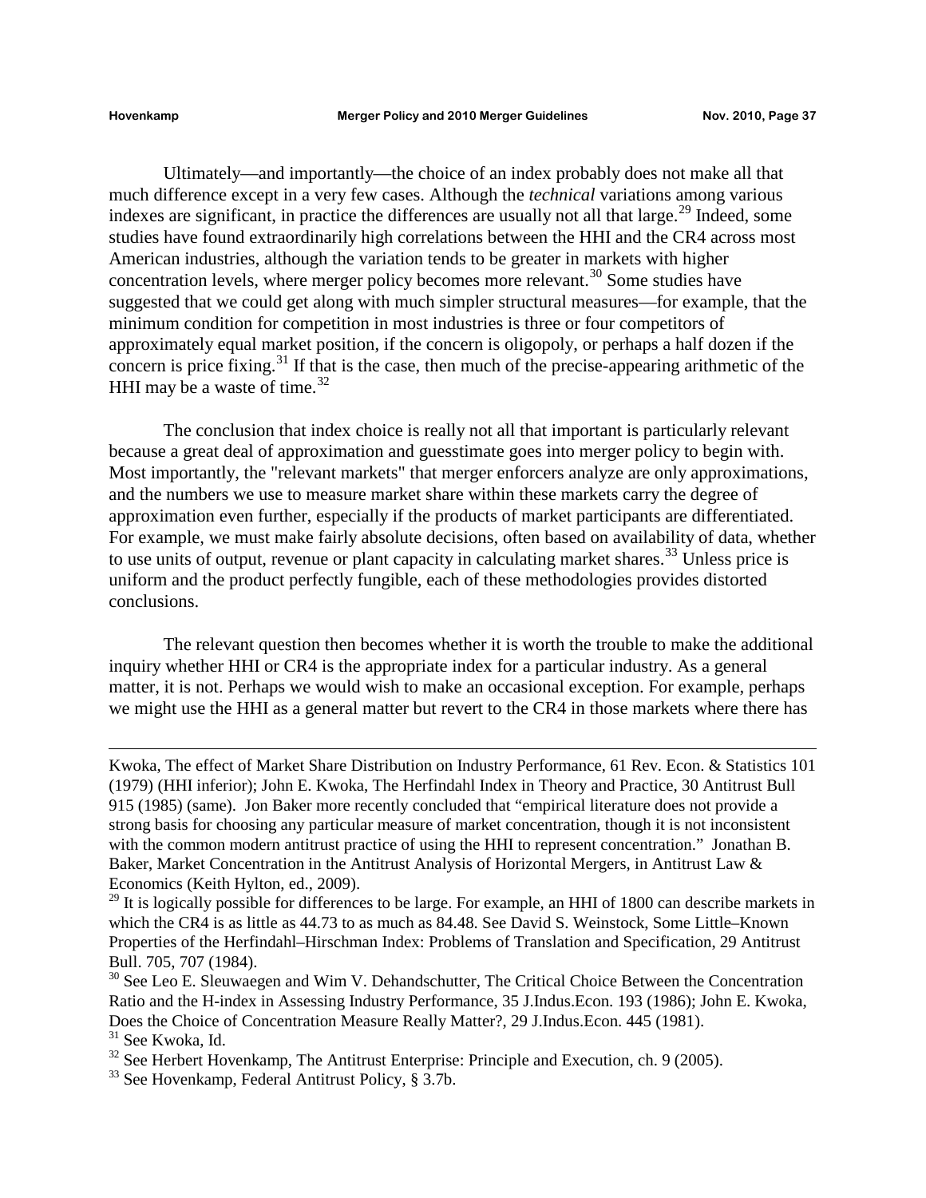Ultimately—and importantly—the choice of an index probably does not make all that much difference except in a very few cases. Although the *technical* variations among various indexes are significant, in practice the differences are usually not all that large.[29] Indeed, some studies have found extraordinarily high correlations between the HHI and the CR4 across most American industries, although the variation tends to be greater in markets with higher concentration levels, where merger policy becomes more relevant.[30] Some studies have suggested that we could get along with much simpler structural measures—for example, that the minimum condition for competition in most industries is three or four competitors of approximately equal market position, if the concern is oligopoly, or perhaps a half dozen if the concern is price fixing.[31] If that is the case, then much of the precise-appearing arithmetic of the HHI may be a waste of time.[32]

The conclusion that index choice is really not all that important is particularly relevant because a great deal of approximation and guesstimate goes into merger policy to begin with. Most importantly, the "relevant markets" that merger enforcers analyze are only approximations, and the numbers we use to measure market share within these markets carry the degree of approximation even further, especially if the products of market participants are differentiated. For example, we must make fairly absolute decisions, often based on availability of data, whether to use units of output, revenue or plant capacity in calculating market shares.[33] Unless price is uniform and the product perfectly fungible, each of these methodologies provides distorted conclusions.

The relevant question then becomes whether it is worth the trouble to make the additional inquiry whether HHI or CR4 is the appropriate index for a particular industry. As a general matter, it is not. Perhaps we would wish to make an occasional exception. For example, perhaps we might use the HHI as a general matter but revert to the CR4 in those markets where there has

---

Kwoka, The effect of Market Share Distribution on Industry Performance, 61 Rev. Econ. & Statistics 101 (1979) (HHI inferior); John E. Kwoka, The Herfindahl Index in Theory and Practice, 30 Antitrust Bull 915 (1985) (same). Jon Baker more recently concluded that "empirical literature does not provide a strong basis for choosing any particular measure of market concentration, though it is not inconsistent with the common modern antitrust practice of using the HHI to represent concentration." Jonathan B. Baker, Market Concentration in the Antitrust Analysis of Horizontal Mergers, in Antitrust Law & Economics (Keith Hylton, ed., 2009).

[29] It is logically possible for differences to be large. For example, an HHI of 1800 can describe markets in which the CR4 is as little as 44.73 to as much as 84.48. See David S. Weinstock, Some Little–Known Properties of the Herfindahl–Hirschman Index: Problems of Translation and Specification, 29 Antitrust Bull. 705, 707 (1984).

[30] See Leo E. Sleuwaegen and Wim V. Dehandschutter, The Critical Choice Between the Concentration Ratio and the H-index in Assessing Industry Performance, 35 J.Indus.Econ. 193 (1986); John E. Kwoka, Does the Choice of Concentration Measure Really Matter?, 29 J.Indus.Econ. 445 (1981).

[31] See Kwoka, Id.

[32] See Herbert Hovenkamp, The Antitrust Enterprise: Principle and Execution, ch. 9 (2005).

[33] See Hovenkamp, Federal Antitrust Policy, § 3.7b.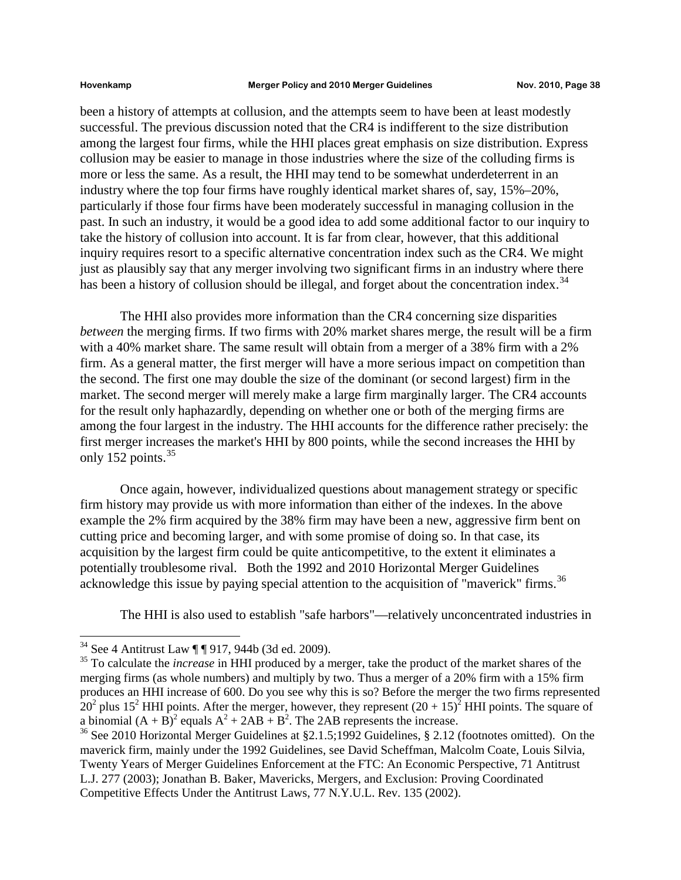been a history of attempts at collusion, and the attempts seem to have been at least modestly successful. The previous discussion noted that the CR4 is indifferent to the size distribution among the largest four firms, while the HHI places great emphasis on size distribution. Express collusion may be easier to manage in those industries where the size of the colluding firms is more or less the same. As a result, the HHI may tend to be somewhat underdeterrent in an industry where the top four firms have roughly identical market shares of, say, 15%–20%, particularly if those four firms have been moderately successful in managing collusion in the past. In such an industry, it would be a good idea to add some additional factor to our inquiry to take the history of collusion into account. It is far from clear, however, that this additional inquiry requires resort to a specific alternative concentration index such as the CR4. We might just as plausibly say that any merger involving two significant firms in an industry where there has been a history of collusion should be illegal, and forget about the concentration index.[34]

The HHI also provides more information than the CR4 concerning size disparities *between* the merging firms. If two firms with 20% market shares merge, the result will be a firm with a 40% market share. The same result will obtain from a merger of a 38% firm with a 2% firm. As a general matter, the first merger will have a more serious impact on competition than the second. The first one may double the size of the dominant (or second largest) firm in the market. The second merger will merely make a large firm marginally larger. The CR4 accounts for the result only haphazardly, depending on whether one or both of the merging firms are among the four largest in the industry. The HHI accounts for the difference rather precisely: the first merger increases the market's HHI by 800 points, while the second increases the HHI by only 152 points.[35]

Once again, however, individualized questions about management strategy or specific firm history may provide us with more information than either of the indexes. In the above example the 2% firm acquired by the 38% firm may have been a new, aggressive firm bent on cutting price and becoming larger, and with some promise of doing so. In that case, its acquisition by the largest firm could be quite anticompetitive, to the extent it eliminates a potentially troublesome rival. Both the 1992 and 2010 Horizontal Merger Guidelines acknowledge this issue by paying special attention to the acquisition of "maverick" firms.[36]

The HHI is also used to establish "safe harbors"—relatively unconcentrated industries in

---

[34] See 4 Antitrust Law ¶ ¶ 917, 944b (3d ed. 2009).

[35] To calculate the *increase* in HHI produced by a merger, take the product of the market shares of the merging firms (as whole numbers) and multiply by two. Thus a merger of a 20% firm with a 15% firm produces an HHI increase of 600. Do you see why this is so? Before the merger the two firms represented $20^2$ plus $15^2$ HHI points. After the merger, however, they represent $(20 + 15)^2$ HHI points. The square of a binomial $(A + B)^2$ equals $A^2 + 2AB + B^2$. The 2AB represents the increase.

[36] See 2010 Horizontal Merger Guidelines at §2.1.5;1992 Guidelines, § 2.12 (footnotes omitted). On the maverick firm, mainly under the 1992 Guidelines, see David Scheffman, Malcolm Coate, Louis Silvia, Twenty Years of Merger Guidelines Enforcement at the FTC: An Economic Perspective, 71 Antitrust L.J. 277 (2003); Jonathan B. Baker, Mavericks, Mergers, and Exclusion: Proving Coordinated Competitive Effects Under the Antitrust Laws, 77 N.Y.U.L. Rev. 135 (2002).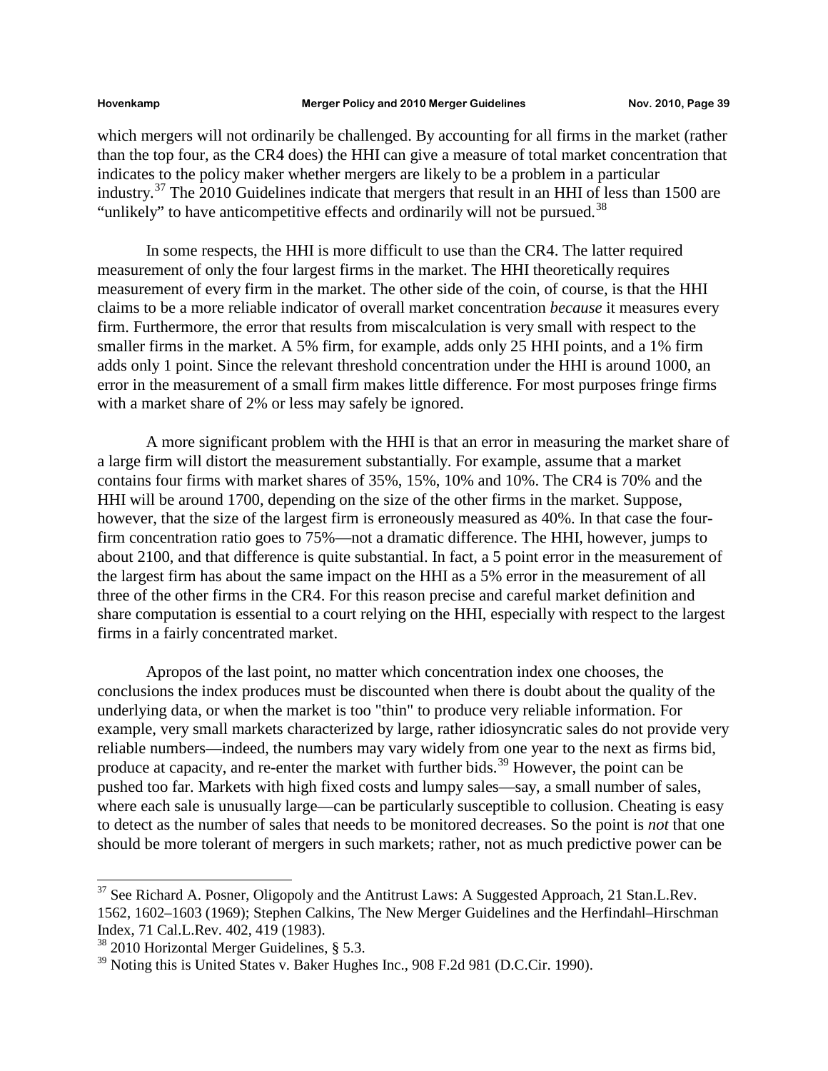which mergers will not ordinarily be challenged. By accounting for all firms in the market (rather than the top four, as the CR4 does) the HHI can give a measure of total market concentration that indicates to the policy maker whether mergers are likely to be a problem in a particular industry.[37] The 2010 Guidelines indicate that mergers that result in an HHI of less than 1500 are "unlikely" to have anticompetitive effects and ordinarily will not be pursued.[38]

In some respects, the HHI is more difficult to use than the CR4. The latter required measurement of only the four largest firms in the market. The HHI theoretically requires measurement of every firm in the market. The other side of the coin, of course, is that the HHI claims to be a more reliable indicator of overall market concentration *because* it measures every firm. Furthermore, the error that results from miscalculation is very small with respect to the smaller firms in the market. A 5% firm, for example, adds only 25 HHI points, and a 1% firm adds only 1 point. Since the relevant threshold concentration under the HHI is around 1000, an error in the measurement of a small firm makes little difference. For most purposes fringe firms with a market share of 2% or less may safely be ignored.

A more significant problem with the HHI is that an error in measuring the market share of a large firm will distort the measurement substantially. For example, assume that a market contains four firms with market shares of 35%, 15%, 10% and 10%. The CR4 is 70% and the HHI will be around 1700, depending on the size of the other firms in the market. Suppose, however, that the size of the largest firm is erroneously measured as 40%. In that case the four-firm concentration ratio goes to 75%—not a dramatic difference. The HHI, however, jumps to about 2100, and that difference is quite substantial. In fact, a 5 point error in the measurement of the largest firm has about the same impact on the HHI as a 5% error in the measurement of all three of the other firms in the CR4. For this reason precise and careful market definition and share computation is essential to a court relying on the HHI, especially with respect to the largest firms in a fairly concentrated market.

Apropos of the last point, no matter which concentration index one chooses, the conclusions the index produces must be discounted when there is doubt about the quality of the underlying data, or when the market is too "thin" to produce very reliable information. For example, very small markets characterized by large, rather idiosyncratic sales do not provide very reliable numbers—indeed, the numbers may vary widely from one year to the next as firms bid, produce at capacity, and re-enter the market with further bids.[39] However, the point can be pushed too far. Markets with high fixed costs and lumpy sales—say, a small number of sales, where each sale is unusually large—can be particularly susceptible to collusion. Cheating is easy to detect as the number of sales that needs to be monitored decreases. So the point is *not* that one should be more tolerant of mergers in such markets; rather, not as much predictive power can be

---

[37] See Richard A. Posner, Oligopoly and the Antitrust Laws: A Suggested Approach, 21 Stan.L.Rev. 1562, 1602–1603 (1969); Stephen Calkins, The New Merger Guidelines and the Herfindahl–Hirschman Index, 71 Cal.L.Rev. 402, 419 (1983).

[38] 2010 Horizontal Merger Guidelines, § 5.3.

[39] Noting this is United States v. Baker Hughes Inc., 908 F.2d 981 (D.C.Cir. 1990).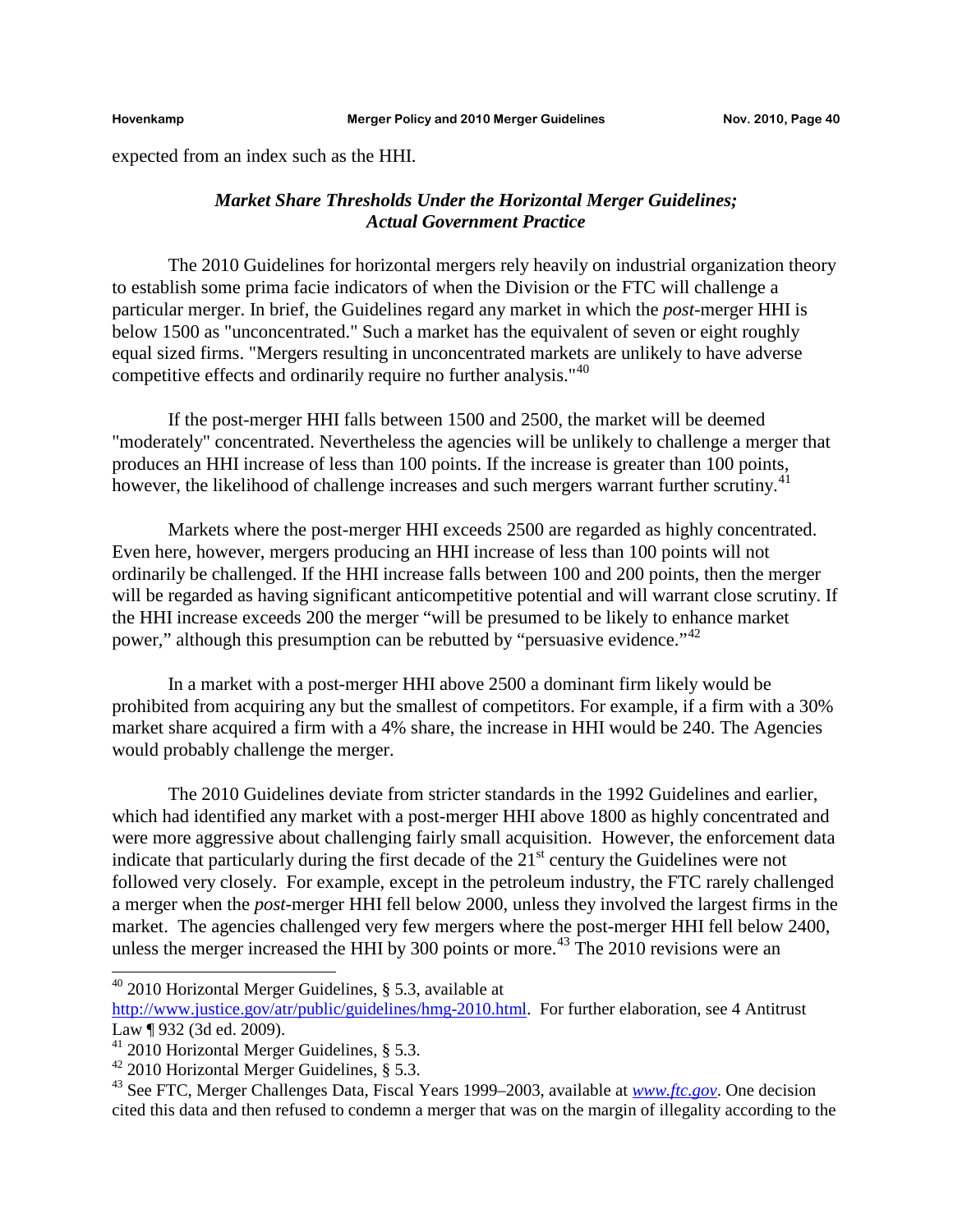expected from an index such as the HHI.

### *Market Share Thresholds Under the Horizontal Merger Guidelines; Actual Government Practice*

The 2010 Guidelines for horizontal mergers rely heavily on industrial organization theory to establish some prima facie indicators of when the Division or the FTC will challenge a particular merger. In brief, the Guidelines regard any market in which the *post*-merger HHI is below 1500 as "unconcentrated." Such a market has the equivalent of seven or eight roughly equal sized firms. "Mergers resulting in unconcentrated markets are unlikely to have adverse competitive effects and ordinarily require no further analysis."[40]

If the post-merger HHI falls between 1500 and 2500, the market will be deemed "moderately" concentrated. Nevertheless the agencies will be unlikely to challenge a merger that produces an HHI increase of less than 100 points. If the increase is greater than 100 points, however, the likelihood of challenge increases and such mergers warrant further scrutiny.[41]

Markets where the post-merger HHI exceeds 2500 are regarded as highly concentrated. Even here, however, mergers producing an HHI increase of less than 100 points will not ordinarily be challenged. If the HHI increase falls between 100 and 200 points, then the merger will be regarded as having significant anticompetitive potential and will warrant close scrutiny. If the HHI increase exceeds 200 the merger "will be presumed to be likely to enhance market power," although this presumption can be rebutted by "persuasive evidence."[42]

In a market with a post-merger HHI above 2500 a dominant firm likely would be prohibited from acquiring any but the smallest of competitors. For example, if a firm with a 30% market share acquired a firm with a 4% share, the increase in HHI would be 240. The Agencies would probably challenge the merger.

The 2010 Guidelines deviate from stricter standards in the 1992 Guidelines and earlier, which had identified any market with a post-merger HHI above 1800 as highly concentrated and were more aggressive about challenging fairly small acquisition. However, the enforcement data indicate that particularly during the first decade of the 21st century the Guidelines were not followed very closely. For example, except in the petroleum industry, the FTC rarely challenged a merger when the *post*-merger HHI fell below 2000, unless they involved the largest firms in the market. The agencies challenged very few mergers where the post-merger HHI fell below 2400, unless the merger increased the HHI by 300 points or more.[43] The 2010 revisions were an

---

[40] 2010 Horizontal Merger Guidelines, § 5.3, available at http://www.justice.gov/atr/public/guidelines/hmg-2010.html. For further elaboration, see 4 Antitrust Law ¶ 932 (3d ed. 2009).

[41] 2010 Horizontal Merger Guidelines, § 5.3.

[42] 2010 Horizontal Merger Guidelines, § 5.3.

[43] See FTC, Merger Challenges Data, Fiscal Years 1999–2003, available at *www.ftc.gov*. One decision cited this data and then refused to condemn a merger that was on the margin of illegality according to the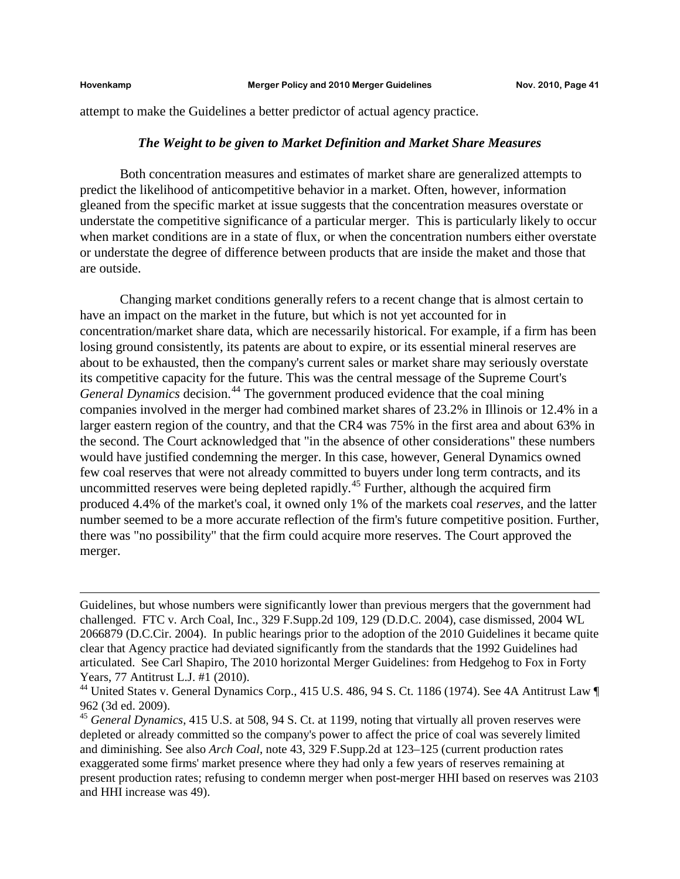attempt to make the Guidelines a better predictor of actual agency practice.

### *The Weight to be given to Market Definition and Market Share Measures*

Both concentration measures and estimates of market share are generalized attempts to predict the likelihood of anticompetitive behavior in a market. Often, however, information gleaned from the specific market at issue suggests that the concentration measures overstate or understate the competitive significance of a particular merger. This is particularly likely to occur when market conditions are in a state of flux, or when the concentration numbers either overstate or understate the degree of difference between products that are inside the maket and those that are outside.

Changing market conditions generally refers to a recent change that is almost certain to have an impact on the market in the future, but which is not yet accounted for in concentration/market share data, which are necessarily historical. For example, if a firm has been losing ground consistently, its patents are about to expire, or its essential mineral reserves are about to be exhausted, then the company's current sales or market share may seriously overstate its competitive capacity for the future. This was the central message of the Supreme Court's *General Dynamics* decision.[44] The government produced evidence that the coal mining companies involved in the merger had combined market shares of 23.2% in Illinois or 12.4% in a larger eastern region of the country, and that the CR4 was 75% in the first area and about 63% in the second. The Court acknowledged that "in the absence of other considerations" these numbers would have justified condemning the merger. In this case, however, General Dynamics owned few coal reserves that were not already committed to buyers under long term contracts, and its uncommitted reserves were being depleted rapidly.[45] Further, although the acquired firm produced 4.4% of the market's coal, it owned only 1% of the markets coal *reserves*, and the latter number seemed to be a more accurate reflection of the firm's future competitive position. Further, there was "no possibility" that the firm could acquire more reserves. The Court approved the merger.

---

Guidelines, but whose numbers were significantly lower than previous mergers that the government had challenged. FTC v. Arch Coal, Inc., 329 F.Supp.2d 109, 129 (D.D.C. 2004), case dismissed, 2004 WL 2066879 (D.C.Cir. 2004). In public hearings prior to the adoption of the 2010 Guidelines it became quite clear that Agency practice had deviated significantly from the standards that the 1992 Guidelines had articulated. See Carl Shapiro, The 2010 horizontal Merger Guidelines: from Hedgehog to Fox in Forty Years, 77 Antitrust L.J. #1 (2010).

[44] United States v. General Dynamics Corp., 415 U.S. 486, 94 S. Ct. 1186 (1974). See 4A Antitrust Law ¶ 962 (3d ed. 2009).

[45] *General Dynamics*, 415 U.S. at 508, 94 S. Ct. at 1199, noting that virtually all proven reserves were depleted or already committed so the company's power to affect the price of coal was severely limited and diminishing. See also *Arch Coal*, note 43, 329 F.Supp.2d at 123–125 (current production rates exaggerated some firms' market presence where they had only a few years of reserves remaining at present production rates; refusing to condemn merger when post-merger HHI based on reserves was 2103 and HHI increase was 49).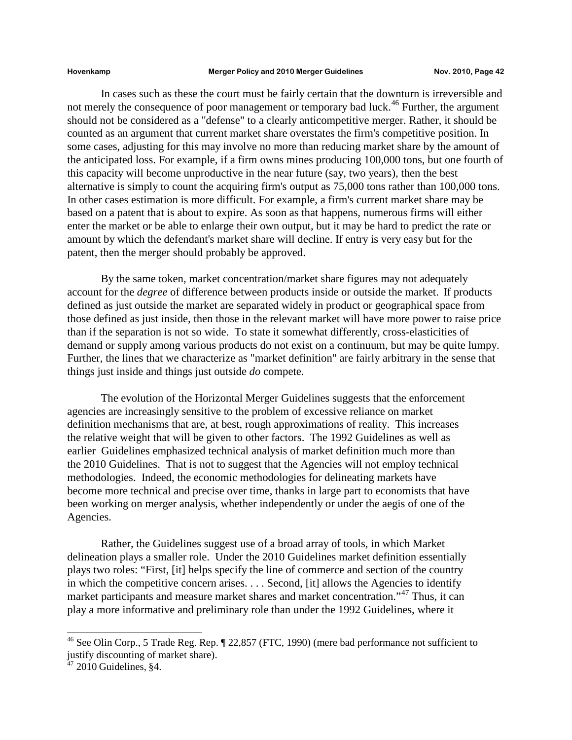In cases such as these the court must be fairly certain that the downturn is irreversible and not merely the consequence of poor management or temporary bad luck.[46] Further, the argument should not be considered as a "defense" to a clearly anticompetitive merger. Rather, it should be counted as an argument that current market share overstates the firm's competitive position. In some cases, adjusting for this may involve no more than reducing market share by the amount of the anticipated loss. For example, if a firm owns mines producing 100,000 tons, but one fourth of this capacity will become unproductive in the near future (say, two years), then the best alternative is simply to count the acquiring firm's output as 75,000 tons rather than 100,000 tons. In other cases estimation is more difficult. For example, a firm's current market share may be based on a patent that is about to expire. As soon as that happens, numerous firms will either enter the market or be able to enlarge their own output, but it may be hard to predict the rate or amount by which the defendant's market share will decline. If entry is very easy but for the patent, then the merger should probably be approved.

By the same token, market concentration/market share figures may not adequately account for the *degree* of difference between products inside or outside the market. If products defined as just outside the market are separated widely in product or geographical space from those defined as just inside, then those in the relevant market will have more power to raise price than if the separation is not so wide. To state it somewhat differently, cross-elasticities of demand or supply among various products do not exist on a continuum, but may be quite lumpy. Further, the lines that we characterize as "market definition" are fairly arbitrary in the sense that things just inside and things just outside *do* compete.

The evolution of the Horizontal Merger Guidelines suggests that the enforcement agencies are increasingly sensitive to the problem of excessive reliance on market definition mechanisms that are, at best, rough approximations of reality. This increases the relative weight that will be given to other factors. The 1992 Guidelines as well as earlier Guidelines emphasized technical analysis of market definition much more than the 2010 Guidelines. That is not to suggest that the Agencies will not employ technical methodologies. Indeed, the economic methodologies for delineating markets have become more technical and precise over time, thanks in large part to economists that have been working on merger analysis, whether independently or under the aegis of one of the Agencies.

Rather, the Guidelines suggest use of a broad array of tools, in which Market delineation plays a smaller role. Under the 2010 Guidelines market definition essentially plays two roles: "First, [it] helps specify the line of commerce and section of the country in which the competitive concern arises. . . . Second, [it] allows the Agencies to identify market participants and measure market shares and market concentration."[47] Thus, it can play a more informative and preliminary role than under the 1992 Guidelines, where it

---

[46] See Olin Corp., 5 Trade Reg. Rep. ¶ 22,857 (FTC, 1990) (mere bad performance not sufficient to justify discounting of market share).

[47] 2010 Guidelines, §4.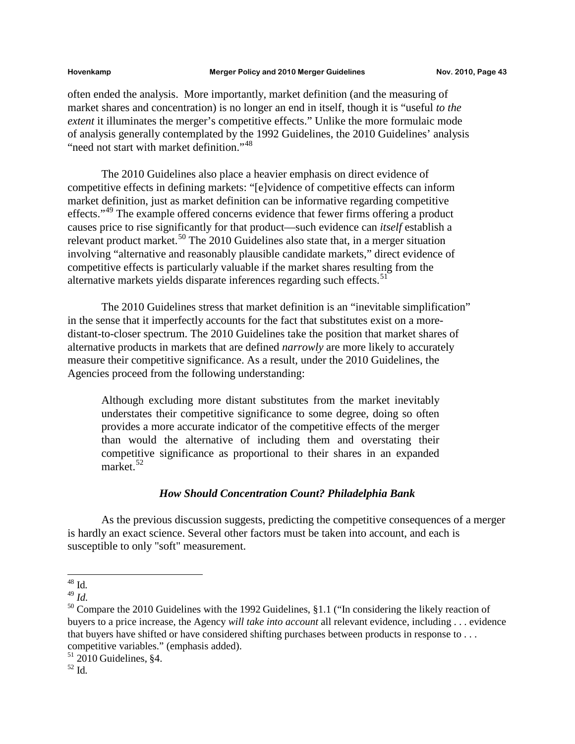often ended the analysis. More importantly, market definition (and the measuring of market shares and concentration) is no longer an end in itself, though it is "useful *to the extent* it illuminates the merger's competitive effects." Unlike the more formulaic mode of analysis generally contemplated by the 1992 Guidelines, the 2010 Guidelines' analysis "need not start with market definition."[48]

The 2010 Guidelines also place a heavier emphasis on direct evidence of competitive effects in defining markets: "[e]vidence of competitive effects can inform market definition, just as market definition can be informative regarding competitive effects."[49] The example offered concerns evidence that fewer firms offering a product causes price to rise significantly for that product—such evidence can *itself* establish a relevant product market.[50] The 2010 Guidelines also state that, in a merger situation involving "alternative and reasonably plausible candidate markets," direct evidence of competitive effects is particularly valuable if the market shares resulting from the alternative markets yields disparate inferences regarding such effects.[51]

The 2010 Guidelines stress that market definition is an "inevitable simplification" in the sense that it imperfectly accounts for the fact that substitutes exist on a more-distant-to-closer spectrum. The 2010 Guidelines take the position that market shares of alternative products in markets that are defined *narrowly* are more likely to accurately measure their competitive significance. As a result, under the 2010 Guidelines, the Agencies proceed from the following understanding:

> Although excluding more distant substitutes from the market inevitably understates their competitive significance to some degree, doing so often provides a more accurate indicator of the competitive effects of the merger than would the alternative of including them and overstating their competitive significance as proportional to their shares in an expanded market.[52]

### *How Should Concentration Count? Philadelphia Bank*

As the previous discussion suggests, predicting the competitive consequences of a merger is hardly an exact science. Several other factors must be taken into account, and each is susceptible to only "soft" measurement.

---

[48] Id.

[49] *Id.*

[50] Compare the 2010 Guidelines with the 1992 Guidelines, §1.1 ("In considering the likely reaction of buyers to a price increase, the Agency *will take into account* all relevant evidence, including . . . evidence that buyers have shifted or have considered shifting purchases between products in response to . . . competitive variables." (emphasis added).

[51] 2010 Guidelines, §4.

[52] Id.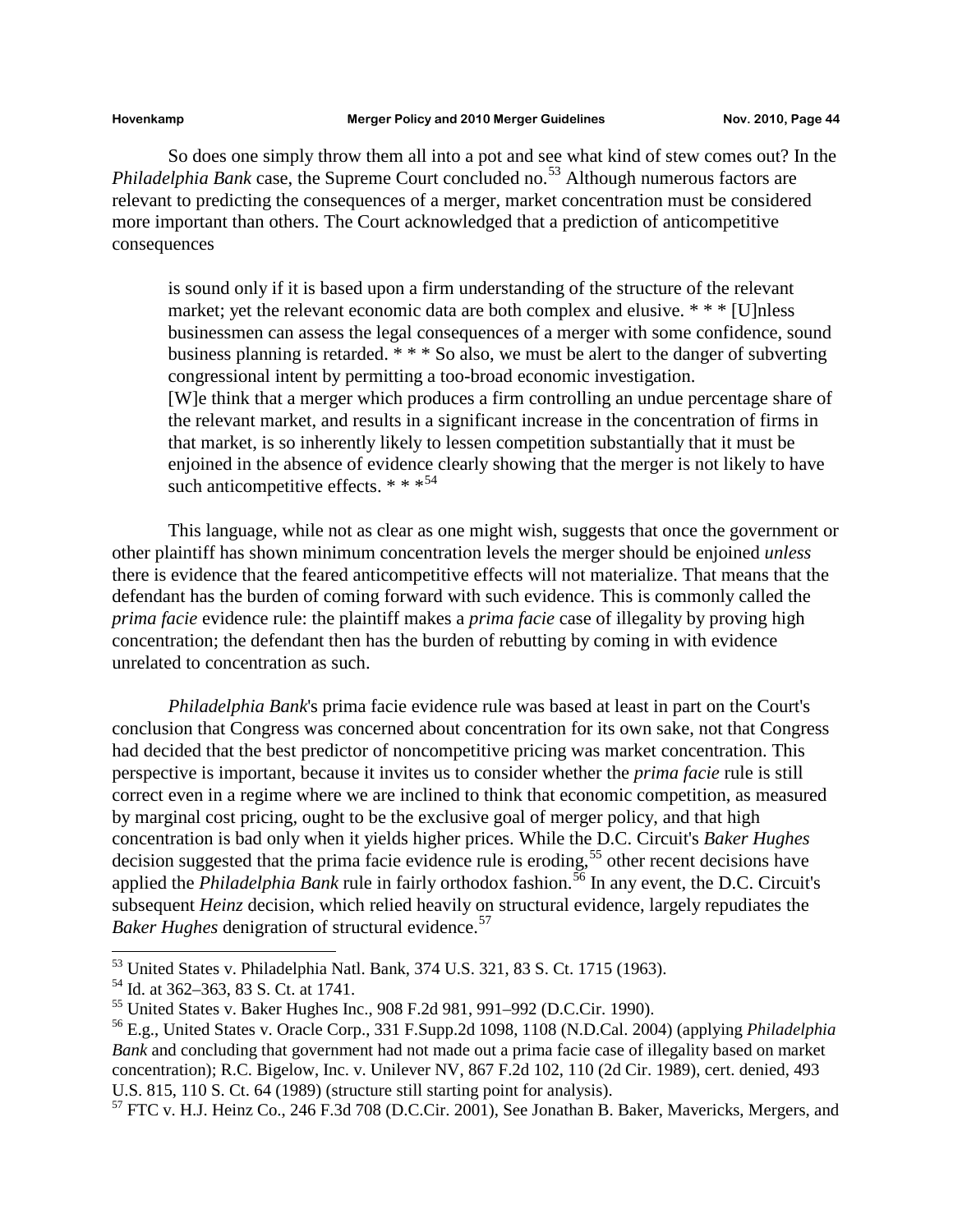So does one simply throw them all into a pot and see what kind of stew comes out? In the *Philadelphia Bank* case, the Supreme Court concluded no.[53] Although numerous factors are relevant to predicting the consequences of a merger, market concentration must be considered more important than others. The Court acknowledged that a prediction of anticompetitive consequences

> is sound only if it is based upon a firm understanding of the structure of the relevant market; yet the relevant economic data are both complex and elusive. * * * [U]nless businessmen can assess the legal consequences of a merger with some confidence, sound business planning is retarded. * * * So also, we must be alert to the danger of subverting congressional intent by permitting a too-broad economic investigation.
> [W]e think that a merger which produces a firm controlling an undue percentage share of the relevant market, and results in a significant increase in the concentration of firms in that market, is so inherently likely to lessen competition substantially that it must be enjoined in the absence of evidence clearly showing that the merger is not likely to have such anticompetitive effects. * * *[54]

This language, while not as clear as one might wish, suggests that once the government or other plaintiff has shown minimum concentration levels the merger should be enjoined *unless* there is evidence that the feared anticompetitive effects will not materialize. That means that the defendant has the burden of coming forward with such evidence. This is commonly called the *prima facie* evidence rule: the plaintiff makes a *prima facie* case of illegality by proving high concentration; the defendant then has the burden of rebutting by coming in with evidence unrelated to concentration as such.

*Philadelphia Bank*'s prima facie evidence rule was based at least in part on the Court's conclusion that Congress was concerned about concentration for its own sake, not that Congress had decided that the best predictor of noncompetitive pricing was market concentration. This perspective is important, because it invites us to consider whether the *prima facie* rule is still correct even in a regime where we are inclined to think that economic competition, as measured by marginal cost pricing, ought to be the exclusive goal of merger policy, and that high concentration is bad only when it yields higher prices. While the D.C. Circuit's *Baker Hughes* decision suggested that the prima facie evidence rule is eroding,[55] other recent decisions have applied the *Philadelphia Bank* rule in fairly orthodox fashion.[56] In any event, the D.C. Circuit's subsequent *Heinz* decision, which relied heavily on structural evidence, largely repudiates the *Baker Hughes* denigration of structural evidence.[57]

---

[53] United States v. Philadelphia Natl. Bank, 374 U.S. 321, 83 S. Ct. 1715 (1963).

[54] Id. at 362–363, 83 S. Ct. at 1741.

[55] United States v. Baker Hughes Inc., 908 F.2d 981, 991–992 (D.C.Cir. 1990).

[56] E.g., United States v. Oracle Corp., 331 F.Supp.2d 1098, 1108 (N.D.Cal. 2004) (applying *Philadelphia Bank* and concluding that government had not made out a prima facie case of illegality based on market concentration); R.C. Bigelow, Inc. v. Unilever NV, 867 F.2d 102, 110 (2d Cir. 1989), cert. denied, 493 U.S. 815, 110 S. Ct. 64 (1989) (structure still starting point for analysis).

[57] FTC v. H.J. Heinz Co., 246 F.3d 708 (D.C.Cir. 2001), See Jonathan B. Baker, Mavericks, Mergers, and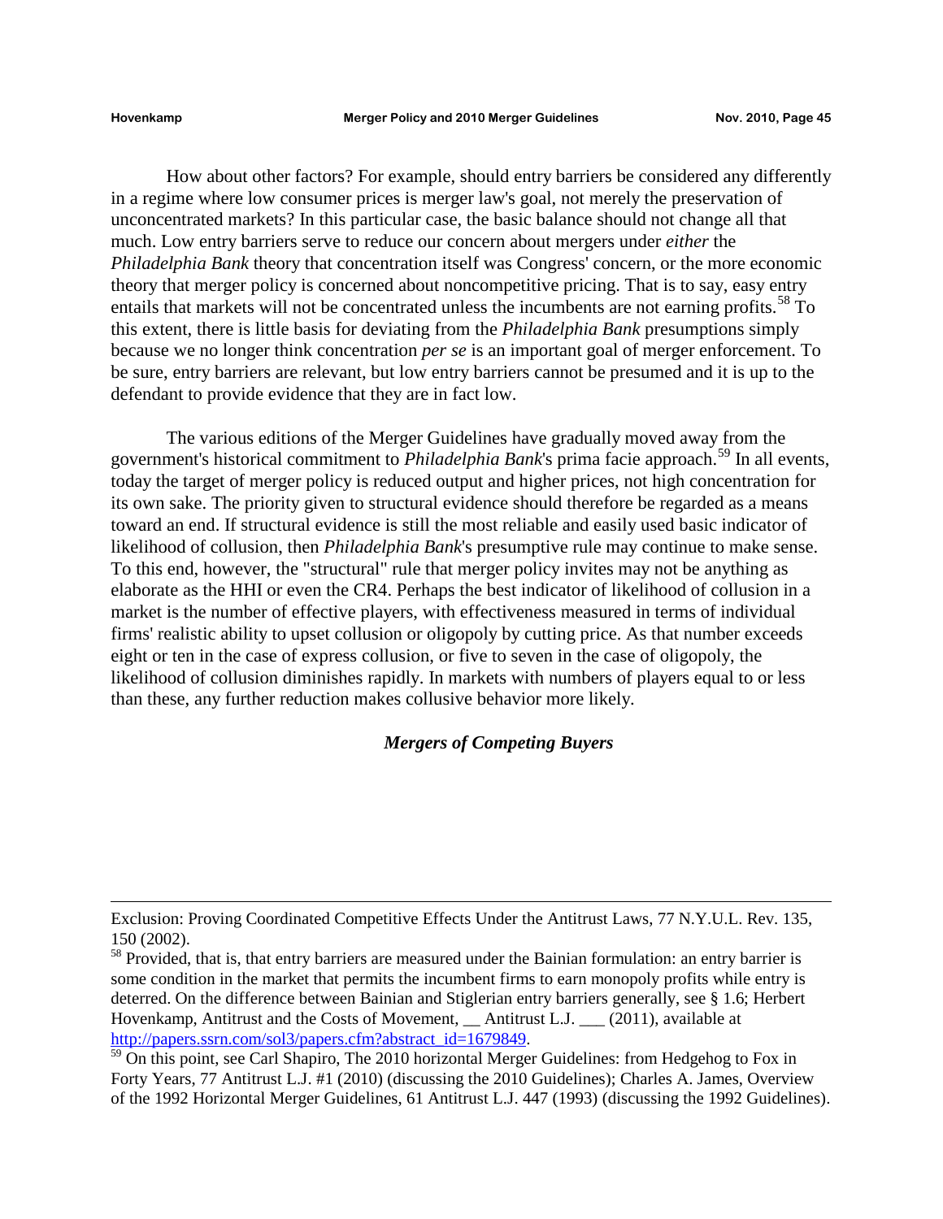How about other factors? For example, should entry barriers be considered any differently in a regime where low consumer prices is merger law's goal, not merely the preservation of unconcentrated markets? In this particular case, the basic balance should not change all that much. Low entry barriers serve to reduce our concern about mergers under *either* the *Philadelphia Bank* theory that concentration itself was Congress' concern, or the more economic theory that merger policy is concerned about noncompetitive pricing. That is to say, easy entry entails that markets will not be concentrated unless the incumbents are not earning profits.[58] To this extent, there is little basis for deviating from the *Philadelphia Bank* presumptions simply because we no longer think concentration *per se* is an important goal of merger enforcement. To be sure, entry barriers are relevant, but low entry barriers cannot be presumed and it is up to the defendant to provide evidence that they are in fact low.

The various editions of the Merger Guidelines have gradually moved away from the government's historical commitment to *Philadelphia Bank*'s prima facie approach.[59] In all events, today the target of merger policy is reduced output and higher prices, not high concentration for its own sake. The priority given to structural evidence should therefore be regarded as a means toward an end. If structural evidence is still the most reliable and easily used basic indicator of likelihood of collusion, then *Philadelphia Bank*'s presumptive rule may continue to make sense. To this end, however, the "structural" rule that merger policy invites may not be anything as elaborate as the HHI or even the CR4. Perhaps the best indicator of likelihood of collusion in a market is the number of effective players, with effectiveness measured in terms of individual firms' realistic ability to upset collusion or oligopoly by cutting price. As that number exceeds eight or ten in the case of express collusion, or five to seven in the case of oligopoly, the likelihood of collusion diminishes rapidly. In markets with numbers of players equal to or less than these, any further reduction makes collusive behavior more likely.

### *Mergers of Competing Buyers*

---

Exclusion: Proving Coordinated Competitive Effects Under the Antitrust Laws, 77 N.Y.U.L. Rev. 135, 150 (2002).

[58] Provided, that is, that entry barriers are measured under the Bainian formulation: an entry barrier is some condition in the market that permits the incumbent firms to earn monopoly profits while entry is deterred. On the difference between Bainian and Stiglerian entry barriers generally, see § 1.6; Herbert Hovenkamp, Antitrust and the Costs of Movement, __ Antitrust L.J. ___ (2011), available at http://papers.ssrn.com/sol3/papers.cfm?abstract_id=1679849.

[59] On this point, see Carl Shapiro, The 2010 horizontal Merger Guidelines: from Hedgehog to Fox in Forty Years, 77 Antitrust L.J. #1 (2010) (discussing the 2010 Guidelines); Charles A. James, Overview of the 1992 Horizontal Merger Guidelines, 61 Antitrust L.J. 447 (1993) (discussing the 1992 Guidelines).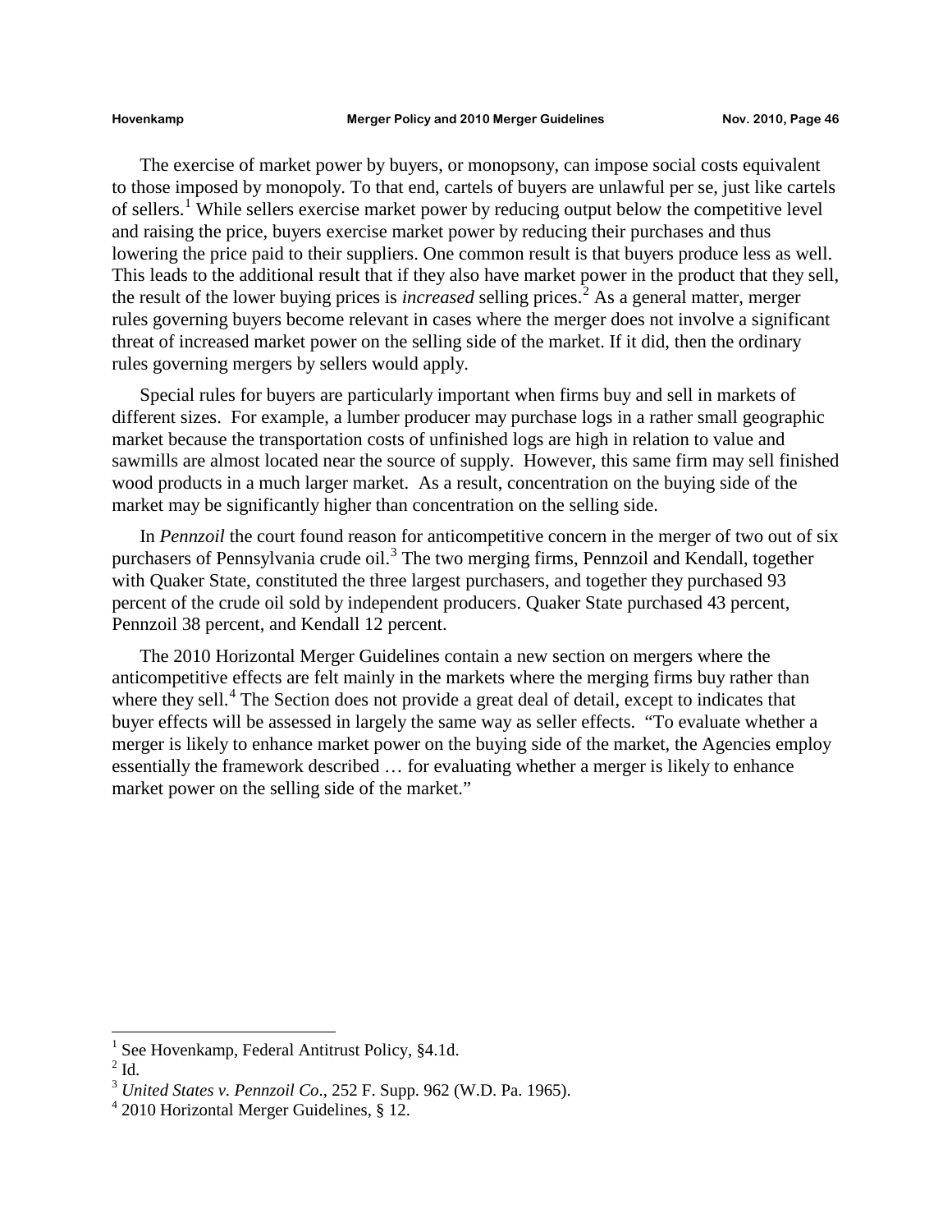The exercise of market power by buyers, or monopsony, can impose social costs equivalent to those imposed by monopoly. To that end, cartels of buyers are unlawful per se, just like cartels of sellers.[1] While sellers exercise market power by reducing output below the competitive level and raising the price, buyers exercise market power by reducing their purchases and thus lowering the price paid to their suppliers. One common result is that buyers produce less as well. This leads to the additional result that if they also have market power in the product that they sell, the result of the lower buying prices is *increased* selling prices.[2] As a general matter, merger rules governing buyers become relevant in cases where the merger does not involve a significant threat of increased market power on the selling side of the market. If it did, then the ordinary rules governing mergers by sellers would apply.

Special rules for buyers are particularly important when firms buy and sell in markets of different sizes. For example, a lumber producer may purchase logs in a rather small geographic market because the transportation costs of unfinished logs are high in relation to value and sawmills are almost located near the source of supply. However, this same firm may sell finished wood products in a much larger market. As a result, concentration on the buying side of the market may be significantly higher than concentration on the selling side.

In *Pennzoil* the court found reason for anticompetitive concern in the merger of two out of six purchasers of Pennsylvania crude oil.[3] The two merging firms, Pennzoil and Kendall, together with Quaker State, constituted the three largest purchasers, and together they purchased 93 percent of the crude oil sold by independent producers. Quaker State purchased 43 percent, Pennzoil 38 percent, and Kendall 12 percent.

The 2010 Horizontal Merger Guidelines contain a new section on mergers where the anticompetitive effects are felt mainly in the markets where the merging firms buy rather than where they sell.[4] The Section does not provide a great deal of detail, except to indicates that buyer effects will be assessed in largely the same way as seller effects. "To evaluate whether a merger is likely to enhance market power on the buying side of the market, the Agencies employ essentially the framework described … for evaluating whether a merger is likely to enhance market power on the selling side of the market."

---

[1] See Hovenkamp, Federal Antitrust Policy, §4.1d.

[2] Id.

[3] *United States v. Pennzoil Co*., 252 F. Supp. 962 (W.D. Pa. 1965).

[4] 2010 Horizontal Merger Guidelines, § 12.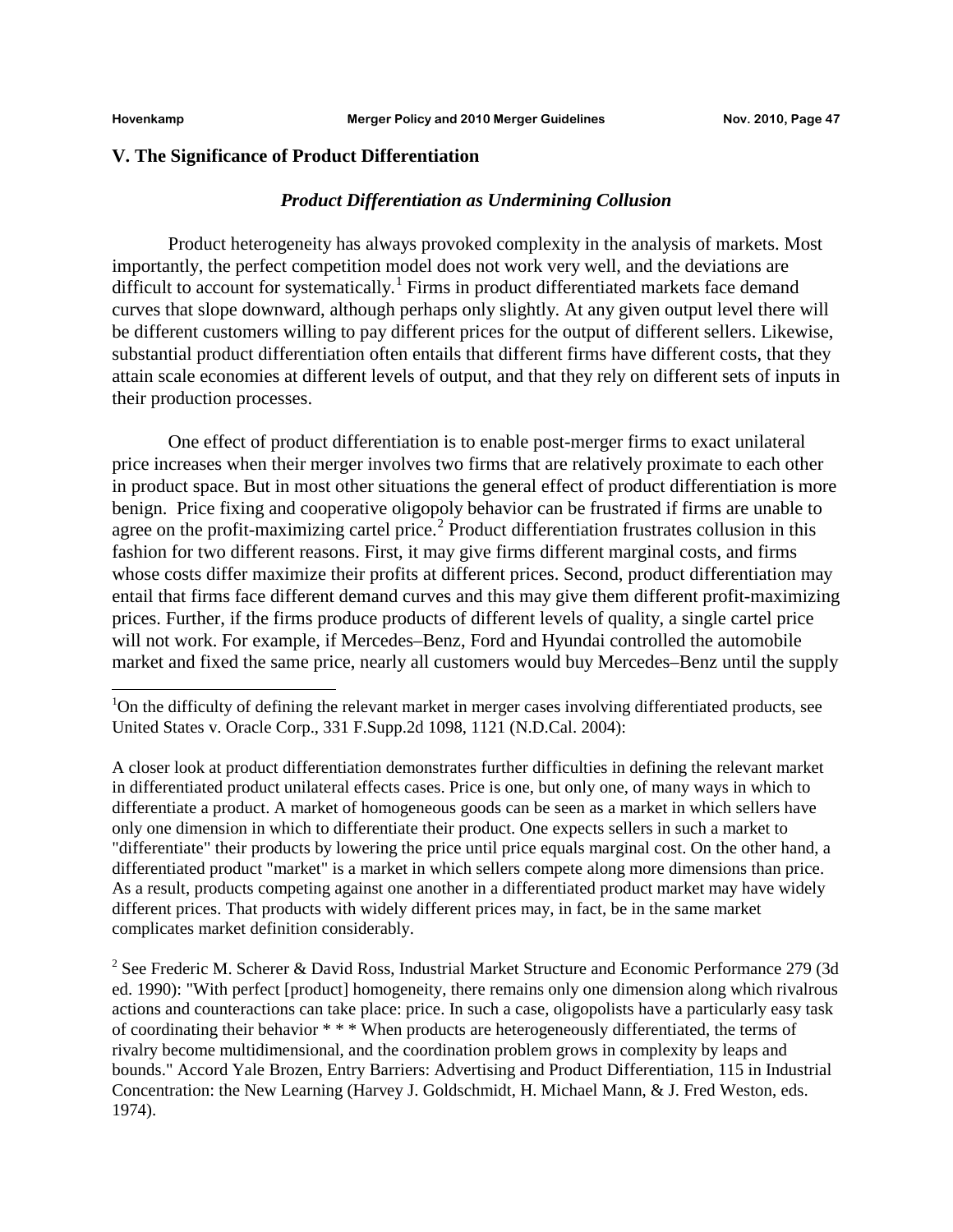## V. The Significance of Product Differentiation

### *Product Differentiation as Undermining Collusion*

Product heterogeneity has always provoked complexity in the analysis of markets. Most importantly, the perfect competition model does not work very well, and the deviations are difficult to account for systematically.[1] Firms in product differentiated markets face demand curves that slope downward, although perhaps only slightly. At any given output level there will be different customers willing to pay different prices for the output of different sellers. Likewise, substantial product differentiation often entails that different firms have different costs, that they attain scale economies at different levels of output, and that they rely on different sets of inputs in their production processes.

One effect of product differentiation is to enable post-merger firms to exact unilateral price increases when their merger involves two firms that are relatively proximate to each other in product space. But in most other situations the general effect of product differentiation is more benign. Price fixing and cooperative oligopoly behavior can be frustrated if firms are unable to agree on the profit-maximizing cartel price.[2] Product differentiation frustrates collusion in this fashion for two different reasons. First, it may give firms different marginal costs, and firms whose costs differ maximize their profits at different prices. Second, product differentiation may entail that firms face different demand curves and this may give them different profit-maximizing prices. Further, if the firms produce products of different levels of quality, a single cartel price will not work. For example, if Mercedes–Benz, Ford and Hyundai controlled the automobile market and fixed the same price, nearly all customers would buy Mercedes–Benz until the supply

---

[1]On the difficulty of defining the relevant market in merger cases involving differentiated products, see United States v. Oracle Corp., 331 F.Supp.2d 1098, 1121 (N.D.Cal. 2004):

A closer look at product differentiation demonstrates further difficulties in defining the relevant market in differentiated product unilateral effects cases. Price is one, but only one, of many ways in which to differentiate a product. A market of homogeneous goods can be seen as a market in which sellers have only one dimension in which to differentiate their product. One expects sellers in such a market to "differentiate" their products by lowering the price until price equals marginal cost. On the other hand, a differentiated product "market" is a market in which sellers compete along more dimensions than price. As a result, products competing against one another in a differentiated product market may have widely different prices. That products with widely different prices may, in fact, be in the same market complicates market definition considerably.

[2] See Frederic M. Scherer & David Ross, Industrial Market Structure and Economic Performance 279 (3d ed. 1990): "With perfect [product] homogeneity, there remains only one dimension along which rivalrous actions and counteractions can take place: price. In such a case, oligopolists have a particularly easy task of coordinating their behavior * * * When products are heterogeneously differentiated, the terms of rivalry become multidimensional, and the coordination problem grows in complexity by leaps and bounds." Accord Yale Brozen, Entry Barriers: Advertising and Product Differentiation, 115 in Industrial Concentration: the New Learning (Harvey J. Goldschmidt, H. Michael Mann, & J. Fred Weston, eds. 1974).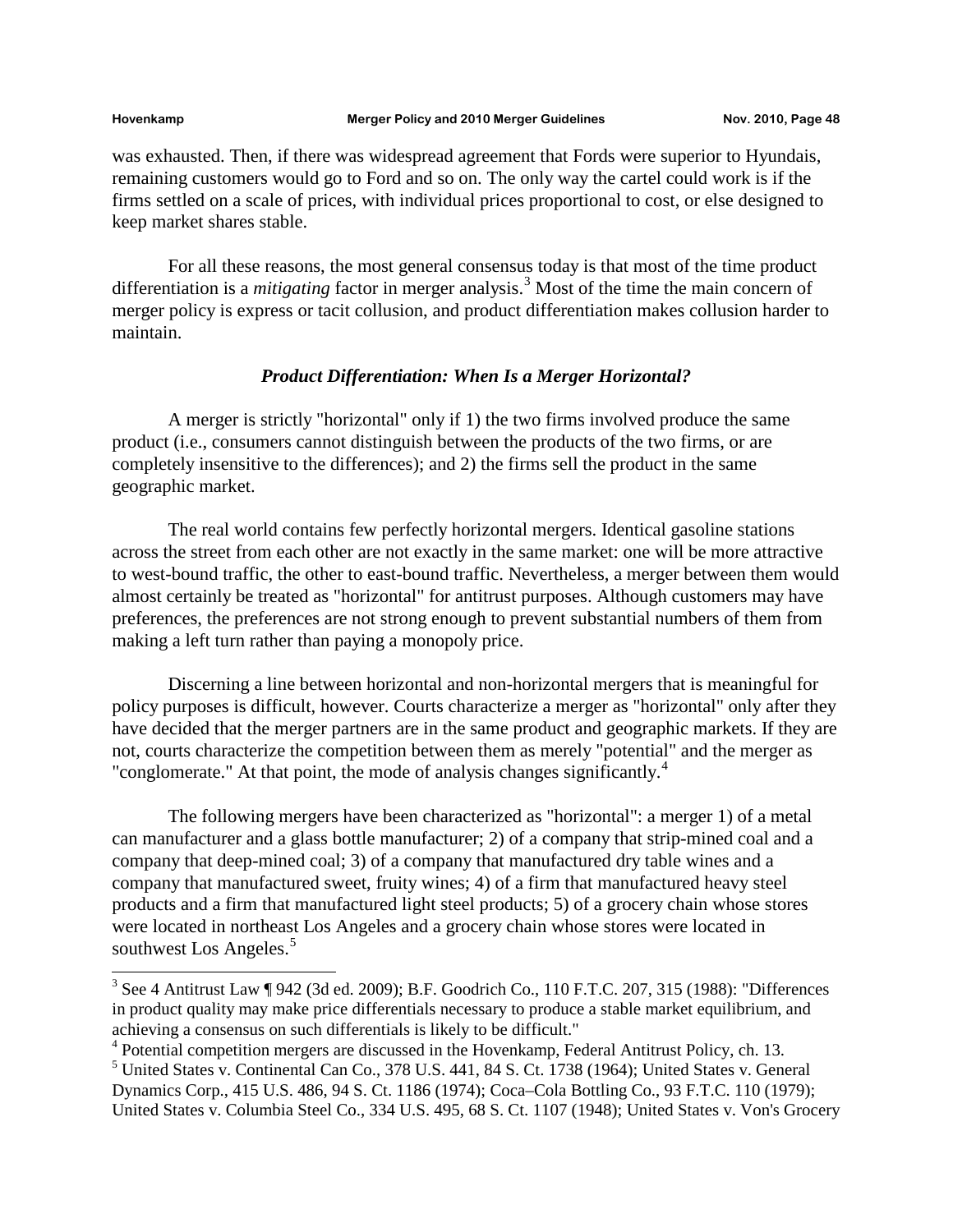was exhausted. Then, if there was widespread agreement that Fords were superior to Hyundais, remaining customers would go to Ford and so on. The only way the cartel could work is if the firms settled on a scale of prices, with individual prices proportional to cost, or else designed to keep market shares stable.

For all these reasons, the most general consensus today is that most of the time product differentiation is a *mitigating* factor in merger analysis.[3] Most of the time the main concern of merger policy is express or tacit collusion, and product differentiation makes collusion harder to maintain.

### *Product Differentiation: When Is a Merger Horizontal?*

A merger is strictly "horizontal" only if 1) the two firms involved produce the same product (i.e., consumers cannot distinguish between the products of the two firms, or are completely insensitive to the differences); and 2) the firms sell the product in the same geographic market.

The real world contains few perfectly horizontal mergers. Identical gasoline stations across the street from each other are not exactly in the same market: one will be more attractive to west-bound traffic, the other to east-bound traffic. Nevertheless, a merger between them would almost certainly be treated as "horizontal" for antitrust purposes. Although customers may have preferences, the preferences are not strong enough to prevent substantial numbers of them from making a left turn rather than paying a monopoly price.

Discerning a line between horizontal and non-horizontal mergers that is meaningful for policy purposes is difficult, however. Courts characterize a merger as "horizontal" only after they have decided that the merger partners are in the same product and geographic markets. If they are not, courts characterize the competition between them as merely "potential" and the merger as "conglomerate." At that point, the mode of analysis changes significantly.[4]

The following mergers have been characterized as "horizontal": a merger 1) of a metal can manufacturer and a glass bottle manufacturer; 2) of a company that strip-mined coal and a company that deep-mined coal; 3) of a company that manufactured dry table wines and a company that manufactured sweet, fruity wines; 4) of a firm that manufactured heavy steel products and a firm that manufactured light steel products; 5) of a grocery chain whose stores were located in northeast Los Angeles and a grocery chain whose stores were located in southwest Los Angeles.[5]

---

[3] See 4 Antitrust Law ¶ 942 (3d ed. 2009); B.F. Goodrich Co., 110 F.T.C. 207, 315 (1988): "Differences in product quality may make price differentials necessary to produce a stable market equilibrium, and achieving a consensus on such differentials is likely to be difficult."

[4] Potential competition mergers are discussed in the Hovenkamp, Federal Antitrust Policy, ch. 13.

[5] United States v. Continental Can Co., 378 U.S. 441, 84 S. Ct. 1738 (1964); United States v. General Dynamics Corp., 415 U.S. 486, 94 S. Ct. 1186 (1974); Coca–Cola Bottling Co., 93 F.T.C. 110 (1979); United States v. Columbia Steel Co., 334 U.S. 495, 68 S. Ct. 1107 (1948); United States v. Von's Grocery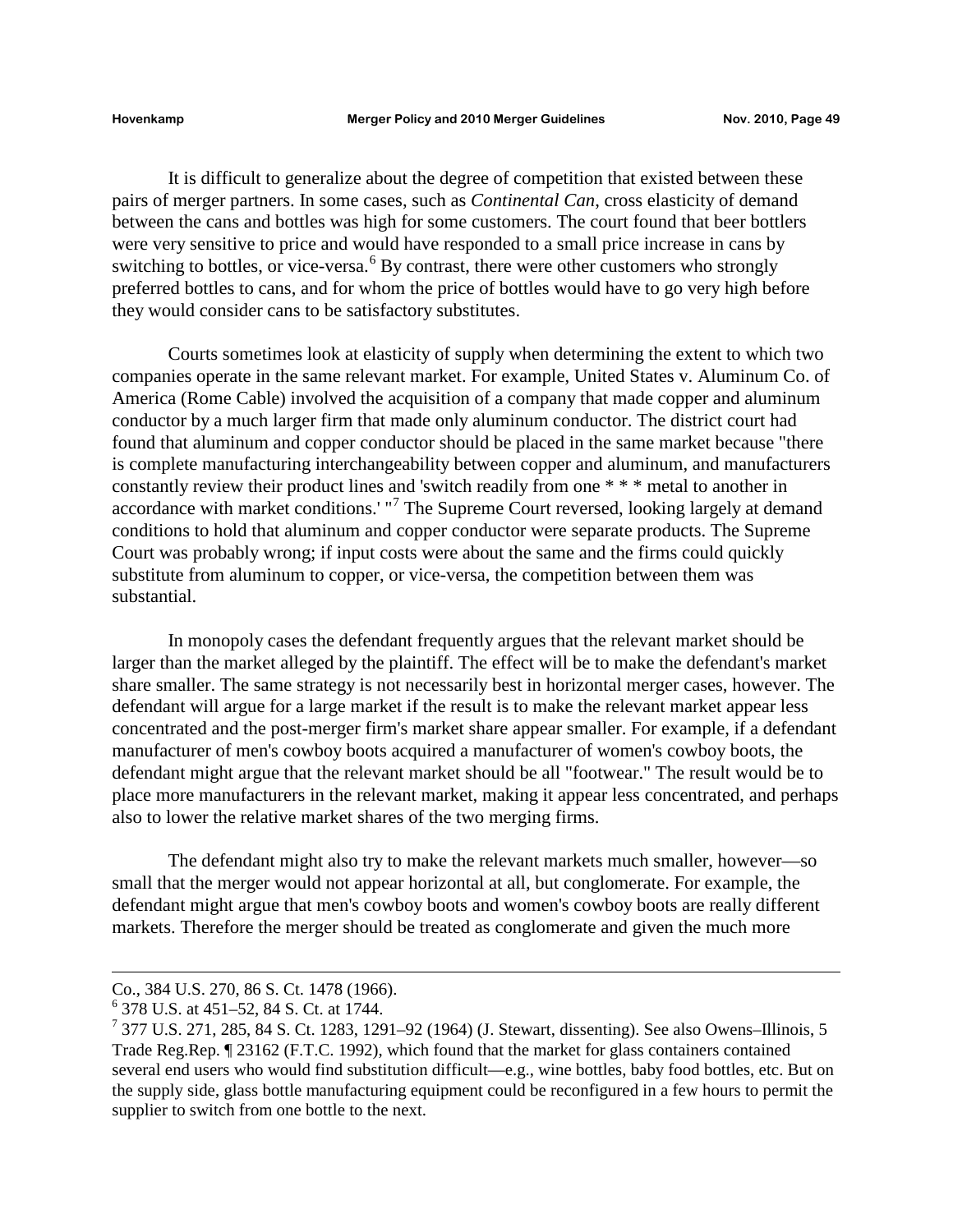It is difficult to generalize about the degree of competition that existed between these pairs of merger partners. In some cases, such as *Continental Can*, cross elasticity of demand between the cans and bottles was high for some customers. The court found that beer bottlers were very sensitive to price and would have responded to a small price increase in cans by switching to bottles, or vice-versa.[6] By contrast, there were other customers who strongly preferred bottles to cans, and for whom the price of bottles would have to go very high before they would consider cans to be satisfactory substitutes.

Courts sometimes look at elasticity of supply when determining the extent to which two companies operate in the same relevant market. For example, United States v. Aluminum Co. of America (Rome Cable) involved the acquisition of a company that made copper and aluminum conductor by a much larger firm that made only aluminum conductor. The district court had found that aluminum and copper conductor should be placed in the same market because "there is complete manufacturing interchangeability between copper and aluminum, and manufacturers constantly review their product lines and 'switch readily from one * * * metal to another in accordance with market conditions.' "[7] The Supreme Court reversed, looking largely at demand conditions to hold that aluminum and copper conductor were separate products. The Supreme Court was probably wrong; if input costs were about the same and the firms could quickly substitute from aluminum to copper, or vice-versa, the competition between them was substantial.

In monopoly cases the defendant frequently argues that the relevant market should be larger than the market alleged by the plaintiff. The effect will be to make the defendant's market share smaller. The same strategy is not necessarily best in horizontal merger cases, however. The defendant will argue for a large market if the result is to make the relevant market appear less concentrated and the post-merger firm's market share appear smaller. For example, if a defendant manufacturer of men's cowboy boots acquired a manufacturer of women's cowboy boots, the defendant might argue that the relevant market should be all "footwear." The result would be to place more manufacturers in the relevant market, making it appear less concentrated, and perhaps also to lower the relative market shares of the two merging firms.

The defendant might also try to make the relevant markets much smaller, however—so small that the merger would not appear horizontal at all, but conglomerate. For example, the defendant might argue that men's cowboy boots and women's cowboy boots are really different markets. Therefore the merger should be treated as conglomerate and given the much more

---

Co., 384 U.S. 270, 86 S. Ct. 1478 (1966).

[6] 378 U.S. at 451–52, 84 S. Ct. at 1744.

[7] 377 U.S. 271, 285, 84 S. Ct. 1283, 1291–92 (1964) (J. Stewart, dissenting). See also Owens–Illinois, 5 Trade Reg.Rep. ¶ 23162 (F.T.C. 1992), which found that the market for glass containers contained several end users who would find substitution difficult—e.g., wine bottles, baby food bottles, etc. But on the supply side, glass bottle manufacturing equipment could be reconfigured in a few hours to permit the supplier to switch from one bottle to the next.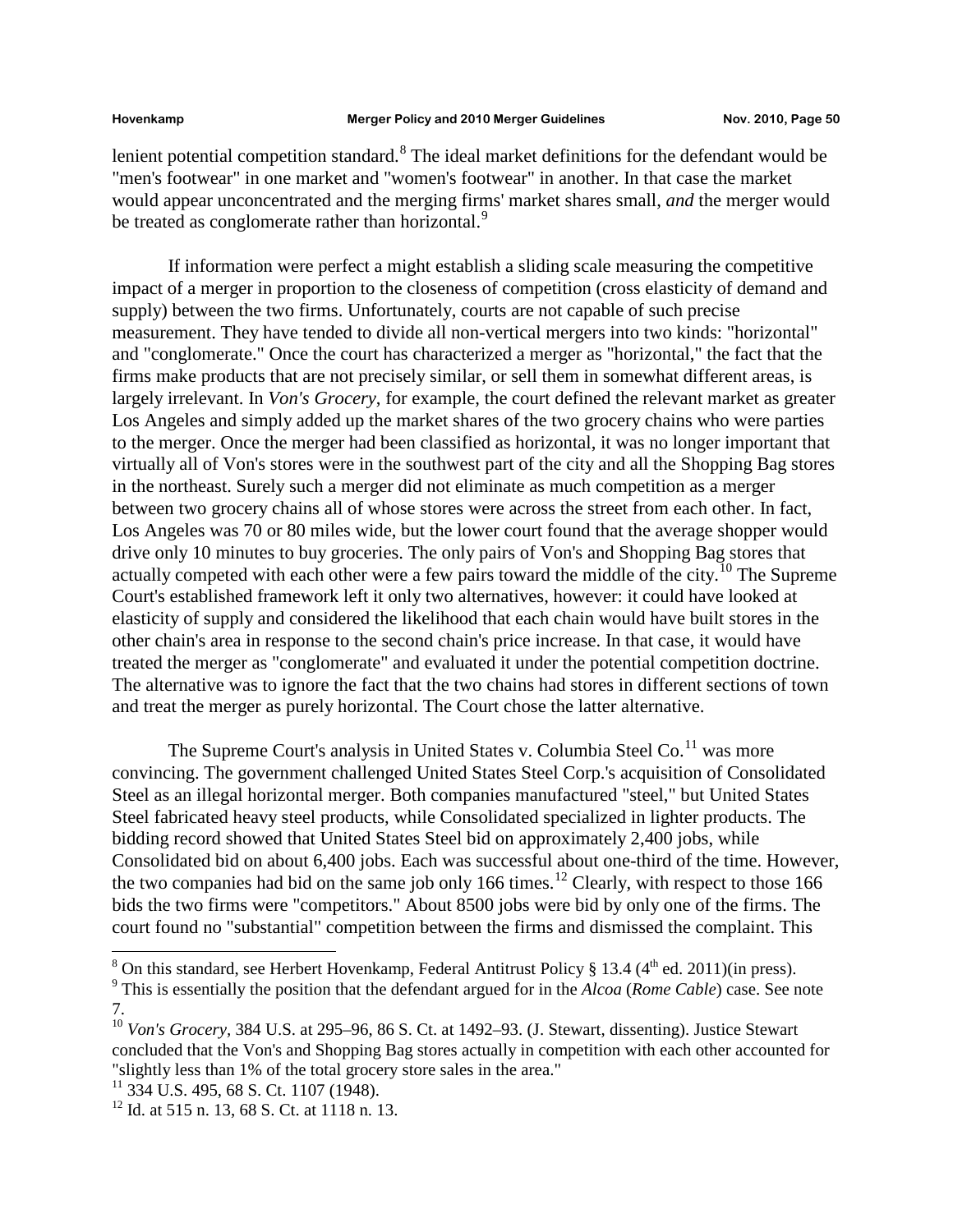lenient potential competition standard.[8] The ideal market definitions for the defendant would be "men's footwear" in one market and "women's footwear" in another. In that case the market would appear unconcentrated and the merging firms' market shares small, *and* the merger would be treated as conglomerate rather than horizontal.[9]

If information were perfect a might establish a sliding scale measuring the competitive impact of a merger in proportion to the closeness of competition (cross elasticity of demand and supply) between the two firms. Unfortunately, courts are not capable of such precise measurement. They have tended to divide all non-vertical mergers into two kinds: "horizontal" and "conglomerate." Once the court has characterized a merger as "horizontal," the fact that the firms make products that are not precisely similar, or sell them in somewhat different areas, is largely irrelevant. In *Von's Grocery*, for example, the court defined the relevant market as greater Los Angeles and simply added up the market shares of the two grocery chains who were parties to the merger. Once the merger had been classified as horizontal, it was no longer important that virtually all of Von's stores were in the southwest part of the city and all the Shopping Bag stores in the northeast. Surely such a merger did not eliminate as much competition as a merger between two grocery chains all of whose stores were across the street from each other. In fact, Los Angeles was 70 or 80 miles wide, but the lower court found that the average shopper would drive only 10 minutes to buy groceries. The only pairs of Von's and Shopping Bag stores that actually competed with each other were a few pairs toward the middle of the city.[10] The Supreme Court's established framework left it only two alternatives, however: it could have looked at elasticity of supply and considered the likelihood that each chain would have built stores in the other chain's area in response to the second chain's price increase. In that case, it would have treated the merger as "conglomerate" and evaluated it under the potential competition doctrine. The alternative was to ignore the fact that the two chains had stores in different sections of town and treat the merger as purely horizontal. The Court chose the latter alternative.

The Supreme Court's analysis in United States v. Columbia Steel Co.[11] was more convincing. The government challenged United States Steel Corp.'s acquisition of Consolidated Steel as an illegal horizontal merger. Both companies manufactured "steel," but United States Steel fabricated heavy steel products, while Consolidated specialized in lighter products. The bidding record showed that United States Steel bid on approximately 2,400 jobs, while Consolidated bid on about 6,400 jobs. Each was successful about one-third of the time. However, the two companies had bid on the same job only 166 times.[12] Clearly, with respect to those 166 bids the two firms were "competitors." About 8500 jobs were bid by only one of the firms. The court found no "substantial" competition between the firms and dismissed the complaint. This

---

[8] On this standard, see Herbert Hovenkamp, Federal Antitrust Policy § 13.4 (4th ed. 2011)(in press).

[9] This is essentially the position that the defendant argued for in the *Alcoa* (*Rome Cable*) case. See note 7.

[10] *Von's Grocery*, 384 U.S. at 295–96, 86 S. Ct. at 1492–93. (J. Stewart, dissenting). Justice Stewart concluded that the Von's and Shopping Bag stores actually in competition with each other accounted for "slightly less than 1% of the total grocery store sales in the area."

[11] 334 U.S. 495, 68 S. Ct. 1107 (1948).

[12] Id. at 515 n. 13, 68 S. Ct. at 1118 n. 13.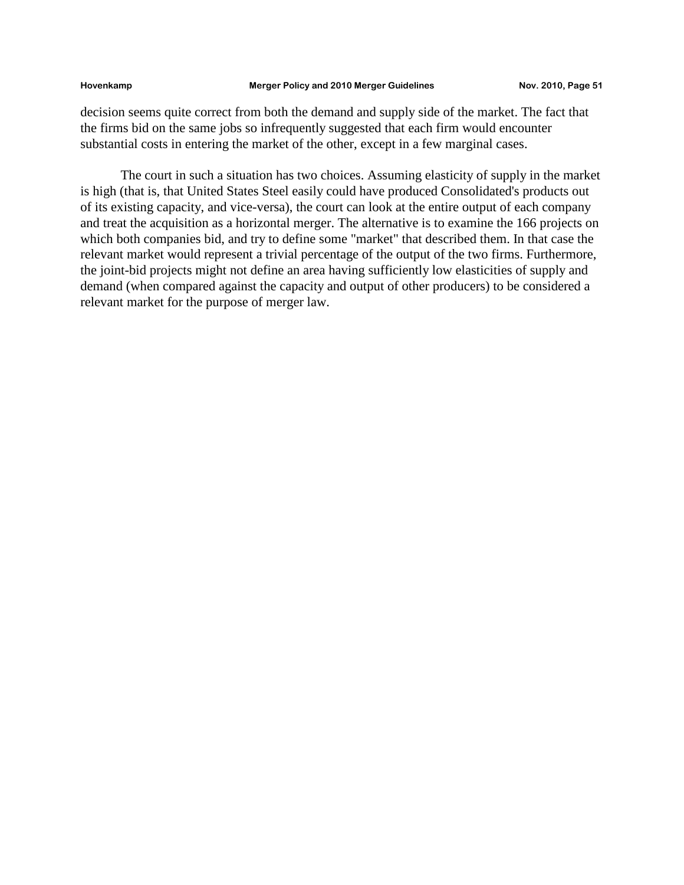decision seems quite correct from both the demand and supply side of the market. The fact that the firms bid on the same jobs so infrequently suggested that each firm would encounter substantial costs in entering the market of the other, except in a few marginal cases.

The court in such a situation has two choices. Assuming elasticity of supply in the market is high (that is, that United States Steel easily could have produced Consolidated's products out of its existing capacity, and vice-versa), the court can look at the entire output of each company and treat the acquisition as a horizontal merger. The alternative is to examine the 166 projects on which both companies bid, and try to define some "market" that described them. In that case the relevant market would represent a trivial percentage of the output of the two firms. Furthermore, the joint-bid projects might not define an area having sufficiently low elasticities of supply and demand (when compared against the capacity and output of other producers) to be considered a relevant market for the purpose of merger law.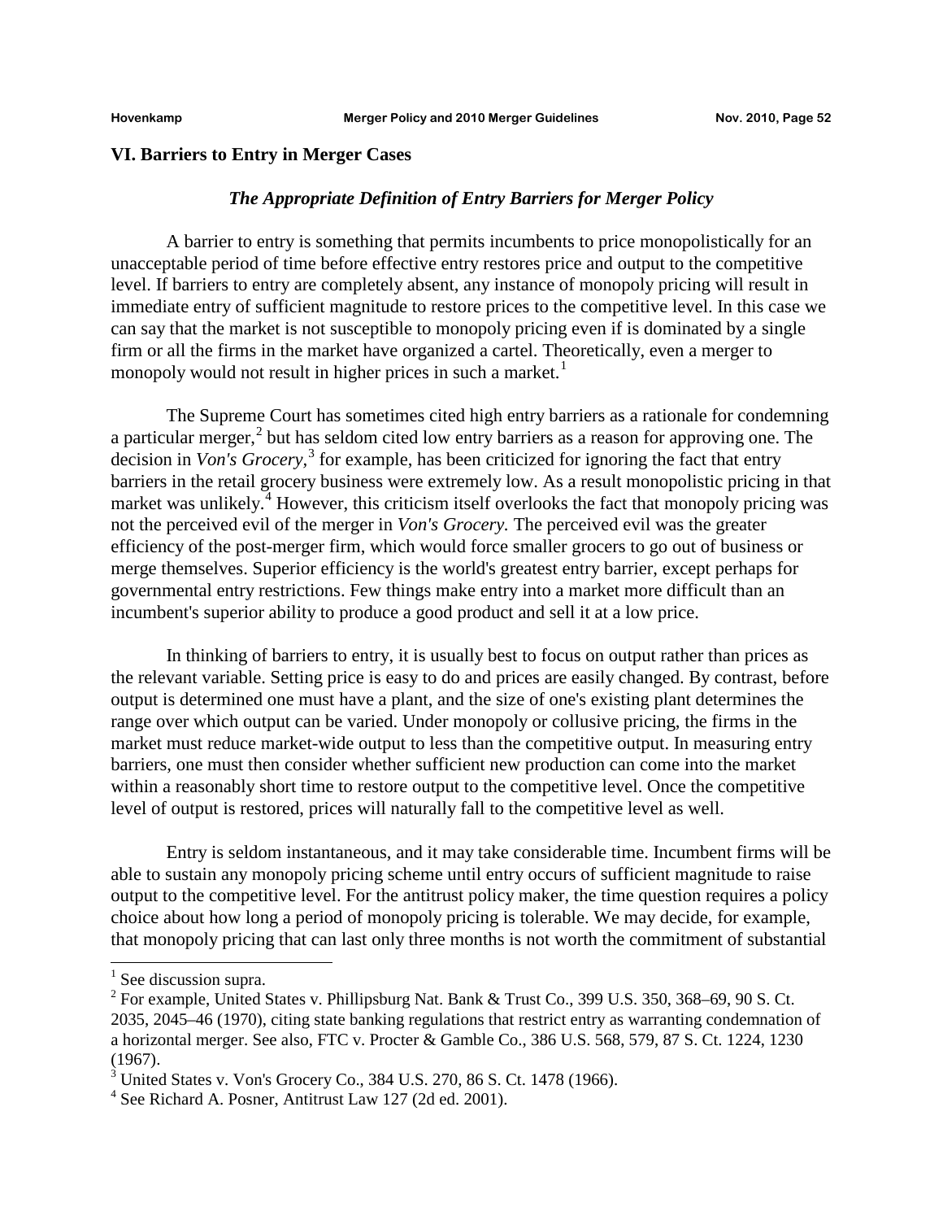## VI. Barriers to Entry in Merger Cases

### *The Appropriate Definition of Entry Barriers for Merger Policy*

A barrier to entry is something that permits incumbents to price monopolistically for an unacceptable period of time before effective entry restores price and output to the competitive level. If barriers to entry are completely absent, any instance of monopoly pricing will result in immediate entry of sufficient magnitude to restore prices to the competitive level. In this case we can say that the market is not susceptible to monopoly pricing even if is dominated by a single firm or all the firms in the market have organized a cartel. Theoretically, even a merger to monopoly would not result in higher prices in such a market.[1]

The Supreme Court has sometimes cited high entry barriers as a rationale for condemning a particular merger,[2] but has seldom cited low entry barriers as a reason for approving one. The decision in *Von's Grocery,*[3] for example, has been criticized for ignoring the fact that entry barriers in the retail grocery business were extremely low. As a result monopolistic pricing in that market was unlikely.[4] However, this criticism itself overlooks the fact that monopoly pricing was not the perceived evil of the merger in *Von's Grocery.* The perceived evil was the greater efficiency of the post-merger firm, which would force smaller grocers to go out of business or merge themselves. Superior efficiency is the world's greatest entry barrier, except perhaps for governmental entry restrictions. Few things make entry into a market more difficult than an incumbent's superior ability to produce a good product and sell it at a low price.

In thinking of barriers to entry, it is usually best to focus on output rather than prices as the relevant variable. Setting price is easy to do and prices are easily changed. By contrast, before output is determined one must have a plant, and the size of one's existing plant determines the range over which output can be varied. Under monopoly or collusive pricing, the firms in the market must reduce market-wide output to less than the competitive output. In measuring entry barriers, one must then consider whether sufficient new production can come into the market within a reasonably short time to restore output to the competitive level. Once the competitive level of output is restored, prices will naturally fall to the competitive level as well.

Entry is seldom instantaneous, and it may take considerable time. Incumbent firms will be able to sustain any monopoly pricing scheme until entry occurs of sufficient magnitude to raise output to the competitive level. For the antitrust policy maker, the time question requires a policy choice about how long a period of monopoly pricing is tolerable. We may decide, for example, that monopoly pricing that can last only three months is not worth the commitment of substantial

---

[1] See discussion supra.

[2] For example, United States v. Phillipsburg Nat. Bank & Trust Co., 399 U.S. 350, 368–69, 90 S. Ct. 2035, 2045–46 (1970), citing state banking regulations that restrict entry as warranting condemnation of a horizontal merger. See also, FTC v. Procter & Gamble Co., 386 U.S. 568, 579, 87 S. Ct. 1224, 1230 (1967).

[3] United States v. Von's Grocery Co., 384 U.S. 270, 86 S. Ct. 1478 (1966).

[4] See Richard A. Posner, Antitrust Law 127 (2d ed. 2001).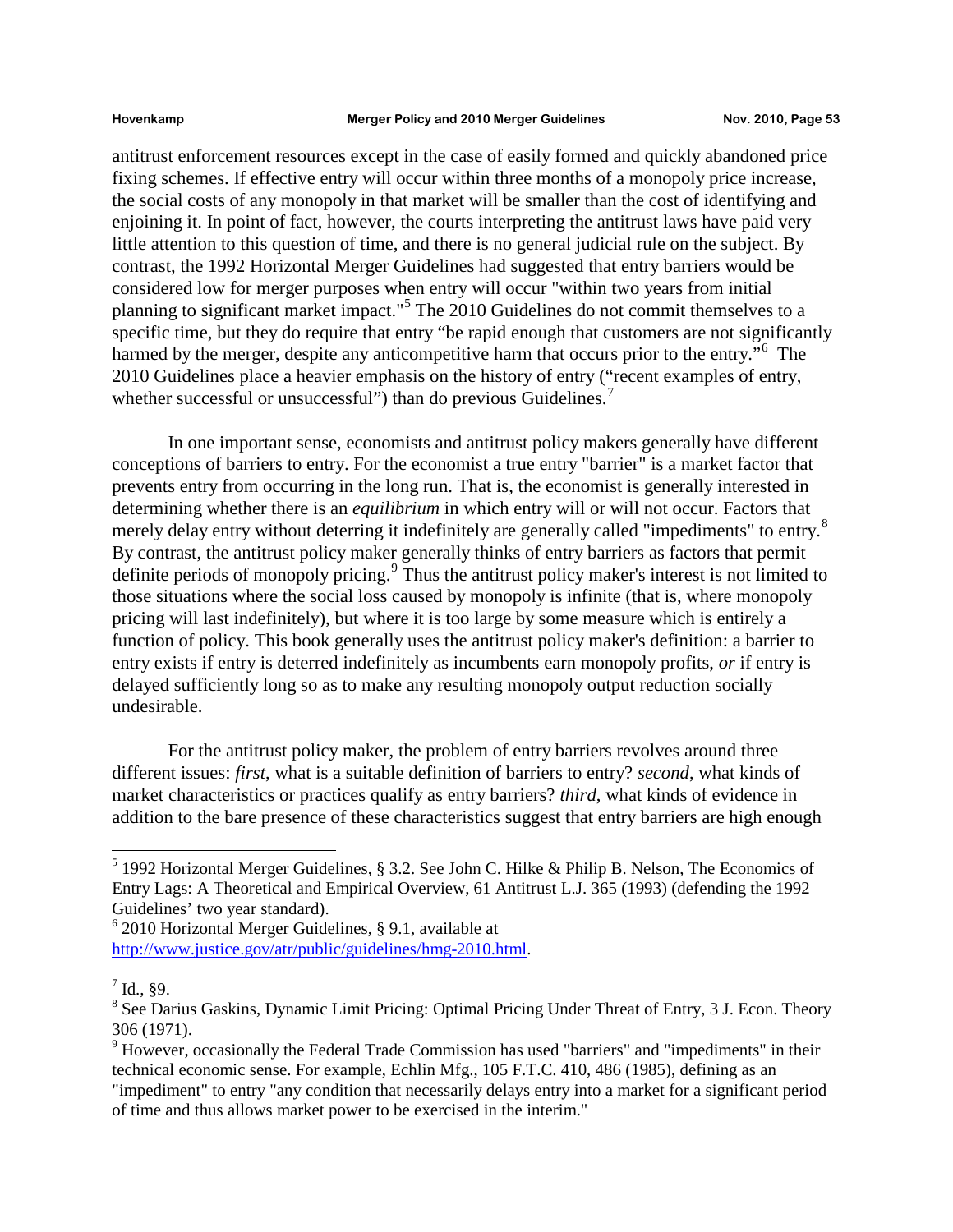antitrust enforcement resources except in the case of easily formed and quickly abandoned price fixing schemes. If effective entry will occur within three months of a monopoly price increase, the social costs of any monopoly in that market will be smaller than the cost of identifying and enjoining it. In point of fact, however, the courts interpreting the antitrust laws have paid very little attention to this question of time, and there is no general judicial rule on the subject. By contrast, the 1992 Horizontal Merger Guidelines had suggested that entry barriers would be considered low for merger purposes when entry will occur "within two years from initial planning to significant market impact."[5] The 2010 Guidelines do not commit themselves to a specific time, but they do require that entry "be rapid enough that customers are not significantly harmed by the merger, despite any anticompetitive harm that occurs prior to the entry."[6] The 2010 Guidelines place a heavier emphasis on the history of entry ("recent examples of entry, whether successful or unsuccessful") than do previous Guidelines.[7]

In one important sense, economists and antitrust policy makers generally have different conceptions of barriers to entry. For the economist a true entry "barrier" is a market factor that prevents entry from occurring in the long run. That is, the economist is generally interested in determining whether there is an *equilibrium* in which entry will or will not occur. Factors that merely delay entry without deterring it indefinitely are generally called "impediments" to entry.[8] By contrast, the antitrust policy maker generally thinks of entry barriers as factors that permit definite periods of monopoly pricing.[9] Thus the antitrust policy maker's interest is not limited to those situations where the social loss caused by monopoly is infinite (that is, where monopoly pricing will last indefinitely), but where it is too large by some measure which is entirely a function of policy. This book generally uses the antitrust policy maker's definition: a barrier to entry exists if entry is deterred indefinitely as incumbents earn monopoly profits, *or* if entry is delayed sufficiently long so as to make any resulting monopoly output reduction socially undesirable.

For the antitrust policy maker, the problem of entry barriers revolves around three different issues: *first*, what is a suitable definition of barriers to entry? *second*, what kinds of market characteristics or practices qualify as entry barriers? *third*, what kinds of evidence in addition to the bare presence of these characteristics suggest that entry barriers are high enough

---

[5] 1992 Horizontal Merger Guidelines, § 3.2. See John C. Hilke & Philip B. Nelson, The Economics of Entry Lags: A Theoretical and Empirical Overview, 61 Antitrust L.J. 365 (1993) (defending the 1992 Guidelines' two year standard).

[6] 2010 Horizontal Merger Guidelines, § 9.1, available at http://www.justice.gov/atr/public/guidelines/hmg-2010.html.

[7] Id., §9.

[8] See Darius Gaskins, Dynamic Limit Pricing: Optimal Pricing Under Threat of Entry, 3 J. Econ. Theory 306 (1971).

[9] However, occasionally the Federal Trade Commission has used "barriers" and "impediments" in their technical economic sense. For example, Echlin Mfg., 105 F.T.C. 410, 486 (1985), defining as an "impediment" to entry "any condition that necessarily delays entry into a market for a significant period of time and thus allows market power to be exercised in the interim."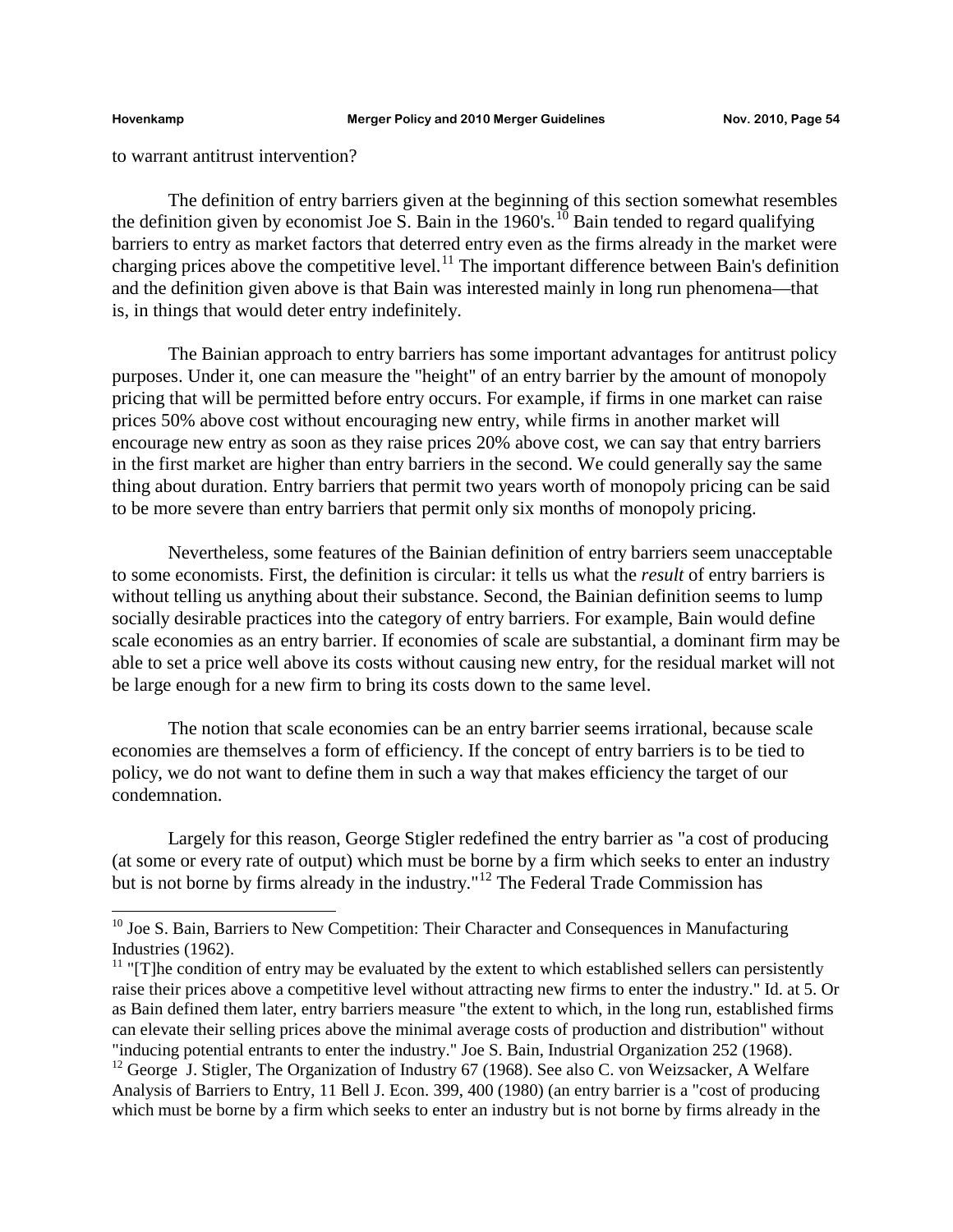to warrant antitrust intervention?

The definition of entry barriers given at the beginning of this section somewhat resembles the definition given by economist Joe S. Bain in the 1960's.[10] Bain tended to regard qualifying barriers to entry as market factors that deterred entry even as the firms already in the market were charging prices above the competitive level.[11] The important difference between Bain's definition and the definition given above is that Bain was interested mainly in long run phenomena—that is, in things that would deter entry indefinitely.

The Bainian approach to entry barriers has some important advantages for antitrust policy purposes. Under it, one can measure the "height" of an entry barrier by the amount of monopoly pricing that will be permitted before entry occurs. For example, if firms in one market can raise prices 50% above cost without encouraging new entry, while firms in another market will encourage new entry as soon as they raise prices 20% above cost, we can say that entry barriers in the first market are higher than entry barriers in the second. We could generally say the same thing about duration. Entry barriers that permit two years worth of monopoly pricing can be said to be more severe than entry barriers that permit only six months of monopoly pricing.

Nevertheless, some features of the Bainian definition of entry barriers seem unacceptable to some economists. First, the definition is circular: it tells us what the *result* of entry barriers is without telling us anything about their substance. Second, the Bainian definition seems to lump socially desirable practices into the category of entry barriers. For example, Bain would define scale economies as an entry barrier. If economies of scale are substantial, a dominant firm may be able to set a price well above its costs without causing new entry, for the residual market will not be large enough for a new firm to bring its costs down to the same level.

The notion that scale economies can be an entry barrier seems irrational, because scale economies are themselves a form of efficiency. If the concept of entry barriers is to be tied to policy, we do not want to define them in such a way that makes efficiency the target of our condemnation.

Largely for this reason, George Stigler redefined the entry barrier as "a cost of producing (at some or every rate of output) which must be borne by a firm which seeks to enter an industry but is not borne by firms already in the industry."[12] The Federal Trade Commission has

---

[10] Joe S. Bain, Barriers to New Competition: Their Character and Consequences in Manufacturing Industries (1962).

[11] "[T]he condition of entry may be evaluated by the extent to which established sellers can persistently raise their prices above a competitive level without attracting new firms to enter the industry." Id. at 5. Or as Bain defined them later, entry barriers measure "the extent to which, in the long run, established firms can elevate their selling prices above the minimal average costs of production and distribution" without "inducing potential entrants to enter the industry." Joe S. Bain, Industrial Organization 252 (1968).

[12] George J. Stigler, The Organization of Industry 67 (1968). See also C. von Weizsacker, A Welfare Analysis of Barriers to Entry, 11 Bell J. Econ. 399, 400 (1980) (an entry barrier is a "cost of producing which must be borne by a firm which seeks to enter an industry but is not borne by firms already in the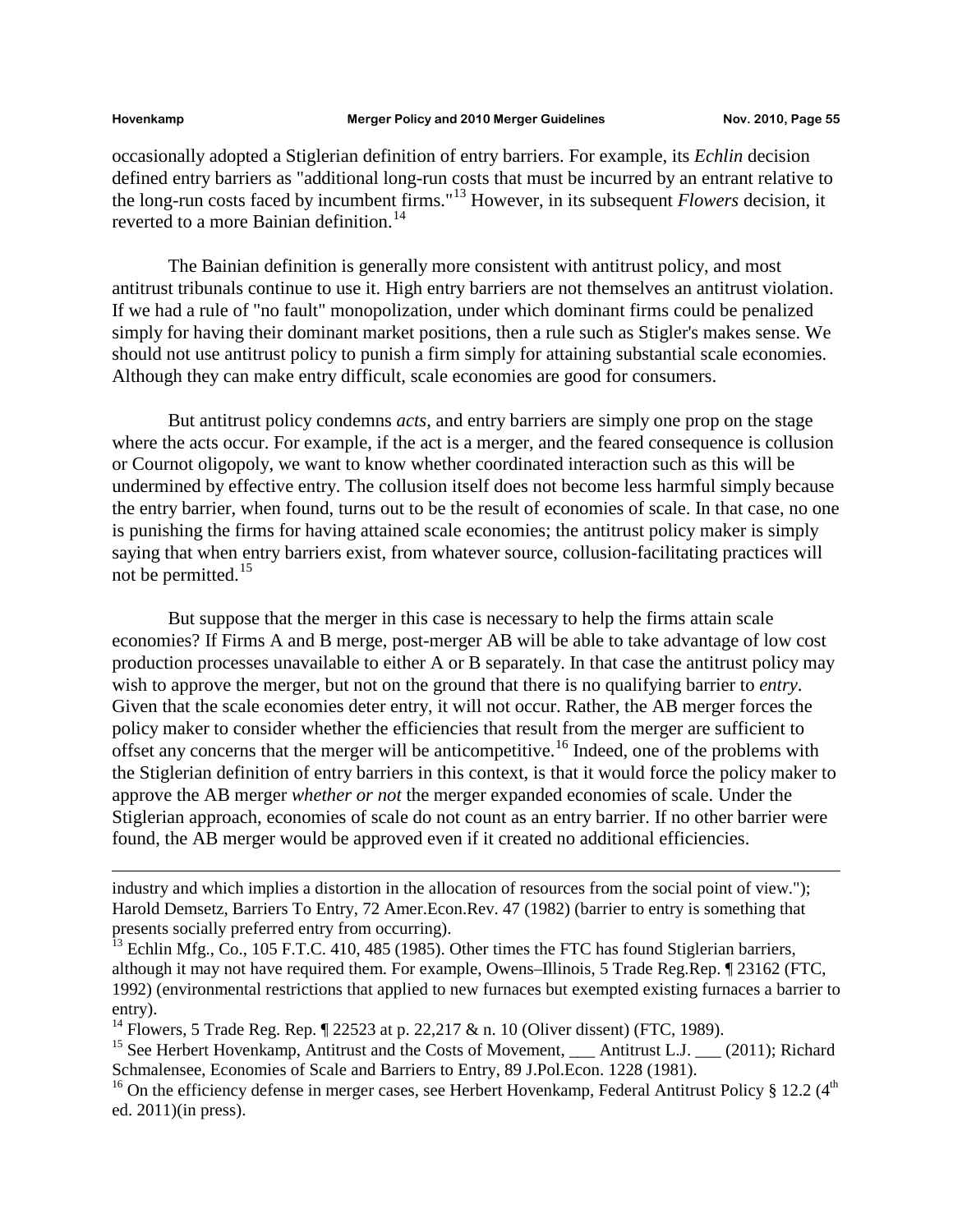occasionally adopted a Stiglerian definition of entry barriers. For example, its *Echlin* decision defined entry barriers as "additional long-run costs that must be incurred by an entrant relative to the long-run costs faced by incumbent firms."[13] However, in its subsequent *Flowers* decision, it reverted to a more Bainian definition.[14]

The Bainian definition is generally more consistent with antitrust policy, and most antitrust tribunals continue to use it. High entry barriers are not themselves an antitrust violation. If we had a rule of "no fault" monopolization, under which dominant firms could be penalized simply for having their dominant market positions, then a rule such as Stigler's makes sense. We should not use antitrust policy to punish a firm simply for attaining substantial scale economies. Although they can make entry difficult, scale economies are good for consumers.

But antitrust policy condemns *acts*, and entry barriers are simply one prop on the stage where the acts occur. For example, if the act is a merger, and the feared consequence is collusion or Cournot oligopoly, we want to know whether coordinated interaction such as this will be undermined by effective entry. The collusion itself does not become less harmful simply because the entry barrier, when found, turns out to be the result of economies of scale. In that case, no one is punishing the firms for having attained scale economies; the antitrust policy maker is simply saying that when entry barriers exist, from whatever source, collusion-facilitating practices will not be permitted.[15]

But suppose that the merger in this case is necessary to help the firms attain scale economies? If Firms A and B merge, post-merger AB will be able to take advantage of low cost production processes unavailable to either A or B separately. In that case the antitrust policy may wish to approve the merger, but not on the ground that there is no qualifying barrier to *entry*. Given that the scale economies deter entry, it will not occur. Rather, the AB merger forces the policy maker to consider whether the efficiencies that result from the merger are sufficient to offset any concerns that the merger will be anticompetitive.[16] Indeed, one of the problems with the Stiglerian definition of entry barriers in this context, is that it would force the policy maker to approve the AB merger *whether or not* the merger expanded economies of scale. Under the Stiglerian approach, economies of scale do not count as an entry barrier. If no other barrier were found, the AB merger would be approved even if it created no additional efficiencies.

---

industry and which implies a distortion in the allocation of resources from the social point of view."); Harold Demsetz, Barriers To Entry, 72 Amer.Econ.Rev. 47 (1982) (barrier to entry is something that presents socially preferred entry from occurring).

[13] Echlin Mfg., Co., 105 F.T.C. 410, 485 (1985). Other times the FTC has found Stiglerian barriers, although it may not have required them. For example, Owens–Illinois, 5 Trade Reg.Rep. ¶ 23162 (FTC, 1992) (environmental restrictions that applied to new furnaces but exempted existing furnaces a barrier to entry).

[14] Flowers, 5 Trade Reg. Rep. ¶ 22523 at p. 22,217 & n. 10 (Oliver dissent) (FTC, 1989).

[15] See Herbert Hovenkamp, Antitrust and the Costs of Movement, ___ Antitrust L.J. ___ (2011); Richard Schmalensee, Economies of Scale and Barriers to Entry, 89 J.Pol.Econ. 1228 (1981).

[16] On the efficiency defense in merger cases, see Herbert Hovenkamp, Federal Antitrust Policy § 12.2 (4th ed. 2011)(in press).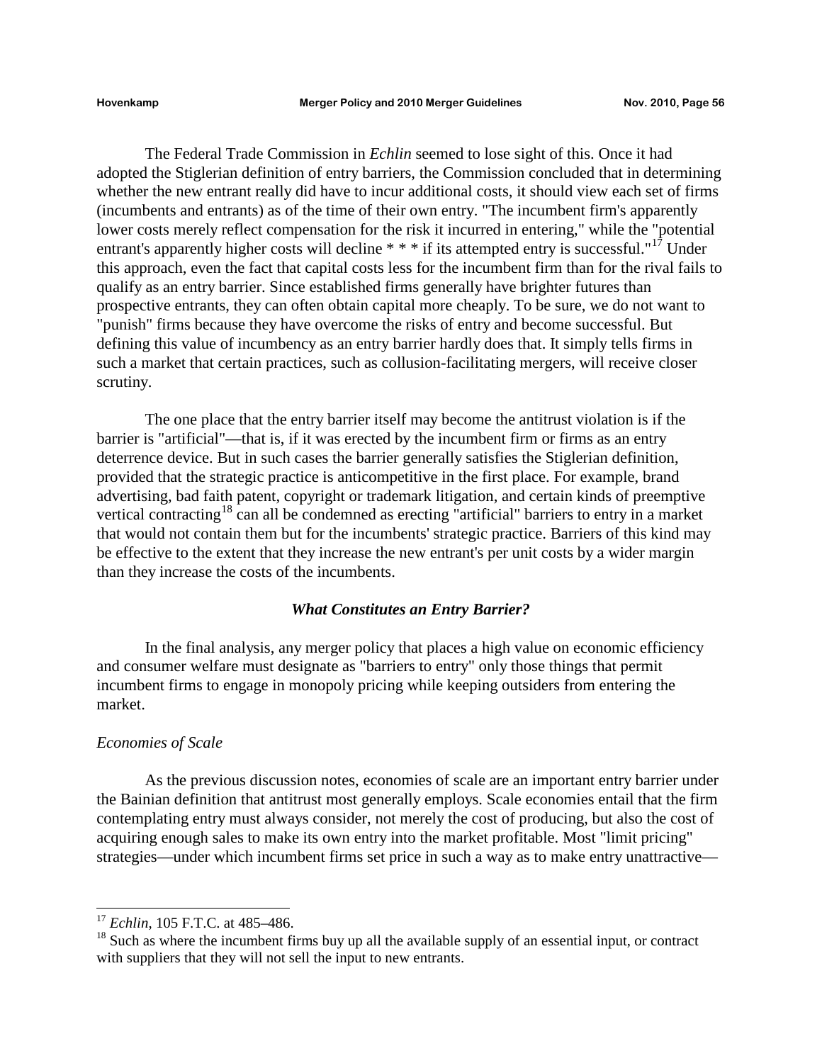The Federal Trade Commission in *Echlin* seemed to lose sight of this. Once it had adopted the Stiglerian definition of entry barriers, the Commission concluded that in determining whether the new entrant really did have to incur additional costs, it should view each set of firms (incumbents and entrants) as of the time of their own entry. "The incumbent firm's apparently lower costs merely reflect compensation for the risk it incurred in entering," while the "potential entrant's apparently higher costs will decline * * * if its attempted entry is successful."[17] Under this approach, even the fact that capital costs less for the incumbent firm than for the rival fails to qualify as an entry barrier. Since established firms generally have brighter futures than prospective entrants, they can often obtain capital more cheaply. To be sure, we do not want to "punish" firms because they have overcome the risks of entry and become successful. But defining this value of incumbency as an entry barrier hardly does that. It simply tells firms in such a market that certain practices, such as collusion-facilitating mergers, will receive closer scrutiny.

The one place that the entry barrier itself may become the antitrust violation is if the barrier is "artificial"—that is, if it was erected by the incumbent firm or firms as an entry deterrence device. But in such cases the barrier generally satisfies the Stiglerian definition, provided that the strategic practice is anticompetitive in the first place. For example, brand advertising, bad faith patent, copyright or trademark litigation, and certain kinds of preemptive vertical contracting[18] can all be condemned as erecting "artificial" barriers to entry in a market that would not contain them but for the incumbents' strategic practice. Barriers of this kind may be effective to the extent that they increase the new entrant's per unit costs by a wider margin than they increase the costs of the incumbents.

### *What Constitutes an Entry Barrier?*

In the final analysis, any merger policy that places a high value on economic efficiency and consumer welfare must designate as "barriers to entry" only those things that permit incumbent firms to engage in monopoly pricing while keeping outsiders from entering the market.

#### *Economies of Scale*

As the previous discussion notes, economies of scale are an important entry barrier under the Bainian definition that antitrust most generally employs. Scale economies entail that the firm contemplating entry must always consider, not merely the cost of producing, but also the cost of acquiring enough sales to make its own entry into the market profitable. Most "limit pricing" strategies—under which incumbent firms set price in such a way as to make entry unattractive—

---

[17] *Echlin*, 105 F.T.C. at 485–486.

[18] Such as where the incumbent firms buy up all the available supply of an essential input, or contract with suppliers that they will not sell the input to new entrants.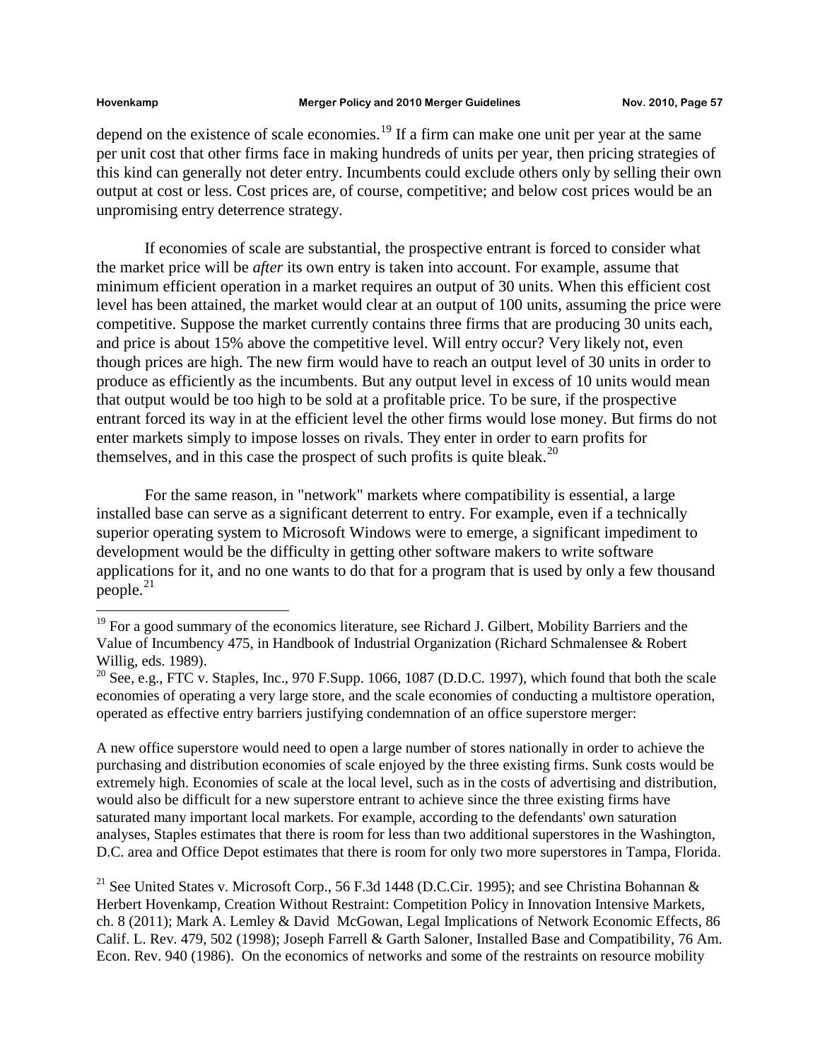depend on the existence of scale economies.[19] If a firm can make one unit per year at the same per unit cost that other firms face in making hundreds of units per year, then pricing strategies of this kind can generally not deter entry. Incumbents could exclude others only by selling their own output at cost or less. Cost prices are, of course, competitive; and below cost prices would be an unpromising entry deterrence strategy.

If economies of scale are substantial, the prospective entrant is forced to consider what the market price will be *after* its own entry is taken into account. For example, assume that minimum efficient operation in a market requires an output of 30 units. When this efficient cost level has been attained, the market would clear at an output of 100 units, assuming the price were competitive. Suppose the market currently contains three firms that are producing 30 units each, and price is about 15% above the competitive level. Will entry occur? Very likely not, even though prices are high. The new firm would have to reach an output level of 30 units in order to produce as efficiently as the incumbents. But any output level in excess of 10 units would mean that output would be too high to be sold at a profitable price. To be sure, if the prospective entrant forced its way in at the efficient level the other firms would lose money. But firms do not enter markets simply to impose losses on rivals. They enter in order to earn profits for themselves, and in this case the prospect of such profits is quite bleak.[20]

For the same reason, in "network" markets where compatibility is essential, a large installed base can serve as a significant deterrent to entry. For example, even if a technically superior operating system to Microsoft Windows were to emerge, a significant impediment to development would be the difficulty in getting other software makers to write software applications for it, and no one wants to do that for a program that is used by only a few thousand people.[21]

---

[19] For a good summary of the economics literature, see Richard J. Gilbert, Mobility Barriers and the Value of Incumbency 475, in Handbook of Industrial Organization (Richard Schmalensee & Robert Willig, eds. 1989).

[20] See, e.g., FTC v. Staples, Inc., 970 F.Supp. 1066, 1087 (D.D.C. 1997), which found that both the scale economies of operating a very large store, and the scale economies of conducting a multistore operation, operated as effective entry barriers justifying condemnation of an office superstore merger:

A new office superstore would need to open a large number of stores nationally in order to achieve the purchasing and distribution economies of scale enjoyed by the three existing firms. Sunk costs would be extremely high. Economies of scale at the local level, such as in the costs of advertising and distribution, would also be difficult for a new superstore entrant to achieve since the three existing firms have saturated many important local markets. For example, according to the defendants' own saturation analyses, Staples estimates that there is room for less than two additional superstores in the Washington, D.C. area and Office Depot estimates that there is room for only two more superstores in Tampa, Florida.

[21] See United States v. Microsoft Corp., 56 F.3d 1448 (D.C.Cir. 1995); and see Christina Bohannan & Herbert Hovenkamp, Creation Without Restraint: Competition Policy in Innovation Intensive Markets, ch. 8 (2011); Mark A. Lemley & David McGowan, Legal Implications of Network Economic Effects, 86 Calif. L. Rev. 479, 502 (1998); Joseph Farrell & Garth Saloner, Installed Base and Compatibility, 76 Am. Econ. Rev. 940 (1986). On the economics of networks and some of the restraints on resource mobility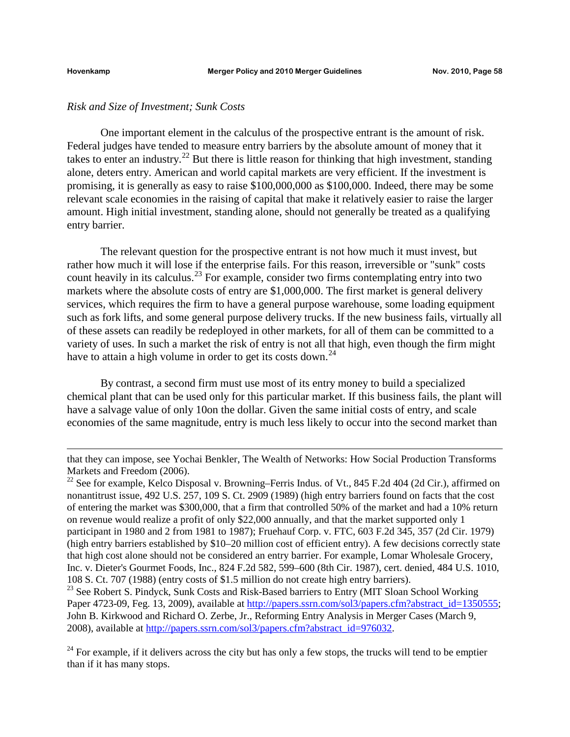*Risk and Size of Investment; Sunk Costs*

One important element in the calculus of the prospective entrant is the amount of risk. Federal judges have tended to measure entry barriers by the absolute amount of money that it takes to enter an industry.[22] But there is little reason for thinking that high investment, standing alone, deters entry. American and world capital markets are very efficient. If the investment is promising, it is generally as easy to raise $100,000,000 as $100,000. Indeed, there may be some relevant scale economies in the raising of capital that make it relatively easier to raise the larger amount. High initial investment, standing alone, should not generally be treated as a qualifying entry barrier.

The relevant question for the prospective entrant is not how much it must invest, but rather how much it will lose if the enterprise fails. For this reason, irreversible or "sunk" costs count heavily in its calculus.[23] For example, consider two firms contemplating entry into two markets where the absolute costs of entry are $1,000,000. The first market is general delivery services, which requires the firm to have a general purpose warehouse, some loading equipment such as fork lifts, and some general purpose delivery trucks. If the new business fails, virtually all of these assets can readily be redeployed in other markets, for all of them can be committed to a variety of uses. In such a market the risk of entry is not all that high, even though the firm might have to attain a high volume in order to get its costs down.[24]

By contrast, a second firm must use most of its entry money to build a specialized chemical plant that can be used only for this particular market. If this business fails, the plant will have a salvage value of only 10on the dollar. Given the same initial costs of entry, and scale economies of the same magnitude, entry is much less likely to occur into the second market than

---

that they can impose, see Yochai Benkler, The Wealth of Networks: How Social Production Transforms Markets and Freedom (2006).

[22] See for example, Kelco Disposal v. Browning–Ferris Indus. of Vt., 845 F.2d 404 (2d Cir.), affirmed on nonantitrust issue, 492 U.S. 257, 109 S. Ct. 2909 (1989) (high entry barriers found on facts that the cost of entering the market was $300,000, that a firm that controlled 50% of the market and had a 10% return on revenue would realize a profit of only $22,000 annually, and that the market supported only 1 participant in 1980 and 2 from 1981 to 1987); Fruehauf Corp. v. FTC, 603 F.2d 345, 357 (2d Cir. 1979) (high entry barriers established by $10–20 million cost of efficient entry). A few decisions correctly state that high cost alone should not be considered an entry barrier. For example, Lomar Wholesale Grocery, Inc. v. Dieter's Gourmet Foods, Inc., 824 F.2d 582, 599–600 (8th Cir. 1987), cert. denied, 484 U.S. 1010, 108 S. Ct. 707 (1988) (entry costs of $1.5 million do not create high entry barriers).

[23] See Robert S. Pindyck, Sunk Costs and Risk-Based barriers to Entry (MIT Sloan School Working Paper 4723-09, Feg. 13, 2009), available at http://papers.ssrn.com/sol3/papers.cfm?abstract_id=1350555; John B. Kirkwood and Richard O. Zerbe, Jr., Reforming Entry Analysis in Merger Cases (March 9, 2008), available at http://papers.ssrn.com/sol3/papers.cfm?abstract_id=976032.

[24] For example, if it delivers across the city but has only a few stops, the trucks will tend to be emptier than if it has many stops.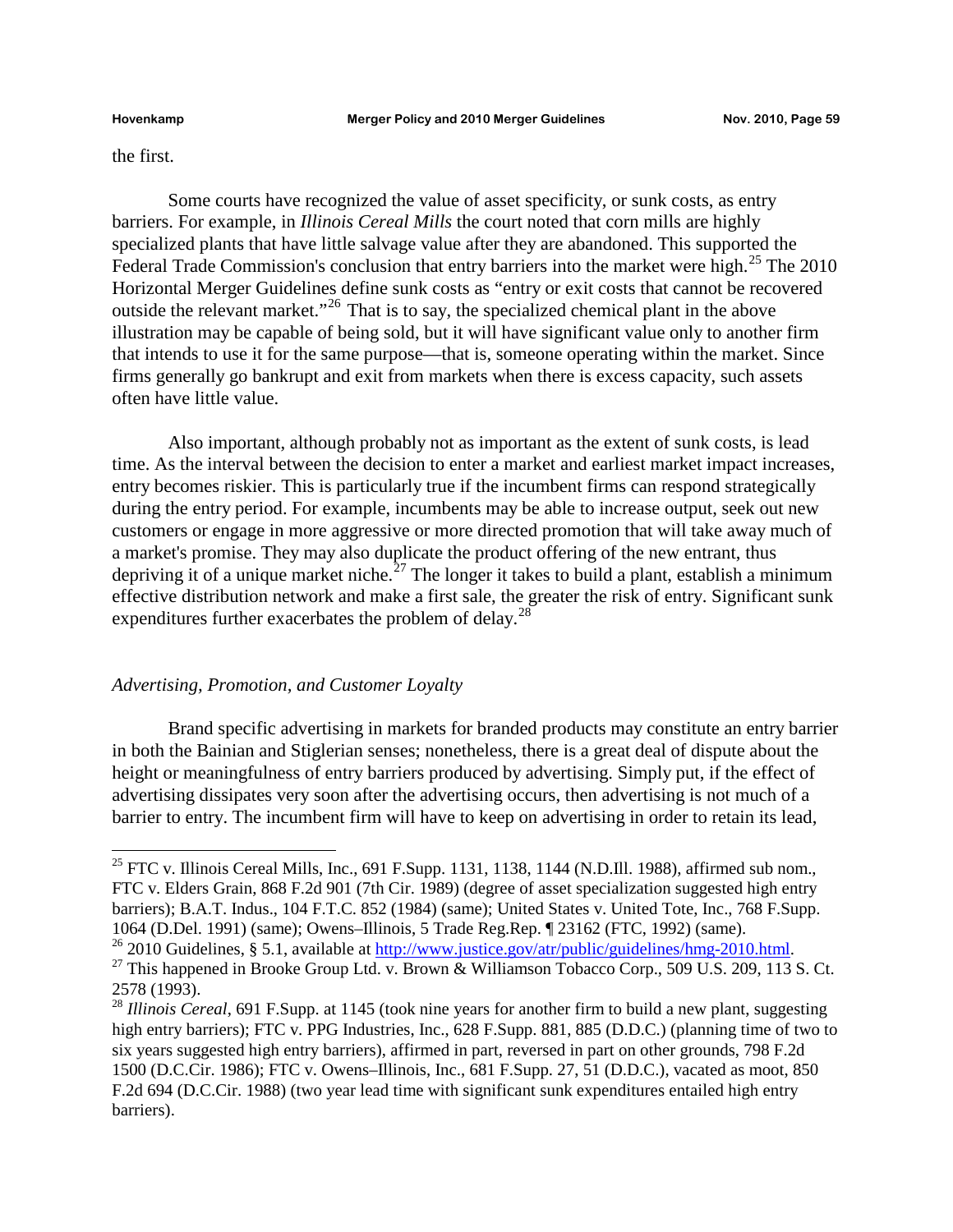the first.

Some courts have recognized the value of asset specificity, or sunk costs, as entry barriers. For example, in *Illinois Cereal Mills* the court noted that corn mills are highly specialized plants that have little salvage value after they are abandoned. This supported the Federal Trade Commission's conclusion that entry barriers into the market were high.[25] The 2010 Horizontal Merger Guidelines define sunk costs as "entry or exit costs that cannot be recovered outside the relevant market."[26] That is to say, the specialized chemical plant in the above illustration may be capable of being sold, but it will have significant value only to another firm that intends to use it for the same purpose—that is, someone operating within the market. Since firms generally go bankrupt and exit from markets when there is excess capacity, such assets often have little value.

Also important, although probably not as important as the extent of sunk costs, is lead time. As the interval between the decision to enter a market and earliest market impact increases, entry becomes riskier. This is particularly true if the incumbent firms can respond strategically during the entry period. For example, incumbents may be able to increase output, seek out new customers or engage in more aggressive or more directed promotion that will take away much of a market's promise. They may also duplicate the product offering of the new entrant, thus depriving it of a unique market niche.[27] The longer it takes to build a plant, establish a minimum effective distribution network and make a first sale, the greater the risk of entry. Significant sunk expenditures further exacerbates the problem of delay.[28]

### *Advertising, Promotion, and Customer Loyalty*

Brand specific advertising in markets for branded products may constitute an entry barrier in both the Bainian and Stiglerian senses; nonetheless, there is a great deal of dispute about the height or meaningfulness of entry barriers produced by advertising. Simply put, if the effect of advertising dissipates very soon after the advertising occurs, then advertising is not much of a barrier to entry. The incumbent firm will have to keep on advertising in order to retain its lead,

---

[25] FTC v. Illinois Cereal Mills, Inc., 691 F.Supp. 1131, 1138, 1144 (N.D.Ill. 1988), affirmed sub nom., FTC v. Elders Grain, 868 F.2d 901 (7th Cir. 1989) (degree of asset specialization suggested high entry barriers); B.A.T. Indus., 104 F.T.C. 852 (1984) (same); United States v. United Tote, Inc., 768 F.Supp. 1064 (D.Del. 1991) (same); Owens–Illinois, 5 Trade Reg.Rep. ¶ 23162 (FTC, 1992) (same).

[26] 2010 Guidelines, § 5.1, available at http://www.justice.gov/atr/public/guidelines/hmg-2010.html.

[27] This happened in Brooke Group Ltd. v. Brown & Williamson Tobacco Corp., 509 U.S. 209, 113 S. Ct. 2578 (1993).

[28] *Illinois Cereal*, 691 F.Supp. at 1145 (took nine years for another firm to build a new plant, suggesting high entry barriers); FTC v. PPG Industries, Inc., 628 F.Supp. 881, 885 (D.D.C.) (planning time of two to six years suggested high entry barriers), affirmed in part, reversed in part on other grounds, 798 F.2d 1500 (D.C.Cir. 1986); FTC v. Owens–Illinois, Inc., 681 F.Supp. 27, 51 (D.D.C.), vacated as moot, 850 F.2d 694 (D.C.Cir. 1988) (two year lead time with significant sunk expenditures entailed high entry barriers).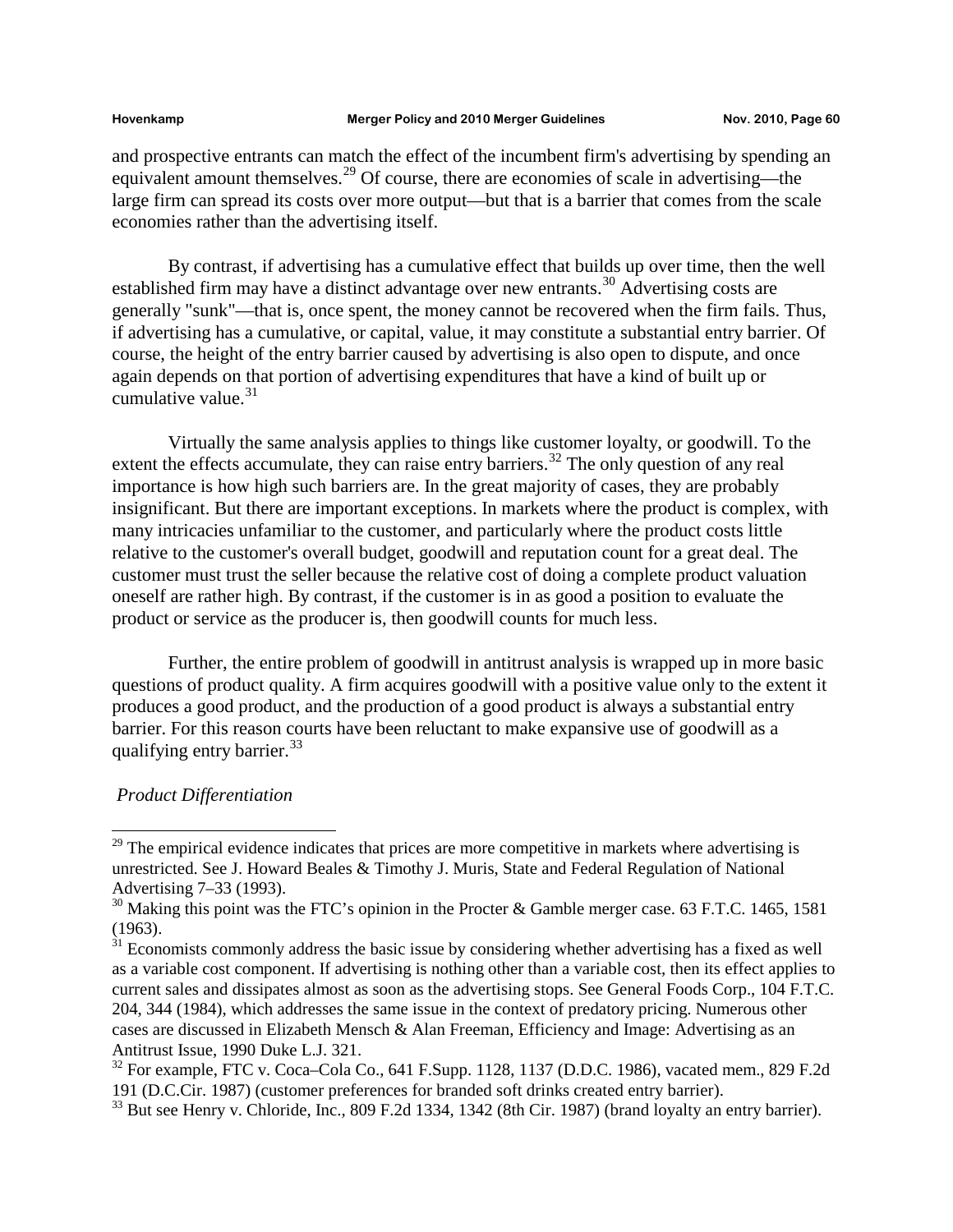and prospective entrants can match the effect of the incumbent firm's advertising by spending an equivalent amount themselves.[29] Of course, there are economies of scale in advertising—the large firm can spread its costs over more output—but that is a barrier that comes from the scale economies rather than the advertising itself.

By contrast, if advertising has a cumulative effect that builds up over time, then the well established firm may have a distinct advantage over new entrants.[30] Advertising costs are generally "sunk"—that is, once spent, the money cannot be recovered when the firm fails. Thus, if advertising has a cumulative, or capital, value, it may constitute a substantial entry barrier. Of course, the height of the entry barrier caused by advertising is also open to dispute, and once again depends on that portion of advertising expenditures that have a kind of built up or cumulative value.[31]

Virtually the same analysis applies to things like customer loyalty, or goodwill. To the extent the effects accumulate, they can raise entry barriers.[32] The only question of any real importance is how high such barriers are. In the great majority of cases, they are probably insignificant. But there are important exceptions. In markets where the product is complex, with many intricacies unfamiliar to the customer, and particularly where the product costs little relative to the customer's overall budget, goodwill and reputation count for a great deal. The customer must trust the seller because the relative cost of doing a complete product valuation oneself are rather high. By contrast, if the customer is in as good a position to evaluate the product or service as the producer is, then goodwill counts for much less.

Further, the entire problem of goodwill in antitrust analysis is wrapped up in more basic questions of product quality. A firm acquires goodwill with a positive value only to the extent it produces a good product, and the production of a good product is always a substantial entry barrier. For this reason courts have been reluctant to make expansive use of goodwill as a qualifying entry barrier.[33]

*Product Differentiation*

---

[29] The empirical evidence indicates that prices are more competitive in markets where advertising is unrestricted. See J. Howard Beales & Timothy J. Muris, State and Federal Regulation of National Advertising 7–33 (1993).

[30] Making this point was the FTC's opinion in the Procter & Gamble merger case. 63 F.T.C. 1465, 1581 (1963).

[31] Economists commonly address the basic issue by considering whether advertising has a fixed as well as a variable cost component. If advertising is nothing other than a variable cost, then its effect applies to current sales and dissipates almost as soon as the advertising stops. See General Foods Corp., 104 F.T.C. 204, 344 (1984), which addresses the same issue in the context of predatory pricing. Numerous other cases are discussed in Elizabeth Mensch & Alan Freeman, Efficiency and Image: Advertising as an Antitrust Issue, 1990 Duke L.J. 321.

[32] For example, FTC v. Coca–Cola Co., 641 F.Supp. 1128, 1137 (D.D.C. 1986), vacated mem., 829 F.2d 191 (D.C.Cir. 1987) (customer preferences for branded soft drinks created entry barrier).

[33] But see Henry v. Chloride, Inc., 809 F.2d 1334, 1342 (8th Cir. 1987) (brand loyalty an entry barrier).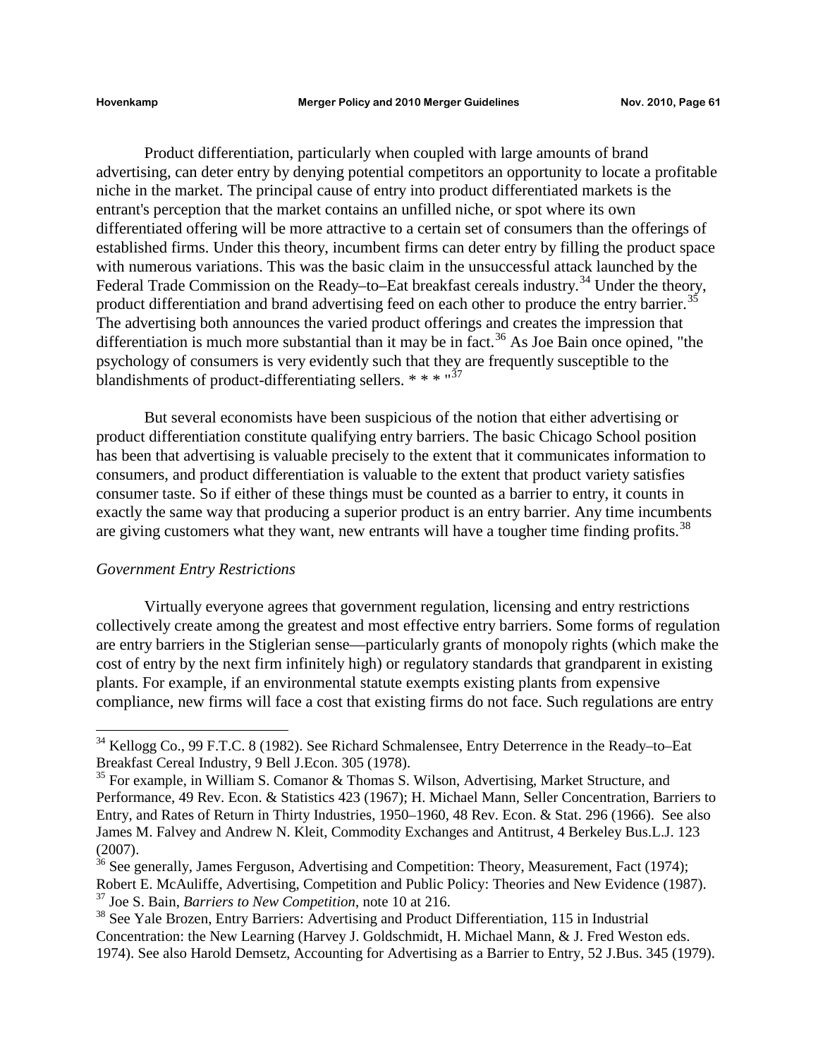Product differentiation, particularly when coupled with large amounts of brand advertising, can deter entry by denying potential competitors an opportunity to locate a profitable niche in the market. The principal cause of entry into product differentiated markets is the entrant's perception that the market contains an unfilled niche, or spot where its own differentiated offering will be more attractive to a certain set of consumers than the offerings of established firms. Under this theory, incumbent firms can deter entry by filling the product space with numerous variations. This was the basic claim in the unsuccessful attack launched by the Federal Trade Commission on the Ready–to–Eat breakfast cereals industry.[34] Under the theory, product differentiation and brand advertising feed on each other to produce the entry barrier.[35] The advertising both announces the varied product offerings and creates the impression that differentiation is much more substantial than it may be in fact.[36] As Joe Bain once opined, "the psychology of consumers is very evidently such that they are frequently susceptible to the blandishments of product-differentiating sellers. * * * "[37]

But several economists have been suspicious of the notion that either advertising or product differentiation constitute qualifying entry barriers. The basic Chicago School position has been that advertising is valuable precisely to the extent that it communicates information to consumers, and product differentiation is valuable to the extent that product variety satisfies consumer taste. So if either of these things must be counted as a barrier to entry, it counts in exactly the same way that producing a superior product is an entry barrier. Any time incumbents are giving customers what they want, new entrants will have a tougher time finding profits.[38]

*Government Entry Restrictions*

Virtually everyone agrees that government regulation, licensing and entry restrictions collectively create among the greatest and most effective entry barriers. Some forms of regulation are entry barriers in the Stiglerian sense—particularly grants of monopoly rights (which make the cost of entry by the next firm infinitely high) or regulatory standards that grandparent in existing plants. For example, if an environmental statute exempts existing plants from expensive compliance, new firms will face a cost that existing firms do not face. Such regulations are entry

---

[34] Kellogg Co., 99 F.T.C. 8 (1982). See Richard Schmalensee, Entry Deterrence in the Ready–to–Eat Breakfast Cereal Industry, 9 Bell J.Econ. 305 (1978).

[35] For example, in William S. Comanor & Thomas S. Wilson, Advertising, Market Structure, and Performance, 49 Rev. Econ. & Statistics 423 (1967); H. Michael Mann, Seller Concentration, Barriers to Entry, and Rates of Return in Thirty Industries, 1950–1960, 48 Rev. Econ. & Stat. 296 (1966). See also James M. Falvey and Andrew N. Kleit, Commodity Exchanges and Antitrust, 4 Berkeley Bus.L.J. 123 (2007).

[36] See generally, James Ferguson, Advertising and Competition: Theory, Measurement, Fact (1974); Robert E. McAuliffe, Advertising, Competition and Public Policy: Theories and New Evidence (1987).

[37] Joe S. Bain, *Barriers to New Competition*, note 10 at 216.

[38] See Yale Brozen, Entry Barriers: Advertising and Product Differentiation, 115 in Industrial Concentration: the New Learning (Harvey J. Goldschmidt, H. Michael Mann, & J. Fred Weston eds. 1974). See also Harold Demsetz, Accounting for Advertising as a Barrier to Entry, 52 J.Bus. 345 (1979).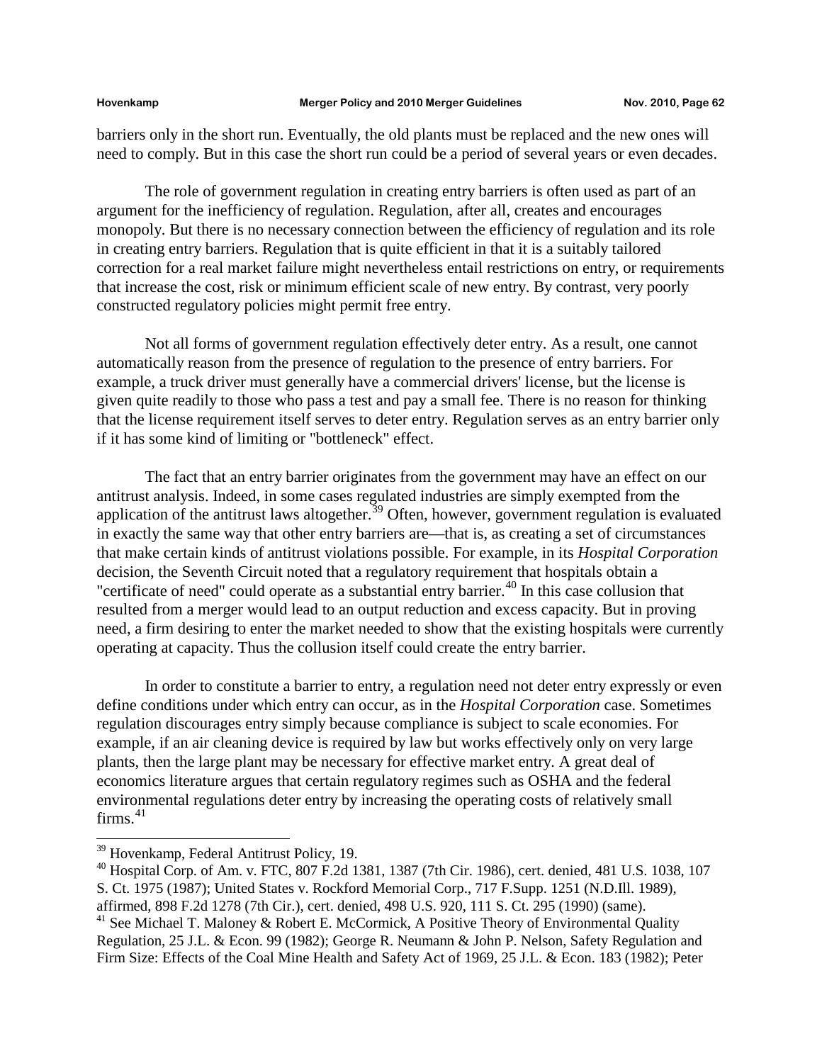barriers only in the short run. Eventually, the old plants must be replaced and the new ones will need to comply. But in this case the short run could be a period of several years or even decades.

The role of government regulation in creating entry barriers is often used as part of an argument for the inefficiency of regulation. Regulation, after all, creates and encourages monopoly. But there is no necessary connection between the efficiency of regulation and its role in creating entry barriers. Regulation that is quite efficient in that it is a suitably tailored correction for a real market failure might nevertheless entail restrictions on entry, or requirements that increase the cost, risk or minimum efficient scale of new entry. By contrast, very poorly constructed regulatory policies might permit free entry.

Not all forms of government regulation effectively deter entry. As a result, one cannot automatically reason from the presence of regulation to the presence of entry barriers. For example, a truck driver must generally have a commercial drivers' license, but the license is given quite readily to those who pass a test and pay a small fee. There is no reason for thinking that the license requirement itself serves to deter entry. Regulation serves as an entry barrier only if it has some kind of limiting or "bottleneck" effect.

The fact that an entry barrier originates from the government may have an effect on our antitrust analysis. Indeed, in some cases regulated industries are simply exempted from the application of the antitrust laws altogether.[39] Often, however, government regulation is evaluated in exactly the same way that other entry barriers are—that is, as creating a set of circumstances that make certain kinds of antitrust violations possible. For example, in its *Hospital Corporation* decision, the Seventh Circuit noted that a regulatory requirement that hospitals obtain a "certificate of need" could operate as a substantial entry barrier.[40] In this case collusion that resulted from a merger would lead to an output reduction and excess capacity. But in proving need, a firm desiring to enter the market needed to show that the existing hospitals were currently operating at capacity. Thus the collusion itself could create the entry barrier.

In order to constitute a barrier to entry, a regulation need not deter entry expressly or even define conditions under which entry can occur, as in the *Hospital Corporation* case. Sometimes regulation discourages entry simply because compliance is subject to scale economies. For example, if an air cleaning device is required by law but works effectively only on very large plants, then the large plant may be necessary for effective market entry. A great deal of economics literature argues that certain regulatory regimes such as OSHA and the federal environmental regulations deter entry by increasing the operating costs of relatively small firms.[41]

---

[39] Hovenkamp, Federal Antitrust Policy, 19.

[40] Hospital Corp. of Am. v. FTC, 807 F.2d 1381, 1387 (7th Cir. 1986), cert. denied, 481 U.S. 1038, 107 S. Ct. 1975 (1987); United States v. Rockford Memorial Corp., 717 F.Supp. 1251 (N.D.Ill. 1989), affirmed, 898 F.2d 1278 (7th Cir.), cert. denied, 498 U.S. 920, 111 S. Ct. 295 (1990) (same).

[41] See Michael T. Maloney & Robert E. McCormick, A Positive Theory of Environmental Quality Regulation, 25 J.L. & Econ. 99 (1982); George R. Neumann & John P. Nelson, Safety Regulation and Firm Size: Effects of the Coal Mine Health and Safety Act of 1969, 25 J.L. & Econ. 183 (1982); Peter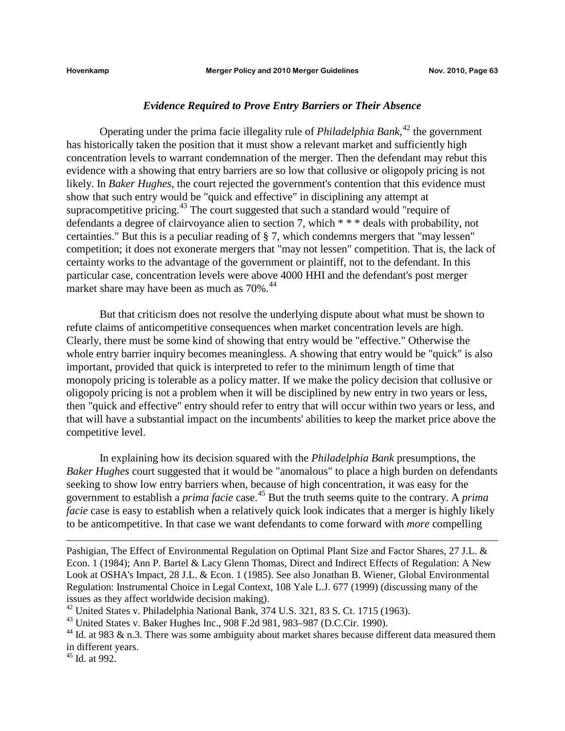### *Evidence Required to Prove Entry Barriers or Their Absence*

Operating under the prima facie illegality rule of *Philadelphia Bank*,[42] the government has historically taken the position that it must show a relevant market and sufficiently high concentration levels to warrant condemnation of the merger. Then the defendant may rebut this evidence with a showing that entry barriers are so low that collusive or oligopoly pricing is not likely. In *Baker Hughes,* the court rejected the government's contention that this evidence must show that such entry would be "quick and effective" in disciplining any attempt at supracompetitive pricing.[43] The court suggested that such a standard would "require of defendants a degree of clairvoyance alien to section 7, which * * * deals with probability, not certainties." But this is a peculiar reading of § 7, which condemns mergers that "may lessen" competition; it does not exonerate mergers that "may not lessen" competition. That is, the lack of certainty works to the advantage of the government or plaintiff, not to the defendant. In this particular case, concentration levels were above 4000 HHI and the defendant's post merger market share may have been as much as 70%.[44]

But that criticism does not resolve the underlying dispute about what must be shown to refute claims of anticompetitive consequences when market concentration levels are high. Clearly, there must be some kind of showing that entry would be "effective." Otherwise the whole entry barrier inquiry becomes meaningless. A showing that entry would be "quick" is also important, provided that quick is interpreted to refer to the minimum length of time that monopoly pricing is tolerable as a policy matter. If we make the policy decision that collusive or oligopoly pricing is not a problem when it will be disciplined by new entry in two years or less, then "quick and effective" entry should refer to entry that will occur within two years or less, and that will have a substantial impact on the incumbents' abilities to keep the market price above the competitive level.

In explaining how its decision squared with the *Philadelphia Bank* presumptions, the *Baker Hughes* court suggested that it would be "anomalous" to place a high burden on defendants seeking to show low entry barriers when, because of high concentration, it was easy for the government to establish a *prima facie* case.[45] But the truth seems quite to the contrary. A *prima facie* case is easy to establish when a relatively quick look indicates that a merger is highly likely to be anticompetitive. In that case we want defendants to come forward with *more* compelling

---

Pashigian, The Effect of Environmental Regulation on Optimal Plant Size and Factor Shares, 27 J.L. & Econ. 1 (1984); Ann P. Bartel & Lacy Glenn Thomas, Direct and Indirect Effects of Regulation: A New Look at OSHA's Impact, 28 J.L. & Econ. 1 (1985). See also Jonathan B. Wiener, Global Environmental Regulation: Instrumental Choice in Legal Context, 108 Yale L.J. 677 (1999) (discussing many of the issues as they affect worldwide decision making).

[42] United States v. Philadelphia National Bank, 374 U.S. 321, 83 S. Ct. 1715 (1963).

[43] United States v. Baker Hughes Inc., 908 F.2d 981, 983–987 (D.C.Cir. 1990).

[44] Id. at 983 & n.3. There was some ambiguity about market shares because different data measured them in different years.

[45] Id. at 992.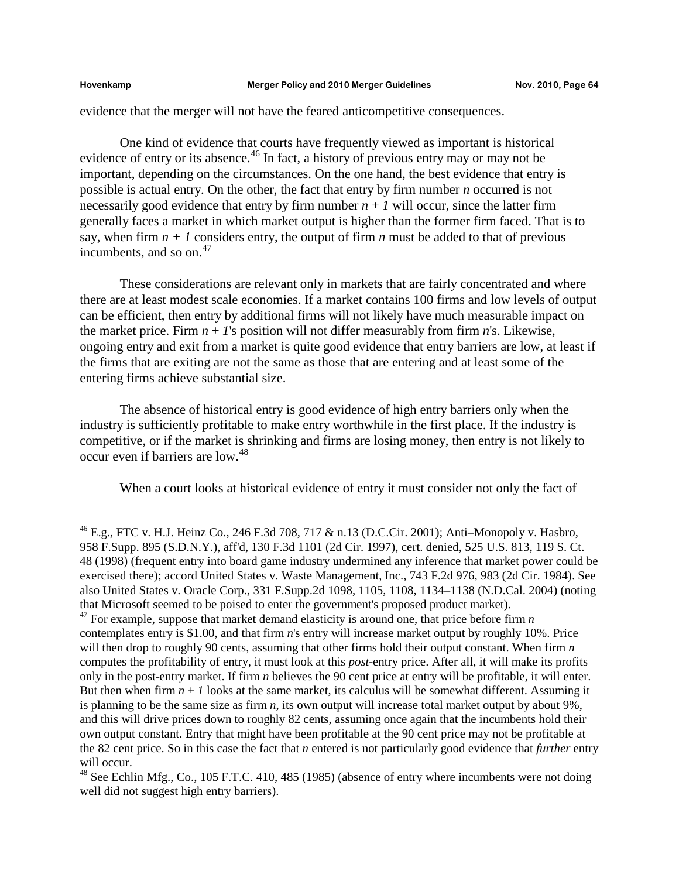evidence that the merger will not have the feared anticompetitive consequences.

One kind of evidence that courts have frequently viewed as important is historical evidence of entry or its absence.[46] In fact, a history of previous entry may or may not be important, depending on the circumstances. On the one hand, the best evidence that entry is possible is actual entry. On the other, the fact that entry by firm number $n$ occurred is not necessarily good evidence that entry by firm number $n + 1$ will occur, since the latter firm generally faces a market in which market output is higher than the former firm faced. That is to say, when firm $n + 1$ considers entry, the output of firm $n$ must be added to that of previous incumbents, and so on.[47]

These considerations are relevant only in markets that are fairly concentrated and where there are at least modest scale economies. If a market contains 100 firms and low levels of output can be efficient, then entry by additional firms will not likely have much measurable impact on the market price. Firm $n + 1$'s position will not differ measurably from firm $n$'s. Likewise, ongoing entry and exit from a market is quite good evidence that entry barriers are low, at least if the firms that are exiting are not the same as those that are entering and at least some of the entering firms achieve substantial size.

The absence of historical entry is good evidence of high entry barriers only when the industry is sufficiently profitable to make entry worthwhile in the first place. If the industry is competitive, or if the market is shrinking and firms are losing money, then entry is not likely to occur even if barriers are low.[48]

When a court looks at historical evidence of entry it must consider not only the fact of

---

[46] E.g., FTC v. H.J. Heinz Co., 246 F.3d 708, 717 & n.13 (D.C.Cir. 2001); Anti–Monopoly v. Hasbro, 958 F.Supp. 895 (S.D.N.Y.), aff'd, 130 F.3d 1101 (2d Cir. 1997), cert. denied, 525 U.S. 813, 119 S. Ct. 48 (1998) (frequent entry into board game industry undermined any inference that market power could be exercised there); accord United States v. Waste Management, Inc., 743 F.2d 976, 983 (2d Cir. 1984). See also United States v. Oracle Corp., 331 F.Supp.2d 1098, 1105, 1108, 1134–1138 (N.D.Cal. 2004) (noting that Microsoft seemed to be poised to enter the government's proposed product market).

[47] For example, suppose that market demand elasticity is around one, that price before firm $n$ contemplates entry is \$1.00, and that firm $n$'s entry will increase market output by roughly 10%. Price will then drop to roughly 90 cents, assuming that other firms hold their output constant. When firm $n$ computes the profitability of entry, it must look at this *post*-entry price. After all, it will make its profits only in the post-entry market. If firm $n$ believes the 90 cent price at entry will be profitable, it will enter. But then when firm $n + 1$ looks at the same market, its calculus will be somewhat different. Assuming it is planning to be the same size as firm $n$, its own output will increase total market output by about 9%, and this will drive prices down to roughly 82 cents, assuming once again that the incumbents hold their own output constant. Entry that might have been profitable at the 90 cent price may not be profitable at the 82 cent price. So in this case the fact that $n$ entered is not particularly good evidence that *further* entry will occur.

[48] See Echlin Mfg., Co., 105 F.T.C. 410, 485 (1985) (absence of entry where incumbents were not doing well did not suggest high entry barriers).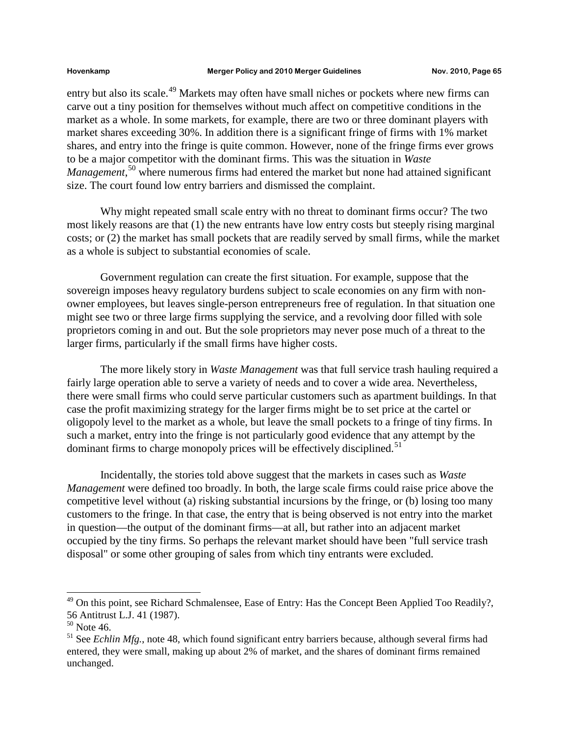entry but also its scale.[49] Markets may often have small niches or pockets where new firms can carve out a tiny position for themselves without much affect on competitive conditions in the market as a whole. In some markets, for example, there are two or three dominant players with market shares exceeding 30%. In addition there is a significant fringe of firms with 1% market shares, and entry into the fringe is quite common. However, none of the fringe firms ever grows to be a major competitor with the dominant firms. This was the situation in *Waste Management*,[50] where numerous firms had entered the market but none had attained significant size. The court found low entry barriers and dismissed the complaint.

Why might repeated small scale entry with no threat to dominant firms occur? The two most likely reasons are that (1) the new entrants have low entry costs but steeply rising marginal costs; or (2) the market has small pockets that are readily served by small firms, while the market as a whole is subject to substantial economies of scale.

Government regulation can create the first situation. For example, suppose that the sovereign imposes heavy regulatory burdens subject to scale economies on any firm with non-owner employees, but leaves single-person entrepreneurs free of regulation. In that situation one might see two or three large firms supplying the service, and a revolving door filled with sole proprietors coming in and out. But the sole proprietors may never pose much of a threat to the larger firms, particularly if the small firms have higher costs.

The more likely story in *Waste Management* was that full service trash hauling required a fairly large operation able to serve a variety of needs and to cover a wide area. Nevertheless, there were small firms who could serve particular customers such as apartment buildings. In that case the profit maximizing strategy for the larger firms might be to set price at the cartel or oligopoly level to the market as a whole, but leave the small pockets to a fringe of tiny firms. In such a market, entry into the fringe is not particularly good evidence that any attempt by the dominant firms to charge monopoly prices will be effectively disciplined.[51]

Incidentally, the stories told above suggest that the markets in cases such as *Waste Management* were defined too broadly. In both, the large scale firms could raise price above the competitive level without (a) risking substantial incursions by the fringe, or (b) losing too many customers to the fringe. In that case, the entry that is being observed is not entry into the market in question—the output of the dominant firms—at all, but rather into an adjacent market occupied by the tiny firms. So perhaps the relevant market should have been "full service trash disposal" or some other grouping of sales from which tiny entrants were excluded.

---

[49] On this point, see Richard Schmalensee, Ease of Entry: Has the Concept Been Applied Too Readily?, 56 Antitrust L.J. 41 (1987).

[50] Note 46.

[51] See *Echlin Mfg.*, note 48, which found significant entry barriers because, although several firms had entered, they were small, making up about 2% of market, and the shares of dominant firms remained unchanged.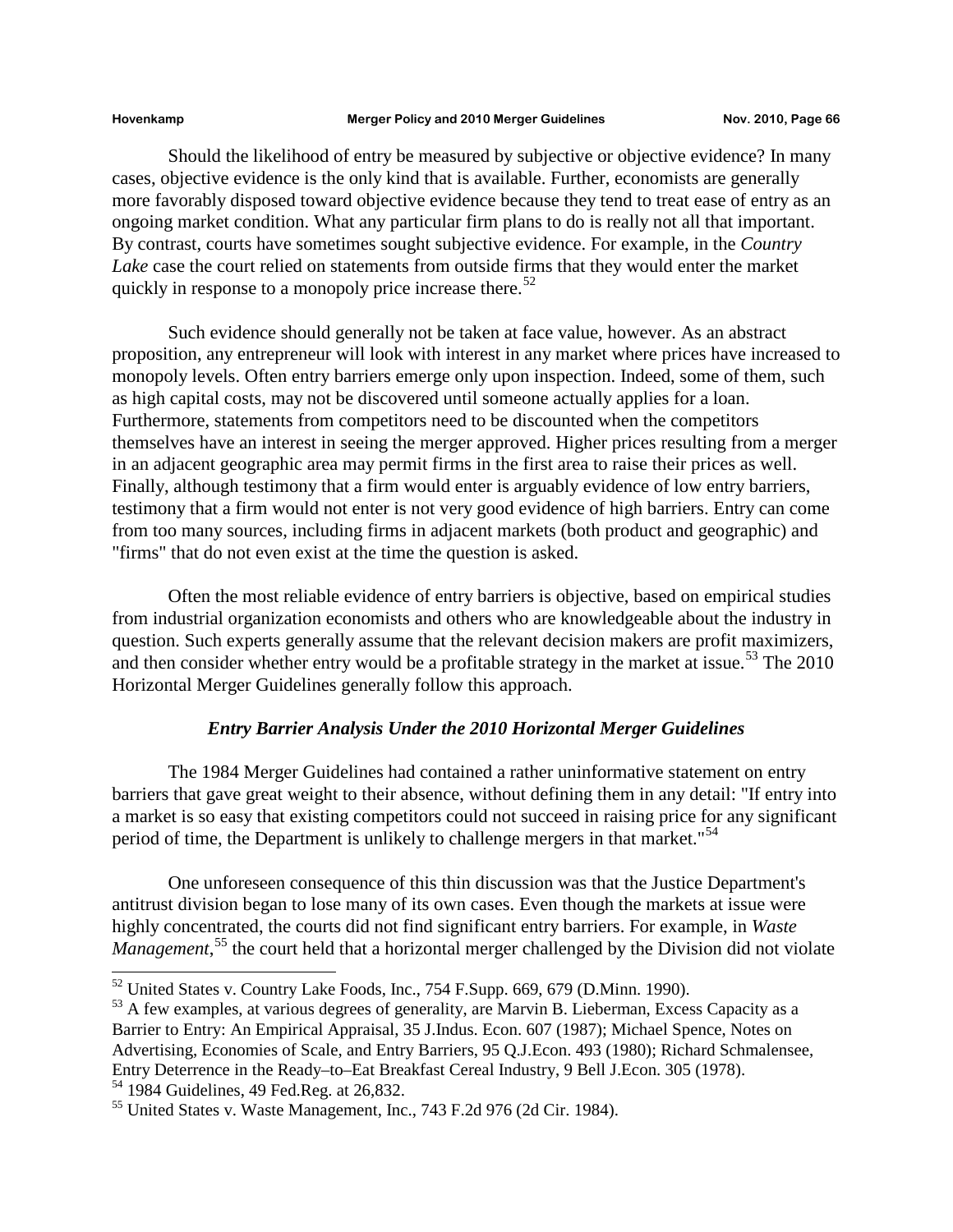Should the likelihood of entry be measured by subjective or objective evidence? In many cases, objective evidence is the only kind that is available. Further, economists are generally more favorably disposed toward objective evidence because they tend to treat ease of entry as an ongoing market condition. What any particular firm plans to do is really not all that important. By contrast, courts have sometimes sought subjective evidence. For example, in the *Country Lake* case the court relied on statements from outside firms that they would enter the market quickly in response to a monopoly price increase there.[52]

Such evidence should generally not be taken at face value, however. As an abstract proposition, any entrepreneur will look with interest in any market where prices have increased to monopoly levels. Often entry barriers emerge only upon inspection. Indeed, some of them, such as high capital costs, may not be discovered until someone actually applies for a loan. Furthermore, statements from competitors need to be discounted when the competitors themselves have an interest in seeing the merger approved. Higher prices resulting from a merger in an adjacent geographic area may permit firms in the first area to raise their prices as well. Finally, although testimony that a firm would enter is arguably evidence of low entry barriers, testimony that a firm would not enter is not very good evidence of high barriers. Entry can come from too many sources, including firms in adjacent markets (both product and geographic) and "firms" that do not even exist at the time the question is asked.

Often the most reliable evidence of entry barriers is objective, based on empirical studies from industrial organization economists and others who are knowledgeable about the industry in question. Such experts generally assume that the relevant decision makers are profit maximizers, and then consider whether entry would be a profitable strategy in the market at issue.[53] The 2010 Horizontal Merger Guidelines generally follow this approach.

### *Entry Barrier Analysis Under the 2010 Horizontal Merger Guidelines*

The 1984 Merger Guidelines had contained a rather uninformative statement on entry barriers that gave great weight to their absence, without defining them in any detail: "If entry into a market is so easy that existing competitors could not succeed in raising price for any significant period of time, the Department is unlikely to challenge mergers in that market."[54]

One unforeseen consequence of this thin discussion was that the Justice Department's antitrust division began to lose many of its own cases. Even though the markets at issue were highly concentrated, the courts did not find significant entry barriers. For example, in *Waste Management*,[55] the court held that a horizontal merger challenged by the Division did not violate

---

[52] United States v. Country Lake Foods, Inc., 754 F.Supp. 669, 679 (D.Minn. 1990).

[53] A few examples, at various degrees of generality, are Marvin B. Lieberman, Excess Capacity as a Barrier to Entry: An Empirical Appraisal, 35 J.Indus. Econ. 607 (1987); Michael Spence, Notes on Advertising, Economies of Scale, and Entry Barriers, 95 Q.J.Econ. 493 (1980); Richard Schmalensee, Entry Deterrence in the Ready–to–Eat Breakfast Cereal Industry, 9 Bell J.Econ. 305 (1978).

[54] 1984 Guidelines, 49 Fed.Reg. at 26,832.

[55] United States v. Waste Management, Inc., 743 F.2d 976 (2d Cir. 1984).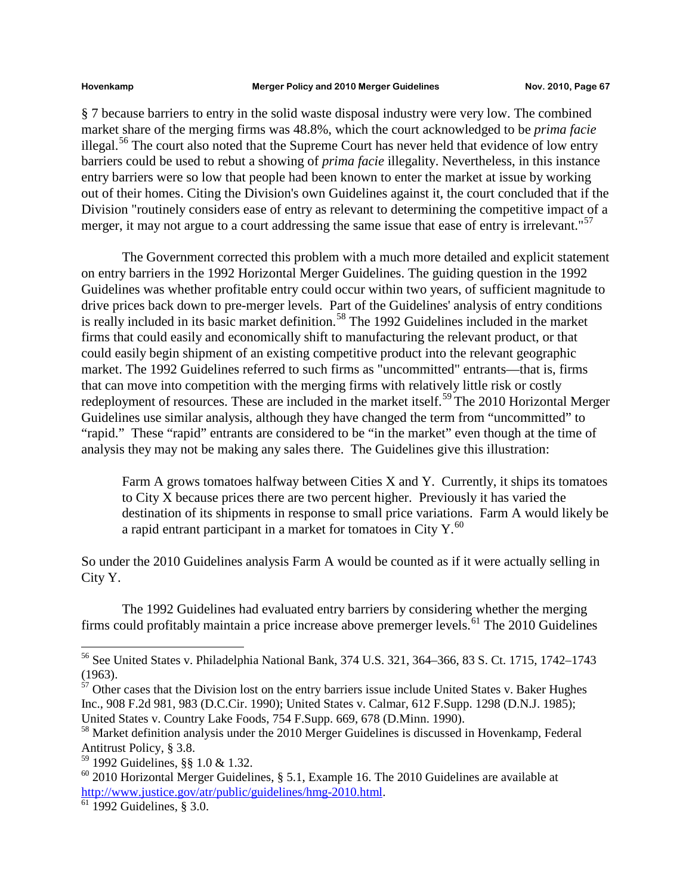§ 7 because barriers to entry in the solid waste disposal industry were very low. The combined market share of the merging firms was 48.8%, which the court acknowledged to be *prima facie* illegal.[56] The court also noted that the Supreme Court has never held that evidence of low entry barriers could be used to rebut a showing of *prima facie* illegality. Nevertheless, in this instance entry barriers were so low that people had been known to enter the market at issue by working out of their homes. Citing the Division's own Guidelines against it, the court concluded that if the Division "routinely considers ease of entry as relevant to determining the competitive impact of a merger, it may not argue to a court addressing the same issue that ease of entry is irrelevant."[57]

The Government corrected this problem with a much more detailed and explicit statement on entry barriers in the 1992 Horizontal Merger Guidelines. The guiding question in the 1992 Guidelines was whether profitable entry could occur within two years, of sufficient magnitude to drive prices back down to pre-merger levels. Part of the Guidelines' analysis of entry conditions is really included in its basic market definition.[58] The 1992 Guidelines included in the market firms that could easily and economically shift to manufacturing the relevant product, or that could easily begin shipment of an existing competitive product into the relevant geographic market. The 1992 Guidelines referred to such firms as "uncommitted" entrants—that is, firms that can move into competition with the merging firms with relatively little risk or costly redeployment of resources. These are included in the market itself.[59] The 2010 Horizontal Merger Guidelines use similar analysis, although they have changed the term from "uncommitted" to "rapid." These "rapid" entrants are considered to be "in the market" even though at the time of analysis they may not be making any sales there. The Guidelines give this illustration:

> Farm A grows tomatoes halfway between Cities X and Y. Currently, it ships its tomatoes to City X because prices there are two percent higher. Previously it has varied the destination of its shipments in response to small price variations. Farm A would likely be a rapid entrant participant in a market for tomatoes in City Y.[60]

So under the 2010 Guidelines analysis Farm A would be counted as if it were actually selling in City Y.

The 1992 Guidelines had evaluated entry barriers by considering whether the merging firms could profitably maintain a price increase above premerger levels.[61] The 2010 Guidelines

---

[56] See United States v. Philadelphia National Bank, 374 U.S. 321, 364–366, 83 S. Ct. 1715, 1742–1743 (1963).

[57] Other cases that the Division lost on the entry barriers issue include United States v. Baker Hughes Inc., 908 F.2d 981, 983 (D.C.Cir. 1990); United States v. Calmar, 612 F.Supp. 1298 (D.N.J. 1985); United States v. Country Lake Foods, 754 F.Supp. 669, 678 (D.Minn. 1990).

[58] Market definition analysis under the 2010 Merger Guidelines is discussed in Hovenkamp, Federal Antitrust Policy, § 3.8.

[59] 1992 Guidelines, §§ 1.0 & 1.32.

[60] 2010 Horizontal Merger Guidelines, § 5.1, Example 16. The 2010 Guidelines are available at http://www.justice.gov/atr/public/guidelines/hmg-2010.html.

[61] 1992 Guidelines, § 3.0.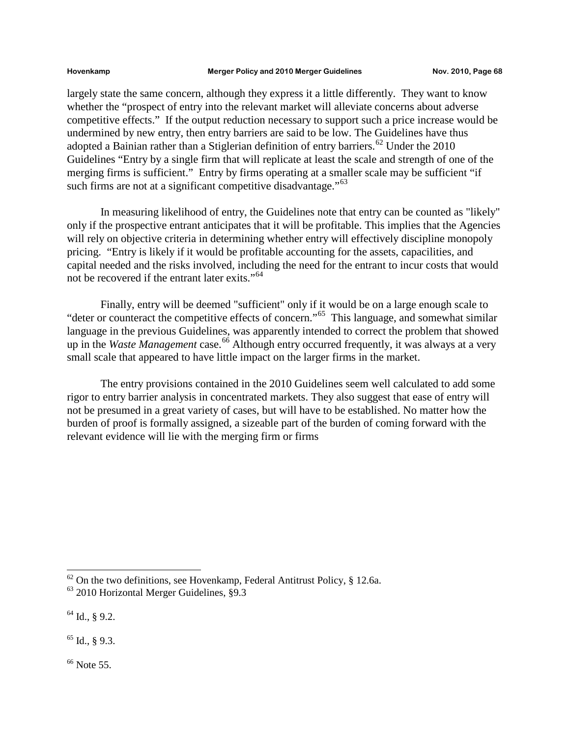largely state the same concern, although they express it a little differently. They want to know whether the "prospect of entry into the relevant market will alleviate concerns about adverse competitive effects." If the output reduction necessary to support such a price increase would be undermined by new entry, then entry barriers are said to be low. The Guidelines have thus adopted a Bainian rather than a Stiglerian definition of entry barriers.[62] Under the 2010 Guidelines "Entry by a single firm that will replicate at least the scale and strength of one of the merging firms is sufficient." Entry by firms operating at a smaller scale may be sufficient "if such firms are not at a significant competitive disadvantage."[63]

In measuring likelihood of entry, the Guidelines note that entry can be counted as "likely" only if the prospective entrant anticipates that it will be profitable. This implies that the Agencies will rely on objective criteria in determining whether entry will effectively discipline monopoly pricing. "Entry is likely if it would be profitable accounting for the assets, capacilities, and capital needed and the risks involved, including the need for the entrant to incur costs that would not be recovered if the entrant later exits."[64]

Finally, entry will be deemed "sufficient" only if it would be on a large enough scale to "deter or counteract the competitive effects of concern."[65] This language, and somewhat similar language in the previous Guidelines, was apparently intended to correct the problem that showed up in the *Waste Management* case.[66] Although entry occurred frequently, it was always at a very small scale that appeared to have little impact on the larger firms in the market.

The entry provisions contained in the 2010 Guidelines seem well calculated to add some rigor to entry barrier analysis in concentrated markets. They also suggest that ease of entry will not be presumed in a great variety of cases, but will have to be established. No matter how the burden of proof is formally assigned, a sizeable part of the burden of coming forward with the relevant evidence will lie with the merging firm or firms

---

[62] On the two definitions, see Hovenkamp, Federal Antitrust Policy, § 12.6a.

[63] 2010 Horizontal Merger Guidelines, §9.3

[64] Id., § 9.2.

[65] Id., § 9.3.

[66] Note 55.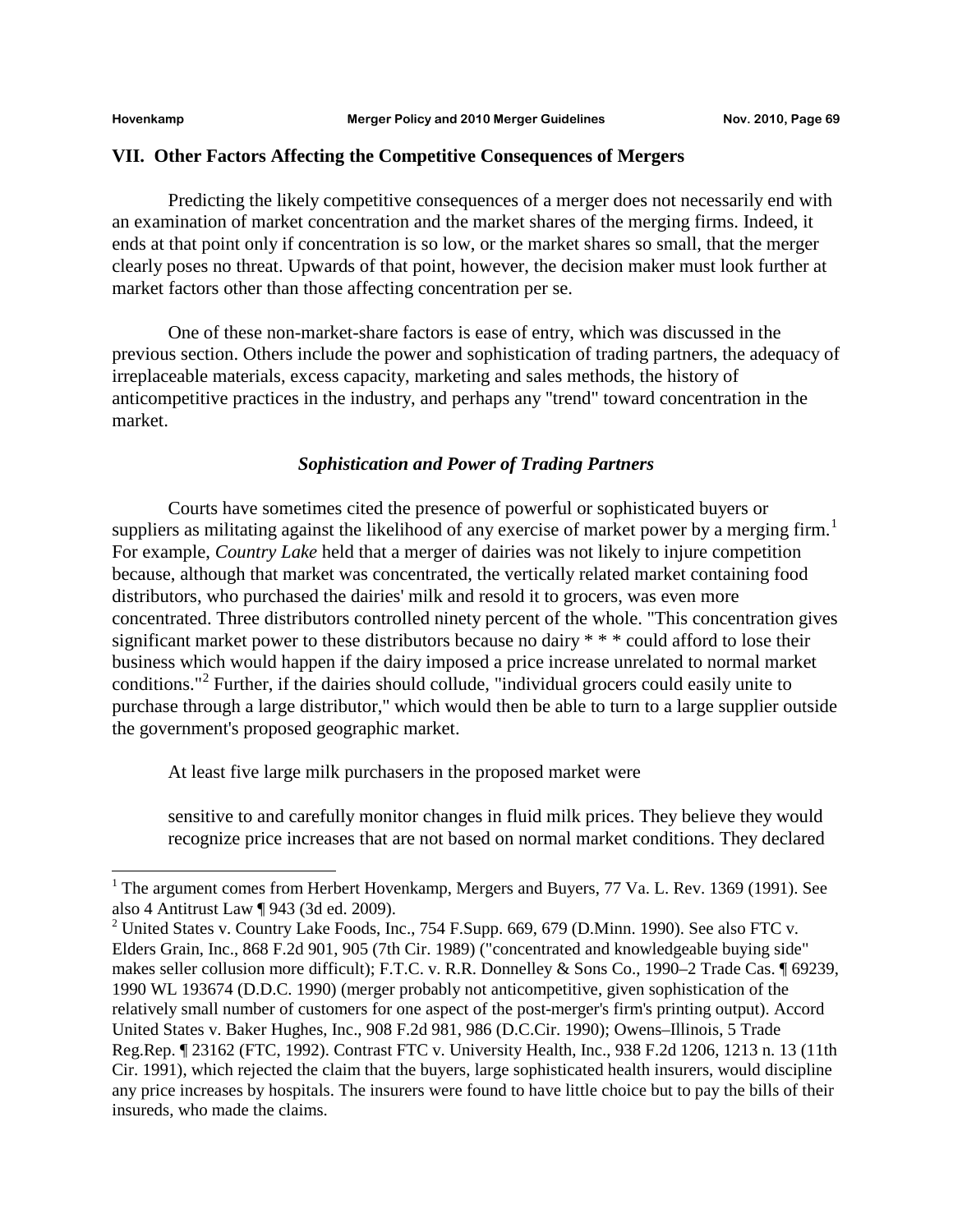## VII. Other Factors Affecting the Competitive Consequences of Mergers

Predicting the likely competitive consequences of a merger does not necessarily end with an examination of market concentration and the market shares of the merging firms. Indeed, it ends at that point only if concentration is so low, or the market shares so small, that the merger clearly poses no threat. Upwards of that point, however, the decision maker must look further at market factors other than those affecting concentration per se.

One of these non-market-share factors is ease of entry, which was discussed in the previous section. Others include the power and sophistication of trading partners, the adequacy of irreplaceable materials, excess capacity, marketing and sales methods, the history of anticompetitive practices in the industry, and perhaps any "trend" toward concentration in the market.

### *Sophistication and Power of Trading Partners*

Courts have sometimes cited the presence of powerful or sophisticated buyers or suppliers as militating against the likelihood of any exercise of market power by a merging firm.[1] For example, *Country Lake* held that a merger of dairies was not likely to injure competition because, although that market was concentrated, the vertically related market containing food distributors, who purchased the dairies' milk and resold it to grocers, was even more concentrated. Three distributors controlled ninety percent of the whole. "This concentration gives significant market power to these distributors because no dairy * * * could afford to lose their business which would happen if the dairy imposed a price increase unrelated to normal market conditions."[2] Further, if the dairies should collude, "individual grocers could easily unite to purchase through a large distributor," which would then be able to turn to a large supplier outside the government's proposed geographic market.

At least five large milk purchasers in the proposed market were

> sensitive to and carefully monitor changes in fluid milk prices. They believe they would recognize price increases that are not based on normal market conditions. They declared

---

[1] The argument comes from Herbert Hovenkamp, Mergers and Buyers, 77 Va. L. Rev. 1369 (1991). See also 4 Antitrust Law ¶ 943 (3d ed. 2009).

[2] United States v. Country Lake Foods, Inc., 754 F.Supp. 669, 679 (D.Minn. 1990). See also FTC v. Elders Grain, Inc., 868 F.2d 901, 905 (7th Cir. 1989) ("concentrated and knowledgeable buying side" makes seller collusion more difficult); F.T.C. v. R.R. Donnelley & Sons Co., 1990–2 Trade Cas. ¶ 69239, 1990 WL 193674 (D.D.C. 1990) (merger probably not anticompetitive, given sophistication of the relatively small number of customers for one aspect of the post-merger's firm's printing output). Accord United States v. Baker Hughes, Inc., 908 F.2d 981, 986 (D.C.Cir. 1990); Owens–Illinois, 5 Trade Reg.Rep. ¶ 23162 (FTC, 1992). Contrast FTC v. University Health, Inc., 938 F.2d 1206, 1213 n. 13 (11th Cir. 1991), which rejected the claim that the buyers, large sophisticated health insurers, would discipline any price increases by hospitals. The insurers were found to have little choice but to pay the bills of their insureds, who made the claims.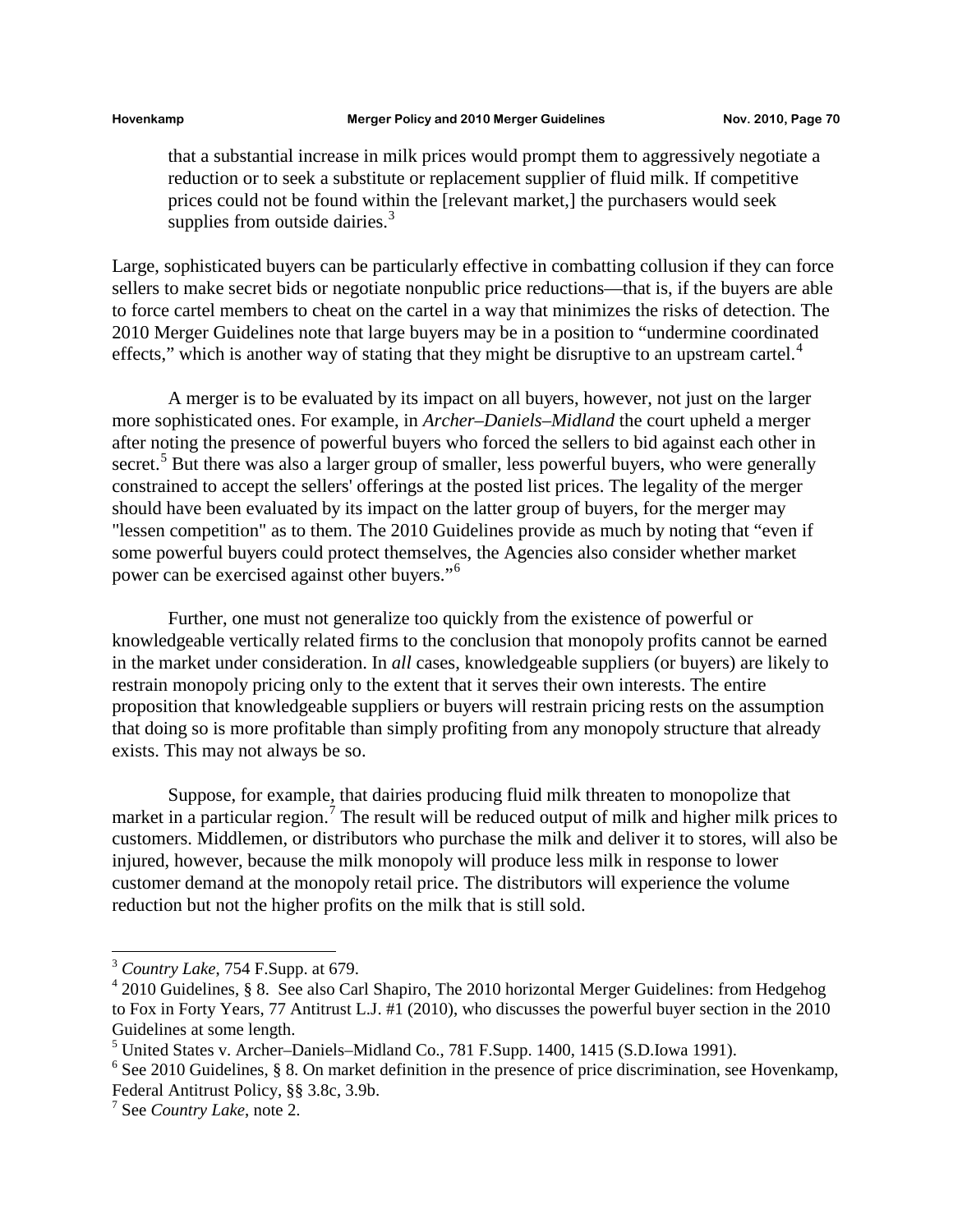> that a substantial increase in milk prices would prompt them to aggressively negotiate a reduction or to seek a substitute or replacement supplier of fluid milk. If competitive prices could not be found within the [relevant market,] the purchasers would seek supplies from outside dairies.[3]

Large, sophisticated buyers can be particularly effective in combatting collusion if they can force sellers to make secret bids or negotiate nonpublic price reductions—that is, if the buyers are able to force cartel members to cheat on the cartel in a way that minimizes the risks of detection. The 2010 Merger Guidelines note that large buyers may be in a position to "undermine coordinated effects," which is another way of stating that they might be disruptive to an upstream cartel.[4]

A merger is to be evaluated by its impact on all buyers, however, not just on the larger more sophisticated ones. For example, in *Archer–Daniels–Midland* the court upheld a merger after noting the presence of powerful buyers who forced the sellers to bid against each other in secret.[5] But there was also a larger group of smaller, less powerful buyers, who were generally constrained to accept the sellers' offerings at the posted list prices. The legality of the merger should have been evaluated by its impact on the latter group of buyers, for the merger may "lessen competition" as to them. The 2010 Guidelines provide as much by noting that "even if some powerful buyers could protect themselves, the Agencies also consider whether market power can be exercised against other buyers."[6]

Further, one must not generalize too quickly from the existence of powerful or knowledgeable vertically related firms to the conclusion that monopoly profits cannot be earned in the market under consideration. In *all* cases, knowledgeable suppliers (or buyers) are likely to restrain monopoly pricing only to the extent that it serves their own interests. The entire proposition that knowledgeable suppliers or buyers will restrain pricing rests on the assumption that doing so is more profitable than simply profiting from any monopoly structure that already exists. This may not always be so.

Suppose, for example, that dairies producing fluid milk threaten to monopolize that market in a particular region.[7] The result will be reduced output of milk and higher milk prices to customers. Middlemen, or distributors who purchase the milk and deliver it to stores, will also be injured, however, because the milk monopoly will produce less milk in response to lower customer demand at the monopoly retail price. The distributors will experience the volume reduction but not the higher profits on the milk that is still sold.

---

[3] *Country Lake*, 754 F.Supp. at 679.

[4] 2010 Guidelines, § 8. See also Carl Shapiro, The 2010 horizontal Merger Guidelines: from Hedgehog to Fox in Forty Years, 77 Antitrust L.J. #1 (2010), who discusses the powerful buyer section in the 2010 Guidelines at some length.

[5] United States v. Archer–Daniels–Midland Co., 781 F.Supp. 1400, 1415 (S.D.Iowa 1991).

[6] See 2010 Guidelines, § 8. On market definition in the presence of price discrimination, see Hovenkamp, Federal Antitrust Policy, §§ 3.8c, 3.9b.

[7] See *Country Lake*, note 2.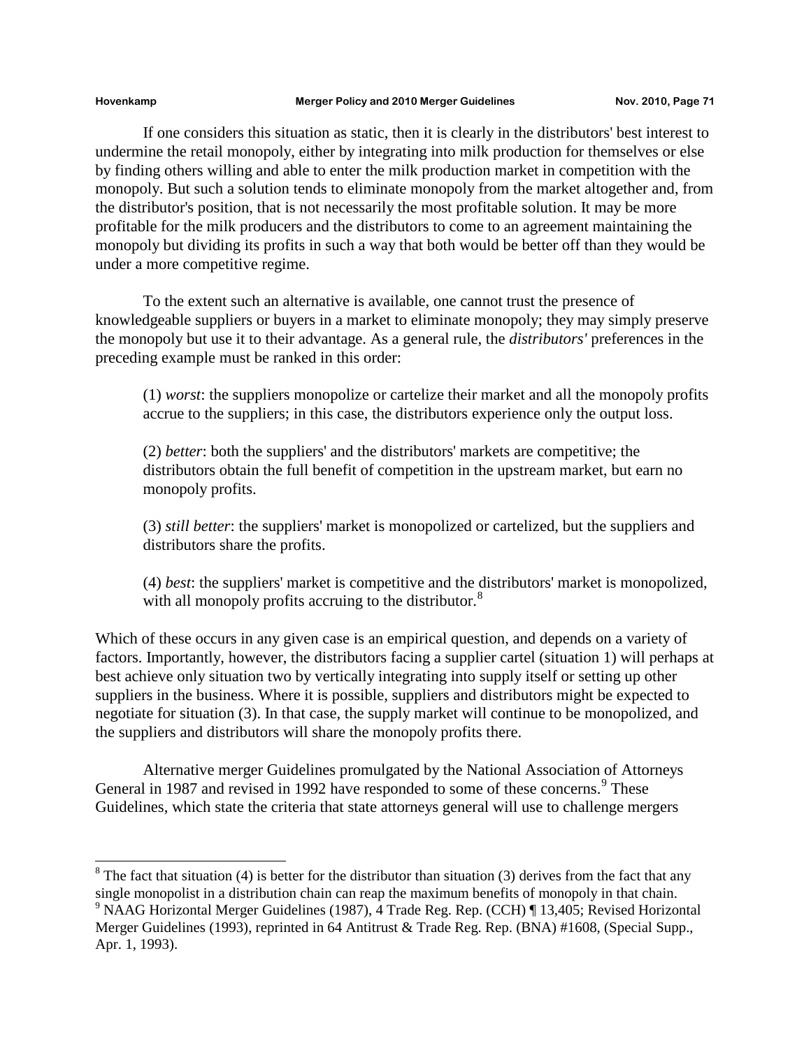If one considers this situation as static, then it is clearly in the distributors' best interest to undermine the retail monopoly, either by integrating into milk production for themselves or else by finding others willing and able to enter the milk production market in competition with the monopoly. But such a solution tends to eliminate monopoly from the market altogether and, from the distributor's position, that is not necessarily the most profitable solution. It may be more profitable for the milk producers and the distributors to come to an agreement maintaining the monopoly but dividing its profits in such a way that both would be better off than they would be under a more competitive regime.

To the extent such an alternative is available, one cannot trust the presence of knowledgeable suppliers or buyers in a market to eliminate monopoly; they may simply preserve the monopoly but use it to their advantage. As a general rule, the *distributors'* preferences in the preceding example must be ranked in this order:

> (1) *worst*: the suppliers monopolize or cartelize their market and all the monopoly profits accrue to the suppliers; in this case, the distributors experience only the output loss.
>
> (2) *better*: both the suppliers' and the distributors' markets are competitive; the distributors obtain the full benefit of competition in the upstream market, but earn no monopoly profits.
>
> (3) *still better*: the suppliers' market is monopolized or cartelized, but the suppliers and distributors share the profits.
>
> (4) *best*: the suppliers' market is competitive and the distributors' market is monopolized, with all monopoly profits accruing to the distributor.[8]

Which of these occurs in any given case is an empirical question, and depends on a variety of factors. Importantly, however, the distributors facing a supplier cartel (situation 1) will perhaps at best achieve only situation two by vertically integrating into supply itself or setting up other suppliers in the business. Where it is possible, suppliers and distributors might be expected to negotiate for situation (3). In that case, the supply market will continue to be monopolized, and the suppliers and distributors will share the monopoly profits there.

Alternative merger Guidelines promulgated by the National Association of Attorneys General in 1987 and revised in 1992 have responded to some of these concerns.[9] These Guidelines, which state the criteria that state attorneys general will use to challenge mergers

---

[8] The fact that situation (4) is better for the distributor than situation (3) derives from the fact that any single monopolist in a distribution chain can reap the maximum benefits of monopoly in that chain.

[9] NAAG Horizontal Merger Guidelines (1987), 4 Trade Reg. Rep. (CCH) ¶ 13,405; Revised Horizontal Merger Guidelines (1993), reprinted in 64 Antitrust & Trade Reg. Rep. (BNA) #1608, (Special Supp., Apr. 1, 1993).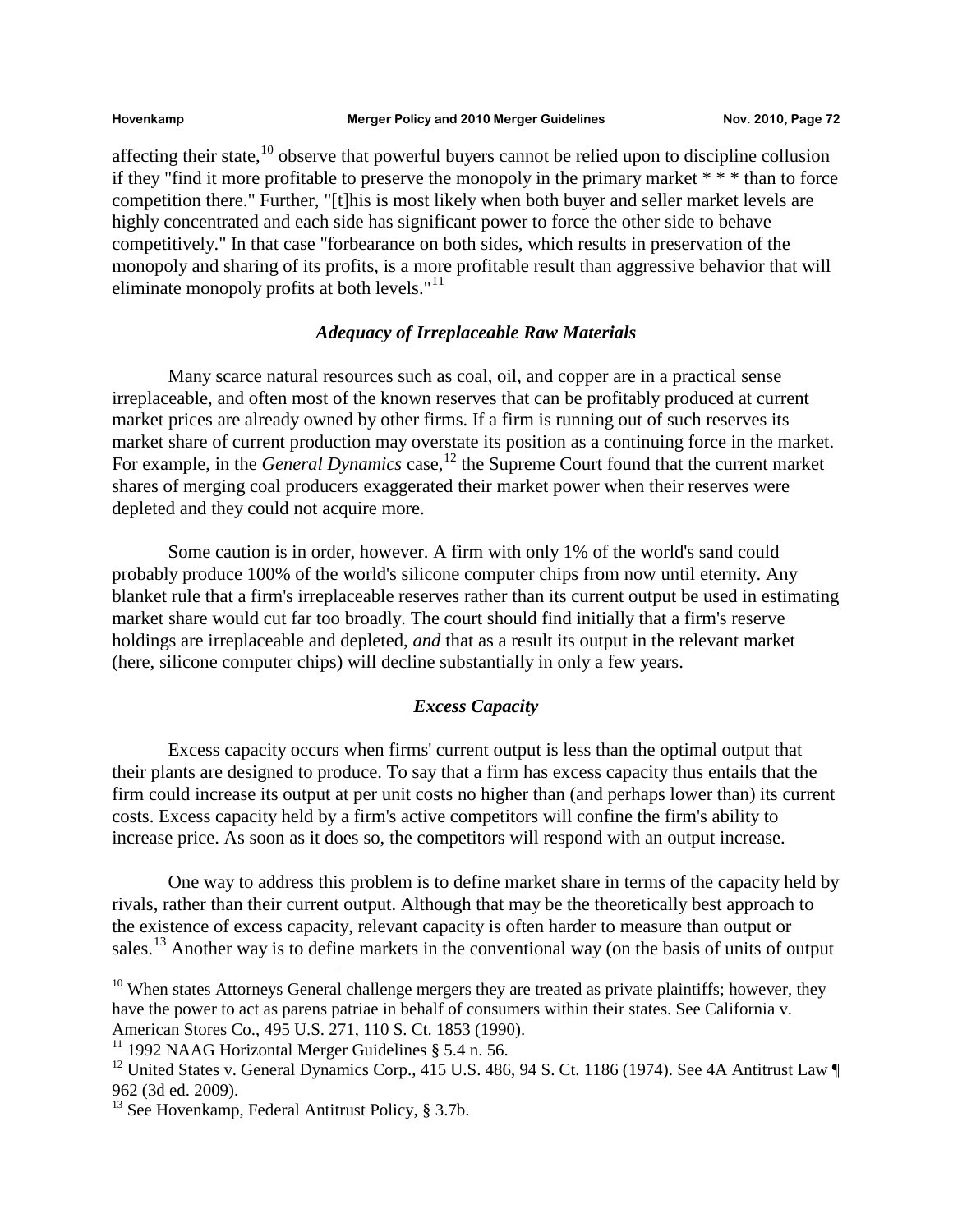affecting their state,[10] observe that powerful buyers cannot be relied upon to discipline collusion if they "find it more profitable to preserve the monopoly in the primary market * * * than to force competition there." Further, "[t]his is most likely when both buyer and seller market levels are highly concentrated and each side has significant power to force the other side to behave competitively." In that case "forbearance on both sides, which results in preservation of the monopoly and sharing of its profits, is a more profitable result than aggressive behavior that will eliminate monopoly profits at both levels."[11]

### *Adequacy of Irreplaceable Raw Materials*

Many scarce natural resources such as coal, oil, and copper are in a practical sense irreplaceable, and often most of the known reserves that can be profitably produced at current market prices are already owned by other firms. If a firm is running out of such reserves its market share of current production may overstate its position as a continuing force in the market. For example, in the *General Dynamics* case,[12] the Supreme Court found that the current market shares of merging coal producers exaggerated their market power when their reserves were depleted and they could not acquire more.

Some caution is in order, however. A firm with only 1% of the world's sand could probably produce 100% of the world's silicone computer chips from now until eternity. Any blanket rule that a firm's irreplaceable reserves rather than its current output be used in estimating market share would cut far too broadly. The court should find initially that a firm's reserve holdings are irreplaceable and depleted, *and* that as a result its output in the relevant market (here, silicone computer chips) will decline substantially in only a few years.

### *Excess Capacity*

Excess capacity occurs when firms' current output is less than the optimal output that their plants are designed to produce. To say that a firm has excess capacity thus entails that the firm could increase its output at per unit costs no higher than (and perhaps lower than) its current costs. Excess capacity held by a firm's active competitors will confine the firm's ability to increase price. As soon as it does so, the competitors will respond with an output increase.

One way to address this problem is to define market share in terms of the capacity held by rivals, rather than their current output. Although that may be the theoretically best approach to the existence of excess capacity, relevant capacity is often harder to measure than output or sales.[13] Another way is to define markets in the conventional way (on the basis of units of output

---

[10] When states Attorneys General challenge mergers they are treated as private plaintiffs; however, they have the power to act as parens patriae in behalf of consumers within their states. See California v. American Stores Co., 495 U.S. 271, 110 S. Ct. 1853 (1990).

[11] 1992 NAAG Horizontal Merger Guidelines § 5.4 n. 56.

[12] United States v. General Dynamics Corp., 415 U.S. 486, 94 S. Ct. 1186 (1974). See 4A Antitrust Law ¶ 962 (3d ed. 2009).

[13] See Hovenkamp, Federal Antitrust Policy, § 3.7b.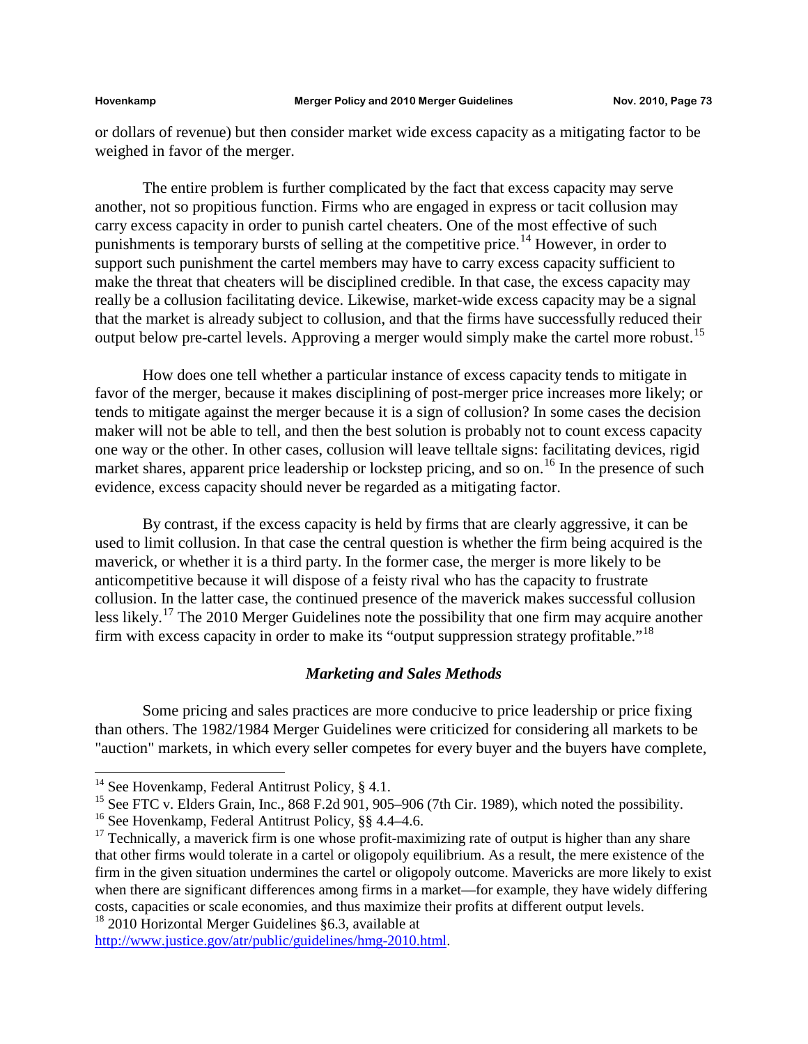or dollars of revenue) but then consider market wide excess capacity as a mitigating factor to be weighed in favor of the merger.

The entire problem is further complicated by the fact that excess capacity may serve another, not so propitious function. Firms who are engaged in express or tacit collusion may carry excess capacity in order to punish cartel cheaters. One of the most effective of such punishments is temporary bursts of selling at the competitive price.[14] However, in order to support such punishment the cartel members may have to carry excess capacity sufficient to make the threat that cheaters will be disciplined credible. In that case, the excess capacity may really be a collusion facilitating device. Likewise, market-wide excess capacity may be a signal that the market is already subject to collusion, and that the firms have successfully reduced their output below pre-cartel levels. Approving a merger would simply make the cartel more robust.[15]

How does one tell whether a particular instance of excess capacity tends to mitigate in favor of the merger, because it makes disciplining of post-merger price increases more likely; or tends to mitigate against the merger because it is a sign of collusion? In some cases the decision maker will not be able to tell, and then the best solution is probably not to count excess capacity one way or the other. In other cases, collusion will leave telltale signs: facilitating devices, rigid market shares, apparent price leadership or lockstep pricing, and so on.[16] In the presence of such evidence, excess capacity should never be regarded as a mitigating factor.

By contrast, if the excess capacity is held by firms that are clearly aggressive, it can be used to limit collusion. In that case the central question is whether the firm being acquired is the maverick, or whether it is a third party. In the former case, the merger is more likely to be anticompetitive because it will dispose of a feisty rival who has the capacity to frustrate collusion. In the latter case, the continued presence of the maverick makes successful collusion less likely.[17] The 2010 Merger Guidelines note the possibility that one firm may acquire another firm with excess capacity in order to make its "output suppression strategy profitable."[18]

### *Marketing and Sales Methods*

Some pricing and sales practices are more conducive to price leadership or price fixing than others. The 1982/1984 Merger Guidelines were criticized for considering all markets to be "auction" markets, in which every seller competes for every buyer and the buyers have complete,

---

[14] See Hovenkamp, Federal Antitrust Policy, § 4.1.

[15] See FTC v. Elders Grain, Inc., 868 F.2d 901, 905–906 (7th Cir. 1989), which noted the possibility.

[16] See Hovenkamp, Federal Antitrust Policy, §§ 4.4–4.6.

[17] Technically, a maverick firm is one whose profit-maximizing rate of output is higher than any share that other firms would tolerate in a cartel or oligopoly equilibrium. As a result, the mere existence of the firm in the given situation undermines the cartel or oligopoly outcome. Mavericks are more likely to exist when there are significant differences among firms in a market—for example, they have widely differing costs, capacities or scale economies, and thus maximize their profits at different output levels.

[18] 2010 Horizontal Merger Guidelines §6.3, available at http://www.justice.gov/atr/public/guidelines/hmg-2010.html.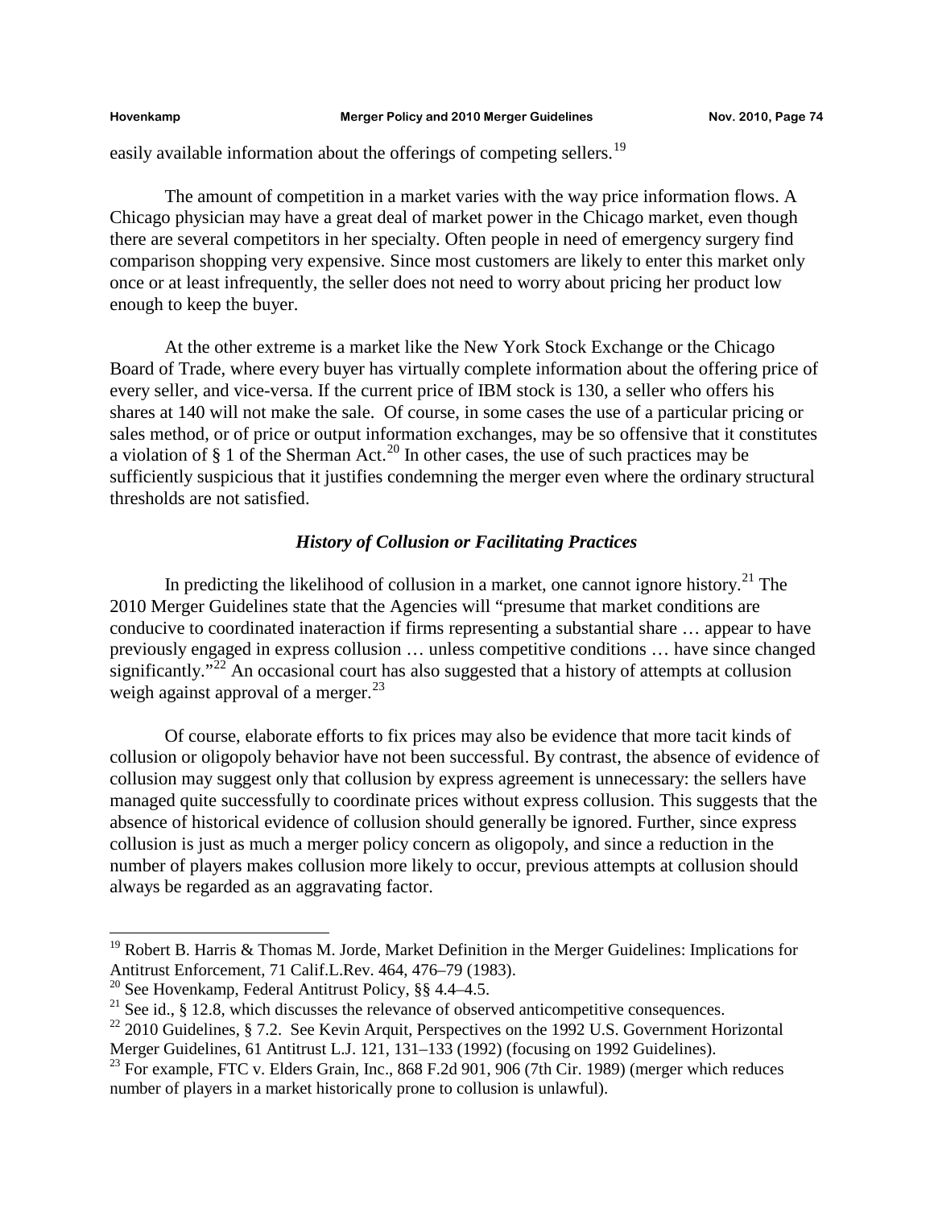easily available information about the offerings of competing sellers.[19]

The amount of competition in a market varies with the way price information flows. A Chicago physician may have a great deal of market power in the Chicago market, even though there are several competitors in her specialty. Often people in need of emergency surgery find comparison shopping very expensive. Since most customers are likely to enter this market only once or at least infrequently, the seller does not need to worry about pricing her product low enough to keep the buyer.

At the other extreme is a market like the New York Stock Exchange or the Chicago Board of Trade, where every buyer has virtually complete information about the offering price of every seller, and vice-versa. If the current price of IBM stock is 130, a seller who offers his shares at 140 will not make the sale. Of course, in some cases the use of a particular pricing or sales method, or of price or output information exchanges, may be so offensive that it constitutes a violation of § 1 of the Sherman Act.[20] In other cases, the use of such practices may be sufficiently suspicious that it justifies condemning the merger even where the ordinary structural thresholds are not satisfied.

### *History of Collusion or Facilitating Practices*

In predicting the likelihood of collusion in a market, one cannot ignore history.[21] The 2010 Merger Guidelines state that the Agencies will "presume that market conditions are conducive to coordinated inateraction if firms representing a substantial share … appear to have previously engaged in express collusion … unless competitive conditions … have since changed significantly."[22] An occasional court has also suggested that a history of attempts at collusion weigh against approval of a merger.[23]

Of course, elaborate efforts to fix prices may also be evidence that more tacit kinds of collusion or oligopoly behavior have not been successful. By contrast, the absence of evidence of collusion may suggest only that collusion by express agreement is unnecessary: the sellers have managed quite successfully to coordinate prices without express collusion. This suggests that the absence of historical evidence of collusion should generally be ignored. Further, since express collusion is just as much a merger policy concern as oligopoly, and since a reduction in the number of players makes collusion more likely to occur, previous attempts at collusion should always be regarded as an aggravating factor.

---

[19] Robert B. Harris & Thomas M. Jorde, Market Definition in the Merger Guidelines: Implications for Antitrust Enforcement, 71 Calif.L.Rev. 464, 476–79 (1983).

[20] See Hovenkamp, Federal Antitrust Policy, §§ 4.4–4.5.

[21] See id., § 12.8, which discusses the relevance of observed anticompetitive consequences.

[22] 2010 Guidelines, § 7.2. See Kevin Arquit, Perspectives on the 1992 U.S. Government Horizontal Merger Guidelines, 61 Antitrust L.J. 121, 131–133 (1992) (focusing on 1992 Guidelines).

[23] For example, FTC v. Elders Grain, Inc., 868 F.2d 901, 906 (7th Cir. 1989) (merger which reduces number of players in a market historically prone to collusion is unlawful).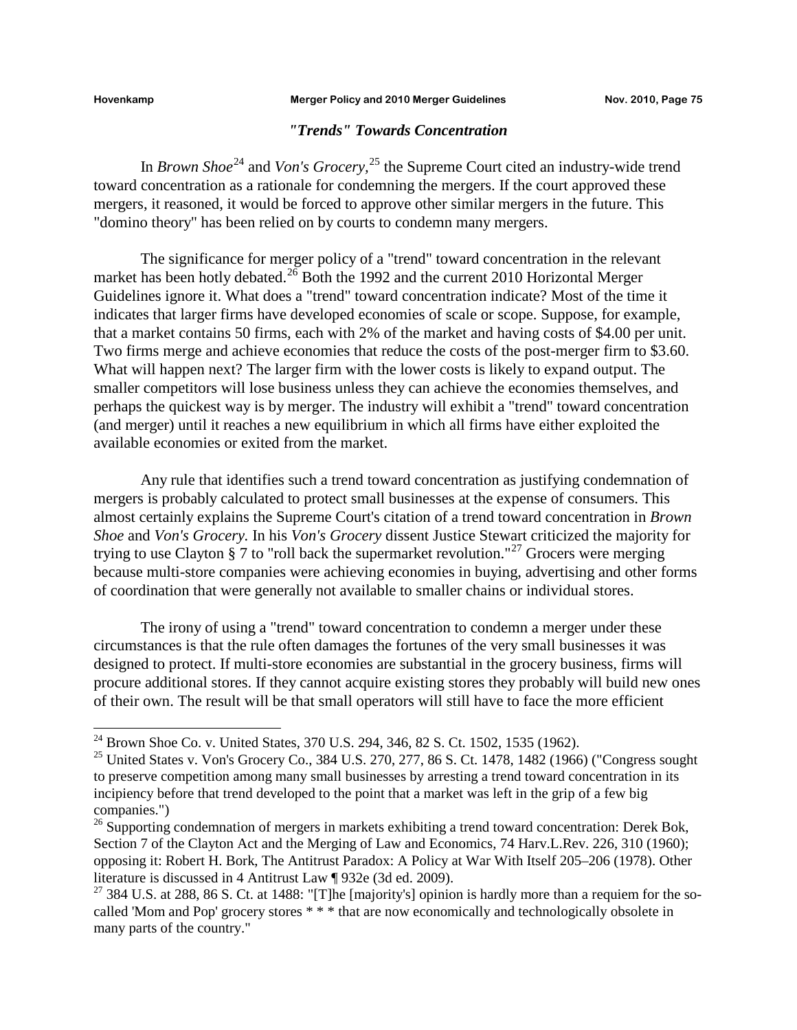### *"Trends" Towards Concentration*

In *Brown Shoe*[24] and *Von's Grocery*,[25] the Supreme Court cited an industry-wide trend toward concentration as a rationale for condemning the mergers. If the court approved these mergers, it reasoned, it would be forced to approve other similar mergers in the future. This "domino theory" has been relied on by courts to condemn many mergers.

The significance for merger policy of a "trend" toward concentration in the relevant market has been hotly debated.[26] Both the 1992 and the current 2010 Horizontal Merger Guidelines ignore it. What does a "trend" toward concentration indicate? Most of the time it indicates that larger firms have developed economies of scale or scope. Suppose, for example, that a market contains 50 firms, each with 2% of the market and having costs of $4.00 per unit. Two firms merge and achieve economies that reduce the costs of the post-merger firm to $3.60. What will happen next? The larger firm with the lower costs is likely to expand output. The smaller competitors will lose business unless they can achieve the economies themselves, and perhaps the quickest way is by merger. The industry will exhibit a "trend" toward concentration (and merger) until it reaches a new equilibrium in which all firms have either exploited the available economies or exited from the market.

Any rule that identifies such a trend toward concentration as justifying condemnation of mergers is probably calculated to protect small businesses at the expense of consumers. This almost certainly explains the Supreme Court's citation of a trend toward concentration in *Brown Shoe* and *Von's Grocery*. In his *Von's Grocery* dissent Justice Stewart criticized the majority for trying to use Clayton § 7 to "roll back the supermarket revolution."[27] Grocers were merging because multi-store companies were achieving economies in buying, advertising and other forms of coordination that were generally not available to smaller chains or individual stores.

The irony of using a "trend" toward concentration to condemn a merger under these circumstances is that the rule often damages the fortunes of the very small businesses it was designed to protect. If multi-store economies are substantial in the grocery business, firms will procure additional stores. If they cannot acquire existing stores they probably will build new ones of their own. The result will be that small operators will still have to face the more efficient

---

[24] Brown Shoe Co. v. United States, 370 U.S. 294, 346, 82 S. Ct. 1502, 1535 (1962).

[25] United States v. Von's Grocery Co., 384 U.S. 270, 277, 86 S. Ct. 1478, 1482 (1966) ("Congress sought to preserve competition among many small businesses by arresting a trend toward concentration in its incipiency before that trend developed to the point that a market was left in the grip of a few big companies.")

[26] Supporting condemnation of mergers in markets exhibiting a trend toward concentration: Derek Bok, Section 7 of the Clayton Act and the Merging of Law and Economics, 74 Harv.L.Rev. 226, 310 (1960); opposing it: Robert H. Bork, The Antitrust Paradox: A Policy at War With Itself 205–206 (1978). Other literature is discussed in 4 Antitrust Law ¶ 932e (3d ed. 2009).

[27] 384 U.S. at 288, 86 S. Ct. at 1488: "[T]he [majority's] opinion is hardly more than a requiem for the so-called 'Mom and Pop' grocery stores * * * that are now economically and technologically obsolete in many parts of the country."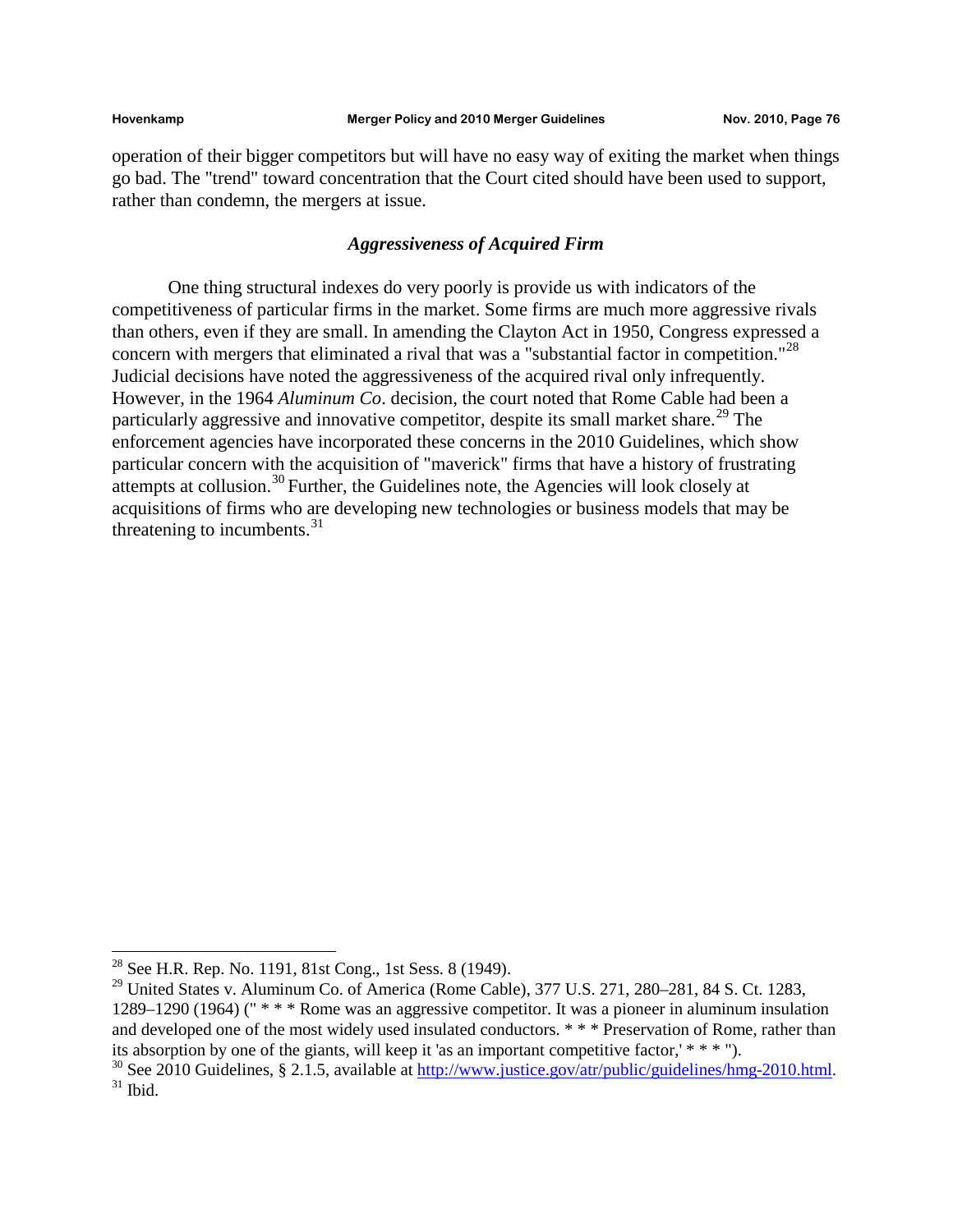operation of their bigger competitors but will have no easy way of exiting the market when things go bad. The "trend" toward concentration that the Court cited should have been used to support, rather than condemn, the mergers at issue.

### *Aggressiveness of Acquired Firm*

One thing structural indexes do very poorly is provide us with indicators of the competitiveness of particular firms in the market. Some firms are much more aggressive rivals than others, even if they are small. In amending the Clayton Act in 1950, Congress expressed a concern with mergers that eliminated a rival that was a "substantial factor in competition."[28] Judicial decisions have noted the aggressiveness of the acquired rival only infrequently. However, in the 1964 *Aluminum Co*. decision, the court noted that Rome Cable had been a particularly aggressive and innovative competitor, despite its small market share.[29] The enforcement agencies have incorporated these concerns in the 2010 Guidelines, which show particular concern with the acquisition of "maverick" firms that have a history of frustrating attempts at collusion.[30] Further, the Guidelines note, the Agencies will look closely at acquisitions of firms who are developing new technologies or business models that may be threatening to incumbents.[31]

---

[28] See H.R. Rep. No. 1191, 81st Cong., 1st Sess. 8 (1949).

[29] United States v. Aluminum Co. of America (Rome Cable), 377 U.S. 271, 280–281, 84 S. Ct. 1283, 1289–1290 (1964) (" * * * Rome was an aggressive competitor. It was a pioneer in aluminum insulation and developed one of the most widely used insulated conductors. * * * Preservation of Rome, rather than its absorption by one of the giants, will keep it 'as an important competitive factor,' * * * ").

[30] See 2010 Guidelines, § 2.1.5, available at http://www.justice.gov/atr/public/guidelines/hmg-2010.html.

[31] Ibid.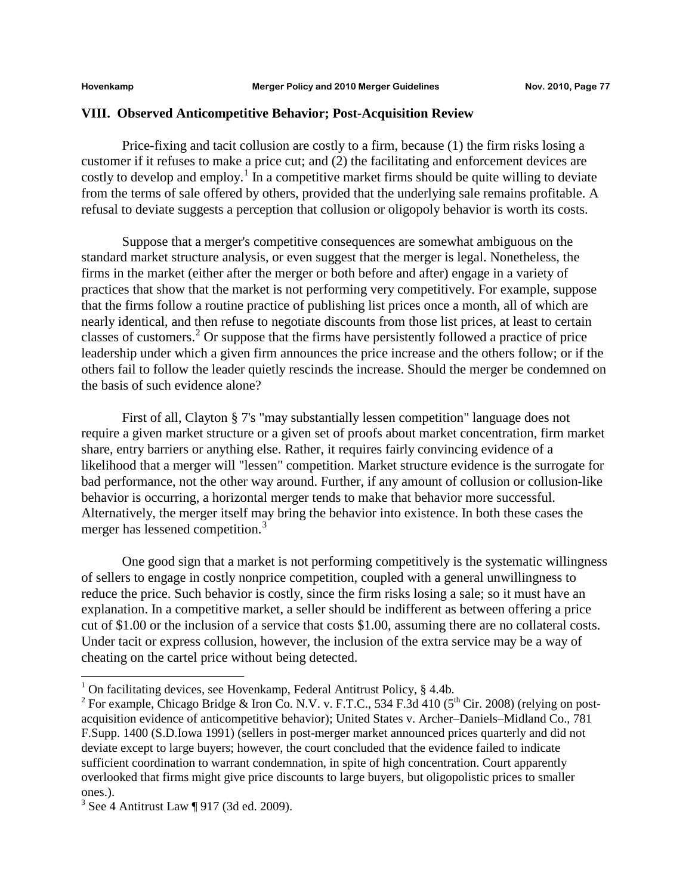## VIII. Observed Anticompetitive Behavior; Post-Acquisition Review

Price-fixing and tacit collusion are costly to a firm, because (1) the firm risks losing a customer if it refuses to make a price cut; and (2) the facilitating and enforcement devices are costly to develop and employ.[1] In a competitive market firms should be quite willing to deviate from the terms of sale offered by others, provided that the underlying sale remains profitable. A refusal to deviate suggests a perception that collusion or oligopoly behavior is worth its costs.

Suppose that a merger's competitive consequences are somewhat ambiguous on the standard market structure analysis, or even suggest that the merger is legal. Nonetheless, the firms in the market (either after the merger or both before and after) engage in a variety of practices that show that the market is not performing very competitively. For example, suppose that the firms follow a routine practice of publishing list prices once a month, all of which are nearly identical, and then refuse to negotiate discounts from those list prices, at least to certain classes of customers.[2] Or suppose that the firms have persistently followed a practice of price leadership under which a given firm announces the price increase and the others follow; or if the others fail to follow the leader quietly rescinds the increase. Should the merger be condemned on the basis of such evidence alone?

First of all, Clayton § 7's "may substantially lessen competition" language does not require a given market structure or a given set of proofs about market concentration, firm market share, entry barriers or anything else. Rather, it requires fairly convincing evidence of a likelihood that a merger will "lessen" competition. Market structure evidence is the surrogate for bad performance, not the other way around. Further, if any amount of collusion or collusion-like behavior is occurring, a horizontal merger tends to make that behavior more successful. Alternatively, the merger itself may bring the behavior into existence. In both these cases the merger has lessened competition.[3]

One good sign that a market is not performing competitively is the systematic willingness of sellers to engage in costly nonprice competition, coupled with a general unwillingness to reduce the price. Such behavior is costly, since the firm risks losing a sale; so it must have an explanation. In a competitive market, a seller should be indifferent as between offering a price cut of $1.00 or the inclusion of a service that costs $1.00, assuming there are no collateral costs. Under tacit or express collusion, however, the inclusion of the extra service may be a way of cheating on the cartel price without being detected.

---

[1] On facilitating devices, see Hovenkamp, Federal Antitrust Policy, § 4.4b.

[2] For example, Chicago Bridge & Iron Co. N.V. v. F.T.C., 534 F.3d 410 (5th Cir. 2008) (relying on post-acquisition evidence of anticompetitive behavior); United States v. Archer–Daniels–Midland Co., 781 F.Supp. 1400 (S.D.Iowa 1991) (sellers in post-merger market announced prices quarterly and did not deviate except to large buyers; however, the court concluded that the evidence failed to indicate sufficient coordination to warrant condemnation, in spite of high concentration. Court apparently overlooked that firms might give price discounts to large buyers, but oligopolistic prices to smaller ones.).

[3] See 4 Antitrust Law ¶ 917 (3d ed. 2009).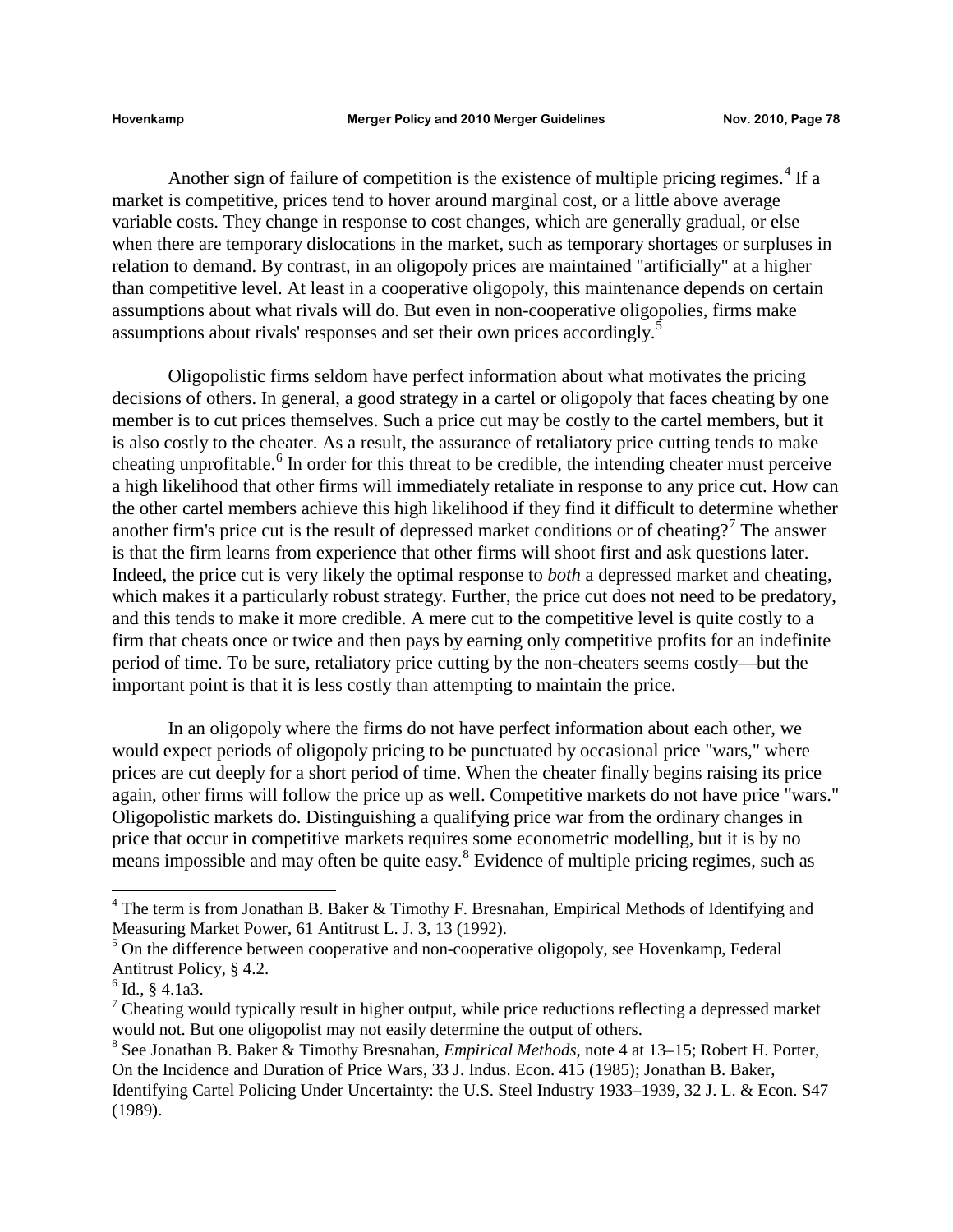Another sign of failure of competition is the existence of multiple pricing regimes.[4] If a market is competitive, prices tend to hover around marginal cost, or a little above average variable costs. They change in response to cost changes, which are generally gradual, or else when there are temporary dislocations in the market, such as temporary shortages or surpluses in relation to demand. By contrast, in an oligopoly prices are maintained "artificially" at a higher than competitive level. At least in a cooperative oligopoly, this maintenance depends on certain assumptions about what rivals will do. But even in non-cooperative oligopolies, firms make assumptions about rivals' responses and set their own prices accordingly.[5]

Oligopolistic firms seldom have perfect information about what motivates the pricing decisions of others. In general, a good strategy in a cartel or oligopoly that faces cheating by one member is to cut prices themselves. Such a price cut may be costly to the cartel members, but it is also costly to the cheater. As a result, the assurance of retaliatory price cutting tends to make cheating unprofitable.[6] In order for this threat to be credible, the intending cheater must perceive a high likelihood that other firms will immediately retaliate in response to any price cut. How can the other cartel members achieve this high likelihood if they find it difficult to determine whether another firm's price cut is the result of depressed market conditions or of cheating?[7] The answer is that the firm learns from experience that other firms will shoot first and ask questions later. Indeed, the price cut is very likely the optimal response to *both* a depressed market and cheating, which makes it a particularly robust strategy. Further, the price cut does not need to be predatory, and this tends to make it more credible. A mere cut to the competitive level is quite costly to a firm that cheats once or twice and then pays by earning only competitive profits for an indefinite period of time. To be sure, retaliatory price cutting by the non-cheaters seems costly—but the important point is that it is less costly than attempting to maintain the price.

In an oligopoly where the firms do not have perfect information about each other, we would expect periods of oligopoly pricing to be punctuated by occasional price "wars," where prices are cut deeply for a short period of time. When the cheater finally begins raising its price again, other firms will follow the price up as well. Competitive markets do not have price "wars." Oligopolistic markets do. Distinguishing a qualifying price war from the ordinary changes in price that occur in competitive markets requires some econometric modelling, but it is by no means impossible and may often be quite easy.[8] Evidence of multiple pricing regimes, such as

---

[4] The term is from Jonathan B. Baker & Timothy F. Bresnahan, Empirical Methods of Identifying and Measuring Market Power, 61 Antitrust L. J. 3, 13 (1992).

[5] On the difference between cooperative and non-cooperative oligopoly, see Hovenkamp, Federal Antitrust Policy, § 4.2.

[6] Id., § 4.1a3.

[7] Cheating would typically result in higher output, while price reductions reflecting a depressed market would not. But one oligopolist may not easily determine the output of others.

[8] See Jonathan B. Baker & Timothy Bresnahan, *Empirical Methods*, note 4 at 13–15; Robert H. Porter, On the Incidence and Duration of Price Wars, 33 J. Indus. Econ. 415 (1985); Jonathan B. Baker, Identifying Cartel Policing Under Uncertainty: the U.S. Steel Industry 1933–1939, 32 J. L. & Econ. S47 (1989).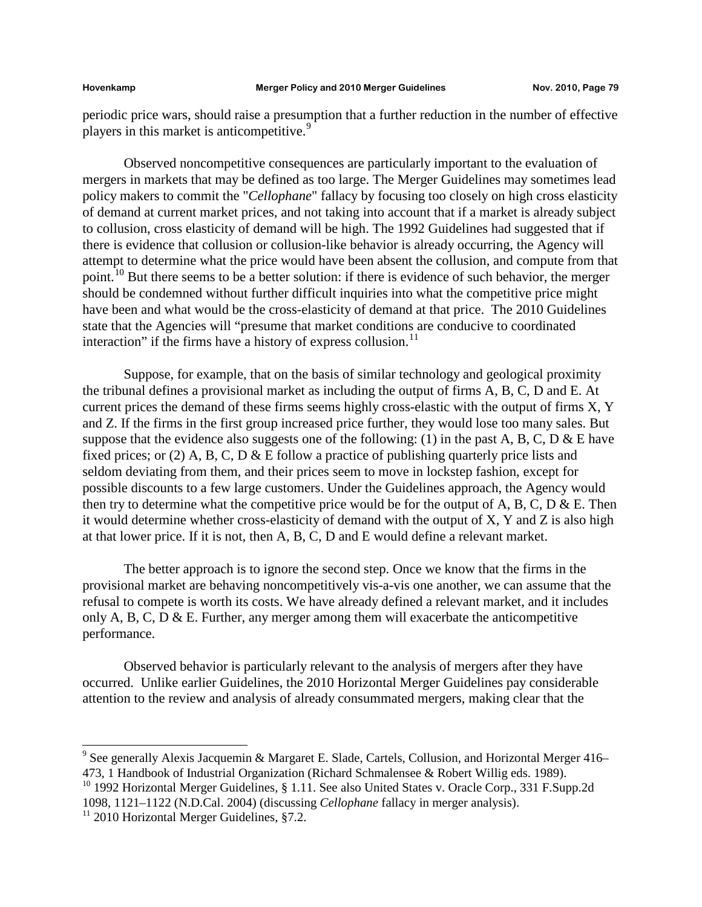periodic price wars, should raise a presumption that a further reduction in the number of effective players in this market is anticompetitive.[9]

Observed noncompetitive consequences are particularly important to the evaluation of mergers in markets that may be defined as too large. The Merger Guidelines may sometimes lead policy makers to commit the "*Cellophane*" fallacy by focusing too closely on high cross elasticity of demand at current market prices, and not taking into account that if a market is already subject to collusion, cross elasticity of demand will be high. The 1992 Guidelines had suggested that if there is evidence that collusion or collusion-like behavior is already occurring, the Agency will attempt to determine what the price would have been absent the collusion, and compute from that point.[10] But there seems to be a better solution: if there is evidence of such behavior, the merger should be condemned without further difficult inquiries into what the competitive price might have been and what would be the cross-elasticity of demand at that price. The 2010 Guidelines state that the Agencies will "presume that market conditions are conducive to coordinated interaction" if the firms have a history of express collusion.[11]

Suppose, for example, that on the basis of similar technology and geological proximity the tribunal defines a provisional market as including the output of firms A, B, C, D and E. At current prices the demand of these firms seems highly cross-elastic with the output of firms X, Y and Z. If the firms in the first group increased price further, they would lose too many sales. But suppose that the evidence also suggests one of the following: (1) in the past A, B, C, D & E have fixed prices; or (2) A, B, C, D & E follow a practice of publishing quarterly price lists and seldom deviating from them, and their prices seem to move in lockstep fashion, except for possible discounts to a few large customers. Under the Guidelines approach, the Agency would then try to determine what the competitive price would be for the output of A, B, C, D & E. Then it would determine whether cross-elasticity of demand with the output of X, Y and Z is also high at that lower price. If it is not, then A, B, C, D and E would define a relevant market.

The better approach is to ignore the second step. Once we know that the firms in the provisional market are behaving noncompetitively vis-a-vis one another, we can assume that the refusal to compete is worth its costs. We have already defined a relevant market, and it includes only A, B, C, D & E. Further, any merger among them will exacerbate the anticompetitive performance.

Observed behavior is particularly relevant to the analysis of mergers after they have occurred. Unlike earlier Guidelines, the 2010 Horizontal Merger Guidelines pay considerable attention to the review and analysis of already consummated mergers, making clear that the

---

[9] See generally Alexis Jacquemin & Margaret E. Slade, Cartels, Collusion, and Horizontal Merger 416–473, 1 Handbook of Industrial Organization (Richard Schmalensee & Robert Willig eds. 1989).

[10] 1992 Horizontal Merger Guidelines, § 1.11. See also United States v. Oracle Corp., 331 F.Supp.2d 1098, 1121–1122 (N.D.Cal. 2004) (discussing *Cellophane* fallacy in merger analysis).

[11] 2010 Horizontal Merger Guidelines, §7.2.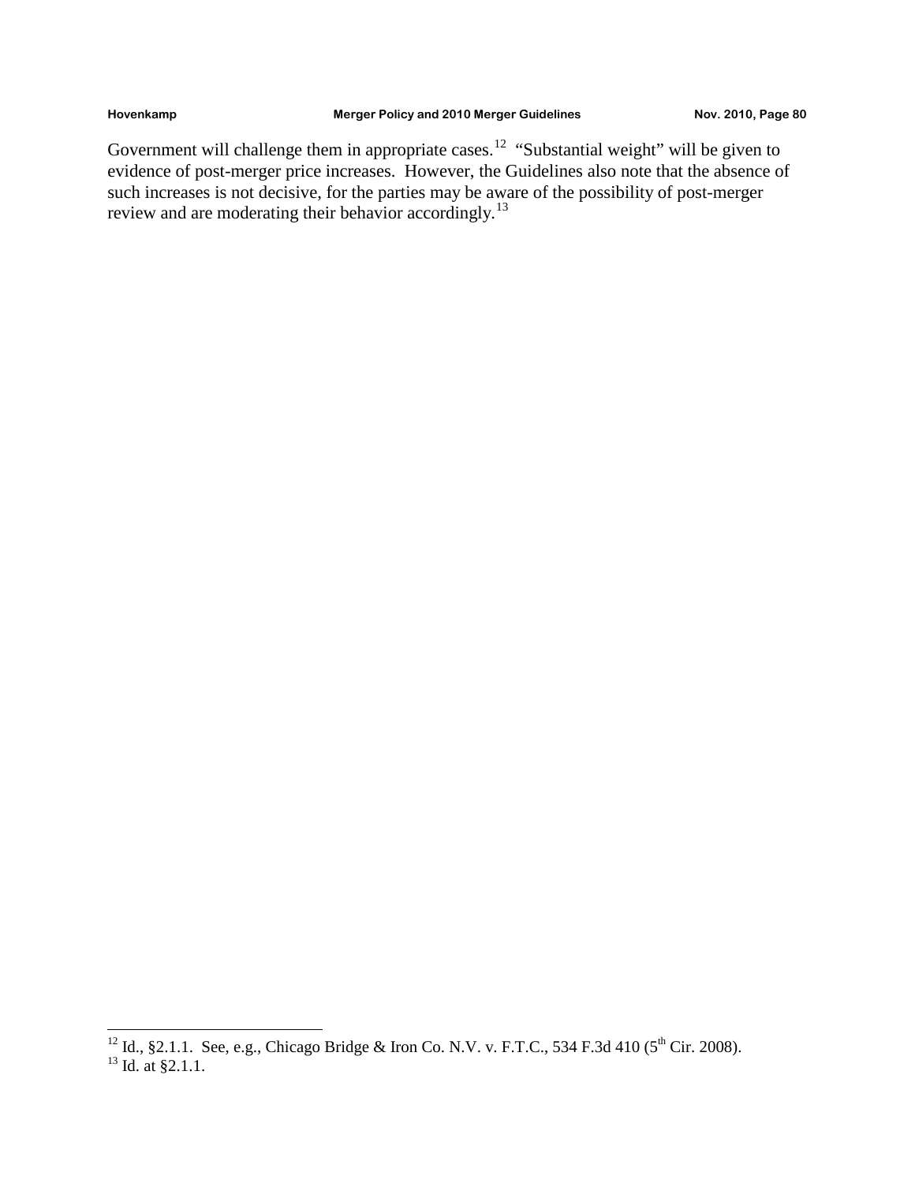Government will challenge them in appropriate cases.[12] "Substantial weight" will be given to evidence of post-merger price increases. However, the Guidelines also note that the absence of such increases is not decisive, for the parties may be aware of the possibility of post-merger review and are moderating their behavior accordingly.[13]

---

[12] Id., §2.1.1. See, e.g., Chicago Bridge & Iron Co. N.V. v. F.T.C., 534 F.3d 410 (5th Cir. 2008).

[13] Id. at §2.1.1.